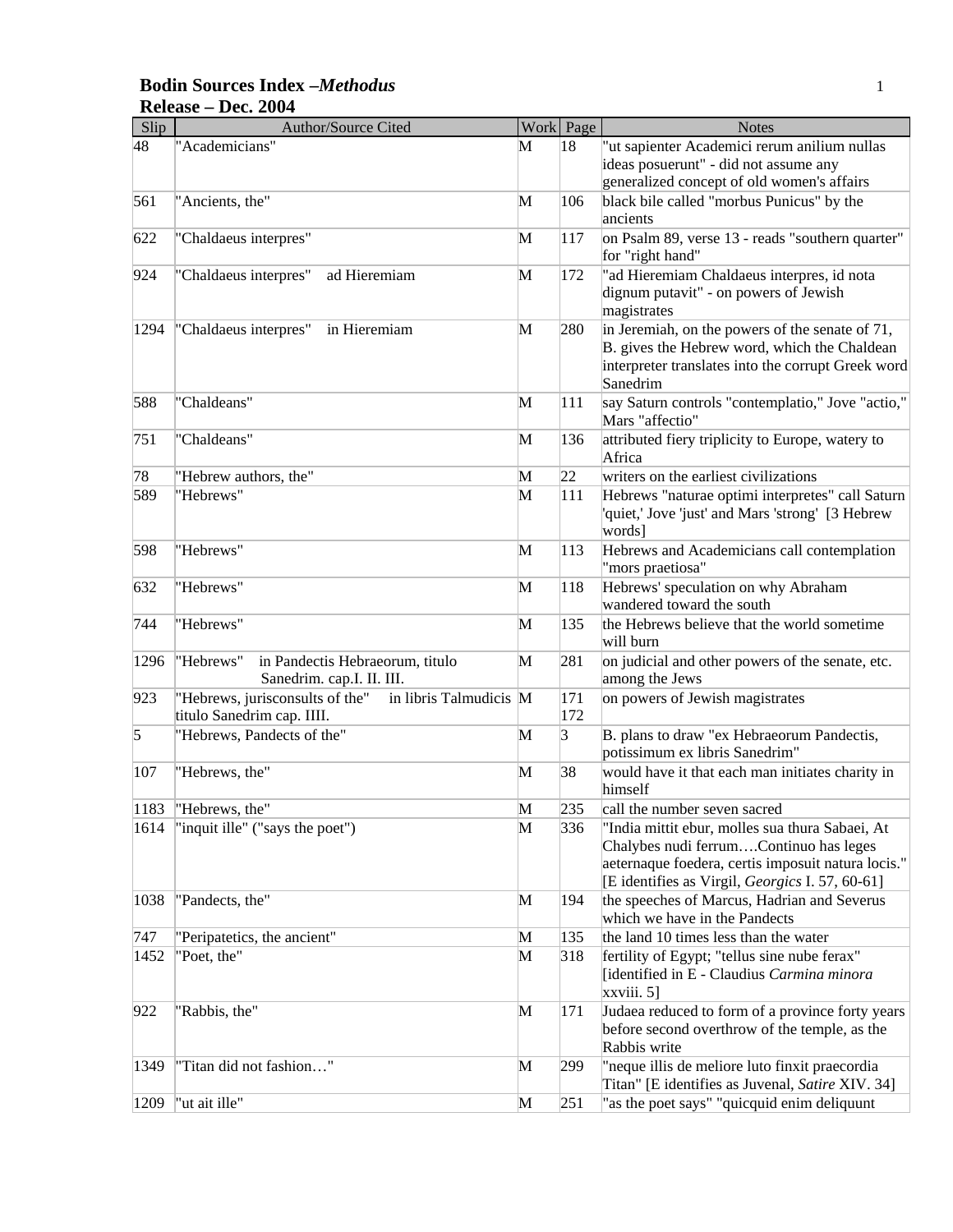# Bodin Sources Index –*Methodus*
## Release – Dec. 2004

| Slip | Author/Source Cited | Work | Page | Notes |
|---|---|---|---|---|
| 48 | "Academicians" | M | 18 | "ut sapienter Academici rerum anilium nullas ideas posuerunt" - did not assume any generalized concept of old women's affairs |
| 561 | "Ancients, the" | M | 106 | black bile called "morbus Punicus" by the ancients |
| 622 | "Chaldaeus interpres" | M | 117 | on Psalm 89, verse 13 - reads "southern quarter" for "right hand" |
| 924 | "Chaldaeus interpres" ad Hieremiam | M | 172 | "ad Hieremiam Chaldaeus interpes, id nota dignum putavit" - on powers of Jewish magistrates |
| 1294 | "Chaldaeus interpres" in Hieremiam | M | 280 | in Jeremiah, on the powers of the senate of 71, B. gives the Hebrew word, which the Chaldean interpreter translates into the corrupt Greek word Sanedrim |
| 588 | "Chaldeans" | M | 111 | say Saturn controls "contemplatio," Jove "actio," Mars "affectio" |
| 751 | "Chaldeans" | M | 136 | attributed fiery triplicity to Europe, watery to Africa |
| 78 | "Hebrew authors, the" | M | 22 | writers on the earliest civilizations |
| 589 | "Hebrews" | M | 111 | Hebrews "naturae optimi interpretes" call Saturn 'quiet,' Jove 'just' and Mars 'strong' [3 Hebrew words] |
| 598 | "Hebrews" | M | 113 | Hebrews and Academicians call contemplation "mors praetiosa" |
| 632 | "Hebrews" | M | 118 | Hebrews' speculation on why Abraham wandered toward the south |
| 744 | "Hebrews" | M | 135 | the Hebrews believe that the world sometime will burn |
| 1296 | "Hebrews" in Pandectis Hebraeorum, titulo Sanedrim. cap.I. II. III. | M | 281 | on judicial and other powers of the senate, etc. among the Jews |
| 923 | "Hebrews, jurisconsults of the" in libris Talmudicis titulo Sanedrim cap. IIII. | M | 171 172 | on powers of Jewish magistrates |
| 5 | "Hebrews, Pandects of the" | M | 3 | B. plans to draw "ex Hebraeorum Pandectis, potissimum ex libris Sanedrim" |
| 107 | "Hebrews, the" | M | 38 | would have it that each man initiates charity in himself |
| 1183 | "Hebrews, the" | M | 235 | call the number seven sacred |
| 1614 | "inquit ille" ("says the poet") | M | 336 | "India mittit ebur, molles sua thura Sabaei, At Chalybes nudi ferrum….Continuo has leges aeternaque foedera, certis imposuit natura locis." [E identifies as Virgil, *Georgics* I. 57, 60-61] |
| 1038 | "Pandects, the" | M | 194 | the speeches of Marcus, Hadrian and Severus which we have in the Pandects |
| 747 | "Peripatetics, the ancient" | M | 135 | the land 10 times less than the water |
| 1452 | "Poet, the" | M | 318 | fertility of Egypt; "tellus sine nube ferax" [identified in E - Claudius *Carmina minora* xxviii. 5] |
| 922 | "Rabbis, the" | M | 171 | Judaea reduced to form of a province forty years before second overthrow of the temple, as the Rabbis write |
| 1349 | "Titan did not fashion…" | M | 299 | "neque illis de meliore luto finxit praecordia Titan" [E identifies as Juvenal, *Satire* XIV. 34] |
| 1209 | "ut ait ille" | M | 251 | "as the poet says" "quicquid enim deliquunt |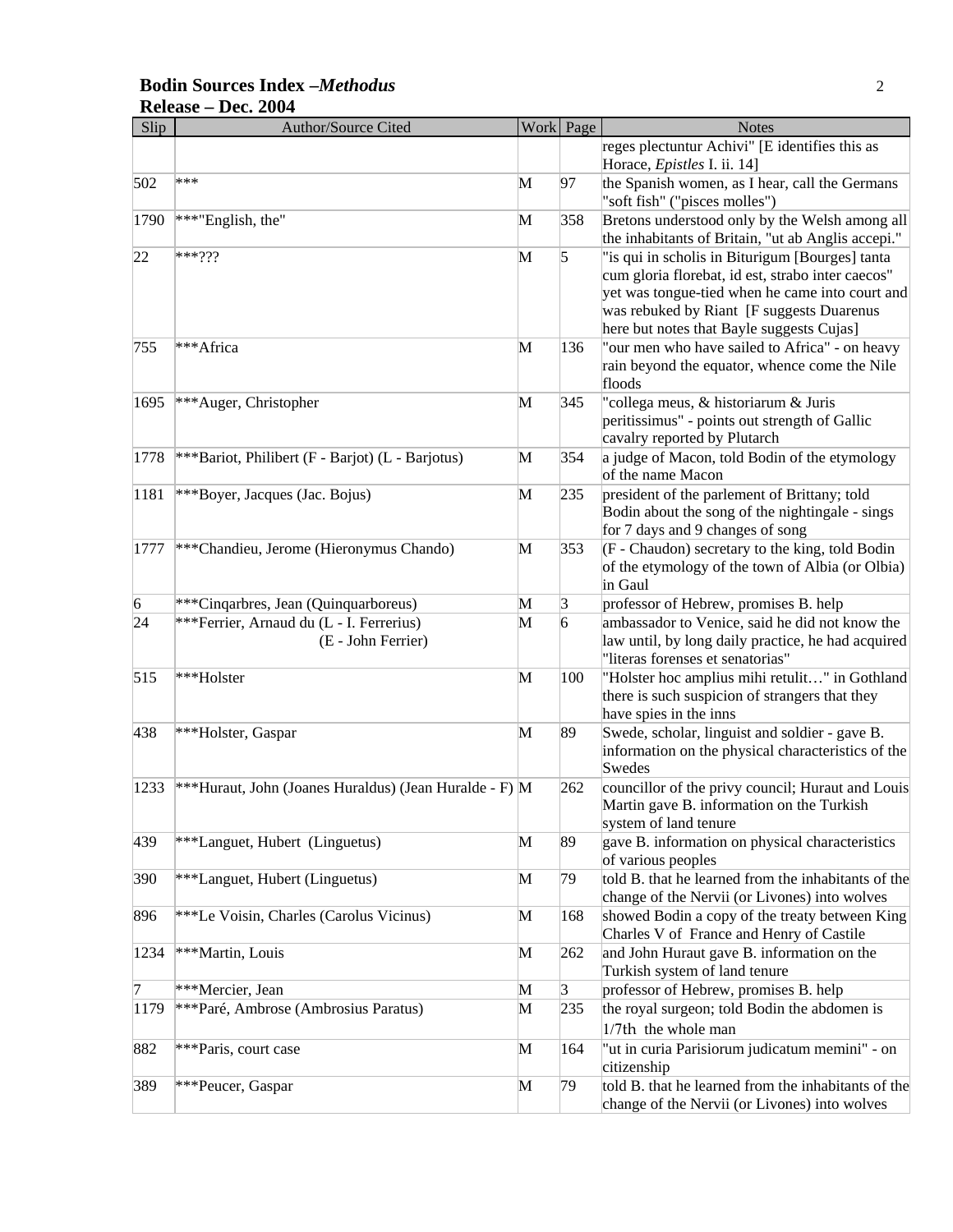| Slip | Author/Source Cited | Work | Page | Notes |
|---|---|---|---|---|
| | | | | reges plectuntur Achivi" [E identifies this as Horace, *Epistles* I. ii. 14] |
| 502 | *** | M | 97 | the Spanish women, as I hear, call the Germans "soft fish" ("pisces molles") |
| 1790 | ***"English, the" | M | 358 | Bretons understood only by the Welsh among all the inhabitants of Britain, "ut ab Anglis accepi." |
| 22 | ***??? | M | 5 | "is qui in scholis in Biturigum [Bourges] tanta cum gloria florebat, id est, strabo inter caecos" yet was tongue-tied when he came into court and was rebuked by Riant [F suggests Duarenus here but notes that Bayle suggests Cujas] |
| 755 | ***Africa | M | 136 | "our men who have sailed to Africa" - on heavy rain beyond the equator, whence come the Nile floods |
| 1695 | ***Auger, Christopher | M | 345 | "collega meus, & historiarum & Juris peritissimus" - points out strength of Gallic cavalry reported by Plutarch |
| 1778 | ***Bariot, Philibert (F - Barjot) (L - Barjotus) | M | 354 | a judge of Macon, told Bodin of the etymology of the name Macon |
| 1181 | ***Boyer, Jacques (Jac. Bojus) | M | 235 | president of the parlement of Brittany; told Bodin about the song of the nightingale - sings for 7 days and 9 changes of song |
| 1777 | ***Chandieu, Jerome (Hieronymus Chando) | M | 353 | (F - Chaudon) secretary to the king, told Bodin of the etymology of the town of Albia (or Olbia) in Gaul |
| 6 | ***Cinqarbres, Jean (Quinquarboreus) | M | 3 | professor of Hebrew, promises B. help |
| 24 | ***Ferrier, Arnaud du (L - I. Ferrerius) (E - John Ferrier) | M | 6 | ambassador to Venice, said he did not know the law until, by long daily practice, he had acquired "literas forenses et senatorias" |
| 515 | ***Holster | M | 100 | "Holster hoc amplius mihi retulit…" in Gothland there is such suspicion of strangers that they have spies in the inns |
| 438 | ***Holster, Gaspar | M | 89 | Swede, scholar, linguist and soldier - gave B. information on the physical characteristics of the Swedes |
| 1233 | ***Huraut, John (Joanes Huraldus) (Jean Huralde - F) | M | 262 | councillor of the privy council; Huraut and Louis Martin gave B. information on the Turkish system of land tenure |
| 439 | ***Languet, Hubert (Linguetus) | M | 89 | gave B. information on physical characteristics of various peoples |
| 390 | ***Languet, Hubert (Linguetus) | M | 79 | told B. that he learned from the inhabitants of the change of the Nervii (or Livones) into wolves |
| 896 | ***Le Voisin, Charles (Carolus Vicinus) | M | 168 | showed Bodin a copy of the treaty between King Charles V of France and Henry of Castile |
| 1234 | ***Martin, Louis | M | 262 | and John Huraut gave B. information on the Turkish system of land tenure |
| 7 | ***Mercier, Jean | M | 3 | professor of Hebrew, promises B. help |
| 1179 | ***Paré, Ambrose (Ambrosius Paratus) | M | 235 | the royal surgeon; told Bodin the abdomen is 1/7th the whole man |
| 882 | ***Paris, court case | M | 164 | "ut in curia Parisiorum judicatum memini" - on citizenship |
| 389 | ***Peucer, Gaspar | M | 79 | told B. that he learned from the inhabitants of the change of the Nervii (or Livones) into wolves |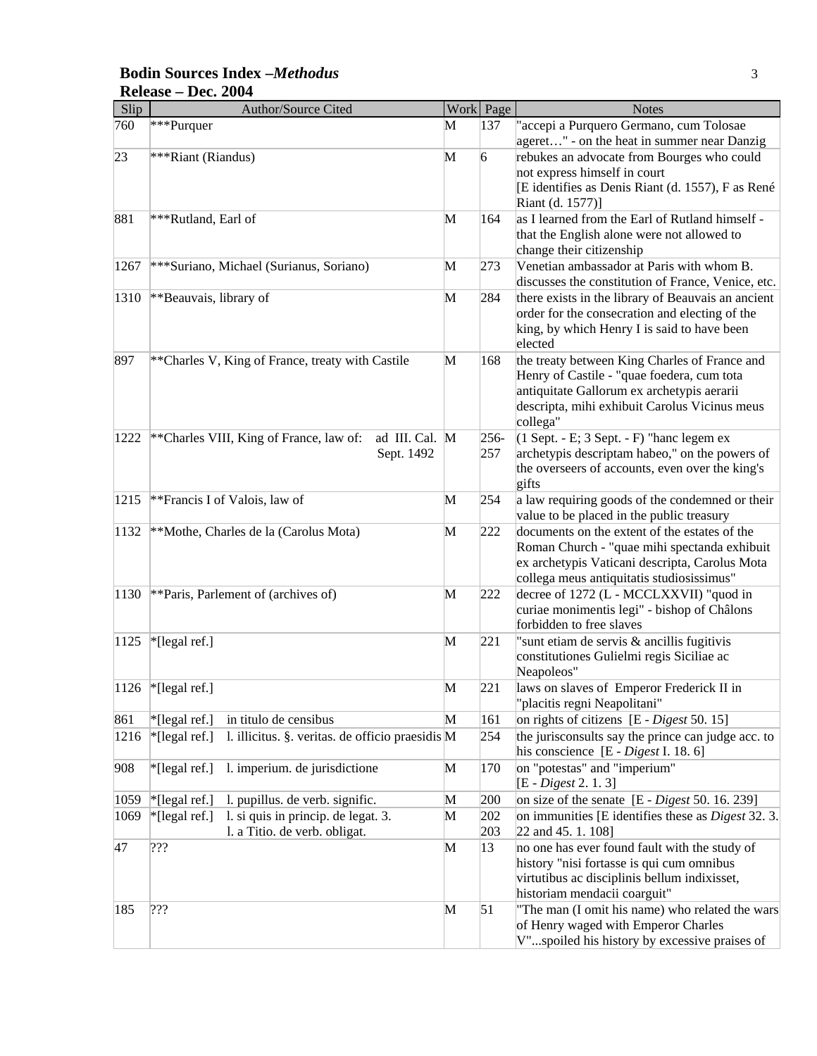**Bodin Sources Index –*Methodus***
**Release – Dec. 2004**

| Slip | Author/Source Cited | Work | Page | Notes |
|---|---|---|---|---|
| 760 | ***Purquer | M | 137 | "accepi a Purquero Germano, cum Tolosae ageret…" - on the heat in summer near Danzig |
| 23 | ***Riant (Riandus) | M | 6 | rebukes an advocate from Bourges who could not express himself in court [E identifies as Denis Riant (d. 1557), F as René Riant (d. 1577)] |
| 881 | ***Rutland, Earl of | M | 164 | as I learned from the Earl of Rutland himself - that the English alone were not allowed to change their citizenship |
| 1267 | ***Suriano, Michael (Surianus, Soriano) | M | 273 | Venetian ambassador at Paris with whom B. discusses the constitution of France, Venice, etc. |
| 1310 | **Beauvais, library of | M | 284 | there exists in the library of Beauvais an ancient order for the consecration and electing of the king, by which Henry I is said to have been elected |
| 897 | **Charles V, King of France, treaty with Castile | M | 168 | the treaty between King Charles of France and Henry of Castile - "quae foedera, cum tota antiquitate Gallorum ex archetypis aerarii descripta, mihi exhibuit Carolus Vicinus meus collega" |
| 1222 | **Charles VIII, King of France, law of: ad III. Cal. Sept. 1492 | M | 256-257 | (1 Sept. - E; 3 Sept. - F) "hanc legem ex archetypis descriptam habeo," on the powers of the overseers of accounts, even over the king's gifts |
| 1215 | **Francis I of Valois, law of | M | 254 | a law requiring goods of the condemned or their value to be placed in the public treasury |
| 1132 | **Mothe, Charles de la (Carolus Mota) | M | 222 | documents on the extent of the estates of the Roman Church - "quae mihi spectanda exhibuit ex archetypis Vaticani descripta, Carolus Mota collega meus antiquitatis studiosissimus" |
| 1130 | **Paris, Parlement of (archives of) | M | 222 | decree of 1272 (L - MCCLXXVII) "quod in curiae monimentis legi" - bishop of Châlons forbidden to free slaves |
| 1125 | *[legal ref.] | M | 221 | "sunt etiam de servis & ancillis fugitivis constitutiones Gulielmi regis Siciliae ac Neapoleos" |
| 1126 | *[legal ref.] | M | 221 | laws on slaves of Emperor Frederick II in "placitis regni Neapolitani" |
| 861 | *[legal ref.] in titulo de censibus | M | 161 | on rights of citizens [E - *Digest* 50. 15] |
| 1216 | *[legal ref.] l. illicitus. §. veritas. de officio praesidis | M | 254 | the jurisconsults say the prince can judge acc. to his conscience [E - *Digest* I. 18. 6] |
| 908 | *[legal ref.] l. imperium. de jurisdictione | M | 170 | on "potestas" and "imperium" [E - *Digest* 2. 1. 3] |
| 1059 | *[legal ref.] l. pupillus. de verb. signific. | M | 200 | on size of the senate [E - *Digest* 50. 16. 239] |
| 1069 | *[legal ref.] l. si quis in princip. de legat. 3. l. a Titio. de verb. obligat. | M | 202 203 | on immunities [E identifies these as *Digest* 32. 3. 22 and 45. 1. 108] |
| 47 | ??? | M | 13 | no one has ever found fault with the study of history "nisi fortasse is qui cum omnibus virtutibus ac disciplinis bellum indixisset, historiam mendacii coarguit" |
| 185 | ??? | M | 51 | "The man (I omit his name) who related the wars of Henry waged with Emperor Charles V"...spoiled his history by excessive praises of |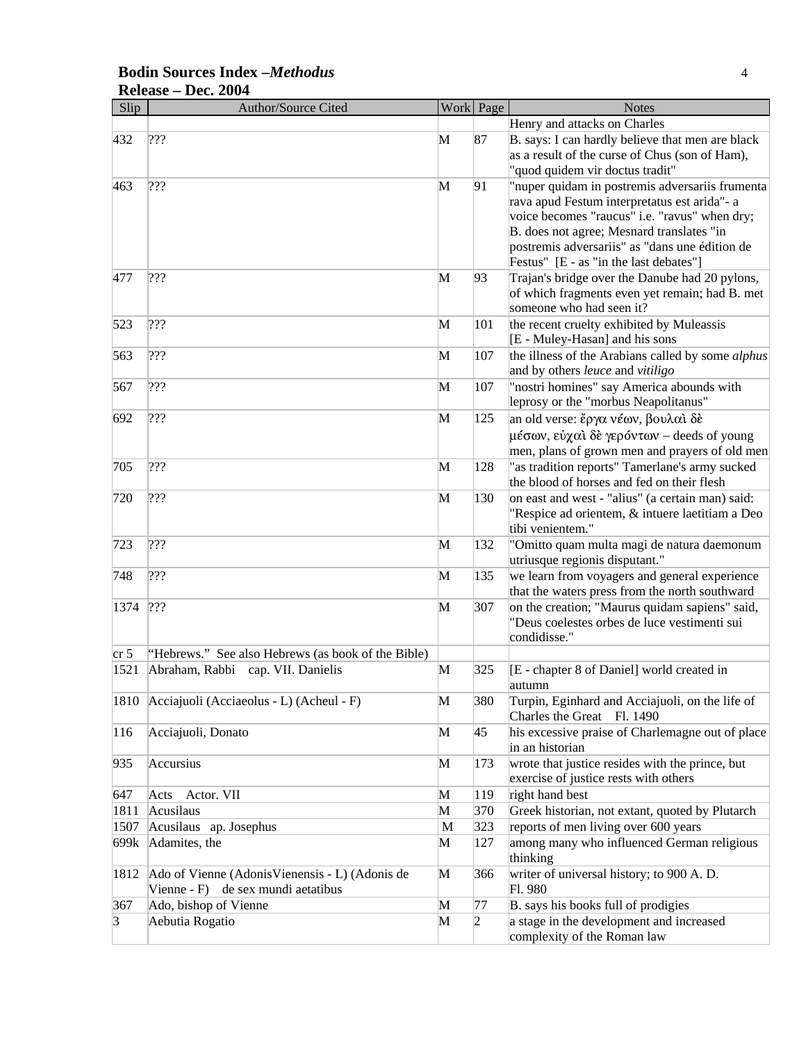**Bodin Sources Index –*Methodus***
**Release – Dec. 2004**

| Slip | Author/Source Cited | Work | Page | Notes |
|---|---|---|---|---|
| | | | | Henry and attacks on Charles |
| 432 | ??? | M | 87 | B. says: I can hardly believe that men are black as a result of the curse of Chus (son of Ham), "quod quidem vir doctus tradit" |
| 463 | ??? | M | 91 | "nuper quidam in postremis adversariis frumenta rava apud Festum interpretatus est arida"- a voice becomes "raucus" i.e. "ravus" when dry; B. does not agree; Mesnard translates "in postremis adversariis" as "dans une édition de Festus" [E - as "in the last debates"] |
| 477 | ??? | M | 93 | Trajan's bridge over the Danube had 20 pylons, of which fragments even yet remain; had B. met someone who had seen it? |
| 523 | ??? | M | 101 | the recent cruelty exhibited by Muleassis [E - Muley-Hasan] and his sons |
| 563 | ??? | M | 107 | the illness of the Arabians called by some *alphus* and by others *leuce* and *vitiligo* |
| 567 | ??? | M | 107 | "nostri homines" say America abounds with leprosy or the "morbus Neapolitanus" |
| 692 | ??? | M | 125 | an old verse: ἔργα νέων, βουλαὶ δὲ μέσων, εὐχαὶ δὲ γερόντων – deeds of young men, plans of grown men and prayers of old men |
| 705 | ??? | M | 128 | "as tradition reports" Tamerlane's army sucked the blood of horses and fed on their flesh |
| 720 | ??? | M | 130 | on east and west - "alius" (a certain man) said: "Respice ad orientem, & intuere laetitiam a Deo tibi venientem." |
| 723 | ??? | M | 132 | "Omitto quam multa magi de natura daemonum utriusque regionis disputant." |
| 748 | ??? | M | 135 | we learn from voyagers and general experience that the waters press from the north southward |
| 1374 | ??? | M | 307 | on the creation; "Maurus quidam sapiens" said, "Deus coelestes orbes de luce vestimenti sui condidisse." |
| cr 5 | "Hebrews." See also Hebrews (as book of the Bible) | | | |
| 1521 | Abraham, Rabbi cap. VII. Danielis | M | 325 | [E - chapter 8 of Daniel] world created in autumn |
| 1810 | Acciajuoli (Acciaeolus - L) (Acheul - F) | M | 380 | Turpin, Eginhard and Acciajuoli, on the life of Charles the Great Fl. 1490 |
| 116 | Acciajuoli, Donato | M | 45 | his excessive praise of Charlemagne out of place in an historian |
| 935 | Accursius | M | 173 | wrote that justice resides with the prince, but exercise of justice rests with others |
| 647 | Acts Actor. VII | M | 119 | right hand best |
| 1811 | Acusilaus | M | 370 | Greek historian, not extant, quoted by Plutarch |
| 1507 | Acusilaus ap. Josephus | M | 323 | reports of men living over 600 years |
| 699k | Adamites, the | M | 127 | among many who influenced German religious thinking |
| 1812 | Ado of Vienne (AdonisVienensis - L) (Adonis de Vienne - F) de sex mundi aetatibus | M | 366 | writer of universal history; to 900 A. D. Fl. 980 |
| 367 | Ado, bishop of Vienne | M | 77 | B. says his books full of prodigies |
| 3 | Aebutia Rogatio | M | 2 | a stage in the development and increased complexity of the Roman law |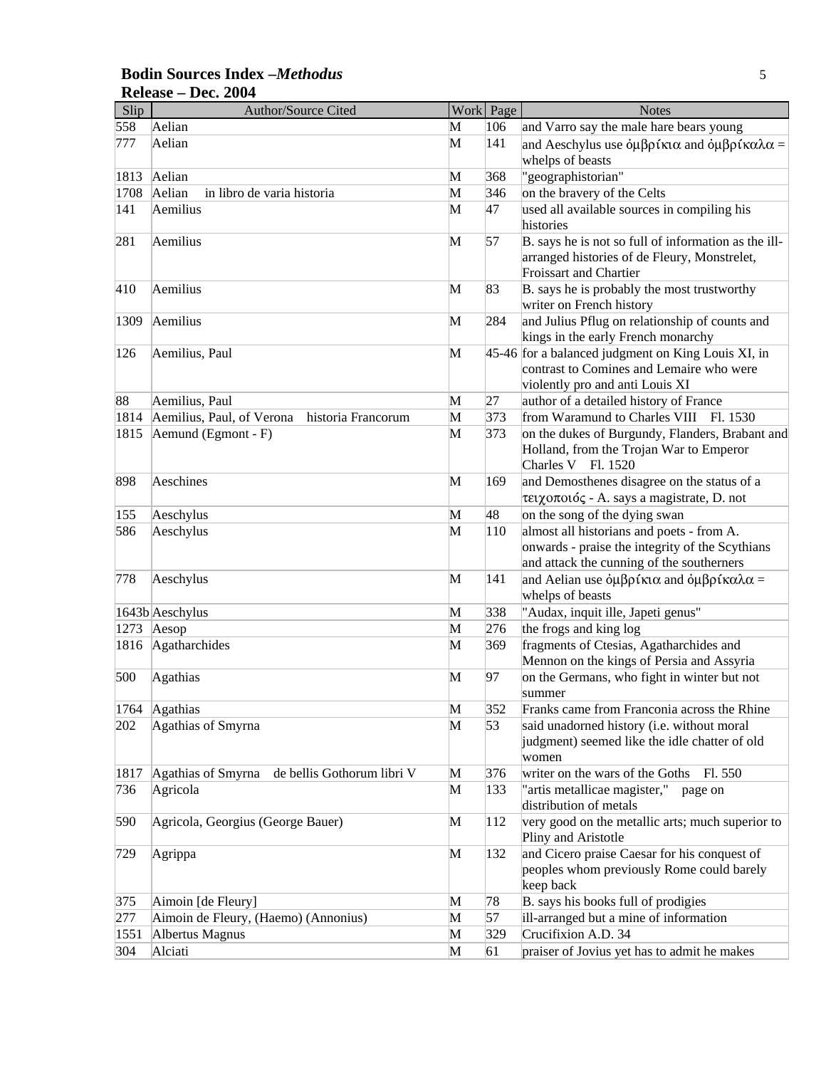**Bodin Sources Index –*Methodus***
**Release – Dec. 2004**

| Slip | Author/Source Cited | Work | Page | Notes |
|---|---|---|---|---|
| 558 | Aelian | M | 106 | and Varro say the male hare bears young |
| 777 | Aelian | M | 141 | and Aeschylus use ὀμβρίκια and ὀμβρίκαλα = whelps of beasts |
| 1813 | Aelian | M | 368 | "geographistorian" |
| 1708 | Aelian in libro de varia historia | M | 346 | on the bravery of the Celts |
| 141 | Aemilius | M | 47 | used all available sources in compiling his histories |
| 281 | Aemilius | M | 57 | B. says he is not so full of information as the ill-arranged histories of de Fleury, Monstrelet, Froissart and Chartier |
| 410 | Aemilius | M | 83 | B. says he is probably the most trustworthy writer on French history |
| 1309 | Aemilius | M | 284 | and Julius Pflug on relationship of counts and kings in the early French monarchy |
| 126 | Aemilius, Paul | M | 45-46 | for a balanced judgment on King Louis XI, in contrast to Comines and Lemaire who were violently pro and anti Louis XI |
| 88 | Aemilius, Paul | M | 27 | author of a detailed history of France |
| 1814 | Aemilius, Paul, of Verona historia Francorum | M | 373 | from Waramund to Charles VIII Fl. 1530 |
| 1815 | Aemund (Egmont - F) | M | 373 | on the dukes of Burgundy, Flanders, Brabant and Holland, from the Trojan War to Emperor Charles V Fl. 1520 |
| 898 | Aeschines | M | 169 | and Demosthenes disagree on the status of a τειχοποιός - A. says a magistrate, D. not |
| 155 | Aeschylus | M | 48 | on the song of the dying swan |
| 586 | Aeschylus | M | 110 | almost all historians and poets - from A. onwards - praise the integrity of the Scythians and attack the cunning of the southerners |
| 778 | Aeschylus | M | 141 | and Aelian use ὀμβρίκια and ὀμβρίκαλα = whelps of beasts |
| 1643b | Aeschylus | M | 338 | "Audax, inquit ille, Japeti genus" |
| 1273 | Aesop | M | 276 | the frogs and king log |
| 1816 | Agatharchides | M | 369 | fragments of Ctesias, Agatharchides and Mennon on the kings of Persia and Assyria |
| 500 | Agathias | M | 97 | on the Germans, who fight in winter but not summer |
| 1764 | Agathias | M | 352 | Franks came from Franconia across the Rhine |
| 202 | Agathias of Smyrna | M | 53 | said unadorned history (i.e. without moral judgment) seemed like the idle chatter of old women |
| 1817 | Agathias of Smyrna de bellis Gothorum libri V | M | 376 | writer on the wars of the Goths Fl. 550 |
| 736 | Agricola | M | 133 | "artis metallicae magister," page on distribution of metals |
| 590 | Agricola, Georgius (George Bauer) | M | 112 | very good on the metallic arts; much superior to Pliny and Aristotle |
| 729 | Agrippa | M | 132 | and Cicero praise Caesar for his conquest of peoples whom previously Rome could barely keep back |
| 375 | Aimoin [de Fleury] | M | 78 | B. says his books full of prodigies |
| 277 | Aimoin de Fleury, (Haemo) (Annonius) | M | 57 | ill-arranged but a mine of information |
| 1551 | Albertus Magnus | M | 329 | Crucifixion A.D. 34 |
| 304 | Alciati | M | 61 | praiser of Jovius yet has to admit he makes |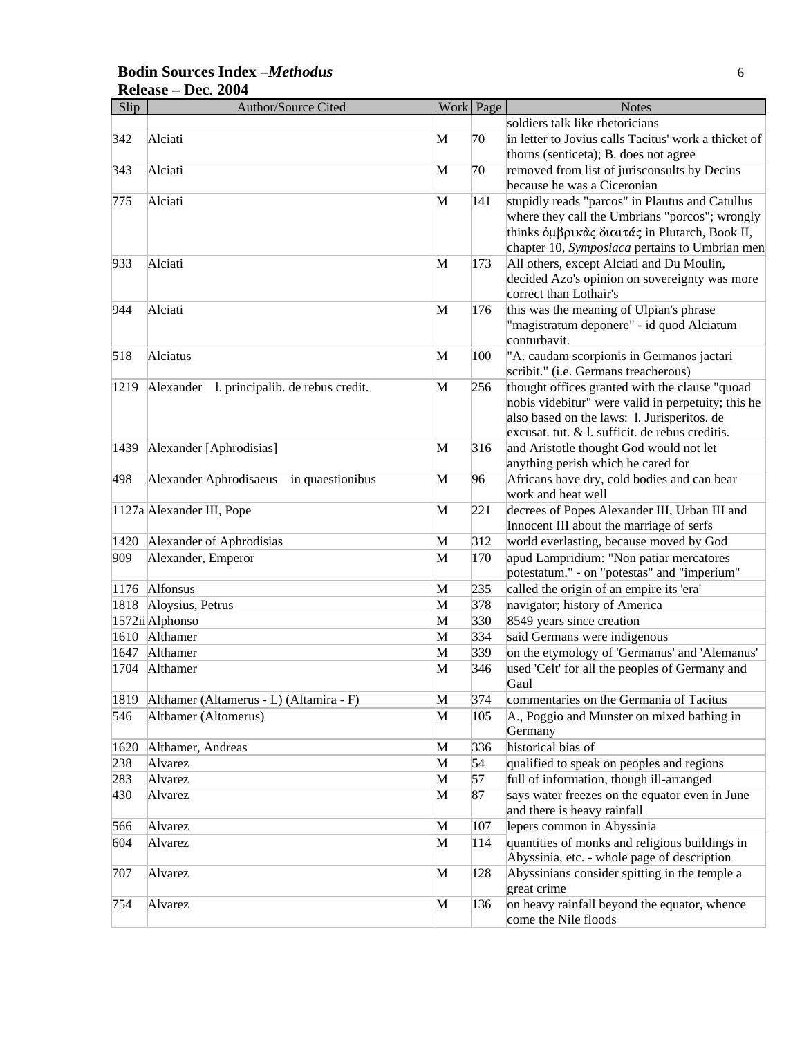| Slip | Author/Source Cited | Work | Page | Notes |
|---|---|---|---|---|
| | | | | soldiers talk like rhetoricians |
| 342 | Alciati | M | 70 | in letter to Jovius calls Tacitus' work a thicket of thorns (senticeta); B. does not agree |
| 343 | Alciati | M | 70 | removed from list of jurisconsults by Decius because he was a Ciceronian |
| 775 | Alciati | M | 141 | stupidly reads "parcos" in Plautus and Catullus where they call the Umbrians "porcos"; wrongly thinks ὀμβρικὰς διαιτάς in Plutarch, Book II, chapter 10, *Symposiaca* pertains to Umbrian men |
| 933 | Alciati | M | 173 | All others, except Alciati and Du Moulin, decided Azo's opinion on sovereignty was more correct than Lothair's |
| 944 | Alciati | M | 176 | this was the meaning of Ulpian's phrase "magistratum deponere" - id quod Alciatum conturbavit. |
| 518 | Alciatus | M | 100 | "A. caudam scorpionis in Germanos jactari scribit." (i.e. Germans treacherous) |
| 1219 | Alexander l. principalib. de rebus credit. | M | 256 | thought offices granted with the clause "quoad nobis videbitur" were valid in perpetuity; this he also based on the laws: l. Jurisperitos. de excusat. tut. & l. sufficit. de rebus creditis. |
| 1439 | Alexander [Aphrodisias] | M | 316 | and Aristotle thought God would not let anything perish which he cared for |
| 498 | Alexander Aphrodisaeus in quaestionibus | M | 96 | Africans have dry, cold bodies and can bear work and heat well |
| 1127a | Alexander III, Pope | M | 221 | decrees of Popes Alexander III, Urban III and Innocent III about the marriage of serfs |
| 1420 | Alexander of Aphrodisias | M | 312 | world everlasting, because moved by God |
| 909 | Alexander, Emperor | M | 170 | apud Lampridium: "Non patiar mercatores potestatum." - on "potestas" and "imperium" |
| 1176 | Alfonsus | M | 235 | called the origin of an empire its 'era' |
| 1818 | Aloysius, Petrus | M | 378 | navigator; history of America |
| 1572ii | Alphonso | M | 330 | 8549 years since creation |
| 1610 | Althamer | M | 334 | said Germans were indigenous |
| 1647 | Althamer | M | 339 | on the etymology of 'Germanus' and 'Alemanus' |
| 1704 | Althamer | M | 346 | used 'Celt' for all the peoples of Germany and Gaul |
| 1819 | Althamer (Altamerus - L) (Altamira - F) | M | 374 | commentaries on the Germania of Tacitus |
| 546 | Althamer (Altomerus) | M | 105 | A., Poggio and Munster on mixed bathing in Germany |
| 1620 | Althamer, Andreas | M | 336 | historical bias of |
| 238 | Alvarez | M | 54 | qualified to speak on peoples and regions |
| 283 | Alvarez | M | 57 | full of information, though ill-arranged |
| 430 | Alvarez | M | 87 | says water freezes on the equator even in June and there is heavy rainfall |
| 566 | Alvarez | M | 107 | lepers common in Abyssinia |
| 604 | Alvarez | M | 114 | quantities of monks and religious buildings in Abyssinia, etc. - whole page of description |
| 707 | Alvarez | M | 128 | Abyssinians consider spitting in the temple a great crime |
| 754 | Alvarez | M | 136 | on heavy rainfall beyond the equator, whence come the Nile floods |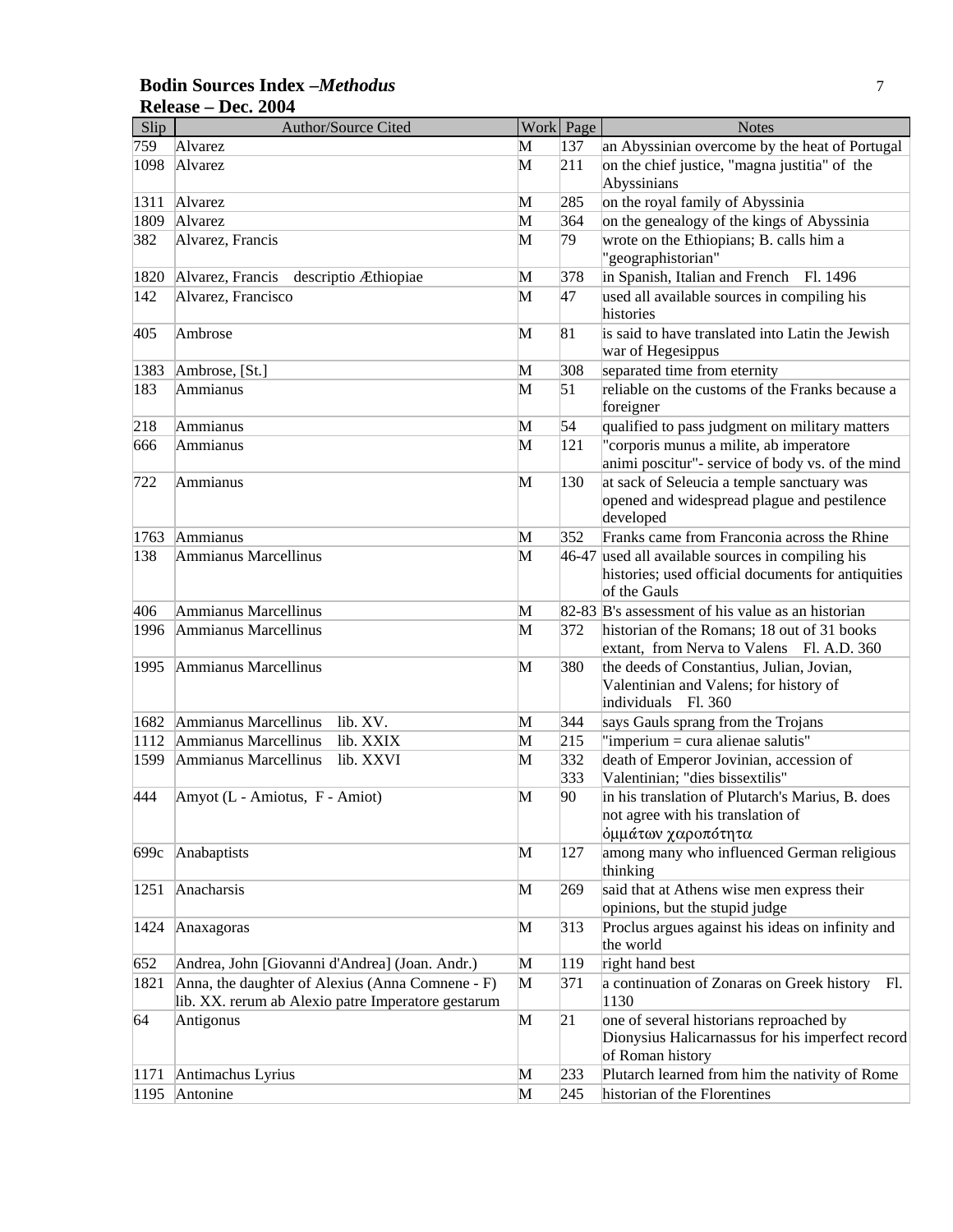**Bodin Sources Index –*Methodus***
**Release – Dec. 2004**

| Slip | Author/Source Cited | Work | Page | Notes |
|---|---|---|---|---|
| 759 | Alvarez | M | 137 | an Abyssinian overcome by the heat of Portugal |
| 1098 | Alvarez | M | 211 | on the chief justice, "magna justitia" of the Abyssinians |
| 1311 | Alvarez | M | 285 | on the royal family of Abyssinia |
| 1809 | Alvarez | M | 364 | on the genealogy of the kings of Abyssinia |
| 382 | Alvarez, Francis | M | 79 | wrote on the Ethiopians; B. calls him a "geographistorian" |
| 1820 | Alvarez, Francis descriptio Æthiopiae | M | 378 | in Spanish, Italian and French Fl. 1496 |
| 142 | Alvarez, Francisco | M | 47 | used all available sources in compiling his histories |
| 405 | Ambrose | M | 81 | is said to have translated into Latin the Jewish war of Hegesippus |
| 1383 | Ambrose, [St.] | M | 308 | separated time from eternity |
| 183 | Ammianus | M | 51 | reliable on the customs of the Franks because a foreigner |
| 218 | Ammianus | M | 54 | qualified to pass judgment on military matters |
| 666 | Ammianus | M | 121 | "corporis munus a milite, ab imperatore animi poscitur"- service of body vs. of the mind |
| 722 | Ammianus | M | 130 | at sack of Seleucia a temple sanctuary was opened and widespread plague and pestilence developed |
| 1763 | Ammianus | M | 352 | Franks came from Franconia across the Rhine |
| 138 | Ammianus Marcellinus | M | 46-47 | used all available sources in compiling his histories; used official documents for antiquities of the Gauls |
| 406 | Ammianus Marcellinus | M | 82-83 | B's assessment of his value as an historian |
| 1996 | Ammianus Marcellinus | M | 372 | historian of the Romans; 18 out of 31 books extant, from Nerva to Valens Fl. A.D. 360 |
| 1995 | Ammianus Marcellinus | M | 380 | the deeds of Constantius, Julian, Jovian, Valentinian and Valens; for history of individuals Fl. 360 |
| 1682 | Ammianus Marcellinus lib. XV. | M | 344 | says Gauls sprang from the Trojans |
| 1112 | Ammianus Marcellinus lib. XXIX | M | 215 | "imperium = cura alienae salutis" |
| 1599 | Ammianus Marcellinus lib. XXVI | M | 332 333 | death of Emperor Jovinian, accession of Valentinian; "dies bissextilis" |
| 444 | Amyot (L - Amiotus, F - Amiot) | M | 90 | in his translation of Plutarch's Marius, B. does not agree with his translation of ὀμμάτων χαροπότητα |
| 699c | Anabaptists | M | 127 | among many who influenced German religious thinking |
| 1251 | Anacharsis | M | 269 | said that at Athens wise men express their opinions, but the stupid judge |
| 1424 | Anaxagoras | M | 313 | Proclus argues against his ideas on infinity and the world |
| 652 | Andrea, John [Giovanni d'Andrea] (Joan. Andr.) | M | 119 | right hand best |
| 1821 | Anna, the daughter of Alexius (Anna Comnene - F) lib. XX. rerum ab Alexio patre Imperatore gestarum | M | 371 | a continuation of Zonaras on Greek history Fl. 1130 |
| 64 | Antigonus | M | 21 | one of several historians reproached by Dionysius Halicarnassus for his imperfect record of Roman history |
| 1171 | Antimachus Lyrius | M | 233 | Plutarch learned from him the nativity of Rome |
| 1195 | Antonine | M | 245 | historian of the Florentines |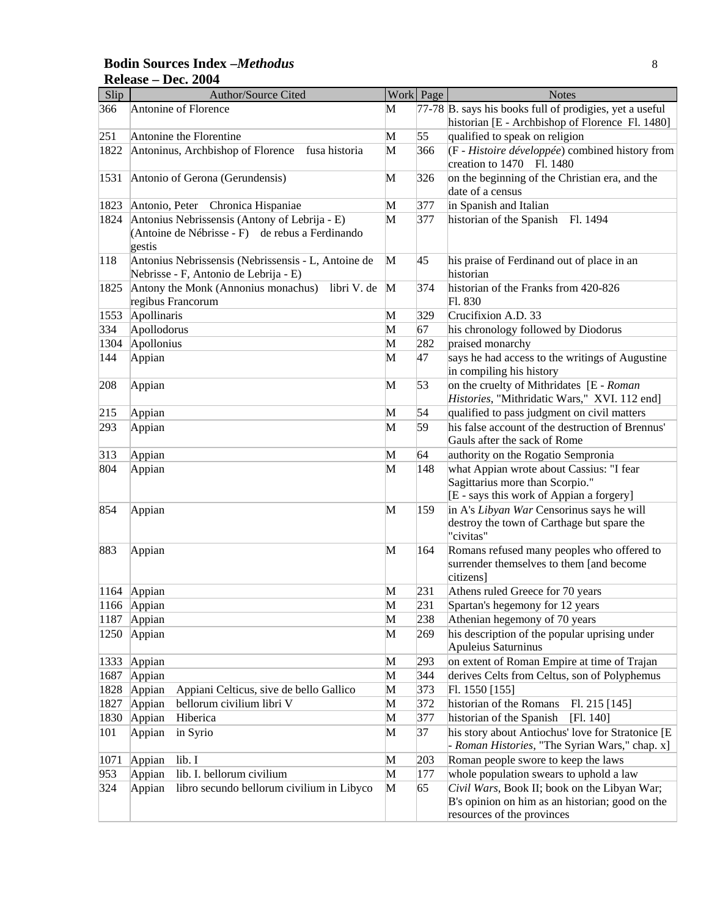**Bodin Sources Index –*Methodus***
**Release – Dec. 2004**

| Slip | Author/Source Cited | Work | Page | Notes |
|---|---|---|---|---|
| 366 | Antonine of Florence | M | 77-78 | B. says his books full of prodigies, yet a useful historian [E - Archbishop of Florence Fl. 1480] |
| 251 | Antonine the Florentine | M | 55 | qualified to speak on religion |
| 1822 | Antoninus, Archbishop of Florence fusa historia | M | 366 | (F - *Histoire développée*) combined history from creation to 1470 Fl. 1480 |
| 1531 | Antonio of Gerona (Gerundensis) | M | 326 | on the beginning of the Christian era, and the date of a census |
| 1823 | Antonio, Peter Chronica Hispaniae | M | 377 | in Spanish and Italian |
| 1824 | Antonius Nebrissensis (Antony of Lebrija - E) (Antoine de Nébrisse - F) de rebus a Ferdinando gestis | M | 377 | historian of the Spanish Fl. 1494 |
| 118 | Antonius Nebrissensis (Nebrissensis - L, Antoine de Nebrisse - F, Antonio de Lebrija - E) | M | 45 | his praise of Ferdinand out of place in an historian |
| 1825 | Antony the Monk (Annonius monachus) libri V. de regibus Francorum | M | 374 | historian of the Franks from 420-826 Fl. 830 |
| 1553 | Apollinaris | M | 329 | Crucifixion A.D. 33 |
| 334 | Apollodorus | M | 67 | his chronology followed by Diodorus |
| 1304 | Apollonius | M | 282 | praised monarchy |
| 144 | Appian | M | 47 | says he had access to the writings of Augustine in compiling his history |
| 208 | Appian | M | 53 | on the cruelty of Mithridates [E - *Roman Histories*, "Mithridatic Wars," XVI. 112 end] |
| 215 | Appian | M | 54 | qualified to pass judgment on civil matters |
| 293 | Appian | M | 59 | his false account of the destruction of Brennus' Gauls after the sack of Rome |
| 313 | Appian | M | 64 | authority on the Rogatio Sempronia |
| 804 | Appian | M | 148 | what Appian wrote about Cassius: "I fear Sagittarius more than Scorpio." [E - says this work of Appian a forgery] |
| 854 | Appian | M | 159 | in A's *Libyan War* Censorinus says he will destroy the town of Carthage but spare the "civitas" |
| 883 | Appian | M | 164 | Romans refused many peoples who offered to surrender themselves to them [and become citizens] |
| 1164 | Appian | M | 231 | Athens ruled Greece for 70 years |
| 1166 | Appian | M | 231 | Spartan's hegemony for 12 years |
| 1187 | Appian | M | 238 | Athenian hegemony of 70 years |
| 1250 | Appian | M | 269 | his description of the popular uprising under Apuleius Saturninus |
| 1333 | Appian | M | 293 | on extent of Roman Empire at time of Trajan |
| 1687 | Appian | M | 344 | derives Celts from Celtus, son of Polyphemus |
| 1828 | Appian Appiani Celticus, sive de bello Gallico | M | 373 | Fl. 1550 [155] |
| 1827 | Appian bellorum civilium libri V | M | 372 | historian of the Romans Fl. 215 [145] |
| 1830 | Appian Hiberica | M | 377 | historian of the Spanish [Fl. 140] |
| 101 | Appian in Syrio | M | 37 | his story about Antiochus' love for Stratonice [E - *Roman Histories*, "The Syrian Wars," chap. x] |
| 1071 | Appian lib. I | M | 203 | Roman people swore to keep the laws |
| 953 | Appian lib. I. bellorum civilium | M | 177 | whole population swears to uphold a law |
| 324 | Appian libro secundo bellorum civilium in Libyco | M | 65 | *Civil Wars*, Book II; book on the Libyan War; B's opinion on him as an historian; good on the resources of the provinces |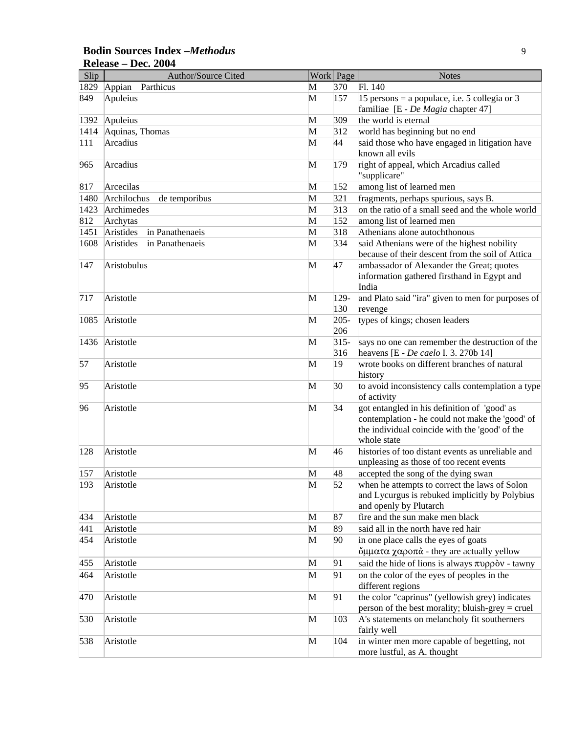**Bodin Sources Index –*Methodus***
**Release – Dec. 2004**

| Slip | Author/Source Cited | Work | Page | Notes |
|---|---|---|---|---|
| 1829 | Appian Parthicus | M | 370 | Fl. 140 |
| 849 | Apuleius | M | 157 | 15 persons = a populace, i.e. 5 collegia or 3 familiae [E - *De Magia* chapter 47] |
| 1392 | Apuleius | M | 309 | the world is eternal |
| 1414 | Aquinas, Thomas | M | 312 | world has beginning but no end |
| 111 | Arcadius | M | 44 | said those who have engaged in litigation have known all evils |
| 965 | Arcadius | M | 179 | right of appeal, which Arcadius called "supplicare" |
| 817 | Arcecilas | M | 152 | among list of learned men |
| 1480 | Archilochus de temporibus | M | 321 | fragments, perhaps spurious, says B. |
| 1423 | Archimedes | M | 313 | on the ratio of a small seed and the whole world |
| 812 | Archytas | M | 152 | among list of learned men |
| 1451 | Aristides in Panathenaeis | M | 318 | Athenians alone autochthonous |
| 1608 | Aristides in Panathenaeis | M | 334 | said Athenians were of the highest nobility because of their descent from the soil of Attica |
| 147 | Aristobulus | M | 47 | ambassador of Alexander the Great; quotes information gathered firsthand in Egypt and India |
| 717 | Aristotle | M | 129-130 | and Plato said "ira" given to men for purposes of revenge |
| 1085 | Aristotle | M | 205-206 | types of kings; chosen leaders |
| 1436 | Aristotle | M | 315-316 | says no one can remember the destruction of the heavens [E - *De caelo* I. 3. 270b 14] |
| 57 | Aristotle | M | 19 | wrote books on different branches of natural history |
| 95 | Aristotle | M | 30 | to avoid inconsistency calls contemplation a type of activity |
| 96 | Aristotle | M | 34 | got entangled in his definition of 'good' as contemplation - he could not make the 'good' of the individual coincide with the 'good' of the whole state |
| 128 | Aristotle | M | 46 | histories of too distant events as unreliable and unpleasing as those of too recent events |
| 157 | Aristotle | M | 48 | accepted the song of the dying swan |
| 193 | Aristotle | M | 52 | when he attempts to correct the laws of Solon and Lycurgus is rebuked implicitly by Polybius and openly by Plutarch |
| 434 | Aristotle | M | 87 | fire and the sun make men black |
| 441 | Aristotle | M | 89 | said all in the north have red hair |
| 454 | Aristotle | M | 90 | in one place calls the eyes of goats ὄμματα χαροπὰ - they are actually yellow |
| 455 | Aristotle | M | 91 | said the hide of lions is always πυρρὸν - tawny |
| 464 | Aristotle | M | 91 | on the color of the eyes of peoples in the different regions |
| 470 | Aristotle | M | 91 | the color "caprinus" (yellowish grey) indicates person of the best morality; bluish-grey = cruel |
| 530 | Aristotle | M | 103 | A's statements on melancholy fit southerners fairly well |
| 538 | Aristotle | M | 104 | in winter men more capable of begetting, not more lustful, as A. thought |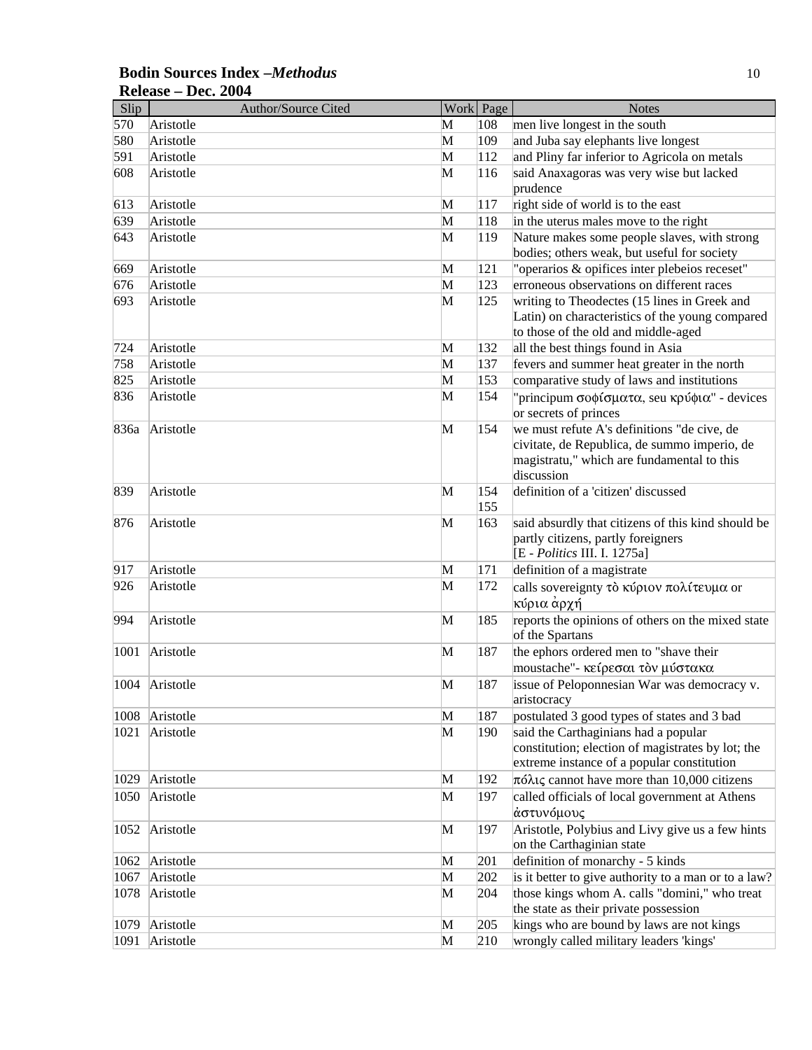**Bodin Sources Index –*Methodus***
**Release – Dec. 2004**

| Slip | Author/Source Cited | Work | Page | Notes |
|---|---|---|---|---|
| 570 | Aristotle | M | 108 | men live longest in the south |
| 580 | Aristotle | M | 109 | and Juba say elephants live longest |
| 591 | Aristotle | M | 112 | and Pliny far inferior to Agricola on metals |
| 608 | Aristotle | M | 116 | said Anaxagoras was very wise but lacked prudence |
| 613 | Aristotle | M | 117 | right side of world is to the east |
| 639 | Aristotle | M | 118 | in the uterus males move to the right |
| 643 | Aristotle | M | 119 | Nature makes some people slaves, with strong bodies; others weak, but useful for society |
| 669 | Aristotle | M | 121 | "operarios & opifices inter plebeios receset" |
| 676 | Aristotle | M | 123 | erroneous observations on different races |
| 693 | Aristotle | M | 125 | writing to Theodectes (15 lines in Greek and Latin) on characteristics of the young compared to those of the old and middle-aged |
| 724 | Aristotle | M | 132 | all the best things found in Asia |
| 758 | Aristotle | M | 137 | fevers and summer heat greater in the north |
| 825 | Aristotle | M | 153 | comparative study of laws and institutions |
| 836 | Aristotle | M | 154 | "principum σοφίσματα, seu κρύφια" - devices or secrets of princes |
| 836a | Aristotle | M | 154 | we must refute A's definitions "de cive, de civitate, de Republica, de summo imperio, de magistratu," which are fundamental to this discussion |
| 839 | Aristotle | M | 154 155 | definition of a 'citizen' discussed |
| 876 | Aristotle | M | 163 | said absurdly that citizens of this kind should be partly citizens, partly foreigners [E - *Politics* III. I. 1275a] |
| 917 | Aristotle | M | 171 | definition of a magistrate |
| 926 | Aristotle | M | 172 | calls sovereignty τὸ κύριον πολίτευμα or κύρια ἀρχή |
| 994 | Aristotle | M | 185 | reports the opinions of others on the mixed state of the Spartans |
| 1001 | Aristotle | M | 187 | the ephors ordered men to "shave their moustache"- κείρεσαι τὸν μύστακα |
| 1004 | Aristotle | M | 187 | issue of Peloponnesian War was democracy v. aristocracy |
| 1008 | Aristotle | M | 187 | postulated 3 good types of states and 3 bad |
| 1021 | Aristotle | M | 190 | said the Carthaginians had a popular constitution; election of magistrates by lot; the extreme instance of a popular constitution |
| 1029 | Aristotle | M | 192 | πόλις cannot have more than 10,000 citizens |
| 1050 | Aristotle | M | 197 | called officials of local government at Athens ἀστυνόμους |
| 1052 | Aristotle | M | 197 | Aristotle, Polybius and Livy give us a few hints on the Carthaginian state |
| 1062 | Aristotle | M | 201 | definition of monarchy - 5 kinds |
| 1067 | Aristotle | M | 202 | is it better to give authority to a man or to a law? |
| 1078 | Aristotle | M | 204 | those kings whom A. calls "domini," who treat the state as their private possession |
| 1079 | Aristotle | M | 205 | kings who are bound by laws are not kings |
| 1091 | Aristotle | M | 210 | wrongly called military leaders 'kings' |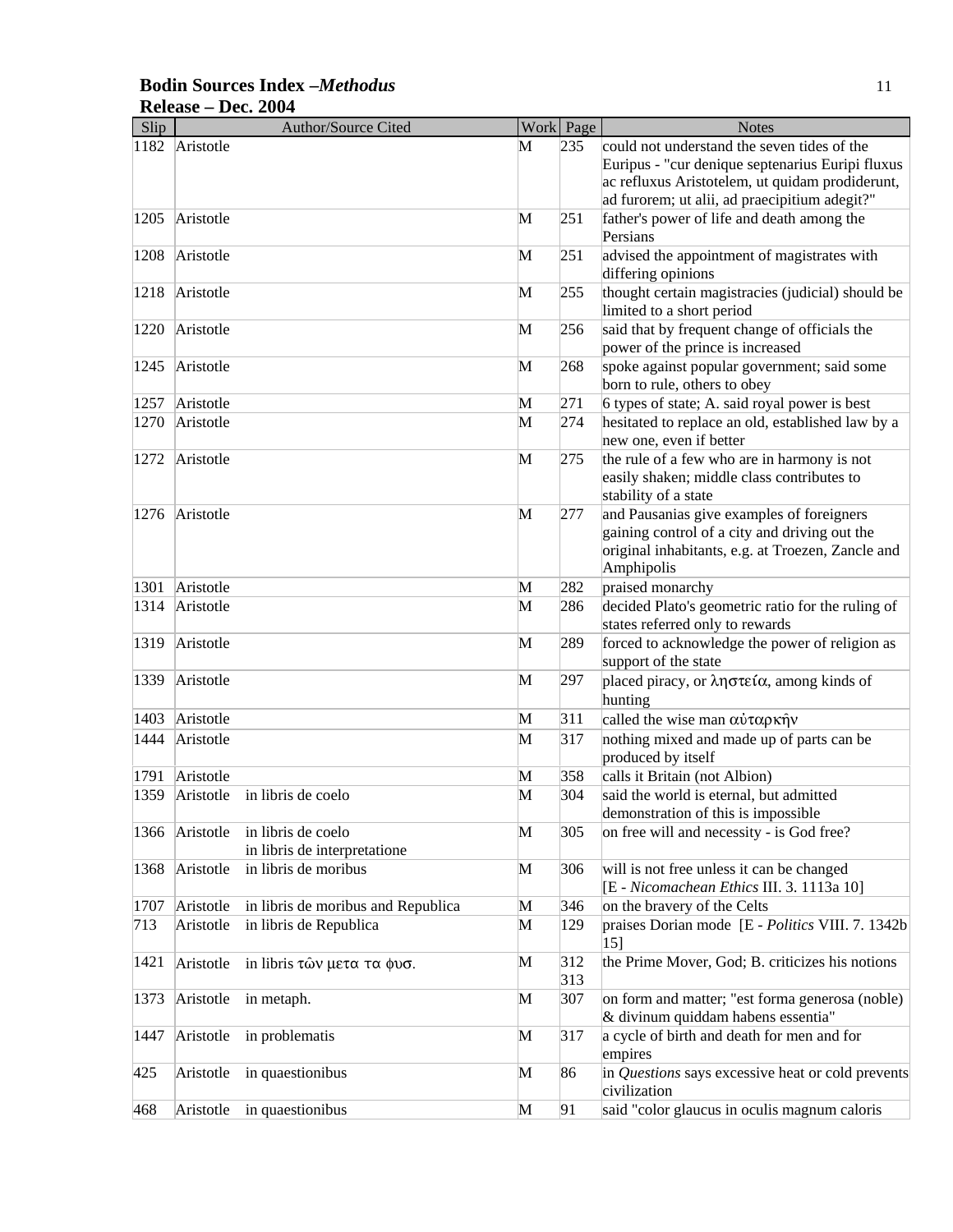**Bodin Sources Index –*Methodus***
**Release – Dec. 2004**

| Slip | Author/Source Cited | | Work | Page | Notes |
|---|---|---|---|---|---|
| 1182 | Aristotle | | M | 235 | could not understand the seven tides of the Euripus - "cur denique septenarius Euripi fluxus ac refluxus Aristotelem, ut quidam prodiderunt, ad furorem; ut alii, ad praecipitium adegit?" |
| 1205 | Aristotle | | M | 251 | father's power of life and death among the Persians |
| 1208 | Aristotle | | M | 251 | advised the appointment of magistrates with differing opinions |
| 1218 | Aristotle | | M | 255 | thought certain magistracies (judicial) should be limited to a short period |
| 1220 | Aristotle | | M | 256 | said that by frequent change of officials the power of the prince is increased |
| 1245 | Aristotle | | M | 268 | spoke against popular government; said some born to rule, others to obey |
| 1257 | Aristotle | | M | 271 | 6 types of state; A. said royal power is best |
| 1270 | Aristotle | | M | 274 | hesitated to replace an old, established law by a new one, even if better |
| 1272 | Aristotle | | M | 275 | the rule of a few who are in harmony is not easily shaken; middle class contributes to stability of a state |
| 1276 | Aristotle | | M | 277 | and Pausanias give examples of foreigners gaining control of a city and driving out the original inhabitants, e.g. at Troezen, Zancle and Amphipolis |
| 1301 | Aristotle | | M | 282 | praised monarchy |
| 1314 | Aristotle | | M | 286 | decided Plato's geometric ratio for the ruling of states referred only to rewards |
| 1319 | Aristotle | | M | 289 | forced to acknowledge the power of religion as support of the state |
| 1339 | Aristotle | | M | 297 | placed piracy, or ληστεία, among kinds of hunting |
| 1403 | Aristotle | | M | 311 | called the wise man αὐταρκῆν |
| 1444 | Aristotle | | M | 317 | nothing mixed and made up of parts can be produced by itself |
| 1791 | Aristotle | | M | 358 | calls it Britain (not Albion) |
| 1359 | Aristotle | in libris de coelo | M | 304 | said the world is eternal, but admitted demonstration of this is impossible |
| 1366 | Aristotle | in libris de coelo<br>in libris de interpretatione | M | 305 | on free will and necessity - is God free? |
| 1368 | Aristotle | in libris de moribus | M | 306 | will is not free unless it can be changed [E - *Nicomachean Ethics* III. 3. 1113a 10] |
| 1707 | Aristotle | in libris de moribus and Republica | M | 346 | on the bravery of the Celts |
| 713 | Aristotle | in libris de Republica | M | 129 | praises Dorian mode [E - *Politics* VIII. 7. 1342b 15] |
| 1421 | Aristotle | in libris τῶν μετα τα φυσ. | M | 312<br>313 | the Prime Mover, God; B. criticizes his notions |
| 1373 | Aristotle | in metaph. | M | 307 | on form and matter; "est forma generosa (noble) & divinum quiddam habens essentia" |
| 1447 | Aristotle | in problematis | M | 317 | a cycle of birth and death for men and for empires |
| 425 | Aristotle | in quaestionibus | M | 86 | in *Questions* says excessive heat or cold prevents civilization |
| 468 | Aristotle | in quaestionibus | M | 91 | said "color glaucus in oculis magnum caloris |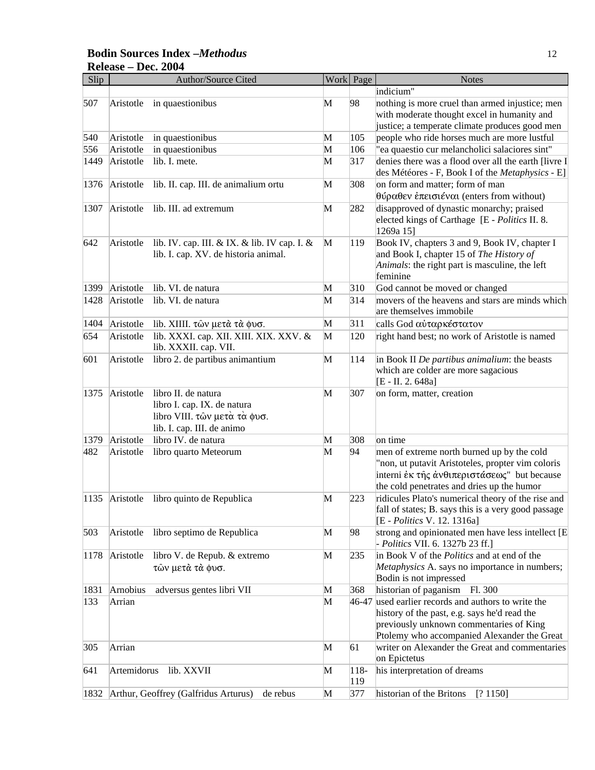**Bodin Sources Index –*Methodus***
**Release – Dec. 2004**

| Slip | Author/Source Cited | Work | Page | Notes |
|---|---|---|---|---|
| | | | | indicium" |
| 507 | Aristotle in quaestionibus | M | 98 | nothing is more cruel than armed injustice; men with moderate thought excel in humanity and justice; a temperate climate produces good men |
| 540 | Aristotle in quaestionibus | M | 105 | people who ride horses much are more lustful |
| 556 | Aristotle in quaestionibus | M | 106 | "ea quaestio cur melancholici salaciores sint" |
| 1449 | Aristotle lib. I. mete. | M | 317 | denies there was a flood over all the earth [livre I des Météores - F, Book I of the *Metaphysics* - E] |
| 1376 | Aristotle lib. II. cap. III. de animalium ortu | M | 308 | on form and matter; form of man θύραθεν ἐπεισιέναι (enters from without) |
| 1307 | Aristotle lib. III. ad extremum | M | 282 | disapproved of dynastic monarchy; praised elected kings of Carthage [E - *Politics* II. 8. 1269a 15] |
| 642 | Aristotle lib. IV. cap. III. & IX. & lib. IV cap. I. & lib. I. cap. XV. de historia animal. | M | 119 | Book IV, chapters 3 and 9, Book IV, chapter I and Book I, chapter 15 of *The History of Animals*: the right part is masculine, the left feminine |
| 1399 | Aristotle lib. VI. de natura | M | 310 | God cannot be moved or changed |
| 1428 | Aristotle lib. VI. de natura | M | 314 | movers of the heavens and stars are minds which are themselves immobile |
| 1404 | Aristotle lib. XIIII. τῶν μετὰ τὰ φυσ. | M | 311 | calls God αὐταρκέστατον |
| 654 | Aristotle lib. XXXI. cap. XII. XIII. XIX. XXV. & lib. XXXII. cap. VII. | M | 120 | right hand best; no work of Aristotle is named |
| 601 | Aristotle libro 2. de partibus animantium | M | 114 | in Book II *De partibus animalium*: the beasts which are colder are more sagacious [E - II. 2. 648a] |
| 1375 | Aristotle libro II. de natura<br>libro I. cap. IX. de natura<br>libro VIII. τῶν μετὰ τὰ φυσ.<br>lib. I. cap. III. de animo | M | 307 | on form, matter, creation |
| 1379 | Aristotle libro IV. de natura | M | 308 | on time |
| 482 | Aristotle libro quarto Meteorum | M | 94 | men of extreme north burned up by the cold "non, ut putavit Aristoteles, propter vim coloris interni ἐκ τῆς ἀνθιπεριστάσεως" but because the cold penetrates and dries up the humor |
| 1135 | Aristotle libro quinto de Republica | M | 223 | ridicules Plato's numerical theory of the rise and fall of states; B. says this is a very good passage [E - *Politics* V. 12. 1316a] |
| 503 | Aristotle libro septimo de Republica | M | 98 | strong and opinionated men have less intellect [E - *Politics* VII. 6. 1327b 23 ff.] |
| 1178 | Aristotle libro V. de Repub. & extremo τῶν μετὰ τὰ φυσ. | M | 235 | in Book V of the *Politics* and at end of the *Metaphysics* A. says no importance in numbers; Bodin is not impressed |
| 1831 | Arnobius adversus gentes libri VII | M | 368 | historian of paganism Fl. 300 |
| 133 | Arrian | M | 46-47 | used earlier records and authors to write the history of the past, e.g. says he'd read the previously unknown commentaries of King Ptolemy who accompanied Alexander the Great |
| 305 | Arrian | M | 61 | writer on Alexander the Great and commentaries on Epictetus |
| 641 | Artemidorus lib. XXVII | M | 118-119 | his interpretation of dreams |
| 1832 | Arthur, Geoffrey (Galfridus Arturus) de rebus | M | 377 | historian of the Britons [? 1150] |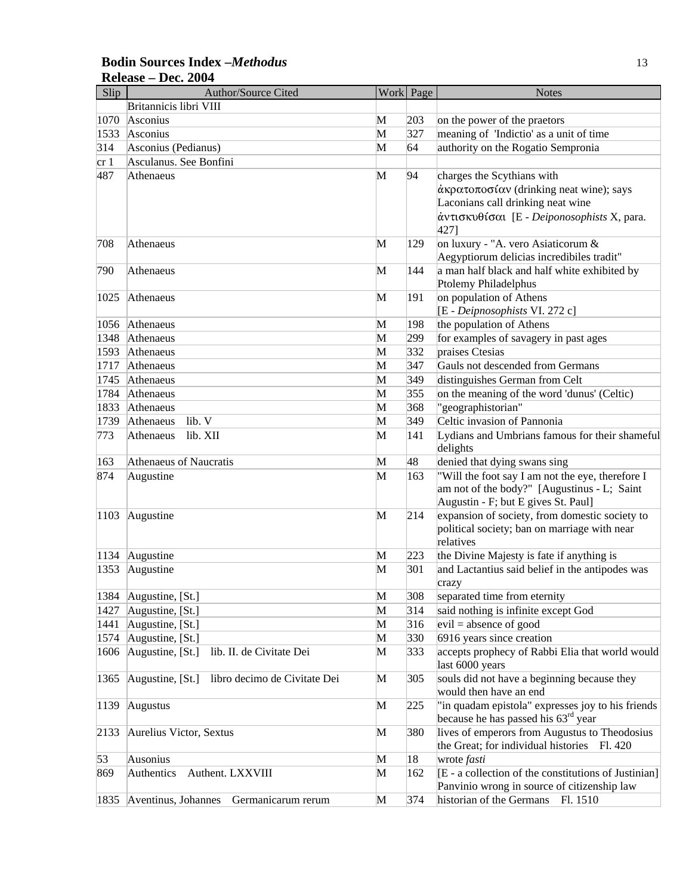# Bodin Sources Index –*Methodus*
**Release – Dec. 2004**

| Slip | Author/Source Cited | Work | Page | Notes |
|---|---|---|---|---|
| | Britannicis libri VIII | | | |
| 1070 | Asconius | M | 203 | on the power of the praetors |
| 1533 | Asconius | M | 327 | meaning of 'Indictio' as a unit of time |
| 314 | Asconius (Pedianus) | M | 64 | authority on the Rogatio Sempronia |
| cr 1 | Asculanus. See Bonfini | | | |
| 487 | Athenaeus | M | 94 | charges the Scythians with ἀκρατοποσίαν (drinking neat wine); says Laconians call drinking neat wine ἀντισκυθίσαι [E - *Deiponosophists* X, para. 427] |
| 708 | Athenaeus | M | 129 | on luxury - "A. vero Asiaticorum & Aegyptiorum delicias incredibiles tradit" |
| 790 | Athenaeus | M | 144 | a man half black and half white exhibited by Ptolemy Philadelphus |
| 1025 | Athenaeus | M | 191 | on population of Athens [E - *Deipnosophists* VI. 272 c] |
| 1056 | Athenaeus | M | 198 | the population of Athens |
| 1348 | Athenaeus | M | 299 | for examples of savagery in past ages |
| 1593 | Athenaeus | M | 332 | praises Ctesias |
| 1717 | Athenaeus | M | 347 | Gauls not descended from Germans |
| 1745 | Athenaeus | M | 349 | distinguishes German from Celt |
| 1784 | Athenaeus | M | 355 | on the meaning of the word 'dunus' (Celtic) |
| 1833 | Athenaeus | M | 368 | "geographistorian" |
| 1739 | Athenaeus lib. V | M | 349 | Celtic invasion of Pannonia |
| 773 | Athenaeus lib. XII | M | 141 | Lydians and Umbrians famous for their shameful delights |
| 163 | Athenaeus of Naucratis | M | 48 | denied that dying swans sing |
| 874 | Augustine | M | 163 | "Will the foot say I am not the eye, therefore I am not of the body?" [Augustinus - L; Saint Augustin - F; but E gives St. Paul] |
| 1103 | Augustine | M | 214 | expansion of society, from domestic society to political society; ban on marriage with near relatives |
| 1134 | Augustine | M | 223 | the Divine Majesty is fate if anything is |
| 1353 | Augustine | M | 301 | and Lactantius said belief in the antipodes was crazy |
| 1384 | Augustine, [St.] | M | 308 | separated time from eternity |
| 1427 | Augustine, [St.] | M | 314 | said nothing is infinite except God |
| 1441 | Augustine, [St.] | M | 316 | evil = absence of good |
| 1574 | Augustine, [St.] | M | 330 | 6916 years since creation |
| 1606 | Augustine, [St.] lib. II. de Civitate Dei | M | 333 | accepts prophecy of Rabbi Elia that world would last 6000 years |
| 1365 | Augustine, [St.] libro decimo de Civitate Dei | M | 305 | souls did not have a beginning because they would then have an end |
| 1139 | Augustus | M | 225 | "in quadam epistola" expresses joy to his friends because he has passed his 63rd year |
| 2133 | Aurelius Victor, Sextus | M | 380 | lives of emperors from Augustus to Theodosius the Great; for individual histories Fl. 420 |
| 53 | Ausonius | M | 18 | wrote *fasti* |
| 869 | Authentics Authent. LXXVIII | M | 162 | [E - a collection of the constitutions of Justinian] Panvinio wrong in source of citizenship law |
| 1835 | Aventinus, Johannes Germanicarum rerum | M | 374 | historian of the Germans Fl. 1510 |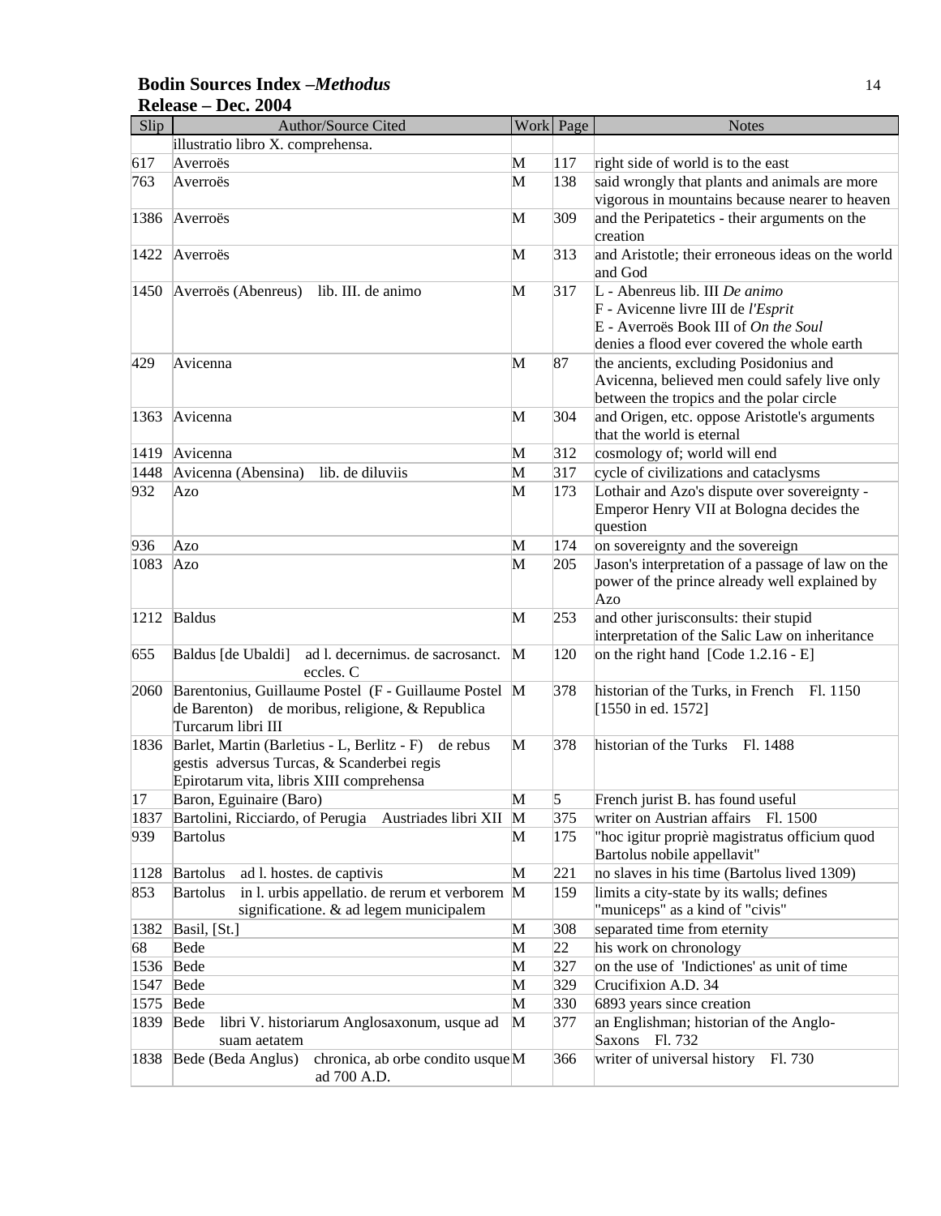**Bodin Sources Index –*Methodus***
**Release – Dec. 2004**

| Slip | Author/Source Cited | Work | Page | Notes |
|---|---|---|---|---|
| | illustratio libro X. comprehensa. | | | |
| 617 | Averroës | M | 117 | right side of world is to the east |
| 763 | Averroës | M | 138 | said wrongly that plants and animals are more vigorous in mountains because nearer to heaven |
| 1386 | Averroës | M | 309 | and the Peripatetics - their arguments on the creation |
| 1422 | Averroës | M | 313 | and Aristotle; their erroneous ideas on the world and God |
| 1450 | Averroës (Abenreus) lib. III. de animo | M | 317 | L - Abenreus lib. III *De animo*<br>F - Avicenne livre III de *l'Esprit*<br>E - Averroës Book III of *On the Soul*<br>denies a flood ever covered the whole earth |
| 429 | Avicenna | M | 87 | the ancients, excluding Posidonius and Avicenna, believed men could safely live only between the tropics and the polar circle |
| 1363 | Avicenna | M | 304 | and Origen, etc. oppose Aristotle's arguments that the world is eternal |
| 1419 | Avicenna | M | 312 | cosmology of; world will end |
| 1448 | Avicenna (Abensina) lib. de diluviis | M | 317 | cycle of civilizations and cataclysms |
| 932 | Azo | M | 173 | Lothair and Azo's dispute over sovereignty - Emperor Henry VII at Bologna decides the question |
| 936 | Azo | M | 174 | on sovereignty and the sovereign |
| 1083 | Azo | M | 205 | Jason's interpretation of a passage of law on the power of the prince already well explained by Azo |
| 1212 | Baldus | M | 253 | and other jurisconsults: their stupid interpretation of the Salic Law on inheritance |
| 655 | Baldus [de Ubaldi] ad l. decernimus. de sacrosanct. eccles. C | M | 120 | on the right hand [Code 1.2.16 - E] |
| 2060 | Barentonius, Guillaume Postel (F - Guillaume Postel de Barenton) de moribus, religione, & Republica Turcarum libri III | M | 378 | historian of the Turks, in French Fl. 1150 [1550 in ed. 1572] |
| 1836 | Barlet, Martin (Barletius - L, Berlitz - F) de rebus gestis adversus Turcas, & Scanderbei regis Epirotarum vita, libris XIII comprehensa | M | 378 | historian of the Turks Fl. 1488 |
| 17 | Baron, Eguinaire (Baro) | M | 5 | French jurist B. has found useful |
| 1837 | Bartolini, Ricciardo, of Perugia Austriades libri XII | M | 375 | writer on Austrian affairs Fl. 1500 |
| 939 | Bartolus | M | 175 | "hoc igitur propriè magistratus officium quod Bartolus nobile appellavit" |
| 1128 | Bartolus ad l. hostes. de captivis | M | 221 | no slaves in his time (Bartolus lived 1309) |
| 853 | Bartolus in l. urbis appellatio. de rerum et verborem significatione. & ad legem municipalem | M | 159 | limits a city-state by its walls; defines "municeps" as a kind of "civis" |
| 1382 | Basil, [St.] | M | 308 | separated time from eternity |
| 68 | Bede | M | 22 | his work on chronology |
| 1536 | Bede | M | 327 | on the use of 'Indictiones' as unit of time |
| 1547 | Bede | M | 329 | Crucifixion A.D. 34 |
| 1575 | Bede | M | 330 | 6893 years since creation |
| 1839 | Bede libri V. historiarum Anglosaxonum, usque ad suam aetatem | M | 377 | an Englishman; historian of the Anglo-Saxons Fl. 732 |
| 1838 | Bede (Beda Anglus) chronica, ab orbe condito usque ad 700 A.D. | M | 366 | writer of universal history Fl. 730 |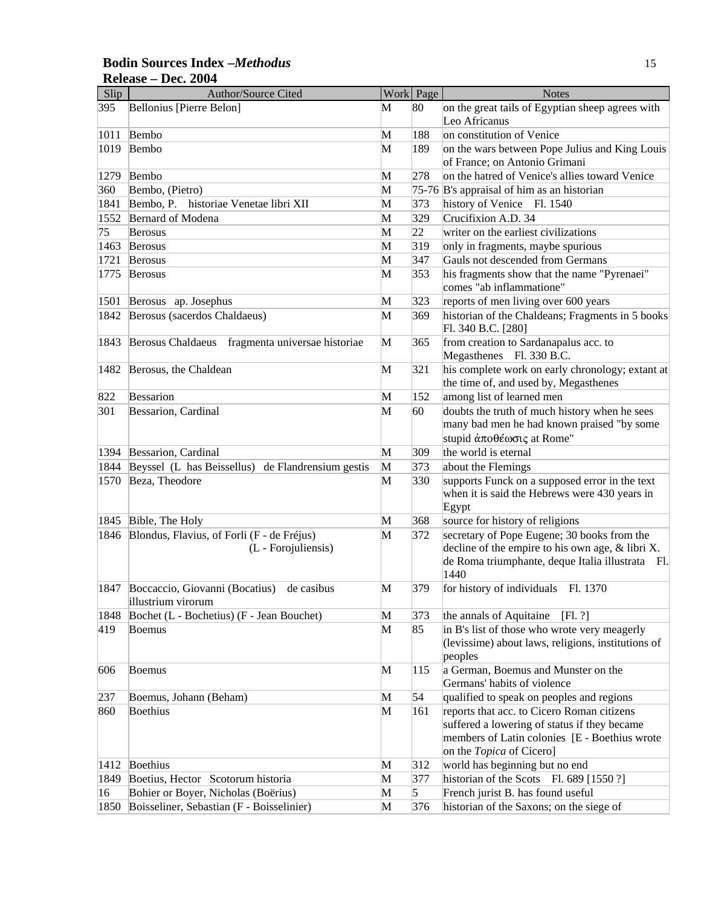**Bodin Sources Index –*Methodus***
**Release – Dec. 2004**

| Slip | Author/Source Cited | Work | Page | Notes |
|---|---|---|---|---|
| 395 | Bellonius [Pierre Belon] | M | 80 | on the great tails of Egyptian sheep agrees with Leo Africanus |
| 1011 | Bembo | M | 188 | on constitution of Venice |
| 1019 | Bembo | M | 189 | on the wars between Pope Julius and King Louis of France; on Antonio Grimani |
| 1279 | Bembo | M | 278 | on the hatred of Venice's allies toward Venice |
| 360 | Bembo, (Pietro) | M | 75-76 | B's appraisal of him as an historian |
| 1841 | Bembo, P. historiae Venetae libri XII | M | 373 | history of Venice Fl. 1540 |
| 1552 | Bernard of Modena | M | 329 | Crucifixion A.D. 34 |
| 75 | Berosus | M | 22 | writer on the earliest civilizations |
| 1463 | Berosus | M | 319 | only in fragments, maybe spurious |
| 1721 | Berosus | M | 347 | Gauls not descended from Germans |
| 1775 | Berosus | M | 353 | his fragments show that the name "Pyrenaei" comes "ab inflammatione" |
| 1501 | Berosus ap. Josephus | M | 323 | reports of men living over 600 years |
| 1842 | Berosus (sacerdos Chaldaeus) | M | 369 | historian of the Chaldeans; Fragments in 5 books Fl. 340 B.C. [280] |
| 1843 | Berosus Chaldaeus fragmenta universae historiae | M | 365 | from creation to Sardanapalus acc. to Megasthenes Fl. 330 B.C. |
| 1482 | Berosus, the Chaldean | M | 321 | his complete work on early chronology; extant at the time of, and used by, Megasthenes |
| 822 | Bessarion | M | 152 | among list of learned men |
| 301 | Bessarion, Cardinal | M | 60 | doubts the truth of much history when he sees many bad men he had known praised "by some stupid ἀποθέωσις at Rome" |
| 1394 | Bessarion, Cardinal | M | 309 | the world is eternal |
| 1844 | Beyssel (L has Beissellus) de Flandrensium gestis | M | 373 | about the Flemings |
| 1570 | Beza, Theodore | M | 330 | supports Funck on a supposed error in the text when it is said the Hebrews were 430 years in Egypt |
| 1845 | Bible, The Holy | M | 368 | source for history of religions |
| 1846 | Blondus, Flavius, of Forli (F - de Fréjus) (L - Forojuliensis) | M | 372 | secretary of Pope Eugene; 30 books from the decline of the empire to his own age, & libri X. de Roma triumphante, deque Italia illustrata Fl. 1440 |
| 1847 | Boccaccio, Giovanni (Bocatius) de casibus illustrium virorum | M | 379 | for history of individuals Fl. 1370 |
| 1848 | Bochet (L - Bochetius) (F - Jean Bouchet) | M | 373 | the annals of Aquitaine [Fl. ?] |
| 419 | Boemus | M | 85 | in B's list of those who wrote very meagerly (levissime) about laws, religions, institutions of peoples |
| 606 | Boemus | M | 115 | a German, Boemus and Munster on the Germans' habits of violence |
| 237 | Boemus, Johann (Beham) | M | 54 | qualified to speak on peoples and regions |
| 860 | Boethius | M | 161 | reports that acc. to Cicero Roman citizens suffered a lowering of status if they became members of Latin colonies [E - Boethius wrote on the *Topica* of Cicero] |
| 1412 | Boethius | M | 312 | world has beginning but no end |
| 1849 | Boetius, Hector Scotorum historia | M | 377 | historian of the Scots Fl. 689 [1550 ?] |
| 16 | Bohier or Boyer, Nicholas (Boërius) | M | 5 | French jurist B. has found useful |
| 1850 | Boisseliner, Sebastian (F - Boisselinier) | M | 376 | historian of the Saxons; on the siege of |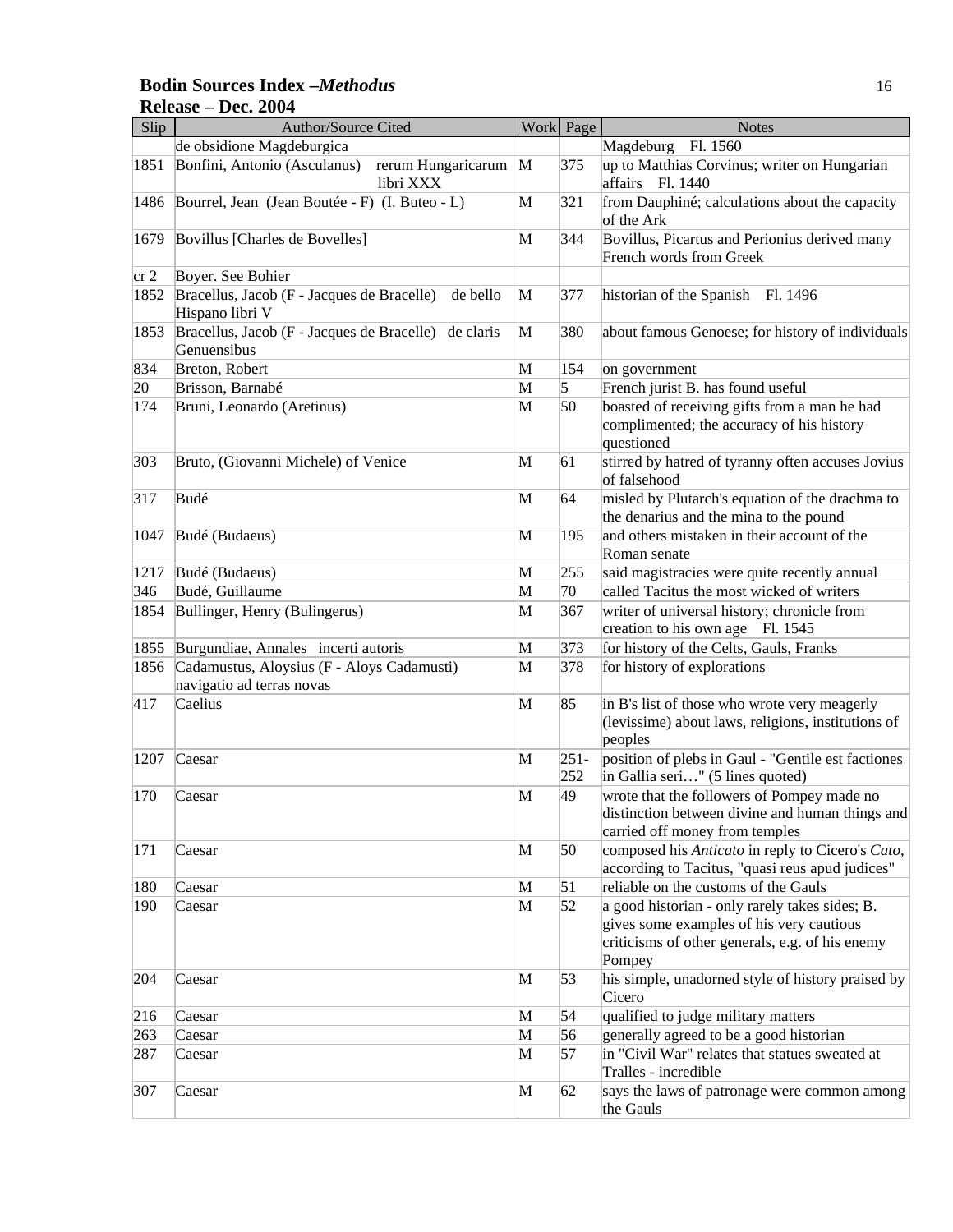| Slip | Author/Source Cited | Work | Page | Notes |
|---|---|---|---|---|
| | de obsidione Magdeburgica | | | Magdeburg Fl. 1560 |
| 1851 | Bonfini, Antonio (Asculanus) rerum Hungaricarum libri XXX | M | 375 | up to Matthias Corvinus; writer on Hungarian affairs Fl. 1440 |
| 1486 | Bourrel, Jean (Jean Boutée - F) (I. Buteo - L) | M | 321 | from Dauphiné; calculations about the capacity of the Ark |
| 1679 | Bovillus [Charles de Bovelles] | M | 344 | Bovillus, Picartus and Perionius derived many French words from Greek |
| cr 2 | Boyer. See Bohier | | | |
| 1852 | Bracellus, Jacob (F - Jacques de Bracelle) de bello Hispano libri V | M | 377 | historian of the Spanish Fl. 1496 |
| 1853 | Bracellus, Jacob (F - Jacques de Bracelle) de claris Genuensibus | M | 380 | about famous Genoese; for history of individuals |
| 834 | Breton, Robert | M | 154 | on government |
| 20 | Brisson, Barnabé | M | 5 | French jurist B. has found useful |
| 174 | Bruni, Leonardo (Aretinus) | M | 50 | boasted of receiving gifts from a man he had complimented; the accuracy of his history questioned |
| 303 | Bruto, (Giovanni Michele) of Venice | M | 61 | stirred by hatred of tyranny often accuses Jovius of falsehood |
| 317 | Budé | M | 64 | misled by Plutarch's equation of the drachma to the denarius and the mina to the pound |
| 1047 | Budé (Budaeus) | M | 195 | and others mistaken in their account of the Roman senate |
| 1217 | Budé (Budaeus) | M | 255 | said magistracies were quite recently annual |
| 346 | Budé, Guillaume | M | 70 | called Tacitus the most wicked of writers |
| 1854 | Bullinger, Henry (Bulingerus) | M | 367 | writer of universal history; chronicle from creation to his own age Fl. 1545 |
| 1855 | Burgundiae, Annales incerti autoris | M | 373 | for history of the Celts, Gauls, Franks |
| 1856 | Cadamustus, Aloysius (F - Aloys Cadamusti) navigatio ad terras novas | M | 378 | for history of explorations |
| 417 | Caelius | M | 85 | in B's list of those who wrote very meagerly (levissime) about laws, religions, institutions of peoples |
| 1207 | Caesar | M | 251-252 | position of plebs in Gaul - "Gentile est factiones in Gallia seri…" (5 lines quoted) |
| 170 | Caesar | M | 49 | wrote that the followers of Pompey made no distinction between divine and human things and carried off money from temples |
| 171 | Caesar | M | 50 | composed his *Anticato* in reply to Cicero's *Cato*, according to Tacitus, "quasi reus apud judices" |
| 180 | Caesar | M | 51 | reliable on the customs of the Gauls |
| 190 | Caesar | M | 52 | a good historian - only rarely takes sides; B. gives some examples of his very cautious criticisms of other generals, e.g. of his enemy Pompey |
| 204 | Caesar | M | 53 | his simple, unadorned style of history praised by Cicero |
| 216 | Caesar | M | 54 | qualified to judge military matters |
| 263 | Caesar | M | 56 | generally agreed to be a good historian |
| 287 | Caesar | M | 57 | in "Civil War" relates that statues sweated at Tralles - incredible |
| 307 | Caesar | M | 62 | says the laws of patronage were common among the Gauls |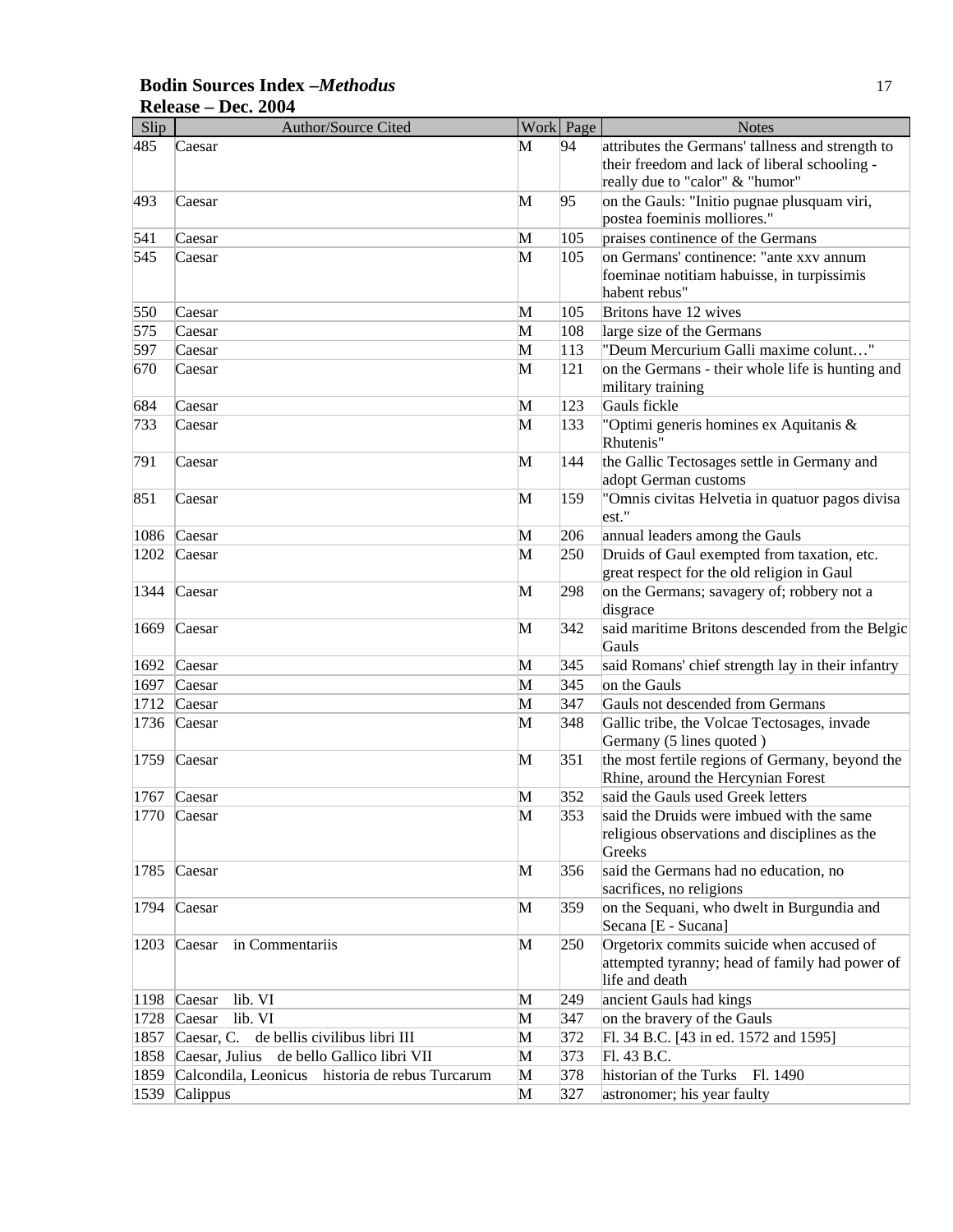**Bodin Sources Index –*Methodus***
**Release – Dec. 2004**

| Slip | Author/Source Cited | Work | Page | Notes |
|---|---|---|---|---|
| 485 | Caesar | M | 94 | attributes the Germans' tallness and strength to their freedom and lack of liberal schooling - really due to "calor" & "humor" |
| 493 | Caesar | M | 95 | on the Gauls: "Initio pugnae plusquam viri, postea foeminis molliores." |
| 541 | Caesar | M | 105 | praises continence of the Germans |
| 545 | Caesar | M | 105 | on Germans' continence: "ante xxv annum foeminae notitiam habuisse, in turpissimis habent rebus" |
| 550 | Caesar | M | 105 | Britons have 12 wives |
| 575 | Caesar | M | 108 | large size of the Germans |
| 597 | Caesar | M | 113 | "Deum Mercurium Galli maxime colunt…" |
| 670 | Caesar | M | 121 | on the Germans - their whole life is hunting and military training |
| 684 | Caesar | M | 123 | Gauls fickle |
| 733 | Caesar | M | 133 | "Optimi generis homines ex Aquitanis & Rhutenis" |
| 791 | Caesar | M | 144 | the Gallic Tectosages settle in Germany and adopt German customs |
| 851 | Caesar | M | 159 | "Omnis civitas Helvetia in quatuor pagos divisa est." |
| 1086 | Caesar | M | 206 | annual leaders among the Gauls |
| 1202 | Caesar | M | 250 | Druids of Gaul exempted from taxation, etc. great respect for the old religion in Gaul |
| 1344 | Caesar | M | 298 | on the Germans; savagery of; robbery not a disgrace |
| 1669 | Caesar | M | 342 | said maritime Britons descended from the Belgic Gauls |
| 1692 | Caesar | M | 345 | said Romans' chief strength lay in their infantry |
| 1697 | Caesar | M | 345 | on the Gauls |
| 1712 | Caesar | M | 347 | Gauls not descended from Germans |
| 1736 | Caesar | M | 348 | Gallic tribe, the Volcae Tectosages, invade Germany (5 lines quoted ) |
| 1759 | Caesar | M | 351 | the most fertile regions of Germany, beyond the Rhine, around the Hercynian Forest |
| 1767 | Caesar | M | 352 | said the Gauls used Greek letters |
| 1770 | Caesar | M | 353 | said the Druids were imbued with the same religious observations and disciplines as the Greeks |
| 1785 | Caesar | M | 356 | said the Germans had no education, no sacrifices, no religions |
| 1794 | Caesar | M | 359 | on the Sequani, who dwelt in Burgundia and Secana [E - Sucana] |
| 1203 | Caesar in Commentariis | M | 250 | Orgetorix commits suicide when accused of attempted tyranny; head of family had power of life and death |
| 1198 | Caesar lib. VI | M | 249 | ancient Gauls had kings |
| 1728 | Caesar lib. VI | M | 347 | on the bravery of the Gauls |
| 1857 | Caesar, C. de bellis civilibus libri III | M | 372 | Fl. 34 B.C. [43 in ed. 1572 and 1595] |
| 1858 | Caesar, Julius de bello Gallico libri VII | M | 373 | Fl. 43 B.C. |
| 1859 | Calcondila, Leonicus historia de rebus Turcarum | M | 378 | historian of the Turks Fl. 1490 |
| 1539 | Calippus | M | 327 | astronomer; his year faulty |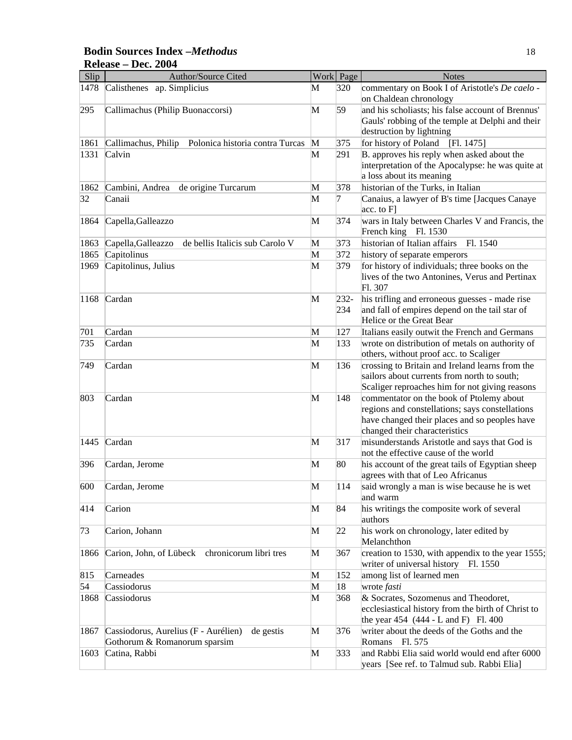**Bodin Sources Index –*Methodus***
**Release – Dec. 2004**

| Slip | Author/Source Cited | Work | Page | Notes |
|---|---|---|---|---|
| 1478 | Calisthenes ap. Simplicius | M | 320 | commentary on Book I of Aristotle's *De caelo* - on Chaldean chronology |
| 295 | Callimachus (Philip Buonaccorsi) | M | 59 | and his scholiasts; his false account of Brennus' Gauls' robbing of the temple at Delphi and their destruction by lightning |
| 1861 | Callimachus, Philip Polonica historia contra Turcas | M | 375 | for history of Poland [Fl. 1475] |
| 1331 | Calvin | M | 291 | B. approves his reply when asked about the interpretation of the Apocalypse: he was quite at a loss about its meaning |
| 1862 | Cambini, Andrea de origine Turcarum | M | 378 | historian of the Turks, in Italian |
| 32 | Canaii | M | 7 | Canaius, a lawyer of B's time [Jacques Canaye acc. to F] |
| 1864 | Capella,Galleazzo | M | 374 | wars in Italy between Charles V and Francis, the French king Fl. 1530 |
| 1863 | Capella,Galleazzo de bellis Italicis sub Carolo V | M | 373 | historian of Italian affairs Fl. 1540 |
| 1865 | Capitolinus | M | 372 | history of separate emperors |
| 1969 | Capitolinus, Julius | M | 379 | for history of individuals; three books on the lives of the two Antonines, Verus and Pertinax Fl. 307 |
| 1168 | Cardan | M | 232-234 | his trifling and erroneous guesses - made rise and fall of empires depend on the tail star of Helice or the Great Bear |
| 701 | Cardan | M | 127 | Italians easily outwit the French and Germans |
| 735 | Cardan | M | 133 | wrote on distribution of metals on authority of others, without proof acc. to Scaliger |
| 749 | Cardan | M | 136 | crossing to Britain and Ireland learns from the sailors about currents from north to south; Scaliger reproaches him for not giving reasons |
| 803 | Cardan | M | 148 | commentator on the book of Ptolemy about regions and constellations; says constellations have changed their places and so peoples have changed their characteristics |
| 1445 | Cardan | M | 317 | misunderstands Aristotle and says that God is not the effective cause of the world |
| 396 | Cardan, Jerome | M | 80 | his account of the great tails of Egyptian sheep agrees with that of Leo Africanus |
| 600 | Cardan, Jerome | M | 114 | said wrongly a man is wise because he is wet and warm |
| 414 | Carion | M | 84 | his writings the composite work of several authors |
| 73 | Carion, Johann | M | 22 | his work on chronology, later edited by Melanchthon |
| 1866 | Carion, John, of Lübeck chronicorum libri tres | M | 367 | creation to 1530, with appendix to the year 1555; writer of universal history Fl. 1550 |
| 815 | Carneades | M | 152 | among list of learned men |
| 54 | Cassiodorus | M | 18 | wrote *fasti* |
| 1868 | Cassiodorus | M | 368 | & Socrates, Sozomenus and Theodoret, ecclesiastical history from the birth of Christ to the year 454 (444 - L and F) Fl. 400 |
| 1867 | Cassiodorus, Aurelius (F - Aurélien) de gestis Gothorum & Romanorum sparsim | M | 376 | writer about the deeds of the Goths and the Romans Fl. 575 |
| 1603 | Catina, Rabbi | M | 333 | and Rabbi Elia said world would end after 6000 years [See ref. to Talmud sub. Rabbi Elia] |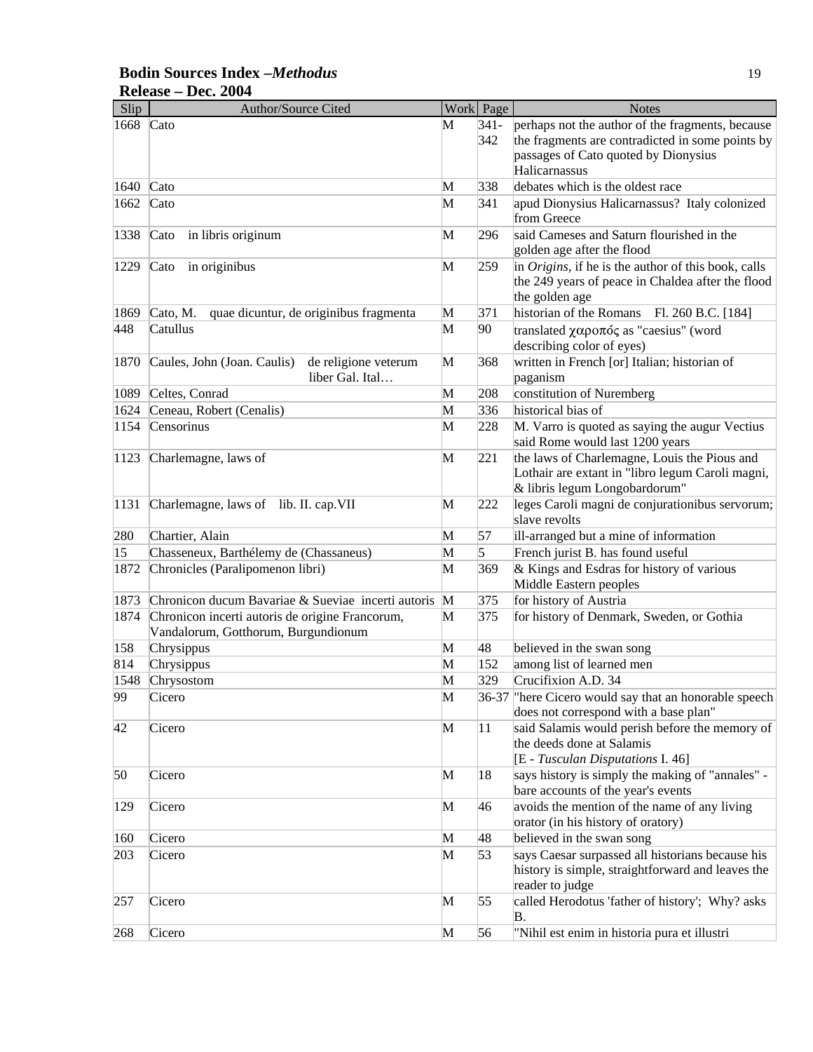**Bodin Sources Index –*Methodus***
**Release – Dec. 2004**

| Slip | Author/Source Cited | Work | Page | Notes |
|---|---|---|---|---|
| 1668 | Cato | M | 341-342 | perhaps not the author of the fragments, because the fragments are contradicted in some points by passages of Cato quoted by Dionysius Halicarnassus |
| 1640 | Cato | M | 338 | debates which is the oldest race |
| 1662 | Cato | M | 341 | apud Dionysius Halicarnassus? Italy colonized from Greece |
| 1338 | Cato in libris originum | M | 296 | said Cameses and Saturn flourished in the golden age after the flood |
| 1229 | Cato in originibus | M | 259 | in *Origins*, if he is the author of this book, calls the 249 years of peace in Chaldea after the flood the golden age |
| 1869 | Cato, M. quae dicuntur, de originibus fragmenta | M | 371 | historian of the Romans Fl. 260 B.C. [184] |
| 448 | Catullus | M | 90 | translated χαροπός as "caesius" (word describing color of eyes) |
| 1870 | Caules, John (Joan. Caulis) de religione veterum liber Gal. Ital… | M | 368 | written in French [or] Italian; historian of paganism |
| 1089 | Celtes, Conrad | M | 208 | constitution of Nuremberg |
| 1624 | Ceneau, Robert (Cenalis) | M | 336 | historical bias of |
| 1154 | Censorinus | M | 228 | M. Varro is quoted as saying the augur Vectius said Rome would last 1200 years |
| 1123 | Charlemagne, laws of | M | 221 | the laws of Charlemagne, Louis the Pious and Lothair are extant in "libro legum Caroli magni, & libris legum Longobardorum" |
| 1131 | Charlemagne, laws of lib. II. cap.VII | M | 222 | leges Caroli magni de conjurationibus servorum; slave revolts |
| 280 | Chartier, Alain | M | 57 | ill-arranged but a mine of information |
| 15 | Chasseneux, Barthélemy de (Chassaneus) | M | 5 | French jurist B. has found useful |
| 1872 | Chronicles (Paralipomenon libri) | M | 369 | & Kings and Esdras for history of various Middle Eastern peoples |
| 1873 | Chronicon ducum Bavariae & Sueviae incerti autoris | M | 375 | for history of Austria |
| 1874 | Chronicon incerti autoris de origine Francorum, Vandalorum, Gotthorum, Burgundionum | M | 375 | for history of Denmark, Sweden, or Gothia |
| 158 | Chrysippus | M | 48 | believed in the swan song |
| 814 | Chrysippus | M | 152 | among list of learned men |
| 1548 | Chrysostom | M | 329 | Crucifixion A.D. 34 |
| 99 | Cicero | M | 36-37 | "here Cicero would say that an honorable speech does not correspond with a base plan" |
| 42 | Cicero | M | 11 | said Salamis would perish before the memory of the deeds done at Salamis [E - *Tusculan Disputations* I. 46] |
| 50 | Cicero | M | 18 | says history is simply the making of "annales" - bare accounts of the year's events |
| 129 | Cicero | M | 46 | avoids the mention of the name of any living orator (in his history of oratory) |
| 160 | Cicero | M | 48 | believed in the swan song |
| 203 | Cicero | M | 53 | says Caesar surpassed all historians because his history is simple, straightforward and leaves the reader to judge |
| 257 | Cicero | M | 55 | called Herodotus 'father of history'; Why? asks B. |
| 268 | Cicero | M | 56 | "Nihil est enim in historia pura et illustri |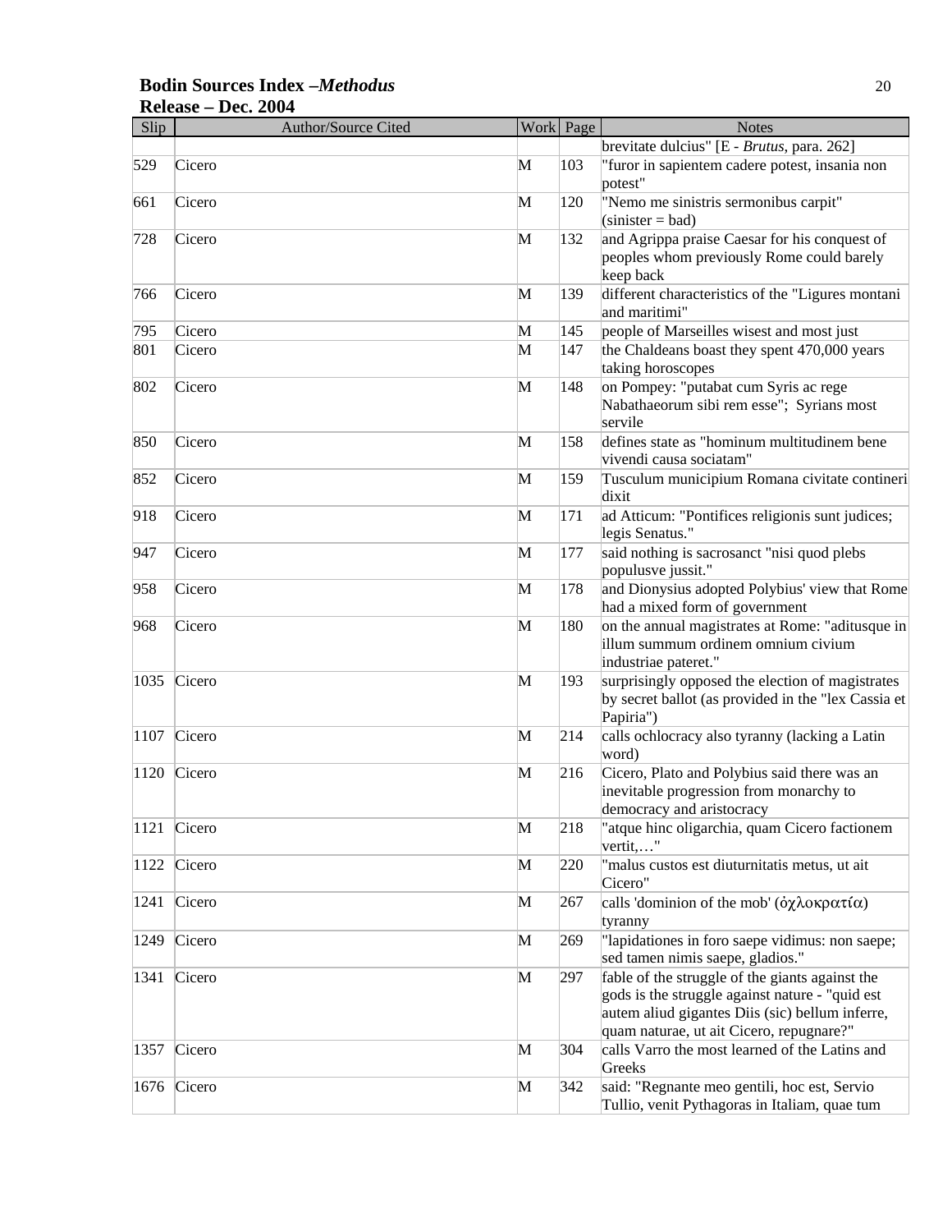| Slip | Author/Source Cited | Work | Page | Notes |
|---|---|---|---|---|
| | | | | brevitate dulcius" [E - *Brutus*, para. 262] |
| 529 | Cicero | M | 103 | "furor in sapientem cadere potest, insania non potest" |
| 661 | Cicero | M | 120 | "Nemo me sinistris sermonibus carpit" (sinister = bad) |
| 728 | Cicero | M | 132 | and Agrippa praise Caesar for his conquest of peoples whom previously Rome could barely keep back |
| 766 | Cicero | M | 139 | different characteristics of the "Ligures montani and maritimi" |
| 795 | Cicero | M | 145 | people of Marseilles wisest and most just |
| 801 | Cicero | M | 147 | the Chaldeans boast they spent 470,000 years taking horoscopes |
| 802 | Cicero | M | 148 | on Pompey: "putabat cum Syris ac rege Nabathaeorum sibi rem esse"; Syrians most servile |
| 850 | Cicero | M | 158 | defines state as "hominum multitudinem bene vivendi causa sociatam" |
| 852 | Cicero | M | 159 | Tusculum municipium Romana civitate contineri dixit |
| 918 | Cicero | M | 171 | ad Atticum: "Pontifices religionis sunt judices; legis Senatus." |
| 947 | Cicero | M | 177 | said nothing is sacrosanct "nisi quod plebs populusve jussit." |
| 958 | Cicero | M | 178 | and Dionysius adopted Polybius' view that Rome had a mixed form of government |
| 968 | Cicero | M | 180 | on the annual magistrates at Rome: "aditusque in illum summum ordinem omnium civium industriae pateret." |
| 1035 | Cicero | M | 193 | surprisingly opposed the election of magistrates by secret ballot (as provided in the "lex Cassia et Papiria") |
| 1107 | Cicero | M | 214 | calls ochlocracy also tyranny (lacking a Latin word) |
| 1120 | Cicero | M | 216 | Cicero, Plato and Polybius said there was an inevitable progression from monarchy to democracy and aristocracy |
| 1121 | Cicero | M | 218 | "atque hinc oligarchia, quam Cicero factionem vertit,…" |
| 1122 | Cicero | M | 220 | "malus custos est diuturnitatis metus, ut ait Cicero" |
| 1241 | Cicero | M | 267 | calls 'dominion of the mob' (ὀχλοκρατία) tyranny |
| 1249 | Cicero | M | 269 | "lapidationes in foro saepe vidimus: non saepe; sed tamen nimis saepe, gladios." |
| 1341 | Cicero | M | 297 | fable of the struggle of the giants against the gods is the struggle against nature - "quid est autem aliud gigantes Diis (sic) bellum inferre, quam naturae, ut ait Cicero, repugnare?" |
| 1357 | Cicero | M | 304 | calls Varro the most learned of the Latins and Greeks |
| 1676 | Cicero | M | 342 | said: "Regnante meo gentili, hoc est, Servio Tullio, venit Pythagoras in Italiam, quae tum |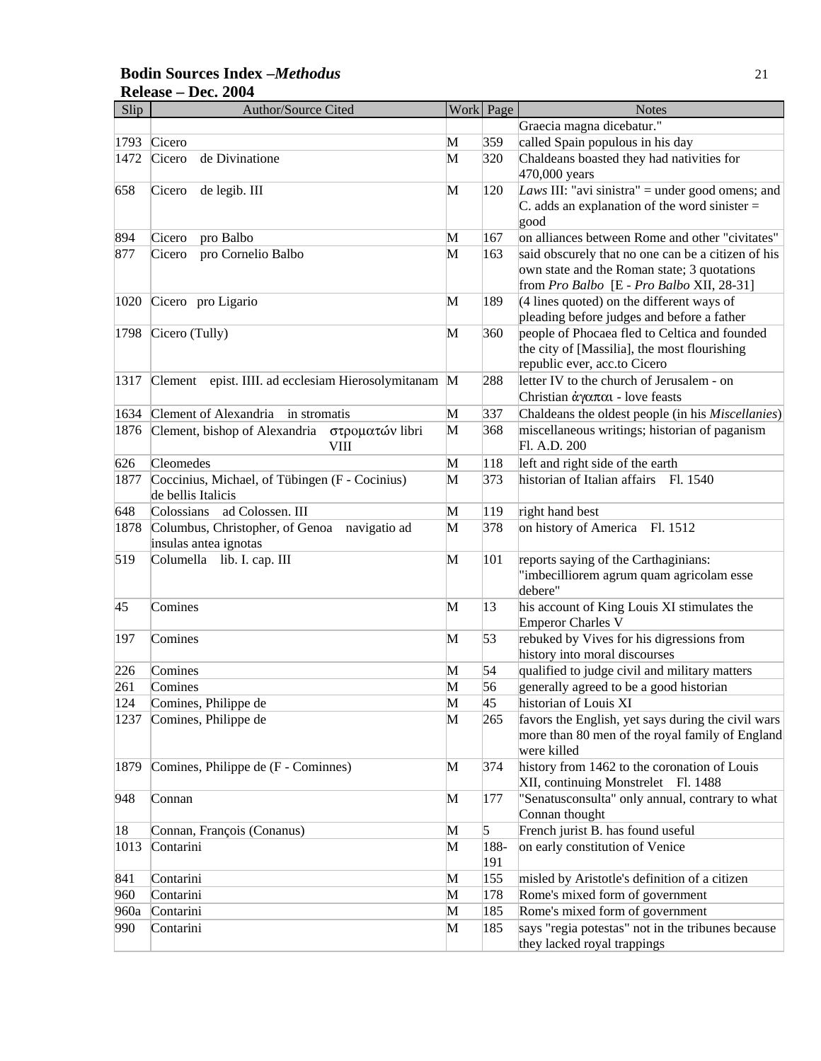| Slip | Author/Source Cited | Work | Page | Notes |
|---|---|---|---|---|
| | | | | Graecia magna dicebatur." |
| 1793 | Cicero | M | 359 | called Spain populous in his day |
| 1472 | Cicero de Divinatione | M | 320 | Chaldeans boasted they had nativities for 470,000 years |
| 658 | Cicero de legib. III | M | 120 | *Laws* III: "avi sinistra" = under good omens; and C. adds an explanation of the word sinister = good |
| 894 | Cicero pro Balbo | M | 167 | on alliances between Rome and other "civitates" |
| 877 | Cicero pro Cornelio Balbo | M | 163 | said obscurely that no one can be a citizen of his own state and the Roman state; 3 quotations from *Pro Balbo* [E - *Pro Balbo* XII, 28-31] |
| 1020 | Cicero pro Ligario | M | 189 | (4 lines quoted) on the different ways of pleading before judges and before a father |
| 1798 | Cicero (Tully) | M | 360 | people of Phocaea fled to Celtica and founded the city of [Massilia], the most flourishing republic ever, acc.to Cicero |
| 1317 | Clement epist. IIII. ad ecclesiam Hierosolymitanam | M | 288 | letter IV to the church of Jerusalem - on Christian ἀγαπαι - love feasts |
| 1634 | Clement of Alexandria in stromatis | M | 337 | Chaldeans the oldest people (in his *Miscellanies*) |
| 1876 | Clement, bishop of Alexandria στρομάτων libri VIII | M | 368 | miscellaneous writings; historian of paganism Fl. A.D. 200 |
| 626 | Cleomedes | M | 118 | left and right side of the earth |
| 1877 | Coccinius, Michael, of Tübingen (F - Cocinius) de bellis Italicis | M | 373 | historian of Italian affairs Fl. 1540 |
| 648 | Colossians ad Colossen. III | M | 119 | right hand best |
| 1878 | Columbus, Christopher, of Genoa navigatio ad insulas antea ignotas | M | 378 | on history of America Fl. 1512 |
| 519 | Columella lib. I. cap. III | M | 101 | reports saying of the Carthaginians: "imbecilliorem agrum quam agricolam esse debere" |
| 45 | Comines | M | 13 | his account of King Louis XI stimulates the Emperor Charles V |
| 197 | Comines | M | 53 | rebuked by Vives for his digressions from history into moral discourses |
| 226 | Comines | M | 54 | qualified to judge civil and military matters |
| 261 | Comines | M | 56 | generally agreed to be a good historian |
| 124 | Comines, Philippe de | M | 45 | historian of Louis XI |
| 1237 | Comines, Philippe de | M | 265 | favors the English, yet says during the civil wars more than 80 men of the royal family of England were killed |
| 1879 | Comines, Philippe de (F - Cominnes) | M | 374 | history from 1462 to the coronation of Louis XII, continuing Monstrelet Fl. 1488 |
| 948 | Connan | M | 177 | "Senatusconsulta" only annual, contrary to what Connan thought |
| 18 | Connan, François (Conanus) | M | 5 | French jurist B. has found useful |
| 1013 | Contarini | M | 188-191 | on early constitution of Venice |
| 841 | Contarini | M | 155 | misled by Aristotle's definition of a citizen |
| 960 | Contarini | M | 178 | Rome's mixed form of government |
| 960a | Contarini | M | 185 | Rome's mixed form of government |
| 990 | Contarini | M | 185 | says "regia potestas" not in the tribunes because they lacked royal trappings |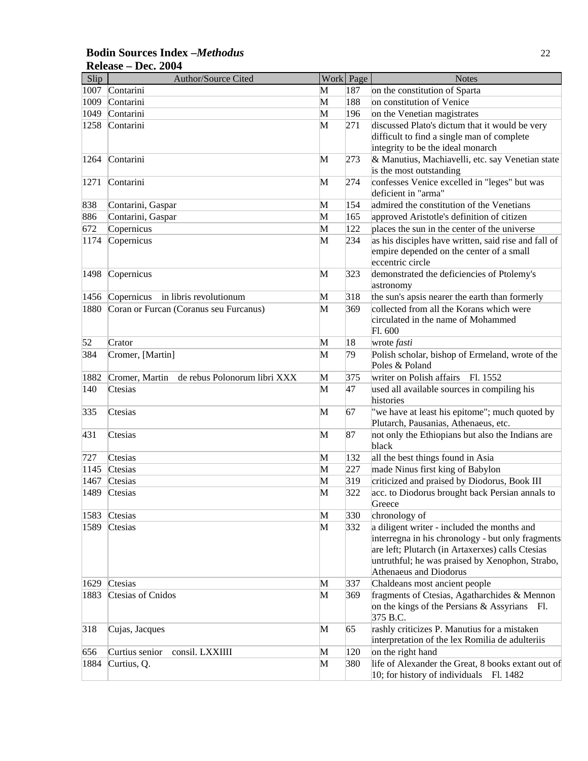**Bodin Sources Index –*Methodus***
**Release – Dec. 2004**

| Slip | Author/Source Cited | Work | Page | Notes |
|---|---|---|---|---|
| 1007 | Contarini | M | 187 | on the constitution of Sparta |
| 1009 | Contarini | M | 188 | on constitution of Venice |
| 1049 | Contarini | M | 196 | on the Venetian magistrates |
| 1258 | Contarini | M | 271 | discussed Plato's dictum that it would be very difficult to find a single man of complete integrity to be the ideal monarch |
| 1264 | Contarini | M | 273 | & Manutius, Machiavelli, etc. say Venetian state is the most outstanding |
| 1271 | Contarini | M | 274 | confesses Venice excelled in "leges" but was deficient in "arma" |
| 838 | Contarini, Gaspar | M | 154 | admired the constitution of the Venetians |
| 886 | Contarini, Gaspar | M | 165 | approved Aristotle's definition of citizen |
| 672 | Copernicus | M | 122 | places the sun in the center of the universe |
| 1174 | Copernicus | M | 234 | as his disciples have written, said rise and fall of empire depended on the center of a small eccentric circle |
| 1498 | Copernicus | M | 323 | demonstrated the deficiencies of Ptolemy's astronomy |
| 1456 | Copernicus in libris revolutionum | M | 318 | the sun's apsis nearer the earth than formerly |
| 1880 | Coran or Furcan (Coranus seu Furcanus) | M | 369 | collected from all the Korans which were circulated in the name of Mohammed Fl. 600 |
| 52 | Crator | M | 18 | wrote *fasti* |
| 384 | Cromer, [Martin] | M | 79 | Polish scholar, bishop of Ermeland, wrote of the Poles & Poland |
| 1882 | Cromer, Martin de rebus Polonorum libri XXX | M | 375 | writer on Polish affairs Fl. 1552 |
| 140 | Ctesias | M | 47 | used all available sources in compiling his histories |
| 335 | Ctesias | M | 67 | "we have at least his epitome"; much quoted by Plutarch, Pausanias, Athenaeus, etc. |
| 431 | Ctesias | M | 87 | not only the Ethiopians but also the Indians are black |
| 727 | Ctesias | M | 132 | all the best things found in Asia |
| 1145 | Ctesias | M | 227 | made Ninus first king of Babylon |
| 1467 | Ctesias | M | 319 | criticized and praised by Diodorus, Book III |
| 1489 | Ctesias | M | 322 | acc. to Diodorus brought back Persian annals to Greece |
| 1583 | Ctesias | M | 330 | chronology of |
| 1589 | Ctesias | M | 332 | a diligent writer - included the months and interregna in his chronology - but only fragments are left; Plutarch (in Artaxerxes) calls Ctesias untruthful; he was praised by Xenophon, Strabo, Athenaeus and Diodorus |
| 1629 | Ctesias | M | 337 | Chaldeans most ancient people |
| 1883 | Ctesias of Cnidos | M | 369 | fragments of Ctesias, Agatharchides & Mennon on the kings of the Persians & Assyrians Fl. 375 B.C. |
| 318 | Cujas, Jacques | M | 65 | rashly criticizes P. Manutius for a mistaken interpretation of the lex Romilia de adulteriis |
| 656 | Curtius senior consil. LXXIIII | M | 120 | on the right hand |
| 1884 | Curtius, Q. | M | 380 | life of Alexander the Great, 8 books extant out of 10; for history of individuals Fl. 1482 |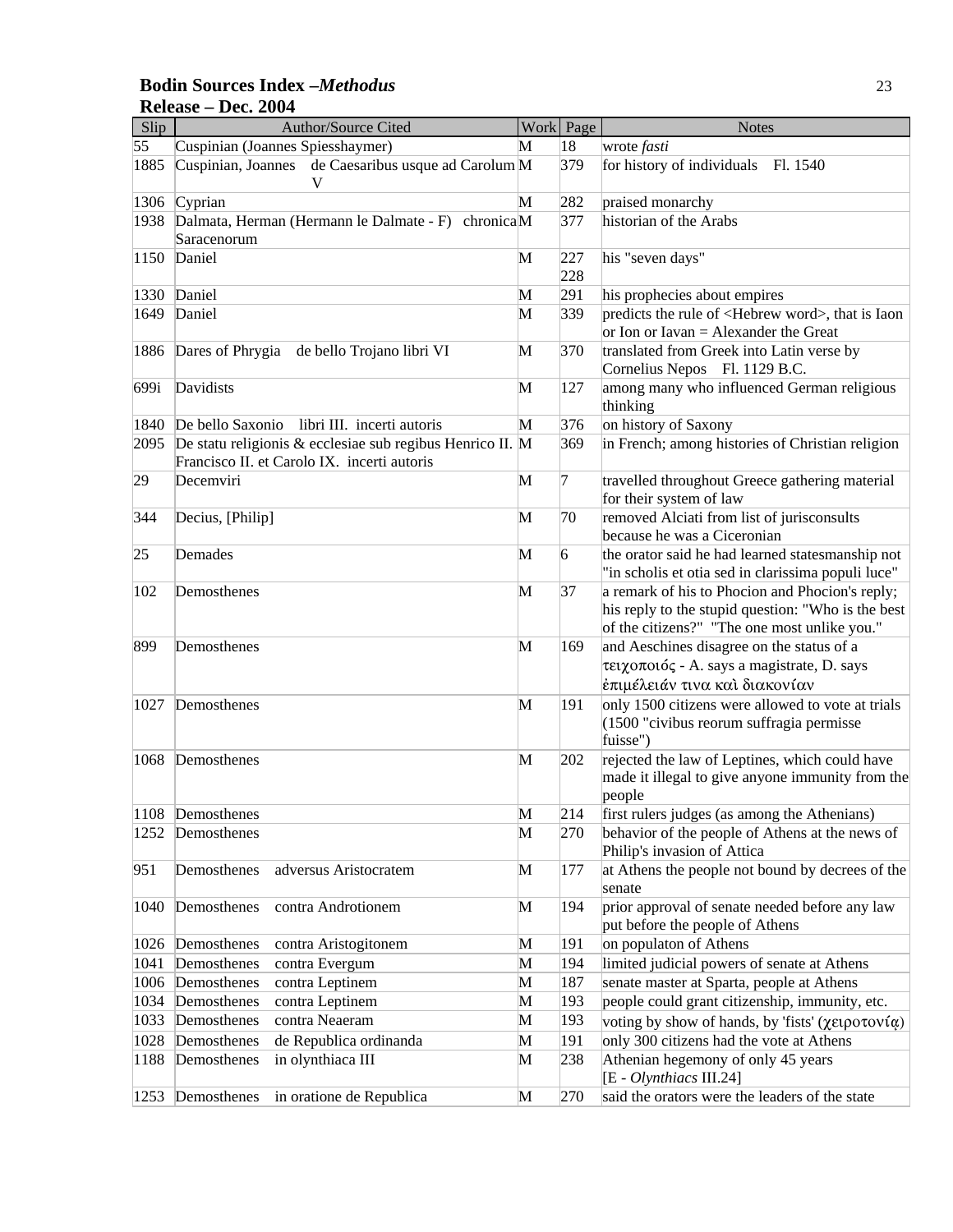**Bodin Sources Index –*Methodus***
**Release – Dec. 2004**

| Slip | Author/Source Cited | Work | Page | Notes |
|---|---|---|---|---|
| 55 | Cuspinian (Joannes Spiesshaymer) | M | 18 | wrote *fasti* |
| 1885 | Cuspinian, Joannes de Caesaribus usque ad Carolum V | M | 379 | for history of individuals Fl. 1540 |
| 1306 | Cyprian | M | 282 | praised monarchy |
| 1938 | Dalmata, Herman (Hermann le Dalmate - F) chronica Saracenorum | M | 377 | historian of the Arabs |
| 1150 | Daniel | M | 227 228 | his "seven days" |
| 1330 | Daniel | M | 291 | his prophecies about empires |
| 1649 | Daniel | M | 339 | predicts the rule of <Hebrew word>, that is Iaon or Ion or Iavan = Alexander the Great |
| 1886 | Dares of Phrygia de bello Trojano libri VI | M | 370 | translated from Greek into Latin verse by Cornelius Nepos Fl. 1129 B.C. |
| 699i | Davidists | M | 127 | among many who influenced German religious thinking |
| 1840 | De bello Saxonio libri III. incerti autoris | M | 376 | on history of Saxony |
| 2095 | De statu religionis & ecclesiae sub regibus Henrico II. Francisco II. et Carolo IX. incerti autoris | M | 369 | in French; among histories of Christian religion |
| 29 | Decemviri | M | 7 | travelled throughout Greece gathering material for their system of law |
| 344 | Decius, [Philip] | M | 70 | removed Alciati from list of jurisconsults because he was a Ciceronian |
| 25 | Demades | M | 6 | the orator said he had learned statesmanship not "in scholis et otia sed in clarissima populi luce" |
| 102 | Demosthenes | M | 37 | a remark of his to Phocion and Phocion's reply; his reply to the stupid question: "Who is the best of the citizens?" "The one most unlike you." |
| 899 | Demosthenes | M | 169 | and Aeschines disagree on the status of a τειχοποιός - A. says a magistrate, D. says ἐπιμέλειάν τινα καὶ διακονίαν |
| 1027 | Demosthenes | M | 191 | only 1500 citizens were allowed to vote at trials (1500 "civibus reorum suffragia permisse fuisse") |
| 1068 | Demosthenes | M | 202 | rejected the law of Leptines, which could have made it illegal to give anyone immunity from the people |
| 1108 | Demosthenes | M | 214 | first rulers judges (as among the Athenians) |
| 1252 | Demosthenes | M | 270 | behavior of the people of Athens at the news of Philip's invasion of Attica |
| 951 | Demosthenes adversus Aristocratem | M | 177 | at Athens the people not bound by decrees of the senate |
| 1040 | Demosthenes contra Androtionem | M | 194 | prior approval of senate needed before any law put before the people of Athens |
| 1026 | Demosthenes contra Aristogitonem | M | 191 | on populaton of Athens |
| 1041 | Demosthenes contra Evergum | M | 194 | limited judicial powers of senate at Athens |
| 1006 | Demosthenes contra Leptinem | M | 187 | senate master at Sparta, people at Athens |
| 1034 | Demosthenes contra Leptinem | M | 193 | people could grant citizenship, immunity, etc. |
| 1033 | Demosthenes contra Neaeram | M | 193 | voting by show of hands, by 'fists' (χειροτονίᾳ) |
| 1028 | Demosthenes de Republica ordinanda | M | 191 | only 300 citizens had the vote at Athens |
| 1188 | Demosthenes in olynthiaca III | M | 238 | Athenian hegemony of only 45 years [E - *Olynthiacs* III.24] |
| 1253 | Demosthenes in oratione de Republica | M | 270 | said the orators were the leaders of the state |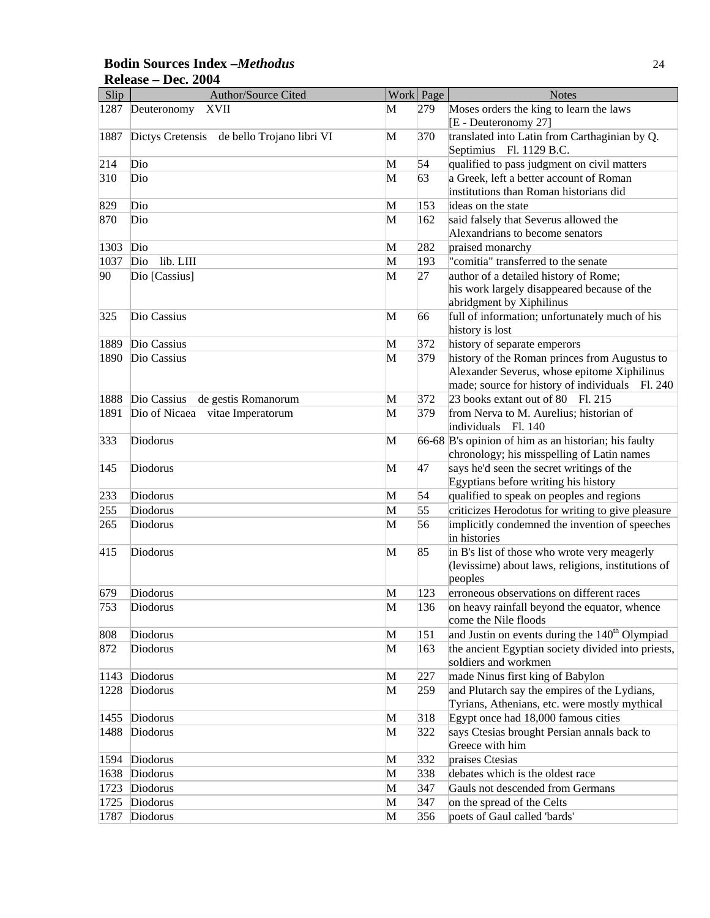**Bodin Sources Index –*Methodus***
**Release – Dec. 2004**

| Slip | Author/Source Cited | Work | Page | Notes |
|---|---|---|---|---|
| 1287 | Deuteronomy XVII | M | 279 | Moses orders the king to learn the laws [E - Deuteronomy 27] |
| 1887 | Dictys Cretensis de bello Trojano libri VI | M | 370 | translated into Latin from Carthaginian by Q. Septimius Fl. 1129 B.C. |
| 214 | Dio | M | 54 | qualified to pass judgment on civil matters |
| 310 | Dio | M | 63 | a Greek, left a better account of Roman institutions than Roman historians did |
| 829 | Dio | M | 153 | ideas on the state |
| 870 | Dio | M | 162 | said falsely that Severus allowed the Alexandrians to become senators |
| 1303 | Dio | M | 282 | praised monarchy |
| 1037 | Dio lib. LIII | M | 193 | "comitia" transferred to the senate |
| 90 | Dio [Cassius] | M | 27 | author of a detailed history of Rome; his work largely disappeared because of the abridgment by Xiphilinus |
| 325 | Dio Cassius | M | 66 | full of information; unfortunately much of his history is lost |
| 1889 | Dio Cassius | M | 372 | history of separate emperors |
| 1890 | Dio Cassius | M | 379 | history of the Roman princes from Augustus to Alexander Severus, whose epitome Xiphilinus made; source for history of individuals Fl. 240 |
| 1888 | Dio Cassius de gestis Romanorum | M | 372 | 23 books extant out of 80 Fl. 215 |
| 1891 | Dio of Nicaea vitae Imperatorum | M | 379 | from Nerva to M. Aurelius; historian of individuals Fl. 140 |
| 333 | Diodorus | M | 66-68 | B's opinion of him as an historian; his faulty chronology; his misspelling of Latin names |
| 145 | Diodorus | M | 47 | says he'd seen the secret writings of the Egyptians before writing his history |
| 233 | Diodorus | M | 54 | qualified to speak on peoples and regions |
| 255 | Diodorus | M | 55 | criticizes Herodotus for writing to give pleasure |
| 265 | Diodorus | M | 56 | implicitly condemned the invention of speeches in histories |
| 415 | Diodorus | M | 85 | in B's list of those who wrote very meagerly (levissime) about laws, religions, institutions of peoples |
| 679 | Diodorus | M | 123 | erroneous observations on different races |
| 753 | Diodorus | M | 136 | on heavy rainfall beyond the equator, whence come the Nile floods |
| 808 | Diodorus | M | 151 | and Justin on events during the 140th Olympiad |
| 872 | Diodorus | M | 163 | the ancient Egyptian society divided into priests, soldiers and workmen |
| 1143 | Diodorus | M | 227 | made Ninus first king of Babylon |
| 1228 | Diodorus | M | 259 | and Plutarch say the empires of the Lydians, Tyrians, Athenians, etc. were mostly mythical |
| 1455 | Diodorus | M | 318 | Egypt once had 18,000 famous cities |
| 1488 | Diodorus | M | 322 | says Ctesias brought Persian annals back to Greece with him |
| 1594 | Diodorus | M | 332 | praises Ctesias |
| 1638 | Diodorus | M | 338 | debates which is the oldest race |
| 1723 | Diodorus | M | 347 | Gauls not descended from Germans |
| 1725 | Diodorus | M | 347 | on the spread of the Celts |
| 1787 | Diodorus | M | 356 | poets of Gaul called 'bards' |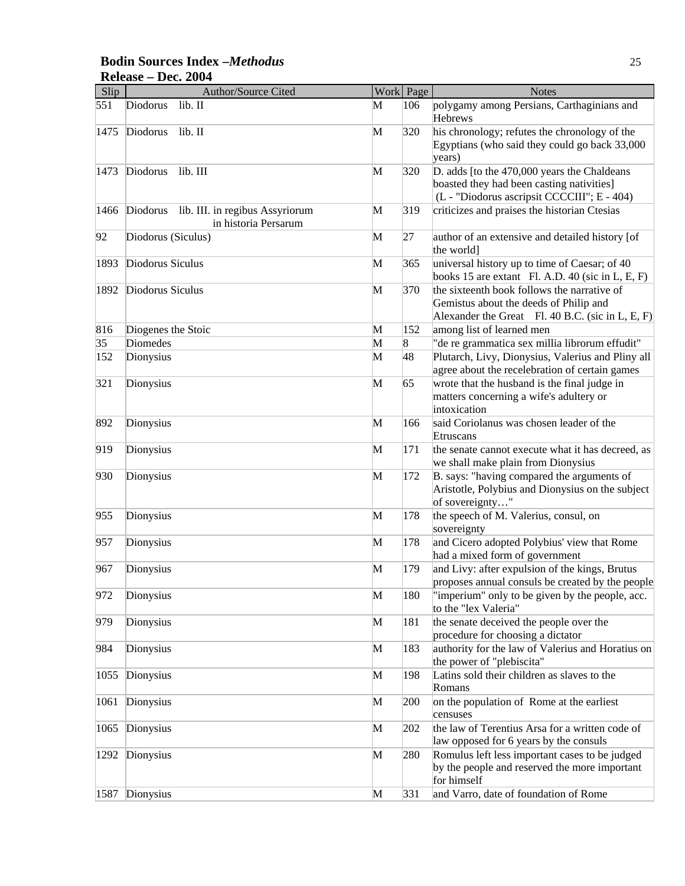| Slip | Author/Source Cited | Work | Page | Notes |
|---|---|---|---|---|
| 551 | Diodorus lib. II | M | 106 | polygamy among Persians, Carthaginians and Hebrews |
| 1475 | Diodorus lib. II | M | 320 | his chronology; refutes the chronology of the Egyptians (who said they could go back 33,000 years) |
| 1473 | Diodorus lib. III | M | 320 | D. adds [to the 470,000 years the Chaldeans boasted they had been casting nativities] (L - "Diodorus ascripsit CCCCIII"; E - 404) |
| 1466 | Diodorus lib. III. in regibus Assyriorum in historia Persarum | M | 319 | criticizes and praises the historian Ctesias |
| 92 | Diodorus (Siculus) | M | 27 | author of an extensive and detailed history [of the world] |
| 1893 | Diodorus Siculus | M | 365 | universal history up to time of Caesar; of 40 books 15 are extant Fl. A.D. 40 (sic in L, E, F) |
| 1892 | Diodorus Siculus | M | 370 | the sixteenth book follows the narrative of Gemistus about the deeds of Philip and Alexander the Great Fl. 40 B.C. (sic in L, E, F) |
| 816 | Diogenes the Stoic | M | 152 | among list of learned men |
| 35 | Diomedes | M | 8 | "de re grammatica sex millia librorum effudit" |
| 152 | Dionysius | M | 48 | Plutarch, Livy, Dionysius, Valerius and Pliny all agree about the recelebration of certain games |
| 321 | Dionysius | M | 65 | wrote that the husband is the final judge in matters concerning a wife's adultery or intoxication |
| 892 | Dionysius | M | 166 | said Coriolanus was chosen leader of the Etruscans |
| 919 | Dionysius | M | 171 | the senate cannot execute what it has decreed, as we shall make plain from Dionysius |
| 930 | Dionysius | M | 172 | B. says: "having compared the arguments of Aristotle, Polybius and Dionysius on the subject of sovereignty…" |
| 955 | Dionysius | M | 178 | the speech of M. Valerius, consul, on sovereignty |
| 957 | Dionysius | M | 178 | and Cicero adopted Polybius' view that Rome had a mixed form of government |
| 967 | Dionysius | M | 179 | and Livy: after expulsion of the kings, Brutus proposes annual consuls be created by the people |
| 972 | Dionysius | M | 180 | "imperium" only to be given by the people, acc. to the "lex Valeria" |
| 979 | Dionysius | M | 181 | the senate deceived the people over the procedure for choosing a dictator |
| 984 | Dionysius | M | 183 | authority for the law of Valerius and Horatius on the power of "plebiscita" |
| 1055 | Dionysius | M | 198 | Latins sold their children as slaves to the Romans |
| 1061 | Dionysius | M | 200 | on the population of Rome at the earliest censuses |
| 1065 | Dionysius | M | 202 | the law of Terentius Arsa for a written code of law opposed for 6 years by the consuls |
| 1292 | Dionysius | M | 280 | Romulus left less important cases to be judged by the people and reserved the more important for himself |
| 1587 | Dionysius | M | 331 | and Varro, date of foundation of Rome |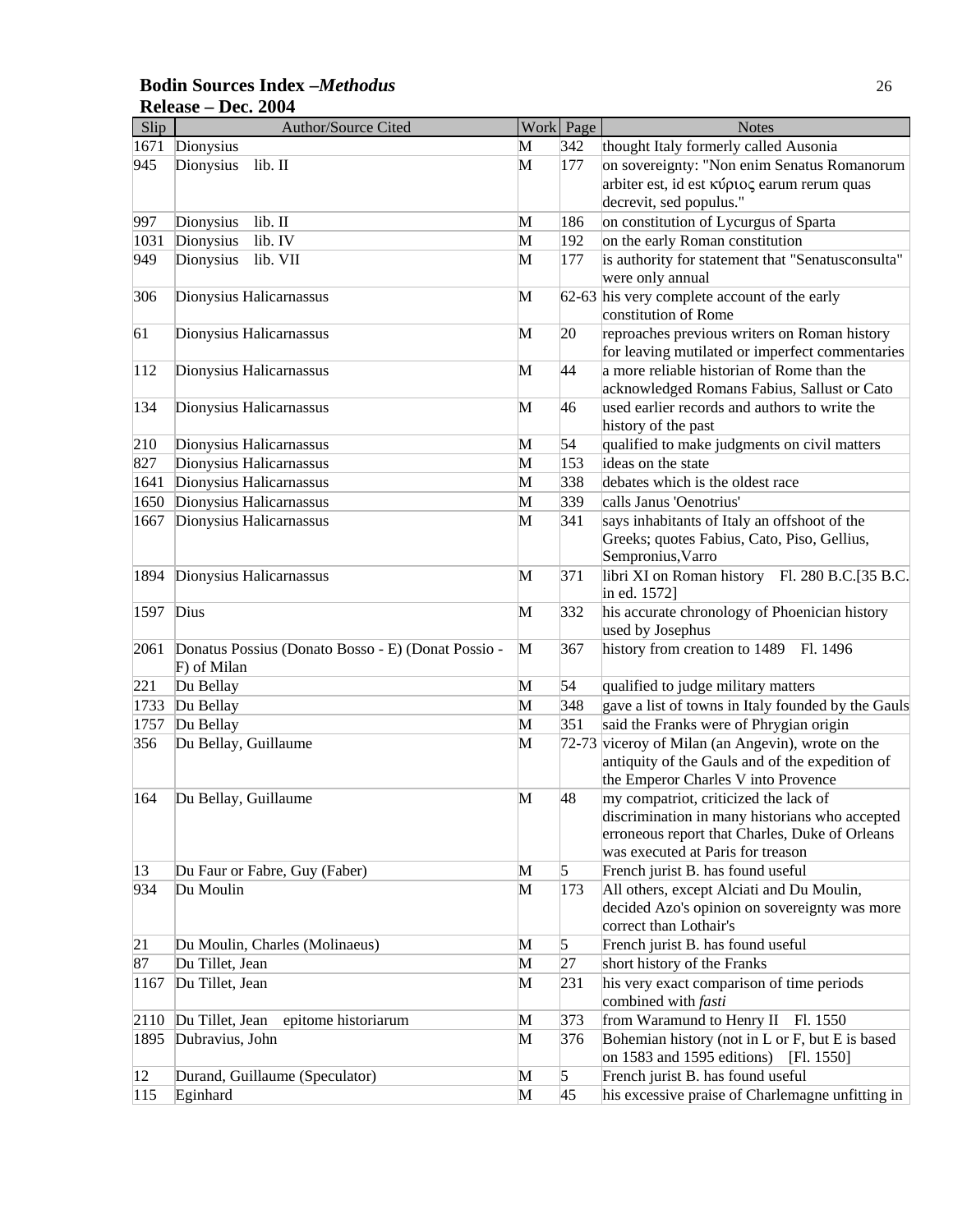**Bodin Sources Index –*Methodus***
**Release – Dec. 2004**

| Slip | Author/Source Cited | Work | Page | Notes |
|---|---|---|---|---|
| 1671 | Dionysius | M | 342 | thought Italy formerly called Ausonia |
| 945 | Dionysius lib. II | M | 177 | on sovereignty: "Non enim Senatus Romanorum arbiter est, id est κύριος earum rerum quas decrevit, sed populus." |
| 997 | Dionysius lib. II | M | 186 | on constitution of Lycurgus of Sparta |
| 1031 | Dionysius lib. IV | M | 192 | on the early Roman constitution |
| 949 | Dionysius lib. VII | M | 177 | is authority for statement that "Senatusconsulta" were only annual |
| 306 | Dionysius Halicarnassus | M | 62-63 | his very complete account of the early constitution of Rome |
| 61 | Dionysius Halicarnassus | M | 20 | reproaches previous writers on Roman history for leaving mutilated or imperfect commentaries |
| 112 | Dionysius Halicarnassus | M | 44 | a more reliable historian of Rome than the acknowledged Romans Fabius, Sallust or Cato |
| 134 | Dionysius Halicarnassus | M | 46 | used earlier records and authors to write the history of the past |
| 210 | Dionysius Halicarnassus | M | 54 | qualified to make judgments on civil matters |
| 827 | Dionysius Halicarnassus | M | 153 | ideas on the state |
| 1641 | Dionysius Halicarnassus | M | 338 | debates which is the oldest race |
| 1650 | Dionysius Halicarnassus | M | 339 | calls Janus 'Oenotrius' |
| 1667 | Dionysius Halicarnassus | M | 341 | says inhabitants of Italy an offshoot of the Greeks; quotes Fabius, Cato, Piso, Gellius, Sempronius,Varro |
| 1894 | Dionysius Halicarnassus | M | 371 | libri XI on Roman history Fl. 280 B.C.[35 B.C. in ed. 1572] |
| 1597 | Dius | M | 332 | his accurate chronology of Phoenician history used by Josephus |
| 2061 | Donatus Possius (Donato Bosso - E) (Donat Possio - F) of Milan | M | 367 | history from creation to 1489 Fl. 1496 |
| 221 | Du Bellay | M | 54 | qualified to judge military matters |
| 1733 | Du Bellay | M | 348 | gave a list of towns in Italy founded by the Gauls |
| 1757 | Du Bellay | M | 351 | said the Franks were of Phrygian origin |
| 356 | Du Bellay, Guillaume | M | 72-73 | viceroy of Milan (an Angevin), wrote on the antiquity of the Gauls and of the expedition of the Emperor Charles V into Provence |
| 164 | Du Bellay, Guillaume | M | 48 | my compatriot, criticized the lack of discrimination in many historians who accepted erroneous report that Charles, Duke of Orleans was executed at Paris for treason |
| 13 | Du Faur or Fabre, Guy (Faber) | M | 5 | French jurist B. has found useful |
| 934 | Du Moulin | M | 173 | All others, except Alciati and Du Moulin, decided Azo's opinion on sovereignty was more correct than Lothair's |
| 21 | Du Moulin, Charles (Molinaeus) | M | 5 | French jurist B. has found useful |
| 87 | Du Tillet, Jean | M | 27 | short history of the Franks |
| 1167 | Du Tillet, Jean | M | 231 | his very exact comparison of time periods combined with *fasti* |
| 2110 | Du Tillet, Jean epitome historiarum | M | 373 | from Waramund to Henry II Fl. 1550 |
| 1895 | Dubravius, John | M | 376 | Bohemian history (not in L or F, but E is based on 1583 and 1595 editions) [Fl. 1550] |
| 12 | Durand, Guillaume (Speculator) | M | 5 | French jurist B. has found useful |
| 115 | Eginhard | M | 45 | his excessive praise of Charlemagne unfitting in |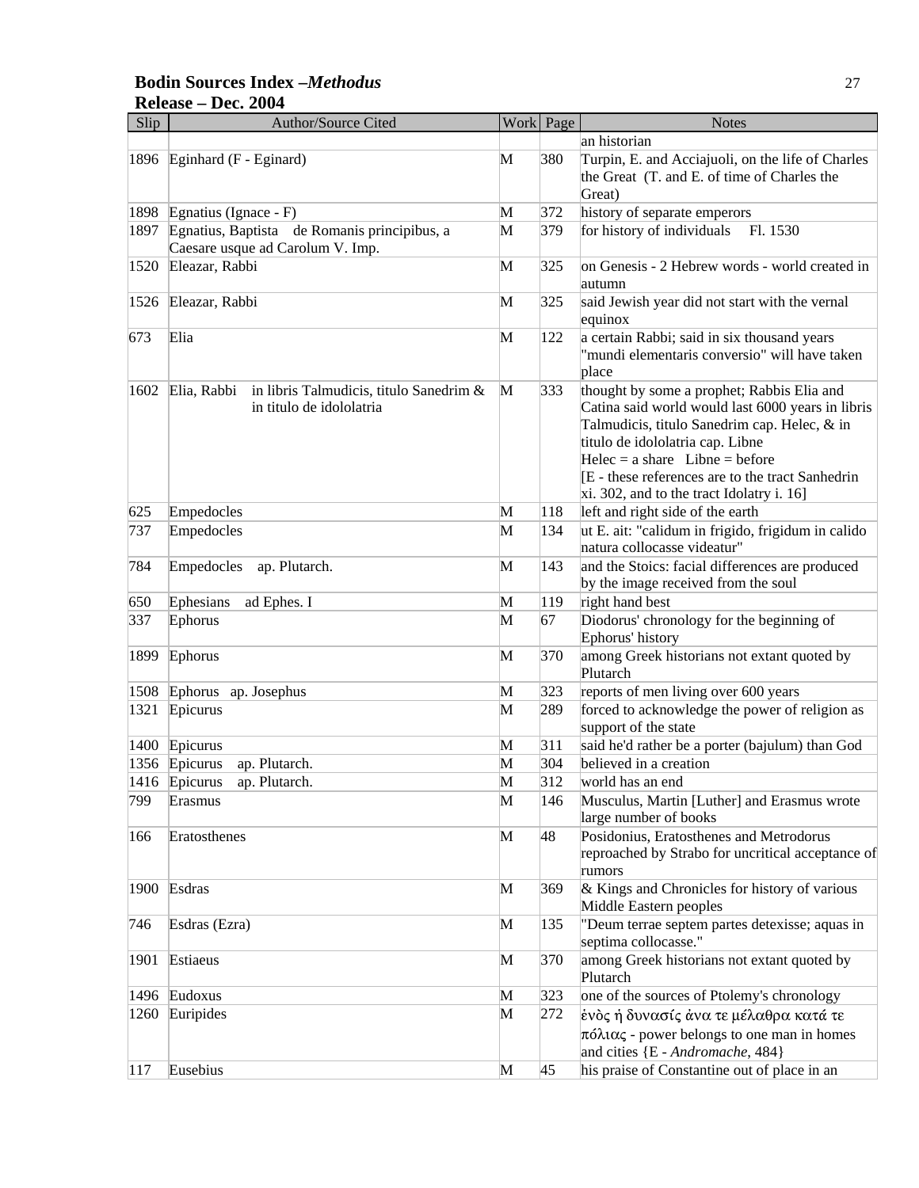**Bodin Sources Index –*Methodus***
**Release – Dec. 2004**

| Slip | Author/Source Cited | Work | Page | Notes |
|---|---|---|---|---|
| | | | | an historian |
| 1896 | Eginhard (F - Eginard) | M | 380 | Turpin, E. and Acciajuoli, on the life of Charles the Great (T. and E. of time of Charles the Great) |
| 1898 | Egnatius (Ignace - F) | M | 372 | history of separate emperors |
| 1897 | Egnatius, Baptista de Romanis principibus, a Caesare usque ad Carolum V. Imp. | M | 379 | for history of individuals Fl. 1530 |
| 1520 | Eleazar, Rabbi | M | 325 | on Genesis - 2 Hebrew words - world created in autumn |
| 1526 | Eleazar, Rabbi | M | 325 | said Jewish year did not start with the vernal equinox |
| 673 | Elia | M | 122 | a certain Rabbi; said in six thousand years "mundi elementaris conversio" will have taken place |
| 1602 | Elia, Rabbi in libris Talmudicis, titulo Sanedrim & in titulo de idololatria | M | 333 | thought by some a prophet; Rabbis Elia and Catina said world would last 6000 years in libris Talmudicis, titulo Sanedrim cap. Helec, & in titulo de idololatria cap. Libne<br>Helec = a share Libne = before<br>[E - these references are to the tract Sanhedrin xi. 302, and to the tract Idolatry i. 16] |
| 625 | Empedocles | M | 118 | left and right side of the earth |
| 737 | Empedocles | M | 134 | ut E. ait: "calidum in frigido, frigidum in calido natura collocasse videatur" |
| 784 | Empedocles ap. Plutarch. | M | 143 | and the Stoics: facial differences are produced by the image received from the soul |
| 650 | Ephesians ad Ephes. I | M | 119 | right hand best |
| 337 | Ephorus | M | 67 | Diodorus' chronology for the beginning of Ephorus' history |
| 1899 | Ephorus | M | 370 | among Greek historians not extant quoted by Plutarch |
| 1508 | Ephorus ap. Josephus | M | 323 | reports of men living over 600 years |
| 1321 | Epicurus | M | 289 | forced to acknowledge the power of religion as support of the state |
| 1400 | Epicurus | M | 311 | said he'd rather be a porter (bajulum) than God |
| 1356 | Epicurus ap. Plutarch. | M | 304 | believed in a creation |
| 1416 | Epicurus ap. Plutarch. | M | 312 | world has an end |
| 799 | Erasmus | M | 146 | Musculus, Martin [Luther] and Erasmus wrote large number of books |
| 166 | Eratosthenes | M | 48 | Posidonius, Eratosthenes and Metrodorus reproached by Strabo for uncritical acceptance of rumors |
| 1900 | Esdras | M | 369 | & Kings and Chronicles for history of various Middle Eastern peoples |
| 746 | Esdras (Ezra) | M | 135 | "Deum terrae septem partes detexisse; aquas in septima collocasse." |
| 1901 | Estiaeus | M | 370 | among Greek historians not extant quoted by Plutarch |
| 1496 | Eudoxus | M | 323 | one of the sources of Ptolemy's chronology |
| 1260 | Euripides | M | 272 | ἑνὸς ἡ δυνασίς ἀνα τε μέλαθρα κατά τε πόλιας - power belongs to one man in homes and cities {E - *Andromache*, 484} |
| 117 | Eusebius | M | 45 | his praise of Constantine out of place in an |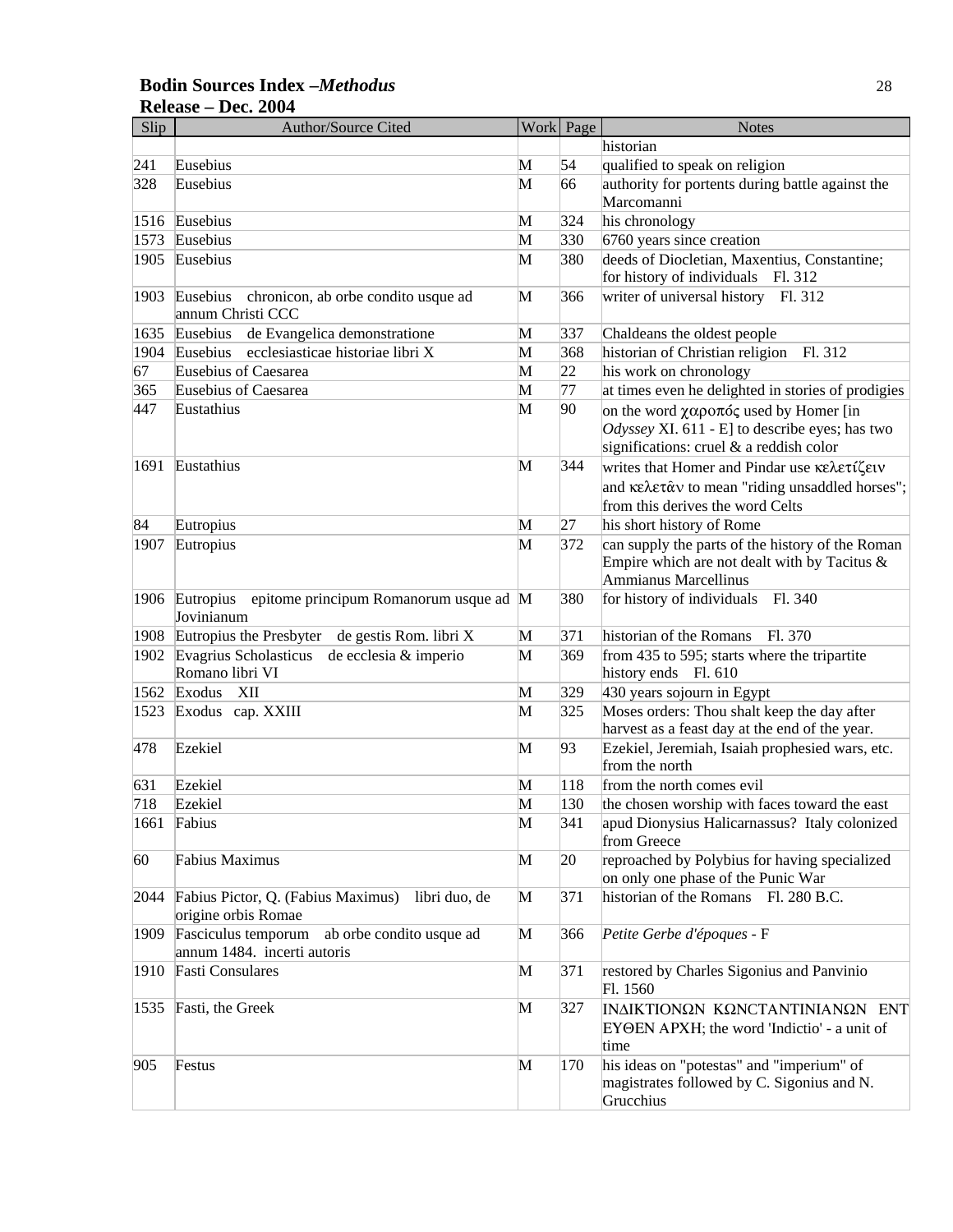| Slip | Author/Source Cited | Work | Page | Notes |
|---|---|---|---|---|
| | | | | historian |
| 241 | Eusebius | M | 54 | qualified to speak on religion |
| 328 | Eusebius | M | 66 | authority for portents during battle against the Marcomanni |
| 1516 | Eusebius | M | 324 | his chronology |
| 1573 | Eusebius | M | 330 | 6760 years since creation |
| 1905 | Eusebius | M | 380 | deeds of Diocletian, Maxentius, Constantine; for history of individuals Fl. 312 |
| 1903 | Eusebius chronicon, ab orbe condito usque ad annum Christi CCC | M | 366 | writer of universal history Fl. 312 |
| 1635 | Eusebius de Evangelica demonstratione | M | 337 | Chaldeans the oldest people |
| 1904 | Eusebius ecclesiasticae historiae libri X | M | 368 | historian of Christian religion Fl. 312 |
| 67 | Eusebius of Caesarea | M | 22 | his work on chronology |
| 365 | Eusebius of Caesarea | M | 77 | at times even he delighted in stories of prodigies |
| 447 | Eustathius | M | 90 | on the word χαροπός used by Homer [in *Odyssey* XI. 611 - E] to describe eyes; has two significations: cruel & a reddish color |
| 1691 | Eustathius | M | 344 | writes that Homer and Pindar use κελετίζειν and κελετᾶν to mean "riding unsaddled horses"; from this derives the word Celts |
| 84 | Eutropius | M | 27 | his short history of Rome |
| 1907 | Eutropius | M | 372 | can supply the parts of the history of the Roman Empire which are not dealt with by Tacitus & Ammianus Marcellinus |
| 1906 | Eutropius epitome principum Romanorum usque ad Jovinianum | M | 380 | for history of individuals Fl. 340 |
| 1908 | Eutropius the Presbyter de gestis Rom. libri X | M | 371 | historian of the Romans Fl. 370 |
| 1902 | Evagrius Scholasticus de ecclesia & imperio Romano libri VI | M | 369 | from 435 to 595; starts where the tripartite history ends Fl. 610 |
| 1562 | Exodus XII | M | 329 | 430 years sojourn in Egypt |
| 1523 | Exodus cap. XXIII | M | 325 | Moses orders: Thou shalt keep the day after harvest as a feast day at the end of the year. |
| 478 | Ezekiel | M | 93 | Ezekiel, Jeremiah, Isaiah prophesied wars, etc. from the north |
| 631 | Ezekiel | M | 118 | from the north comes evil |
| 718 | Ezekiel | M | 130 | the chosen worship with faces toward the east |
| 1661 | Fabius | M | 341 | apud Dionysius Halicarnassus? Italy colonized from Greece |
| 60 | Fabius Maximus | M | 20 | reproached by Polybius for having specialized on only one phase of the Punic War |
| 2044 | Fabius Pictor, Q. (Fabius Maximus) libri duo, de origine orbis Romae | M | 371 | historian of the Romans Fl. 280 B.C. |
| 1909 | Fasciculus temporum ab orbe condito usque ad annum 1484. incerti autoris | M | 366 | *Petite Gerbe d'époques* - F |
| 1910 | Fasti Consulares | M | 371 | restored by Charles Sigonius and Panvinio Fl. 1560 |
| 1535 | Fasti, the Greek | M | 327 | ΙΝΔΙΚΤΙΟΝΩΝ ΚΩΝCΤΑΝΤΙΝΙΑΝΩΝ ΕΝΤΕΥΘΕΝ ΑΡΧΗ; the word 'Indictio' - a unit of time |
| 905 | Festus | M | 170 | his ideas on "potestas" and "imperium" of magistrates followed by C. Sigonius and N. Grucchius |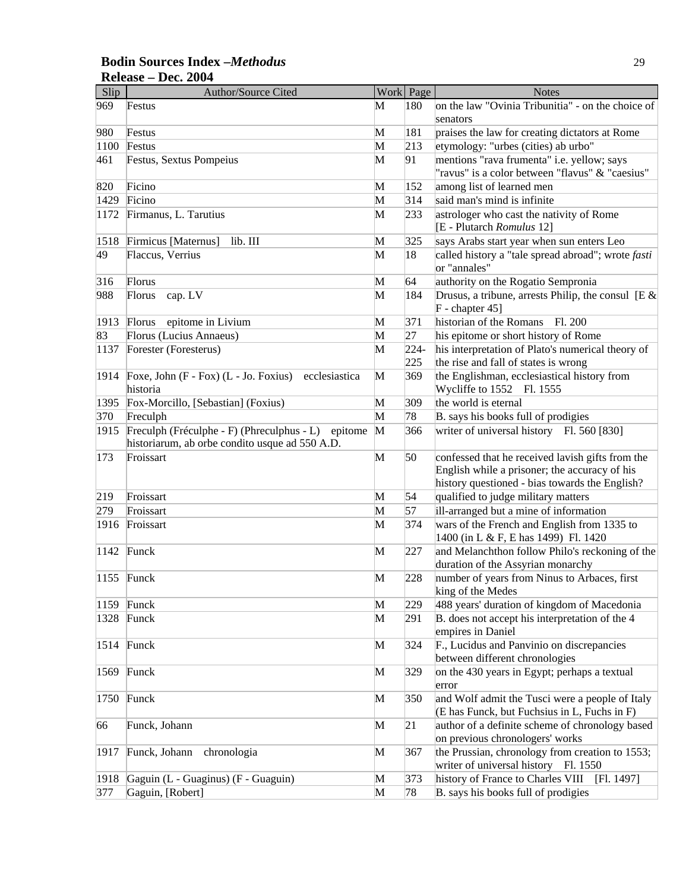**Bodin Sources Index –*Methodus***
**Release – Dec. 2004**

| Slip | Author/Source Cited | Work | Page | Notes |
|---|---|---|---|---|
| 969 | Festus | M | 180 | on the law "Ovinia Tribunitia" - on the choice of senators |
| 980 | Festus | M | 181 | praises the law for creating dictators at Rome |
| 1100 | Festus | M | 213 | etymology: "urbes (cities) ab urbo" |
| 461 | Festus, Sextus Pompeius | M | 91 | mentions "rava frumenta" i.e. yellow; says "ravus" is a color between "flavus" & "caesius" |
| 820 | Ficino | M | 152 | among list of learned men |
| 1429 | Ficino | M | 314 | said man's mind is infinite |
| 1172 | Firmanus, L. Tarutius | M | 233 | astrologer who cast the nativity of Rome [E - Plutarch *Romulus* 12] |
| 1518 | Firmicus [Maternus] lib. III | M | 325 | says Arabs start year when sun enters Leo |
| 49 | Flaccus, Verrius | M | 18 | called history a "tale spread abroad"; wrote *fasti* or "annales" |
| 316 | Florus | M | 64 | authority on the Rogatio Sempronia |
| 988 | Florus cap. LV | M | 184 | Drusus, a tribune, arrests Philip, the consul [E & F - chapter 45] |
| 1913 | Florus epitome in Livium | M | 371 | historian of the Romans Fl. 200 |
| 83 | Florus (Lucius Annaeus) | M | 27 | his epitome or short history of Rome |
| 1137 | Forester (Foresterus) | M | 224-225 | his interpretation of Plato's numerical theory of the rise and fall of states is wrong |
| 1914 | Foxe, John (F - Fox) (L - Jo. Foxius) ecclesiastica historia | M | 369 | the Englishman, ecclesiastical history from Wycliffe to 1552 Fl. 1555 |
| 1395 | Fox-Morcillo, [Sebastian] (Foxius) | M | 309 | the world is eternal |
| 370 | Freculph | M | 78 | B. says his books full of prodigies |
| 1915 | Freculph (Fréculphe - F) (Phreculphus - L) epitome historiarum, ab orbe condito usque ad 550 A.D. | M | 366 | writer of universal history Fl. 560 [830] |
| 173 | Froissart | M | 50 | confessed that he received lavish gifts from the English while a prisoner; the accuracy of his history questioned - bias towards the English? |
| 219 | Froissart | M | 54 | qualified to judge military matters |
| 279 | Froissart | M | 57 | ill-arranged but a mine of information |
| 1916 | Froissart | M | 374 | wars of the French and English from 1335 to 1400 (in L & F, E has 1499) Fl. 1420 |
| 1142 | Funck | M | 227 | and Melanchthon follow Philo's reckoning of the duration of the Assyrian monarchy |
| 1155 | Funck | M | 228 | number of years from Ninus to Arbaces, first king of the Medes |
| 1159 | Funck | M | 229 | 488 years' duration of kingdom of Macedonia |
| 1328 | Funck | M | 291 | B. does not accept his interpretation of the 4 empires in Daniel |
| 1514 | Funck | M | 324 | F., Lucidus and Panvinio on discrepancies between different chronologies |
| 1569 | Funck | M | 329 | on the 430 years in Egypt; perhaps a textual error |
| 1750 | Funck | M | 350 | and Wolf admit the Tusci were a people of Italy (E has Funck, but Fuchsius in L, Fuchs in F) |
| 66 | Funck, Johann | M | 21 | author of a definite scheme of chronology based on previous chronologers' works |
| 1917 | Funck, Johann chronologia | M | 367 | the Prussian, chronology from creation to 1553; writer of universal history Fl. 1550 |
| 1918 | Gaguin (L - Guaginus) (F - Guaguin) | M | 373 | history of France to Charles VIII [Fl. 1497] |
| 377 | Gaguin, [Robert] | M | 78 | B. says his books full of prodigies |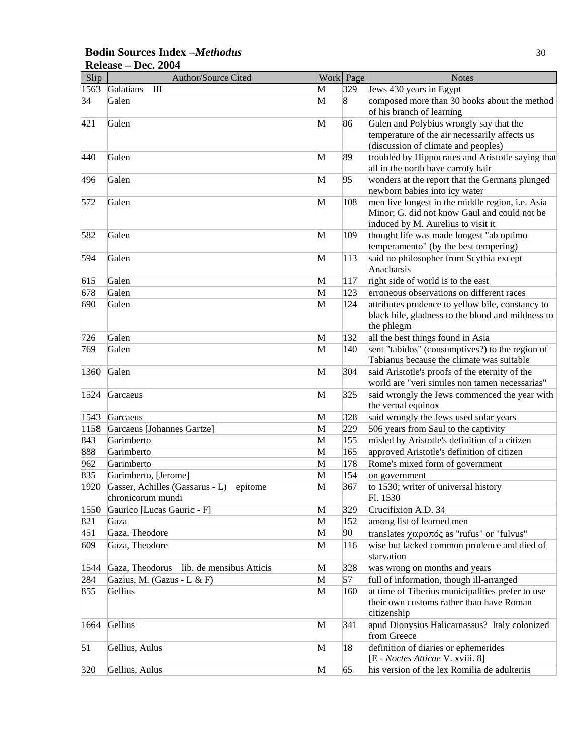**Bodin Sources Index –*Methodus***
**Release – Dec. 2004**

| Slip | Author/Source Cited | Work | Page | Notes |
|---|---|---|---|---|
| 1563 | Galatians III | M | 329 | Jews 430 years in Egypt |
| 34 | Galen | M | 8 | composed more than 30 books about the method of his branch of learning |
| 421 | Galen | M | 86 | Galen and Polybius wrongly say that the temperature of the air necessarily affects us (discussion of climate and peoples) |
| 440 | Galen | M | 89 | troubled by Hippocrates and Aristotle saying that all in the north have carroty hair |
| 496 | Galen | M | 95 | wonders at the report that the Germans plunged newborn babies into icy water |
| 572 | Galen | M | 108 | men live longest in the middle region, i.e. Asia Minor; G. did not know Gaul and could not be induced by M. Aurelius to visit it |
| 582 | Galen | M | 109 | thought life was made longest "ab optimo temperamento" (by the best tempering) |
| 594 | Galen | M | 113 | said no philosopher from Scythia except Anacharsis |
| 615 | Galen | M | 117 | right side of world is to the east |
| 678 | Galen | M | 123 | erroneous observations on different races |
| 690 | Galen | M | 124 | attributes prudence to yellow bile, constancy to black bile, gladness to the blood and mildness to the phlegm |
| 726 | Galen | M | 132 | all the best things found in Asia |
| 769 | Galen | M | 140 | sent "tabidos" (consumptives?) to the region of Tabianus because the climate was suitable |
| 1360 | Galen | M | 304 | said Aristotle's proofs of the eternity of the world are "veri similes non tamen necessarias" |
| 1524 | Garcaeus | M | 325 | said wrongly the Jews commenced the year with the vernal equinox |
| 1543 | Garcaeus | M | 328 | said wrongly the Jews used solar years |
| 1158 | Garcaeus [Johannes Gartze] | M | 229 | 506 years from Saul to the captivity |
| 843 | Garimberto | M | 155 | misled by Aristotle's definition of a citizen |
| 888 | Garimberto | M | 165 | approved Aristotle's definition of citizen |
| 962 | Garimberto | M | 178 | Rome's mixed form of government |
| 835 | Garimberto, [Jerome] | M | 154 | on government |
| 1920 | Gasser, Achilles (Gassarus - L) epitome chronicorum mundi | M | 367 | to 1530; writer of universal history Fl. 1530 |
| 1550 | Gaurico [Lucas Gauric - F] | M | 329 | Crucifixion A.D. 34 |
| 821 | Gaza | M | 152 | among list of learned men |
| 451 | Gaza, Theodore | M | 90 | translates χαροπός as "rufus" or "fulvus" |
| 609 | Gaza, Theodore | M | 116 | wise but lacked common prudence and died of starvation |
| 1544 | Gaza, Theodorus lib. de mensibus Atticis | M | 328 | was wrong on months and years |
| 284 | Gazius, M. (Gazus - L & F) | M | 57 | full of information, though ill-arranged |
| 855 | Gellius | M | 160 | at time of Tiberius municipalities prefer to use their own customs rather than have Roman citizenship |
| 1664 | Gellius | M | 341 | apud Dionysius Halicarnassus? Italy colonized from Greece |
| 51 | Gellius, Aulus | M | 18 | definition of diaries or ephemerides [E - *Noctes Atticae* V. xviii. 8] |
| 320 | Gellius, Aulus | M | 65 | his version of the lex Romilia de adulteriis |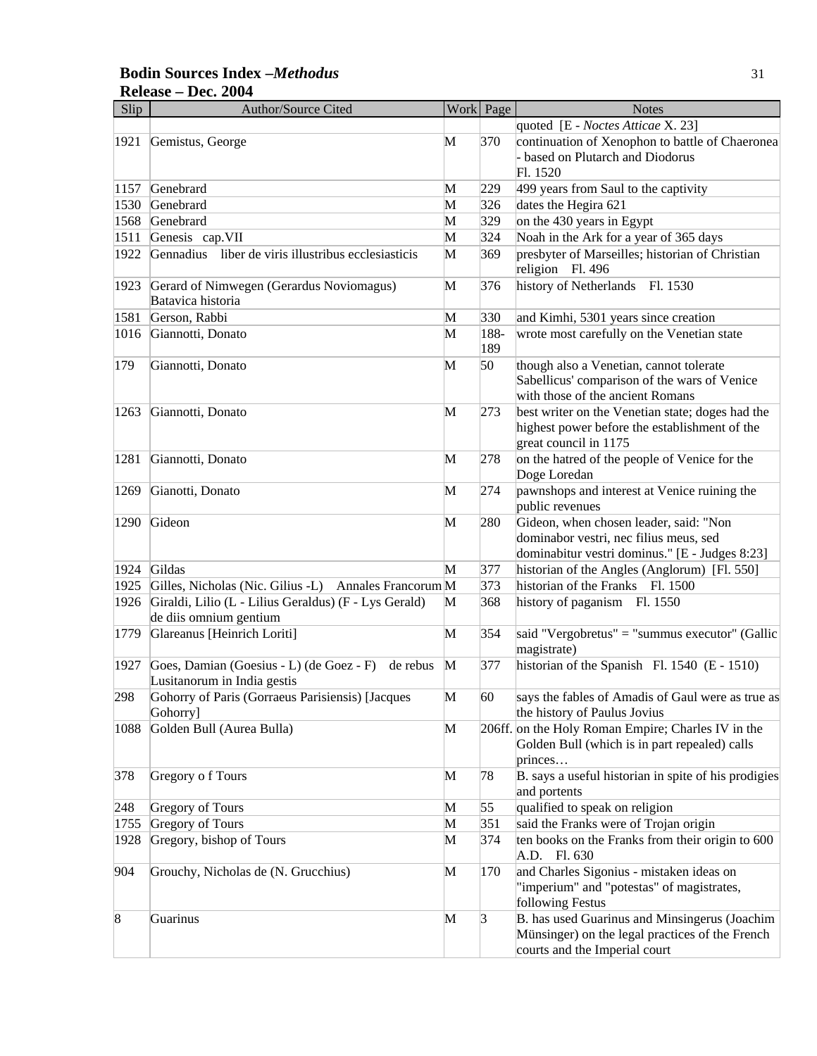| Slip | Author/Source Cited | Work | Page | Notes |
|---|---|---|---|---|
| | | | | quoted [E - *Noctes Atticae* X. 23] |
| 1921 | Gemistus, George | M | 370 | continuation of Xenophon to battle of Chaeronea - based on Plutarch and Diodorus Fl. 1520 |
| 1157 | Genebrard | M | 229 | 499 years from Saul to the captivity |
| 1530 | Genebrard | M | 326 | dates the Hegira 621 |
| 1568 | Genebrard | M | 329 | on the 430 years in Egypt |
| 1511 | Genesis cap.VII | M | 324 | Noah in the Ark for a year of 365 days |
| 1922 | Gennadius liber de viris illustribus ecclesiasticis | M | 369 | presbyter of Marseilles; historian of Christian religion Fl. 496 |
| 1923 | Gerard of Nimwegen (Gerardus Noviomagus) Batavica historia | M | 376 | history of Netherlands Fl. 1530 |
| 1581 | Gerson, Rabbi | M | 330 | and Kimhi, 5301 years since creation |
| 1016 | Giannotti, Donato | M | 188-189 | wrote most carefully on the Venetian state |
| 179 | Giannotti, Donato | M | 50 | though also a Venetian, cannot tolerate Sabellicus' comparison of the wars of Venice with those of the ancient Romans |
| 1263 | Giannotti, Donato | M | 273 | best writer on the Venetian state; doges had the highest power before the establishment of the great council in 1175 |
| 1281 | Giannotti, Donato | M | 278 | on the hatred of the people of Venice for the Doge Loredan |
| 1269 | Gianotti, Donato | M | 274 | pawnshops and interest at Venice ruining the public revenues |
| 1290 | Gideon | M | 280 | Gideon, when chosen leader, said: "Non dominabor vestri, nec filius meus, sed dominabitur vestri dominus." [E - Judges 8:23] |
| 1924 | Gildas | M | 377 | historian of the Angles (Anglorum) [Fl. 550] |
| 1925 | Gilles, Nicholas (Nic. Gilius -L) Annales Francorum | M | 373 | historian of the Franks Fl. 1500 |
| 1926 | Giraldi, Lilio (L - Lilius Geraldus) (F - Lys Gerald) de diis omnium gentium | M | 368 | history of paganism Fl. 1550 |
| 1779 | Glareanus [Heinrich Loriti] | M | 354 | said "Vergobretus" = "summus executor" (Gallic magistrate) |
| 1927 | Goes, Damian (Goesius - L) (de Goez - F) de rebus Lusitanorum in India gestis | M | 377 | historian of the Spanish Fl. 1540 (E - 1510) |
| 298 | Gohorry of Paris (Gorraeus Parisiensis) [Jacques Gohorry] | M | 60 | says the fables of Amadis of Gaul were as true as the history of Paulus Jovius |
| 1088 | Golden Bull (Aurea Bulla) | M | 206ff. | on the Holy Roman Empire; Charles IV in the Golden Bull (which is in part repealed) calls princes… |
| 378 | Gregory o f Tours | M | 78 | B. says a useful historian in spite of his prodigies and portents |
| 248 | Gregory of Tours | M | 55 | qualified to speak on religion |
| 1755 | Gregory of Tours | M | 351 | said the Franks were of Trojan origin |
| 1928 | Gregory, bishop of Tours | M | 374 | ten books on the Franks from their origin to 600 A.D. Fl. 630 |
| 904 | Grouchy, Nicholas de (N. Grucchius) | M | 170 | and Charles Sigonius - mistaken ideas on "imperium" and "potestas" of magistrates, following Festus |
| 8 | Guarinus | M | 3 | B. has used Guarinus and Minsingerus (Joachim Münsinger) on the legal practices of the French courts and the Imperial court |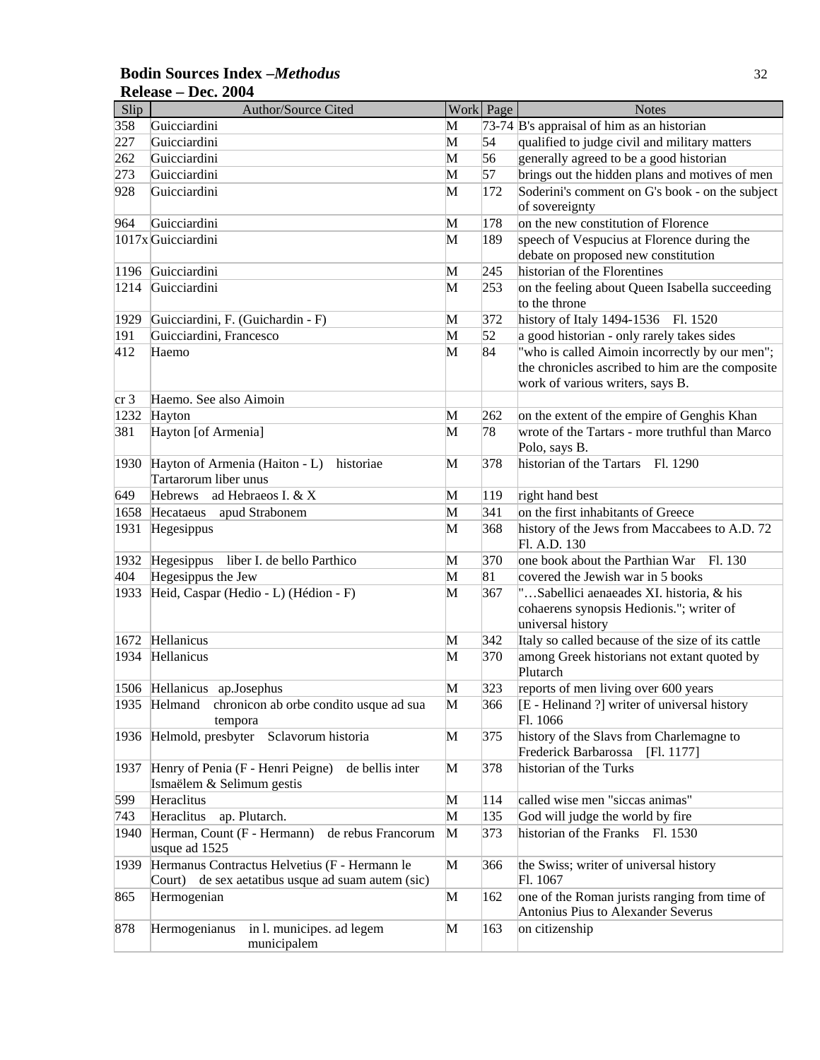**Bodin Sources Index –*Methodus***
**Release – Dec. 2004**

| Slip | Author/Source Cited | Work | Page | Notes |
|---|---|---|---|---|
| 358 | Guicciardini | M | 73-74 | B's appraisal of him as an historian |
| 227 | Guicciardini | M | 54 | qualified to judge civil and military matters |
| 262 | Guicciardini | M | 56 | generally agreed to be a good historian |
| 273 | Guicciardini | M | 57 | brings out the hidden plans and motives of men |
| 928 | Guicciardini | M | 172 | Soderini's comment on G's book - on the subject of sovereignty |
| 964 | Guicciardini | M | 178 | on the new constitution of Florence |
| 1017x | Guicciardini | M | 189 | speech of Vespucius at Florence during the debate on proposed new constitution |
| 1196 | Guicciardini | M | 245 | historian of the Florentines |
| 1214 | Guicciardini | M | 253 | on the feeling about Queen Isabella succeeding to the throne |
| 1929 | Guicciardini, F. (Guichardin - F) | M | 372 | history of Italy 1494-1536 Fl. 1520 |
| 191 | Guicciardini, Francesco | M | 52 | a good historian - only rarely takes sides |
| 412 | Haemo | M | 84 | "who is called Aimoin incorrectly by our men"; the chronicles ascribed to him are the composite work of various writers, says B. |
| cr 3 | Haemo. See also Aimoin | | | |
| 1232 | Hayton | M | 262 | on the extent of the empire of Genghis Khan |
| 381 | Hayton [of Armenia] | M | 78 | wrote of the Tartars - more truthful than Marco Polo, says B. |
| 1930 | Hayton of Armenia (Haiton - L) historiae Tartarorum liber unus | M | 378 | historian of the Tartars Fl. 1290 |
| 649 | Hebrews ad Hebraeos I. & X | M | 119 | right hand best |
| 1658 | Hecataeus apud Strabonem | M | 341 | on the first inhabitants of Greece |
| 1931 | Hegesippus | M | 368 | history of the Jews from Maccabees to A.D. 72 Fl. A.D. 130 |
| 1932 | Hegesippus liber I. de bello Parthico | M | 370 | one book about the Parthian War Fl. 130 |
| 404 | Hegesippus the Jew | M | 81 | covered the Jewish war in 5 books |
| 1933 | Heid, Caspar (Hedio - L) (Hédion - F) | M | 367 | "…Sabellici aenaeades XI. historia, & his cohaerens synopsis Hedionis."; writer of universal history |
| 1672 | Hellanicus | M | 342 | Italy so called because of the size of its cattle |
| 1934 | Hellanicus | M | 370 | among Greek historians not extant quoted by Plutarch |
| 1506 | Hellanicus ap.Josephus | M | 323 | reports of men living over 600 years |
| 1935 | Helmand chronicon ab orbe condito usque ad sua tempora | M | 366 | [E - Helinand ?] writer of universal history Fl. 1066 |
| 1936 | Helmold, presbyter Sclavorum historia | M | 375 | history of the Slavs from Charlemagne to Frederick Barbarossa [Fl. 1177] |
| 1937 | Henry of Penia (F - Henri Peigne) de bellis inter Ismaëlem & Selimum gestis | M | 378 | historian of the Turks |
| 599 | Heraclitus | M | 114 | called wise men "siccas animas" |
| 743 | Heraclitus ap. Plutarch. | M | 135 | God will judge the world by fire |
| 1940 | Herman, Count (F - Hermann) de rebus Francorum usque ad 1525 | M | 373 | historian of the Franks Fl. 1530 |
| 1939 | Hermanus Contractus Helvetius (F - Hermann le Court) de sex aetatibus usque ad suam autem (sic) | M | 366 | the Swiss; writer of universal history Fl. 1067 |
| 865 | Hermogenian | M | 162 | one of the Roman jurists ranging from time of Antonius Pius to Alexander Severus |
| 878 | Hermogenianus in l. municipes. ad legem municipalem | M | 163 | on citizenship |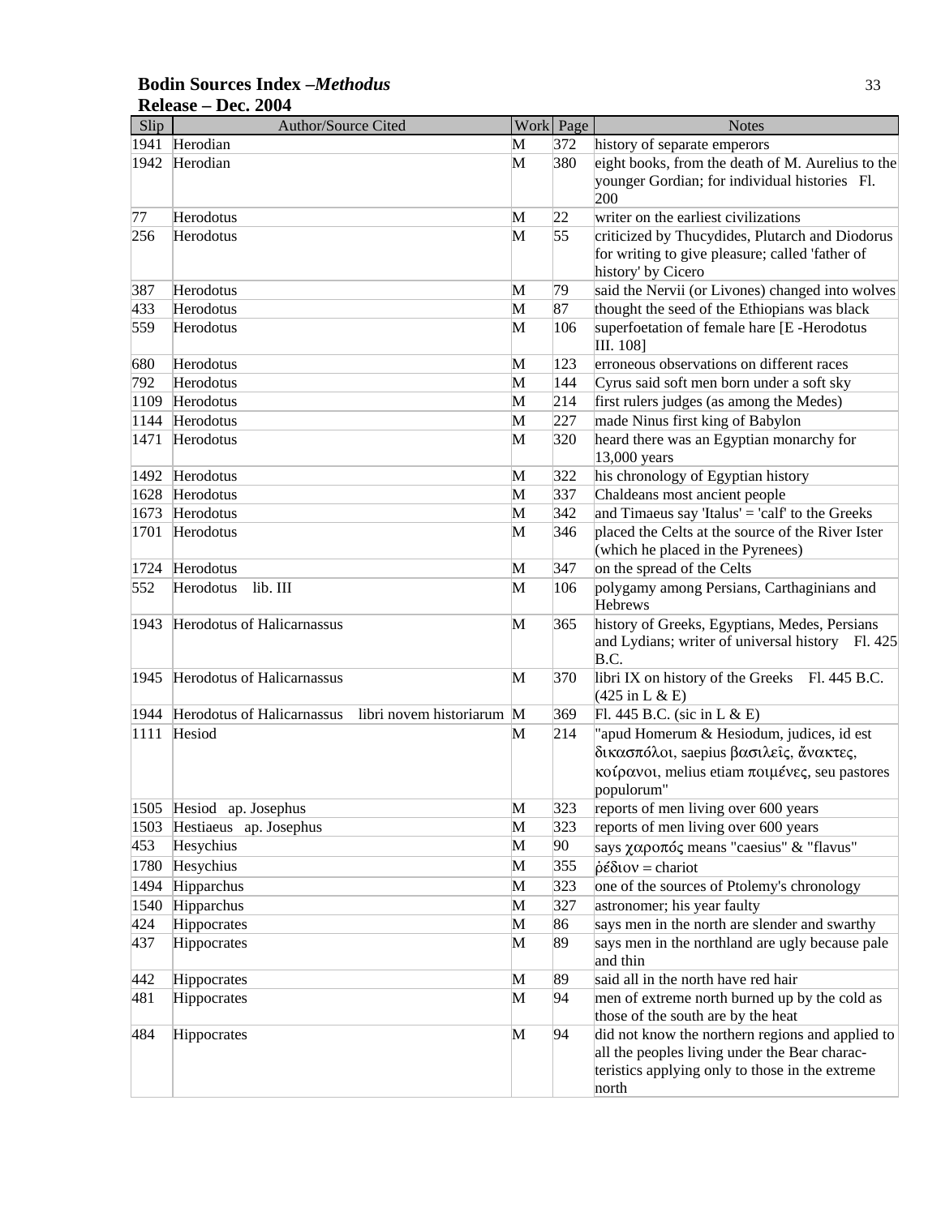**Bodin Sources Index –*Methodus***
**Release – Dec. 2004**

| Slip | Author/Source Cited | Work | Page | Notes |
|---|---|---|---|---|
| 1941 | Herodian | M | 372 | history of separate emperors |
| 1942 | Herodian | M | 380 | eight books, from the death of M. Aurelius to the younger Gordian; for individual histories Fl. 200 |
| 77 | Herodotus | M | 22 | writer on the earliest civilizations |
| 256 | Herodotus | M | 55 | criticized by Thucydides, Plutarch and Diodorus for writing to give pleasure; called 'father of history' by Cicero |
| 387 | Herodotus | M | 79 | said the Nervii (or Livones) changed into wolves |
| 433 | Herodotus | M | 87 | thought the seed of the Ethiopians was black |
| 559 | Herodotus | M | 106 | superfoetation of female hare [E -Herodotus III. 108] |
| 680 | Herodotus | M | 123 | erroneous observations on different races |
| 792 | Herodotus | M | 144 | Cyrus said soft men born under a soft sky |
| 1109 | Herodotus | M | 214 | first rulers judges (as among the Medes) |
| 1144 | Herodotus | M | 227 | made Ninus first king of Babylon |
| 1471 | Herodotus | M | 320 | heard there was an Egyptian monarchy for 13,000 years |
| 1492 | Herodotus | M | 322 | his chronology of Egyptian history |
| 1628 | Herodotus | M | 337 | Chaldeans most ancient people |
| 1673 | Herodotus | M | 342 | and Timaeus say 'Italus' = 'calf' to the Greeks |
| 1701 | Herodotus | M | 346 | placed the Celts at the source of the River Ister (which he placed in the Pyrenees) |
| 1724 | Herodotus | M | 347 | on the spread of the Celts |
| 552 | Herodotus lib. III | M | 106 | polygamy among Persians, Carthaginians and Hebrews |
| 1943 | Herodotus of Halicarnassus | M | 365 | history of Greeks, Egyptians, Medes, Persians and Lydians; writer of universal history Fl. 425 B.C. |
| 1945 | Herodotus of Halicarnassus | M | 370 | libri IX on history of the Greeks Fl. 445 B.C. (425 in L & E) |
| 1944 | Herodotus of Halicarnassus libri novem historiarum | M | 369 | Fl. 445 B.C. (sic in L & E) |
| 1111 | Hesiod | M | 214 | "apud Homerum & Hesiodum, judices, id est δικασπόλοι, saepius βασιλεῖς, ἄνακτες, κοίρανοι, melius etiam ποιμένες, seu pastores populorum" |
| 1505 | Hesiod ap. Josephus | M | 323 | reports of men living over 600 years |
| 1503 | Hestiaeus ap. Josephus | M | 323 | reports of men living over 600 years |
| 453 | Hesychius | M | 90 | says χαροπός means "caesius" & "flavus" |
| 1780 | Hesychius | M | 355 | ῥέδιον = chariot |
| 1494 | Hipparchus | M | 323 | one of the sources of Ptolemy's chronology |
| 1540 | Hipparchus | M | 327 | astronomer; his year faulty |
| 424 | Hippocrates | M | 86 | says men in the north are slender and swarthy |
| 437 | Hippocrates | M | 89 | says men in the northland are ugly because pale and thin |
| 442 | Hippocrates | M | 89 | said all in the north have red hair |
| 481 | Hippocrates | M | 94 | men of extreme north burned up by the cold as those of the south are by the heat |
| 484 | Hippocrates | M | 94 | did not know the northern regions and applied to all the peoples living under the Bear characteristics applying only to those in the extreme north |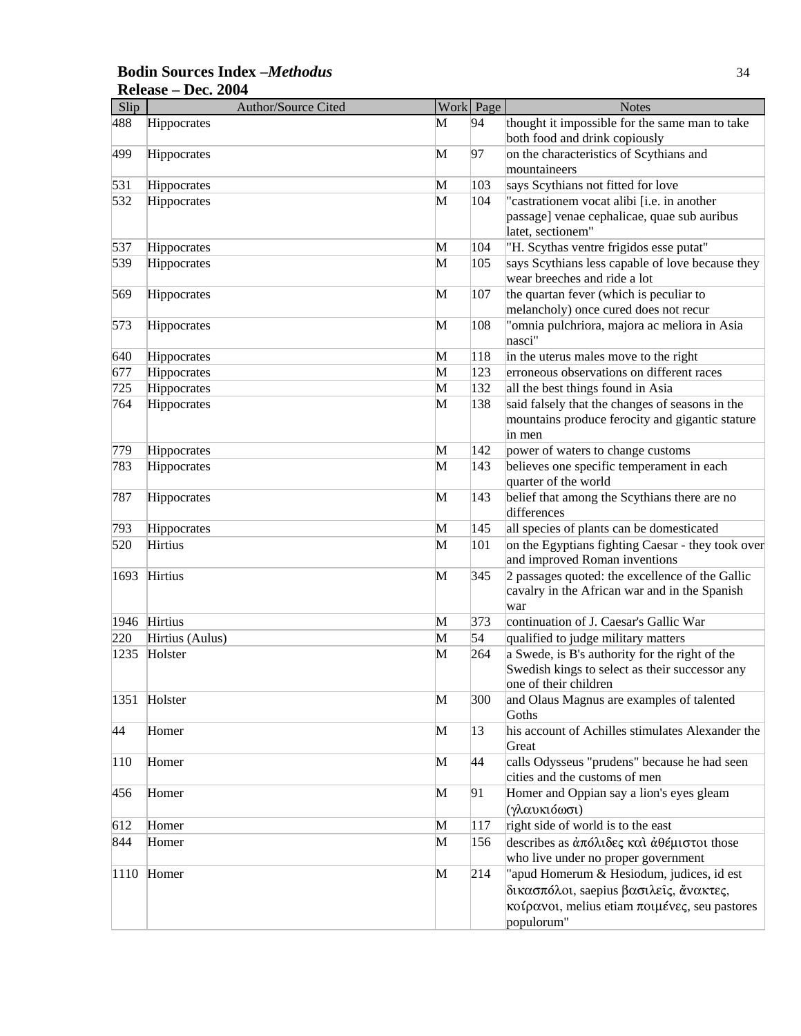**Bodin Sources Index –*Methodus***
**Release – Dec. 2004**

| Slip | Author/Source Cited | Work | Page | Notes |
|---|---|---|---|---|
| 488 | Hippocrates | M | 94 | thought it impossible for the same man to take both food and drink copiously |
| 499 | Hippocrates | M | 97 | on the characteristics of Scythians and mountaineers |
| 531 | Hippocrates | M | 103 | says Scythians not fitted for love |
| 532 | Hippocrates | M | 104 | "castrationem vocat alibi [i.e. in another passage] venae cephalicae, quae sub auribus latet, sectionem" |
| 537 | Hippocrates | M | 104 | "H. Scythas ventre frigidos esse putat" |
| 539 | Hippocrates | M | 105 | says Scythians less capable of love because they wear breeches and ride a lot |
| 569 | Hippocrates | M | 107 | the quartan fever (which is peculiar to melancholy) once cured does not recur |
| 573 | Hippocrates | M | 108 | "omnia pulchriora, majora ac meliora in Asia nasci" |
| 640 | Hippocrates | M | 118 | in the uterus males move to the right |
| 677 | Hippocrates | M | 123 | erroneous observations on different races |
| 725 | Hippocrates | M | 132 | all the best things found in Asia |
| 764 | Hippocrates | M | 138 | said falsely that the changes of seasons in the mountains produce ferocity and gigantic stature in men |
| 779 | Hippocrates | M | 142 | power of waters to change customs |
| 783 | Hippocrates | M | 143 | believes one specific temperament in each quarter of the world |
| 787 | Hippocrates | M | 143 | belief that among the Scythians there are no differences |
| 793 | Hippocrates | M | 145 | all species of plants can be domesticated |
| 520 | Hirtius | M | 101 | on the Egyptians fighting Caesar - they took over and improved Roman inventions |
| 1693 | Hirtius | M | 345 | 2 passages quoted: the excellence of the Gallic cavalry in the African war and in the Spanish war |
| 1946 | Hirtius | M | 373 | continuation of J. Caesar's Gallic War |
| 220 | Hirtius (Aulus) | M | 54 | qualified to judge military matters |
| 1235 | Holster | M | 264 | a Swede, is B's authority for the right of the Swedish kings to select as their successor any one of their children |
| 1351 | Holster | M | 300 | and Olaus Magnus are examples of talented Goths |
| 44 | Homer | M | 13 | his account of Achilles stimulates Alexander the Great |
| 110 | Homer | M | 44 | calls Odysseus "prudens" because he had seen cities and the customs of men |
| 456 | Homer | M | 91 | Homer and Oppian say a lion's eyes gleam (γλαυκιόωσι) |
| 612 | Homer | M | 117 | right side of world is to the east |
| 844 | Homer | M | 156 | describes as ἀπόλιδες καὶ ἀθέμιστοι those who live under no proper government |
| 1110 | Homer | M | 214 | "apud Homerum & Hesiodum, judices, id est δικασπόλοι, saepius βασιλεῖς, ἄνακτες, κοίρανοι, melius etiam ποιμένες, seu pastores populorum" |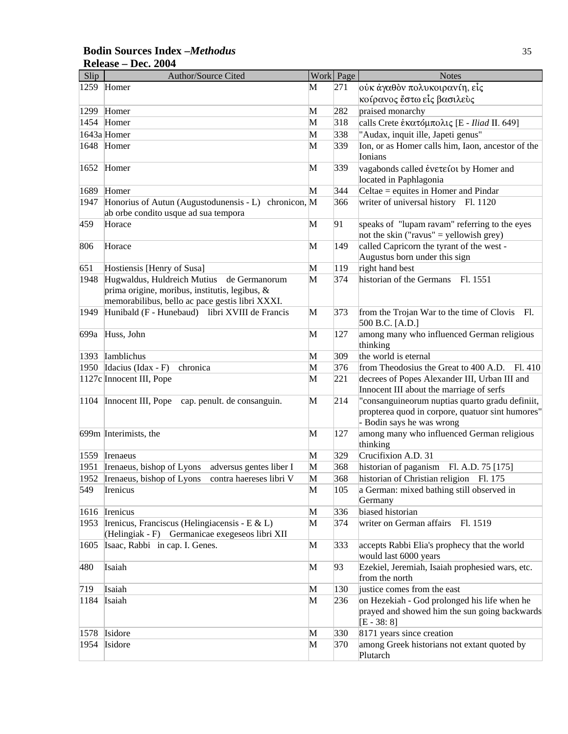**Bodin Sources Index –*Methodus***
**Release – Dec. 2004**

| Slip | Author/Source Cited | Work | Page | Notes |
|---|---|---|---|---|
| 1259 | Homer | M | 271 | οὐκ ἀγαθὸν πολυκοιρανίη, εἷς κοίρανος ἔστω εἷς βασιλεὺς |
| 1299 | Homer | M | 282 | praised monarchy |
| 1454 | Homer | M | 318 | calls Crete ἑκατόμπολις [E - *Iliad* II. 649] |
| 1643a | Homer | M | 338 | "Audax, inquit ille, Japeti genus" |
| 1648 | Homer | M | 339 | Ion, or as Homer calls him, Iaon, ancestor of the Ionians |
| 1652 | Homer | M | 339 | vagabonds called ἐνετείοι by Homer and located in Paphlagonia |
| 1689 | Homer | M | 344 | Celtae = equites in Homer and Pindar |
| 1947 | Honorius of Autun (Augustodunensis - L) chronicon, ab orbe condito usque ad sua tempora | M | 366 | writer of universal history Fl. 1120 |
| 459 | Horace | M | 91 | speaks of "lupam ravam" referring to the eyes not the skin ("ravus" = yellowish grey) |
| 806 | Horace | M | 149 | called Capricorn the tyrant of the west - Augustus born under this sign |
| 651 | Hostiensis [Henry of Susa] | M | 119 | right hand best |
| 1948 | Hugwaldus, Huldreich Mutius de Germanorum prima origine, moribus, institutis, legibus, & memorabilibus, bello ac pace gestis libri XXXI. | M | 374 | historian of the Germans Fl. 1551 |
| 1949 | Hunibald (F - Hunebaud) libri XVIII de Francis | M | 373 | from the Trojan War to the time of Clovis Fl. 500 B.C. [A.D.] |
| 699a | Huss, John | M | 127 | among many who influenced German religious thinking |
| 1393 | Iamblichus | M | 309 | the world is eternal |
| 1950 | Idacius (Idax - F) chronica | M | 376 | from Theodosius the Great to 400 A.D. Fl. 410 |
| 1127c | Innocent III, Pope | M | 221 | decrees of Popes Alexander III, Urban III and Innocent III about the marriage of serfs |
| 1104 | Innocent III, Pope cap. penult. de consanguin. | M | 214 | "consanguineorum nuptias quarto gradu definiit, propterea quod in corpore, quatuor sint humores" - Bodin says he was wrong |
| 699m | Interimists, the | M | 127 | among many who influenced German religious thinking |
| 1559 | Irenaeus | M | 329 | Crucifixion A.D. 31 |
| 1951 | Irenaeus, bishop of Lyons adversus gentes liber I | M | 368 | historian of paganism Fl. A.D. 75 [175] |
| 1952 | Irenaeus, bishop of Lyons contra haereses libri V | M | 368 | historian of Christian religion Fl. 175 |
| 549 | Irenicus | M | 105 | a German: mixed bathing still observed in Germany |
| 1616 | Irenicus | M | 336 | biased historian |
| 1953 | Irenicus, Franciscus (Helingiacensis - E & L) (Helingiak - F) Germanicae exegeseos libri XII | M | 374 | writer on German affairs Fl. 1519 |
| 1605 | Isaac, Rabbi in cap. I. Genes. | M | 333 | accepts Rabbi Elia's prophecy that the world would last 6000 years |
| 480 | Isaiah | M | 93 | Ezekiel, Jeremiah, Isaiah prophesied wars, etc. from the north |
| 719 | Isaiah | M | 130 | justice comes from the east |
| 1184 | Isaiah | M | 236 | on Hezekiah - God prolonged his life when he prayed and showed him the sun going backwards [E - 38: 8] |
| 1578 | Isidore | M | 330 | 8171 years since creation |
| 1954 | Isidore | M | 370 | among Greek historians not extant quoted by Plutarch |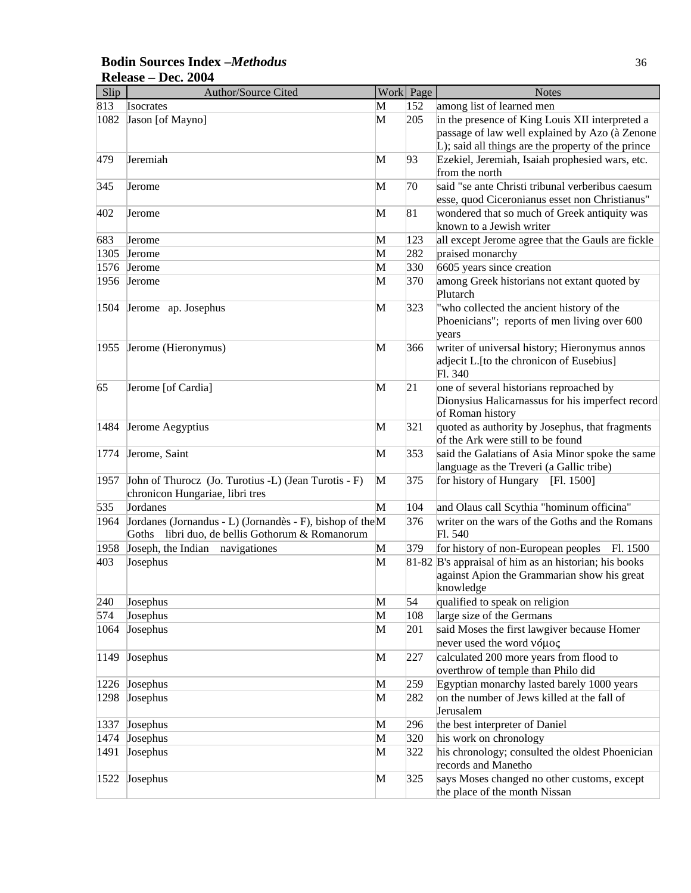| Slip | Author/Source Cited | Work | Page | Notes |
|---|---|---|---|---|
| 813 | Isocrates | M | 152 | among list of learned men |
| 1082 | Jason [of Mayno] | M | 205 | in the presence of King Louis XII interpreted a passage of law well explained by Azo (à Zenone L); said all things are the property of the prince |
| 479 | Jeremiah | M | 93 | Ezekiel, Jeremiah, Isaiah prophesied wars, etc. from the north |
| 345 | Jerome | M | 70 | said "se ante Christi tribunal verberibus caesum esse, quod Ciceronianus esset non Christianus" |
| 402 | Jerome | M | 81 | wondered that so much of Greek antiquity was known to a Jewish writer |
| 683 | Jerome | M | 123 | all except Jerome agree that the Gauls are fickle |
| 1305 | Jerome | M | 282 | praised monarchy |
| 1576 | Jerome | M | 330 | 6605 years since creation |
| 1956 | Jerome | M | 370 | among Greek historians not extant quoted by Plutarch |
| 1504 | Jerome ap. Josephus | M | 323 | "who collected the ancient history of the Phoenicians"; reports of men living over 600 years |
| 1955 | Jerome (Hieronymus) | M | 366 | writer of universal history; Hieronymus annos adjecit L.[to the chronicon of Eusebius] Fl. 340 |
| 65 | Jerome [of Cardia] | M | 21 | one of several historians reproached by Dionysius Halicarnassus for his imperfect record of Roman history |
| 1484 | Jerome Aegyptius | M | 321 | quoted as authority by Josephus, that fragments of the Ark were still to be found |
| 1774 | Jerome, Saint | M | 353 | said the Galatians of Asia Minor spoke the same language as the Treveri (a Gallic tribe) |
| 1957 | John of Thurocz (Jo. Turotius -L) (Jean Turotis - F) chronicon Hungariae, libri tres | M | 375 | for history of Hungary [Fl. 1500] |
| 535 | Jordanes | M | 104 | and Olaus call Scythia "hominum officina" |
| 1964 | Jordanes (Jornandus - L) (Jornandès - F), bishop of the Goths libri duo, de bellis Gothorum & Romanorum | M | 376 | writer on the wars of the Goths and the Romans Fl. 540 |
| 1958 | Joseph, the Indian navigationes | M | 379 | for history of non-European peoples Fl. 1500 |
| 403 | Josephus | M | 81-82 | B's appraisal of him as an historian; his books against Apion the Grammarian show his great knowledge |
| 240 | Josephus | M | 54 | qualified to speak on religion |
| 574 | Josephus | M | 108 | large size of the Germans |
| 1064 | Josephus | M | 201 | said Moses the first lawgiver because Homer never used the word νόμος |
| 1149 | Josephus | M | 227 | calculated 200 more years from flood to overthrow of temple than Philo did |
| 1226 | Josephus | M | 259 | Egyptian monarchy lasted barely 1000 years |
| 1298 | Josephus | M | 282 | on the number of Jews killed at the fall of Jerusalem |
| 1337 | Josephus | M | 296 | the best interpreter of Daniel |
| 1474 | Josephus | M | 320 | his work on chronology |
| 1491 | Josephus | M | 322 | his chronology; consulted the oldest Phoenician records and Manetho |
| 1522 | Josephus | M | 325 | says Moses changed no other customs, except the place of the month Nissan |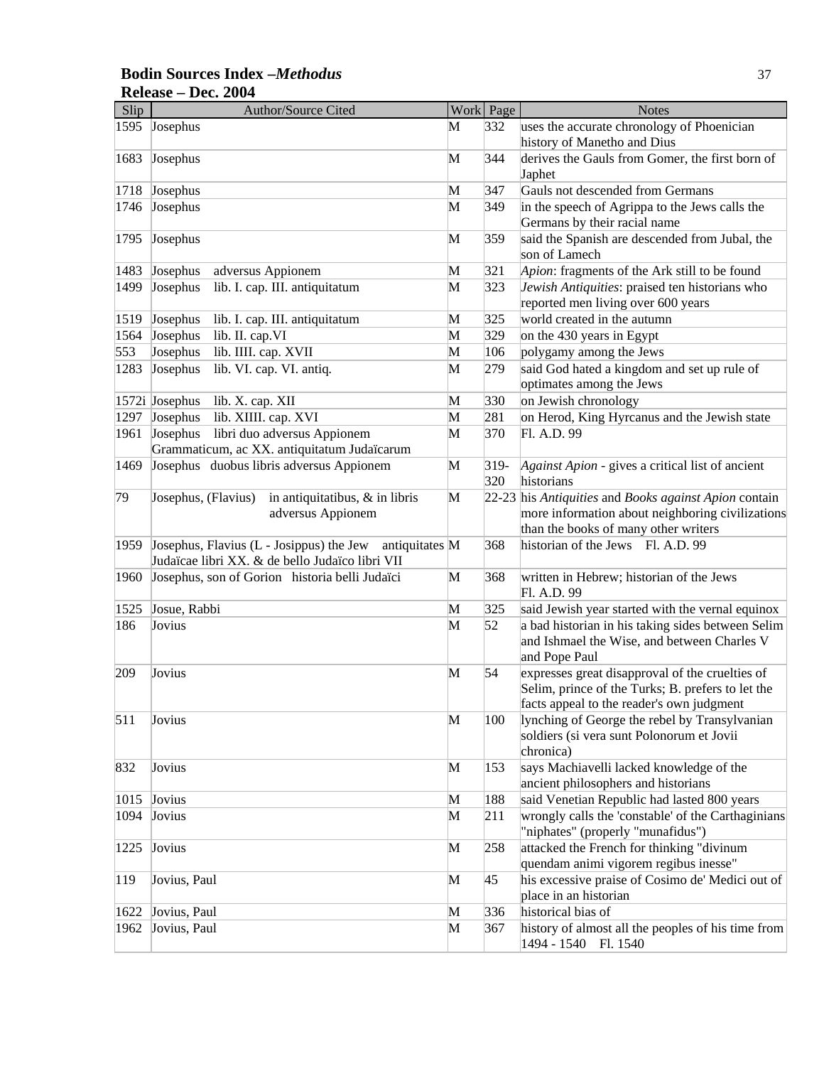**Bodin Sources Index –*Methodus***
**Release – Dec. 2004**

| Slip | Author/Source Cited | Work | Page | Notes |
|---|---|---|---|---|
| 1595 | Josephus | M | 332 | uses the accurate chronology of Phoenician history of Manetho and Dius |
| 1683 | Josephus | M | 344 | derives the Gauls from Gomer, the first born of Japhet |
| 1718 | Josephus | M | 347 | Gauls not descended from Germans |
| 1746 | Josephus | M | 349 | in the speech of Agrippa to the Jews calls the Germans by their racial name |
| 1795 | Josephus | M | 359 | said the Spanish are descended from Jubal, the son of Lamech |
| 1483 | Josephus adversus Appionem | M | 321 | *Apion*: fragments of the Ark still to be found |
| 1499 | Josephus lib. I. cap. III. antiquitatum | M | 323 | *Jewish Antiquities*: praised ten historians who reported men living over 600 years |
| 1519 | Josephus lib. I. cap. III. antiquitatum | M | 325 | world created in the autumn |
| 1564 | Josephus lib. II. cap.VI | M | 329 | on the 430 years in Egypt |
| 553 | Josephus lib. IIII. cap. XVII | M | 106 | polygamy among the Jews |
| 1283 | Josephus lib. VI. cap. VI. antiq. | M | 279 | said God hated a kingdom and set up rule of optimates among the Jews |
| 1572i | Josephus lib. X. cap. XII | M | 330 | on Jewish chronology |
| 1297 | Josephus lib. XIIII. cap. XVI | M | 281 | on Herod, King Hyrcanus and the Jewish state |
| 1961 | Josephus libri duo adversus Appionem Grammaticum, ac XX. antiquitatum Judaïcarum | M | 370 | Fl. A.D. 99 |
| 1469 | Josephus duobus libris adversus Appionem | M | 319-320 | *Against Apion* - gives a critical list of ancient historians |
| 79 | Josephus, (Flavius) in antiquitatibus, & in libris adversus Appionem | M | 22-23 | his *Antiquities* and *Books against Apion* contain more information about neighboring civilizations than the books of many other writers |
| 1959 | Josephus, Flavius (L - Josippus) the Jew antiquitates Judaïcae libri XX. & de bello Judaïco libri VII | M | 368 | historian of the Jews Fl. A.D. 99 |
| 1960 | Josephus, son of Gorion historia belli Judaïci | M | 368 | written in Hebrew; historian of the Jews Fl. A.D. 99 |
| 1525 | Josue, Rabbi | M | 325 | said Jewish year started with the vernal equinox |
| 186 | Jovius | M | 52 | a bad historian in his taking sides between Selim and Ishmael the Wise, and between Charles V and Pope Paul |
| 209 | Jovius | M | 54 | expresses great disapproval of the cruelties of Selim, prince of the Turks; B. prefers to let the facts appeal to the reader's own judgment |
| 511 | Jovius | M | 100 | lynching of George the rebel by Transylvanian soldiers (si vera sunt Polonorum et Jovii chronica) |
| 832 | Jovius | M | 153 | says Machiavelli lacked knowledge of the ancient philosophers and historians |
| 1015 | Jovius | M | 188 | said Venetian Republic had lasted 800 years |
| 1094 | Jovius | M | 211 | wrongly calls the 'constable' of the Carthaginians "niphates" (properly "munafidus") |
| 1225 | Jovius | M | 258 | attacked the French for thinking "divinum quendam animi vigorem regibus inesse" |
| 119 | Jovius, Paul | M | 45 | his excessive praise of Cosimo de' Medici out of place in an historian |
| 1622 | Jovius, Paul | M | 336 | historical bias of |
| 1962 | Jovius, Paul | M | 367 | history of almost all the peoples of his time from 1494 - 1540 Fl. 1540 |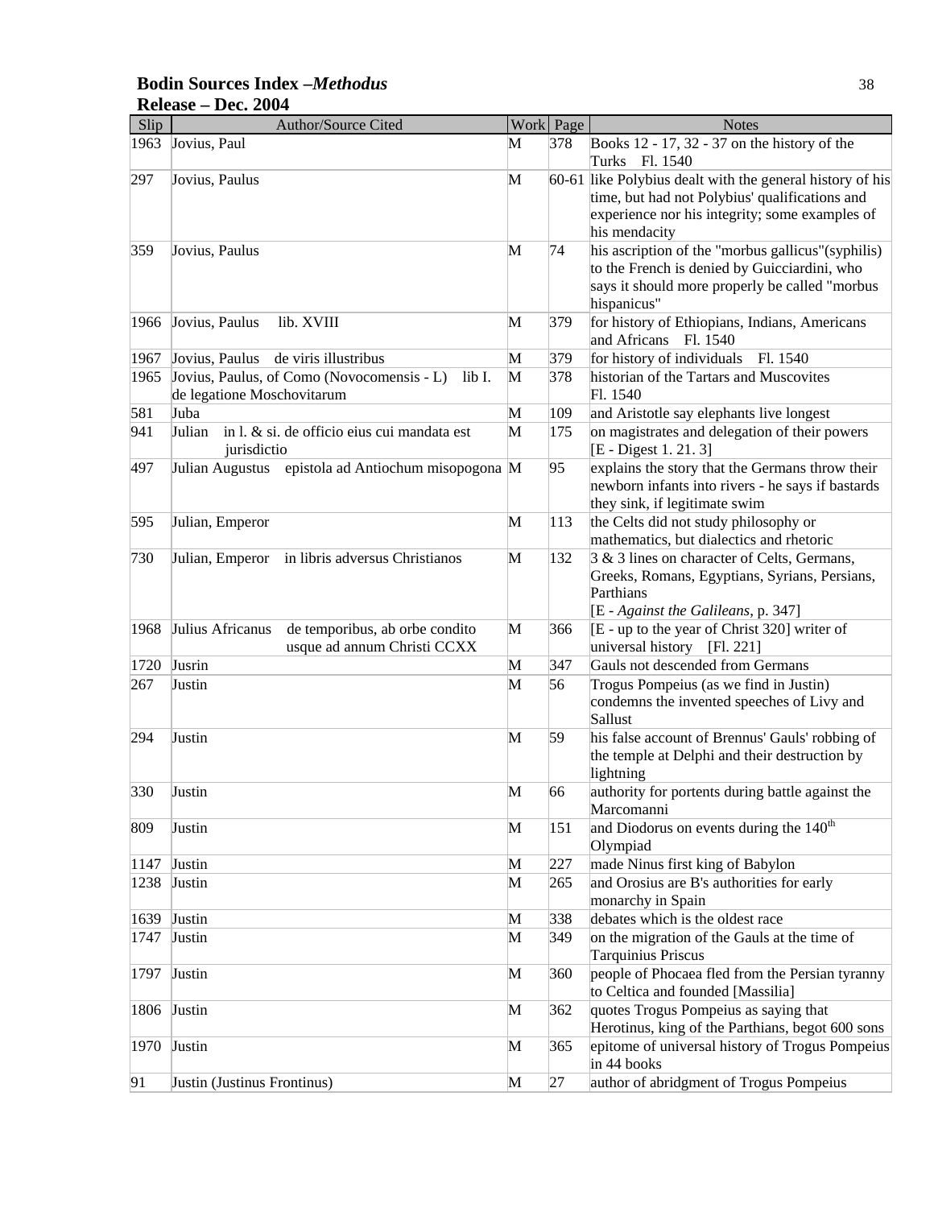**Bodin Sources Index –*Methodus***
**Release – Dec. 2004**

| Slip | Author/Source Cited | Work | Page | Notes |
|---|---|---|---|---|
| 1963 | Jovius, Paul | M | 378 | Books 12 - 17, 32 - 37 on the history of the Turks Fl. 1540 |
| 297 | Jovius, Paulus | M | 60-61 | like Polybius dealt with the general history of his time, but had not Polybius' qualifications and experience nor his integrity; some examples of his mendacity |
| 359 | Jovius, Paulus | M | 74 | his ascription of the "morbus gallicus"(syphilis) to the French is denied by Guicciardini, who says it should more properly be called "morbus hispanicus" |
| 1966 | Jovius, Paulus lib. XVIII | M | 379 | for history of Ethiopians, Indians, Americans and Africans Fl. 1540 |
| 1967 | Jovius, Paulus de viris illustribus | M | 379 | for history of individuals Fl. 1540 |
| 1965 | Jovius, Paulus, of Como (Novocomensis - L) lib I. de legatione Moschovitarum | M | 378 | historian of the Tartars and Muscovites Fl. 1540 |
| 581 | Juba | M | 109 | and Aristotle say elephants live longest |
| 941 | Julian in l. & si. de officio eius cui mandata est jurisdictio | M | 175 | on magistrates and delegation of their powers [E - Digest 1. 21. 3] |
| 497 | Julian Augustus epistola ad Antiochum misopogona | M | 95 | explains the story that the Germans throw their newborn infants into rivers - he says if bastards they sink, if legitimate swim |
| 595 | Julian, Emperor | M | 113 | the Celts did not study philosophy or mathematics, but dialectics and rhetoric |
| 730 | Julian, Emperor in libris adversus Christianos | M | 132 | 3 & 3 lines on character of Celts, Germans, Greeks, Romans, Egyptians, Syrians, Persians, Parthians [E - *Against the Galileans*, p. 347] |
| 1968 | Julius Africanus de temporibus, ab orbe condito usque ad annum Christi CCXX | M | 366 | [E - up to the year of Christ 320] writer of universal history [Fl. 221] |
| 1720 | Jusrin | M | 347 | Gauls not descended from Germans |
| 267 | Justin | M | 56 | Trogus Pompeius (as we find in Justin) condemns the invented speeches of Livy and Sallust |
| 294 | Justin | M | 59 | his false account of Brennus' Gauls' robbing of the temple at Delphi and their destruction by lightning |
| 330 | Justin | M | 66 | authority for portents during battle against the Marcomanni |
| 809 | Justin | M | 151 | and Diodorus on events during the 140th Olympiad |
| 1147 | Justin | M | 227 | made Ninus first king of Babylon |
| 1238 | Justin | M | 265 | and Orosius are B's authorities for early monarchy in Spain |
| 1639 | Justin | M | 338 | debates which is the oldest race |
| 1747 | Justin | M | 349 | on the migration of the Gauls at the time of Tarquinius Priscus |
| 1797 | Justin | M | 360 | people of Phocaea fled from the Persian tyranny to Celtica and founded [Massilia] |
| 1806 | Justin | M | 362 | quotes Trogus Pompeius as saying that Herotinus, king of the Parthians, begot 600 sons |
| 1970 | Justin | M | 365 | epitome of universal history of Trogus Pompeius in 44 books |
| 91 | Justin (Justinus Frontinus) | M | 27 | author of abridgment of Trogus Pompeius |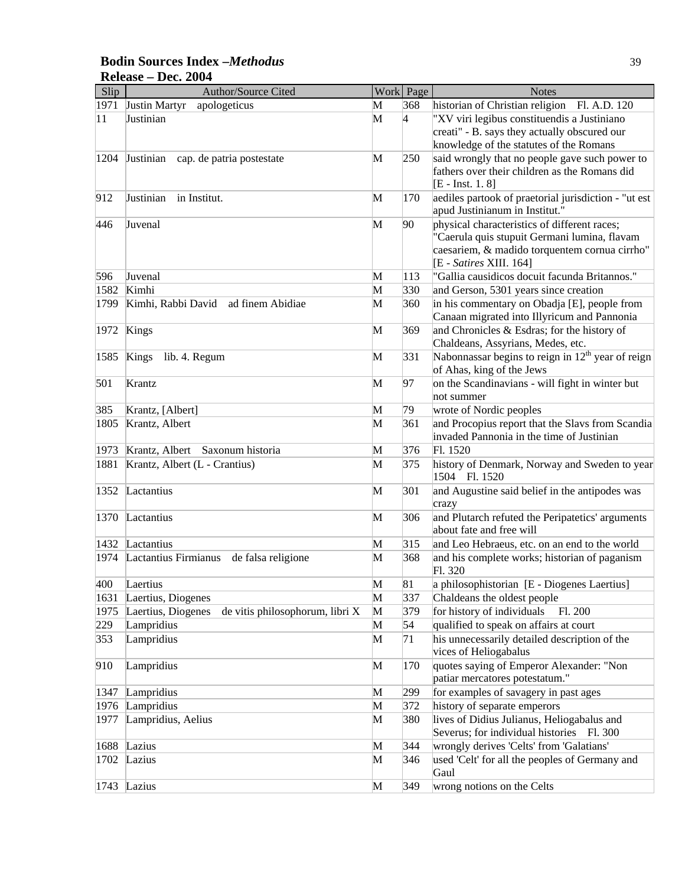| Slip | Author/Source Cited | Work | Page | Notes |
|---|---|---|---|---|
| 1971 | Justin Martyr apologeticus | M | 368 | historian of Christian religion Fl. A.D. 120 |
| 11 | Justinian | M | 4 | "XV viri legibus constituendis a Justiniano creati" - B. says they actually obscured our knowledge of the statutes of the Romans |
| 1204 | Justinian cap. de patria postestate | M | 250 | said wrongly that no people gave such power to fathers over their children as the Romans did [E - Inst. 1. 8] |
| 912 | Justinian in Institut. | M | 170 | aediles partook of praetorial jurisdiction - "ut est apud Justinianum in Institut." |
| 446 | Juvenal | M | 90 | physical characteristics of different races; "Caerula quis stupuit Germani lumina, flavam caesariem, & madido torquentem cornua cirrho" [E - *Satires* XIII. 164] |
| 596 | Juvenal | M | 113 | "Gallia causidicos docuit facunda Britannos." |
| 1582 | Kimhi | M | 330 | and Gerson, 5301 years since creation |
| 1799 | Kimhi, Rabbi David ad finem Abidiae | M | 360 | in his commentary on Obadja [E], people from Canaan migrated into Illyricum and Pannonia |
| 1972 | Kings | M | 369 | and Chronicles & Esdras; for the history of Chaldeans, Assyrians, Medes, etc. |
| 1585 | Kings lib. 4. Regum | M | 331 | Nabonnassar begins to reign in 12th year of reign of Ahas, king of the Jews |
| 501 | Krantz | M | 97 | on the Scandinavians - will fight in winter but not summer |
| 385 | Krantz, [Albert] | M | 79 | wrote of Nordic peoples |
| 1805 | Krantz, Albert | M | 361 | and Procopius report that the Slavs from Scandia invaded Pannonia in the time of Justinian |
| 1973 | Krantz, Albert Saxonum historia | M | 376 | Fl. 1520 |
| 1881 | Krantz, Albert (L - Crantius) | M | 375 | history of Denmark, Norway and Sweden to year 1504 Fl. 1520 |
| 1352 | Lactantius | M | 301 | and Augustine said belief in the antipodes was crazy |
| 1370 | Lactantius | M | 306 | and Plutarch refuted the Peripatetics' arguments about fate and free will |
| 1432 | Lactantius | M | 315 | and Leo Hebraeus, etc. on an end to the world |
| 1974 | Lactantius Firmianus de falsa religione | M | 368 | and his complete works; historian of paganism Fl. 320 |
| 400 | Laertius | M | 81 | a philosophistorian [E - Diogenes Laertius] |
| 1631 | Laertius, Diogenes | M | 337 | Chaldeans the oldest people |
| 1975 | Laertius, Diogenes de vitis philosophorum, libri X | M | 379 | for history of individuals Fl. 200 |
| 229 | Lampridius | M | 54 | qualified to speak on affairs at court |
| 353 | Lampridius | M | 71 | his unnecessarily detailed description of the vices of Heliogabalus |
| 910 | Lampridius | M | 170 | quotes saying of Emperor Alexander: "Non patiar mercatores potestatum." |
| 1347 | Lampridius | M | 299 | for examples of savagery in past ages |
| 1976 | Lampridius | M | 372 | history of separate emperors |
| 1977 | Lampridius, Aelius | M | 380 | lives of Didius Julianus, Heliogabalus and Severus; for individual histories Fl. 300 |
| 1688 | Lazius | M | 344 | wrongly derives 'Celts' from 'Galatians' |
| 1702 | Lazius | M | 346 | used 'Celt' for all the peoples of Germany and Gaul |
| 1743 | Lazius | M | 349 | wrong notions on the Celts |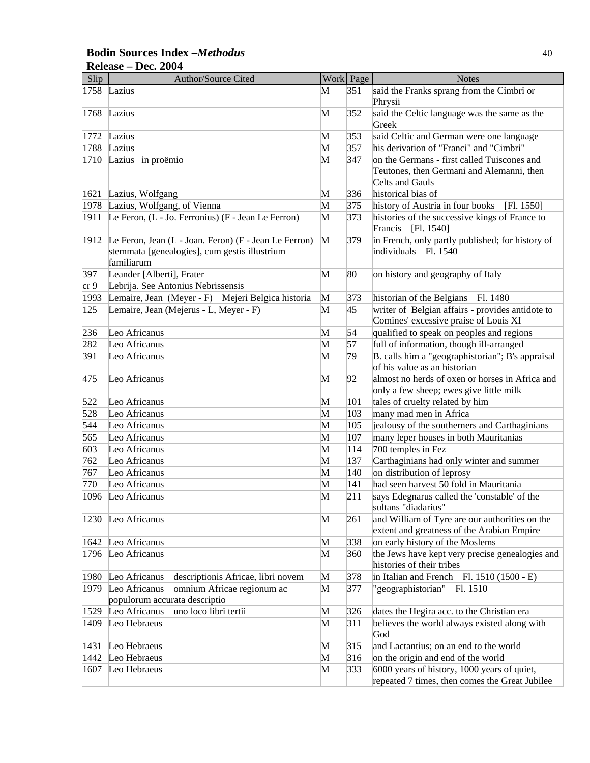**Bodin Sources Index –*Methodus***
**Release – Dec. 2004**

| Slip | Author/Source Cited | Work | Page | Notes |
|---|---|---|---|---|
| 1758 | Lazius | M | 351 | said the Franks sprang from the Cimbri or Phrysii |
| 1768 | Lazius | M | 352 | said the Celtic language was the same as the Greek |
| 1772 | Lazius | M | 353 | said Celtic and German were one language |
| 1788 | Lazius | M | 357 | his derivation of "Franci" and "Cimbri" |
| 1710 | Lazius in proëmio | M | 347 | on the Germans - first called Tuiscones and Teutones, then Germani and Alemanni, then Celts and Gauls |
| 1621 | Lazius, Wolfgang | M | 336 | historical bias of |
| 1978 | Lazius, Wolfgang, of Vienna | M | 375 | history of Austria in four books [Fl. 1550] |
| 1911 | Le Feron, (L - Jo. Ferronius) (F - Jean Le Ferron) | M | 373 | histories of the successive kings of France to Francis [Fl. 1540] |
| 1912 | Le Feron, Jean (L - Joan. Feron) (F - Jean Le Ferron) stemmata [genealogies], cum gestis illustrium familiarum | M | 379 | in French, only partly published; for history of individuals Fl. 1540 |
| 397 | Leander [Alberti], Frater | M | 80 | on history and geography of Italy |
| cr 9 | Lebrija. See Antonius Nebrissensis | | | |
| 1993 | Lemaire, Jean (Meyer - F) Mejeri Belgica historia | M | 373 | historian of the Belgians Fl. 1480 |
| 125 | Lemaire, Jean (Mejerus - L, Meyer - F) | M | 45 | writer of Belgian affairs - provides antidote to Comines' excessive praise of Louis XI |
| 236 | Leo Africanus | M | 54 | qualified to speak on peoples and regions |
| 282 | Leo Africanus | M | 57 | full of information, though ill-arranged |
| 391 | Leo Africanus | M | 79 | B. calls him a "geographistorian"; B's appraisal of his value as an historian |
| 475 | Leo Africanus | M | 92 | almost no herds of oxen or horses in Africa and only a few sheep; ewes give little milk |
| 522 | Leo Africanus | M | 101 | tales of cruelty related by him |
| 528 | Leo Africanus | M | 103 | many mad men in Africa |
| 544 | Leo Africanus | M | 105 | jealousy of the southerners and Carthaginians |
| 565 | Leo Africanus | M | 107 | many leper houses in both Mauritanias |
| 603 | Leo Africanus | M | 114 | 700 temples in Fez |
| 762 | Leo Africanus | M | 137 | Carthaginians had only winter and summer |
| 767 | Leo Africanus | M | 140 | on distribution of leprosy |
| 770 | Leo Africanus | M | 141 | had seen harvest 50 fold in Mauritania |
| 1096 | Leo Africanus | M | 211 | says Edegnarus called the 'constable' of the sultans "diadarius" |
| 1230 | Leo Africanus | M | 261 | and William of Tyre are our authorities on the extent and greatness of the Arabian Empire |
| 1642 | Leo Africanus | M | 338 | on early history of the Moslems |
| 1796 | Leo Africanus | M | 360 | the Jews have kept very precise genealogies and histories of their tribes |
| 1980 | Leo Africanus descriptionis Africae, libri novem | M | 378 | in Italian and French Fl. 1510 (1500 - E) |
| 1979 | Leo Africanus omnium Africae regionum ac populorum accurata descriptio | M | 377 | "geographistorian" Fl. 1510 |
| 1529 | Leo Africanus uno loco libri tertii | M | 326 | dates the Hegira acc. to the Christian era |
| 1409 | Leo Hebraeus | M | 311 | believes the world always existed along with God |
| 1431 | Leo Hebraeus | M | 315 | and Lactantius; on an end to the world |
| 1442 | Leo Hebraeus | M | 316 | on the origin and end of the world |
| 1607 | Leo Hebraeus | M | 333 | 6000 years of history, 1000 years of quiet, repeated 7 times, then comes the Great Jubilee |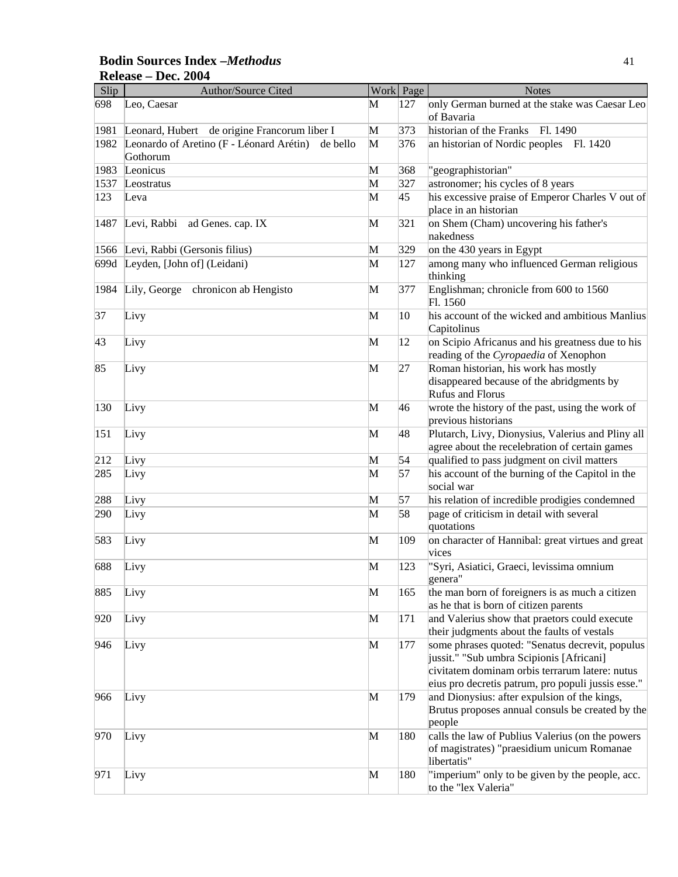**Bodin Sources Index –*Methodus***
**Release – Dec. 2004**

| Slip | Author/Source Cited | Work | Page | Notes |
|---|---|---|---|---|
| 698 | Leo, Caesar | M | 127 | only German burned at the stake was Caesar Leo of Bavaria |
| 1981 | Leonard, Hubert   de origine Francorum liber I | M | 373 | historian of the Franks   Fl. 1490 |
| 1982 | Leonardo of Aretino (F - Léonard Arétin)   de bello Gothorum | M | 376 | an historian of Nordic peoples   Fl. 1420 |
| 1983 | Leonicus | M | 368 | "geographistorian" |
| 1537 | Leostratus | M | 327 | astronomer; his cycles of 8 years |
| 123 | Leva | M | 45 | his excessive praise of Emperor Charles V out of place in an historian |
| 1487 | Levi, Rabbi   ad Genes. cap. IX | M | 321 | on Shem (Cham) uncovering his father's nakedness |
| 1566 | Levi, Rabbi (Gersonis filius) | M | 329 | on the 430 years in Egypt |
| 699d | Leyden, [John of] (Leidani) | M | 127 | among many who influenced German religious thinking |
| 1984 | Lily, George   chronicon ab Hengisto | M | 377 | Englishman; chronicle from 600 to 1560   Fl. 1560 |
| 37 | Livy | M | 10 | his account of the wicked and ambitious Manlius Capitolinus |
| 43 | Livy | M | 12 | on Scipio Africanus and his greatness due to his reading of the *Cyropaedia* of Xenophon |
| 85 | Livy | M | 27 | Roman historian, his work has mostly disappeared because of the abridgments by Rufus and Florus |
| 130 | Livy | M | 46 | wrote the history of the past, using the work of previous historians |
| 151 | Livy | M | 48 | Plutarch, Livy, Dionysius, Valerius and Pliny all agree about the recelebration of certain games |
| 212 | Livy | M | 54 | qualified to pass judgment on civil matters |
| 285 | Livy | M | 57 | his account of the burning of the Capitol in the social war |
| 288 | Livy | M | 57 | his relation of incredible prodigies condemned |
| 290 | Livy | M | 58 | page of criticism in detail with several quotations |
| 583 | Livy | M | 109 | on character of Hannibal: great virtues and great vices |
| 688 | Livy | M | 123 | "Syri, Asiatici, Graeci, levissima omnium genera" |
| 885 | Livy | M | 165 | the man born of foreigners is as much a citizen as he that is born of citizen parents |
| 920 | Livy | M | 171 | and Valerius show that praetors could execute their judgments about the faults of vestals |
| 946 | Livy | M | 177 | some phrases quoted: "Senatus decrevit, populus jussit." "Sub umbra Scipionis [Africani] civitatem dominam orbis terrarum latere: nutus eius pro decretis patrum, pro populi jussis esse." |
| 966 | Livy | M | 179 | and Dionysius: after expulsion of the kings, Brutus proposes annual consuls be created by the people |
| 970 | Livy | M | 180 | calls the law of Publius Valerius (on the powers of magistrates) "praesidium unicum Romanae libertatis" |
| 971 | Livy | M | 180 | "imperium" only to be given by the people, acc. to the "lex Valeria" |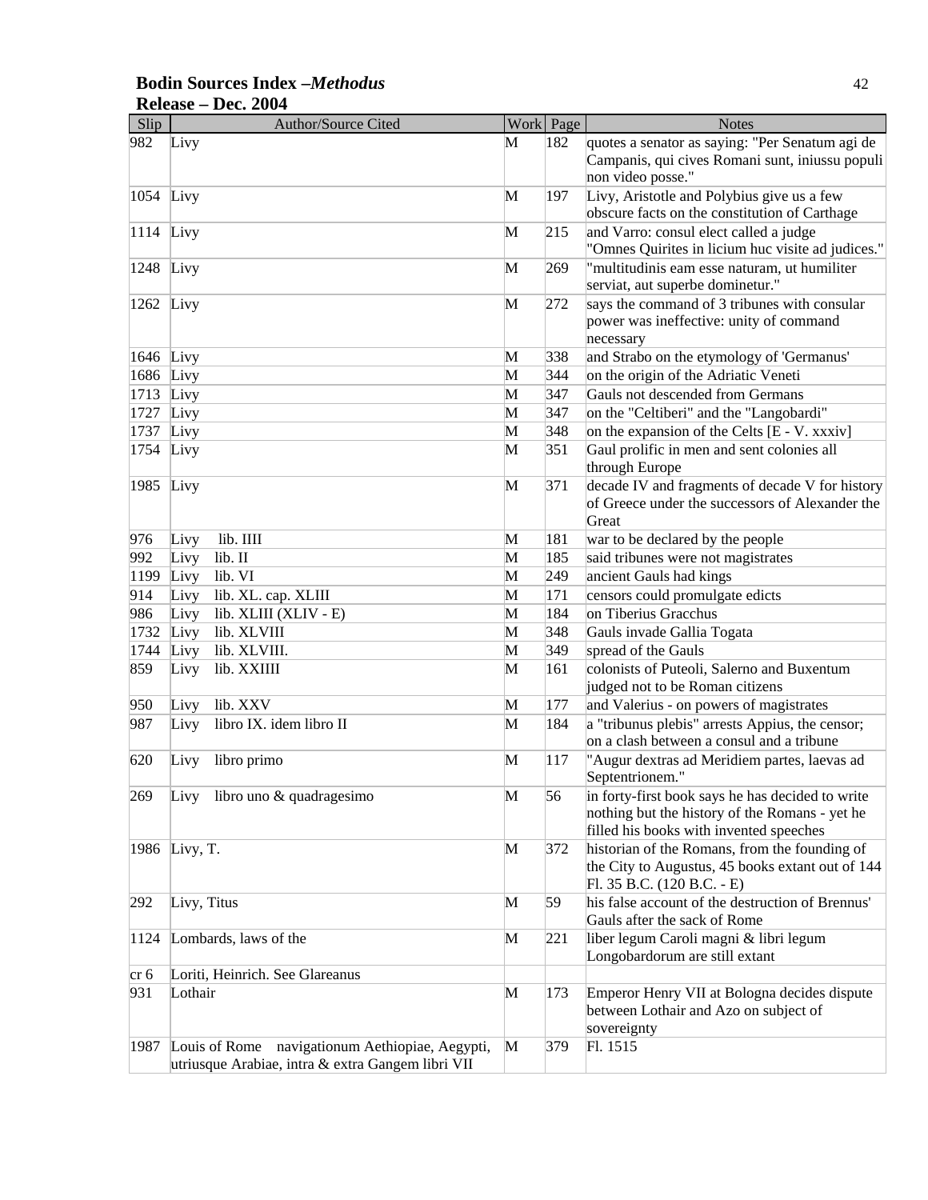**Bodin Sources Index –*Methodus***
**Release – Dec. 2004**

| Slip | Author/Source Cited | Work | Page | Notes |
|---|---|---|---|---|
| 982 | Livy | M | 182 | quotes a senator as saying: "Per Senatum agi de Campanis, qui cives Romani sunt, iniussu populi non video posse." |
| 1054 | Livy | M | 197 | Livy, Aristotle and Polybius give us a few obscure facts on the constitution of Carthage |
| 1114 | Livy | M | 215 | and Varro: consul elect called a judge "Omnes Quirites in licium huc visite ad judices." |
| 1248 | Livy | M | 269 | "multitudinis eam esse naturam, ut humiliter serviat, aut superbe dominetur." |
| 1262 | Livy | M | 272 | says the command of 3 tribunes with consular power was ineffective: unity of command necessary |
| 1646 | Livy | M | 338 | and Strabo on the etymology of 'Germanus' |
| 1686 | Livy | M | 344 | on the origin of the Adriatic Veneti |
| 1713 | Livy | M | 347 | Gauls not descended from Germans |
| 1727 | Livy | M | 347 | on the "Celtiberi" and the "Langobardi" |
| 1737 | Livy | M | 348 | on the expansion of the Celts [E - V. xxxiv] |
| 1754 | Livy | M | 351 | Gaul prolific in men and sent colonies all through Europe |
| 1985 | Livy | M | 371 | decade IV and fragments of decade V for history of Greece under the successors of Alexander the Great |
| 976 | Livy lib. IIII | M | 181 | war to be declared by the people |
| 992 | Livy lib. II | M | 185 | said tribunes were not magistrates |
| 1199 | Livy lib. VI | M | 249 | ancient Gauls had kings |
| 914 | Livy lib. XL. cap. XLIII | M | 171 | censors could promulgate edicts |
| 986 | Livy lib. XLIII (XLIV - E) | M | 184 | on Tiberius Gracchus |
| 1732 | Livy lib. XLVIII | M | 348 | Gauls invade Gallia Togata |
| 1744 | Livy lib. XLVIII. | M | 349 | spread of the Gauls |
| 859 | Livy lib. XXIIII | M | 161 | colonists of Puteoli, Salerno and Buxentum judged not to be Roman citizens |
| 950 | Livy lib. XXV | M | 177 | and Valerius - on powers of magistrates |
| 987 | Livy libro IX. idem libro II | M | 184 | a "tribunus plebis" arrests Appius, the censor; on a clash between a consul and a tribune |
| 620 | Livy libro primo | M | 117 | "Augur dextras ad Meridiem partes, laevas ad Septentrionem." |
| 269 | Livy libro uno & quadragesimo | M | 56 | in forty-first book says he has decided to write nothing but the history of the Romans - yet he filled his books with invented speeches |
| 1986 | Livy, T. | M | 372 | historian of the Romans, from the founding of the City to Augustus, 45 books extant out of 144 Fl. 35 B.C. (120 B.C. - E) |
| 292 | Livy, Titus | M | 59 | his false account of the destruction of Brennus' Gauls after the sack of Rome |
| 1124 | Lombards, laws of the | M | 221 | liber legum Caroli magni & libri legum Longobardorum are still extant |
| cr 6 | Loriti, Heinrich. See Glareanus | | | |
| 931 | Lothair | M | 173 | Emperor Henry VII at Bologna decides dispute between Lothair and Azo on subject of sovereignty |
| 1987 | Louis of Rome navigationum Aethiopiae, Aegypti, utriusque Arabiae, intra & extra Gangem libri VII | M | 379 | Fl. 1515 |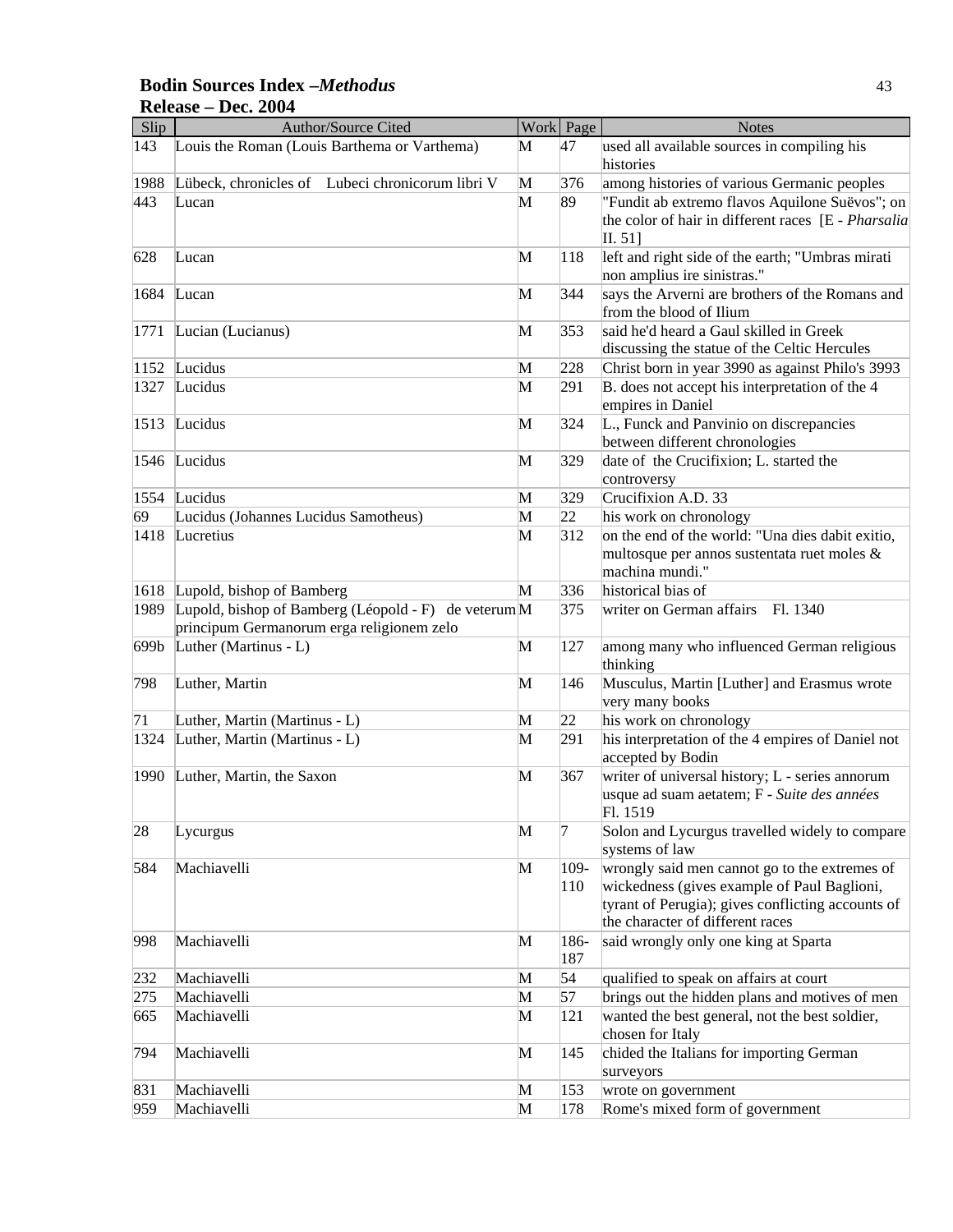**Bodin Sources Index –*Methodus***
**Release – Dec. 2004**

| Slip | Author/Source Cited | Work | Page | Notes |
|---|---|---|---|---|
| 143 | Louis the Roman (Louis Barthema or Varthema) | M | 47 | used all available sources in compiling his histories |
| 1988 | Lübeck, chronicles of  Lubeci chronicorum libri V | M | 376 | among histories of various Germanic peoples |
| 443 | Lucan | M | 89 | "Fundit ab extremo flavos Aquilone Suëvos"; on the color of hair in different races [E - *Pharsalia* II. 51] |
| 628 | Lucan | M | 118 | left and right side of the earth; "Umbras mirati non amplius ire sinistras." |
| 1684 | Lucan | M | 344 | says the Arverni are brothers of the Romans and from the blood of Ilium |
| 1771 | Lucian (Lucianus) | M | 353 | said he'd heard a Gaul skilled in Greek discussing the statue of the Celtic Hercules |
| 1152 | Lucidus | M | 228 | Christ born in year 3990 as against Philo's 3993 |
| 1327 | Lucidus | M | 291 | B. does not accept his interpretation of the 4 empires in Daniel |
| 1513 | Lucidus | M | 324 | L., Funck and Panvinio on discrepancies between different chronologies |
| 1546 | Lucidus | M | 329 | date of the Crucifixion; L. started the controversy |
| 1554 | Lucidus | M | 329 | Crucifixion A.D. 33 |
| 69 | Lucidus (Johannes Lucidus Samotheus) | M | 22 | his work on chronology |
| 1418 | Lucretius | M | 312 | on the end of the world: "Una dies dabit exitio, multosque per annos sustentata ruet moles & machina mundi." |
| 1618 | Lupold, bishop of Bamberg | M | 336 | historical bias of |
| 1989 | Lupold, bishop of Bamberg (Léopold - F) de veterum principum Germanorum erga religionem zelo | M | 375 | writer on German affairs  Fl. 1340 |
| 699b | Luther (Martinus - L) | M | 127 | among many who influenced German religious thinking |
| 798 | Luther, Martin | M | 146 | Musculus, Martin [Luther] and Erasmus wrote very many books |
| 71 | Luther, Martin (Martinus - L) | M | 22 | his work on chronology |
| 1324 | Luther, Martin (Martinus - L) | M | 291 | his interpretation of the 4 empires of Daniel not accepted by Bodin |
| 1990 | Luther, Martin, the Saxon | M | 367 | writer of universal history; L - series annorum usque ad suam aetatem; F - *Suite des années* Fl. 1519 |
| 28 | Lycurgus | M | 7 | Solon and Lycurgus travelled widely to compare systems of law |
| 584 | Machiavelli | M | 109-110 | wrongly said men cannot go to the extremes of wickedness (gives example of Paul Baglioni, tyrant of Perugia); gives conflicting accounts of the character of different races |
| 998 | Machiavelli | M | 186-187 | said wrongly only one king at Sparta |
| 232 | Machiavelli | M | 54 | qualified to speak on affairs at court |
| 275 | Machiavelli | M | 57 | brings out the hidden plans and motives of men |
| 665 | Machiavelli | M | 121 | wanted the best general, not the best soldier, chosen for Italy |
| 794 | Machiavelli | M | 145 | chided the Italians for importing German surveyors |
| 831 | Machiavelli | M | 153 | wrote on government |
| 959 | Machiavelli | M | 178 | Rome's mixed form of government |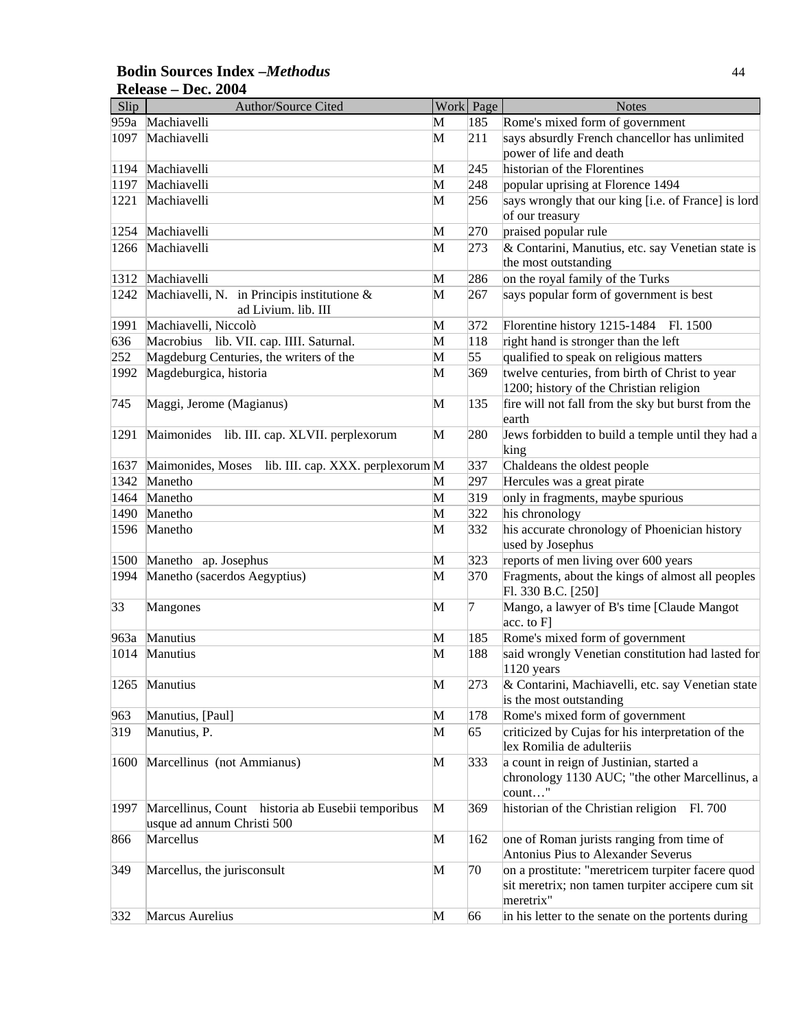**Bodin Sources Index –*Methodus***
**Release – Dec. 2004**

| Slip | Author/Source Cited | Work | Page | Notes |
|---|---|---|---|---|
| 959a | Machiavelli | M | 185 | Rome's mixed form of government |
| 1097 | Machiavelli | M | 211 | says absurdly French chancellor has unlimited power of life and death |
| 1194 | Machiavelli | M | 245 | historian of the Florentines |
| 1197 | Machiavelli | M | 248 | popular uprising at Florence 1494 |
| 1221 | Machiavelli | M | 256 | says wrongly that our king [i.e. of France] is lord of our treasury |
| 1254 | Machiavelli | M | 270 | praised popular rule |
| 1266 | Machiavelli | M | 273 | & Contarini, Manutius, etc. say Venetian state is the most outstanding |
| 1312 | Machiavelli | M | 286 | on the royal family of the Turks |
| 1242 | Machiavelli, N. in Principis institutione & ad Livium. lib. III | M | 267 | says popular form of government is best |
| 1991 | Machiavelli, Niccolò | M | 372 | Florentine history 1215-1484 Fl. 1500 |
| 636 | Macrobius lib. VII. cap. IIII. Saturnal. | M | 118 | right hand is stronger than the left |
| 252 | Magdeburg Centuries, the writers of the | M | 55 | qualified to speak on religious matters |
| 1992 | Magdeburgica, historia | M | 369 | twelve centuries, from birth of Christ to year 1200; history of the Christian religion |
| 745 | Maggi, Jerome (Magianus) | M | 135 | fire will not fall from the sky but burst from the earth |
| 1291 | Maimonides lib. III. cap. XLVII. perplexorum | M | 280 | Jews forbidden to build a temple until they had a king |
| 1637 | Maimonides, Moses lib. III. cap. XXX. perplexorum | M | 337 | Chaldeans the oldest people |
| 1342 | Manetho | M | 297 | Hercules was a great pirate |
| 1464 | Manetho | M | 319 | only in fragments, maybe spurious |
| 1490 | Manetho | M | 322 | his chronology |
| 1596 | Manetho | M | 332 | his accurate chronology of Phoenician history used by Josephus |
| 1500 | Manetho ap. Josephus | M | 323 | reports of men living over 600 years |
| 1994 | Manetho (sacerdos Aegyptius) | M | 370 | Fragments, about the kings of almost all peoples Fl. 330 B.C. [250] |
| 33 | Mangones | M | 7 | Mango, a lawyer of B's time [Claude Mangot acc. to F] |
| 963a | Manutius | M | 185 | Rome's mixed form of government |
| 1014 | Manutius | M | 188 | said wrongly Venetian constitution had lasted for 1120 years |
| 1265 | Manutius | M | 273 | & Contarini, Machiavelli, etc. say Venetian state is the most outstanding |
| 963 | Manutius, [Paul] | M | 178 | Rome's mixed form of government |
| 319 | Manutius, P. | M | 65 | criticized by Cujas for his interpretation of the lex Romilia de adulteriis |
| 1600 | Marcellinus (not Ammianus) | M | 333 | a count in reign of Justinian, started a chronology 1130 AUC; "the other Marcellinus, a count…" |
| 1997 | Marcellinus, Count historia ab Eusebii temporibus usque ad annum Christi 500 | M | 369 | historian of the Christian religion Fl. 700 |
| 866 | Marcellus | M | 162 | one of Roman jurists ranging from time of Antonius Pius to Alexander Severus |
| 349 | Marcellus, the jurisconsult | M | 70 | on a prostitute: "meretricem turpiter facere quod sit meretrix; non tamen turpiter accipere cum sit meretrix" |
| 332 | Marcus Aurelius | M | 66 | in his letter to the senate on the portents during |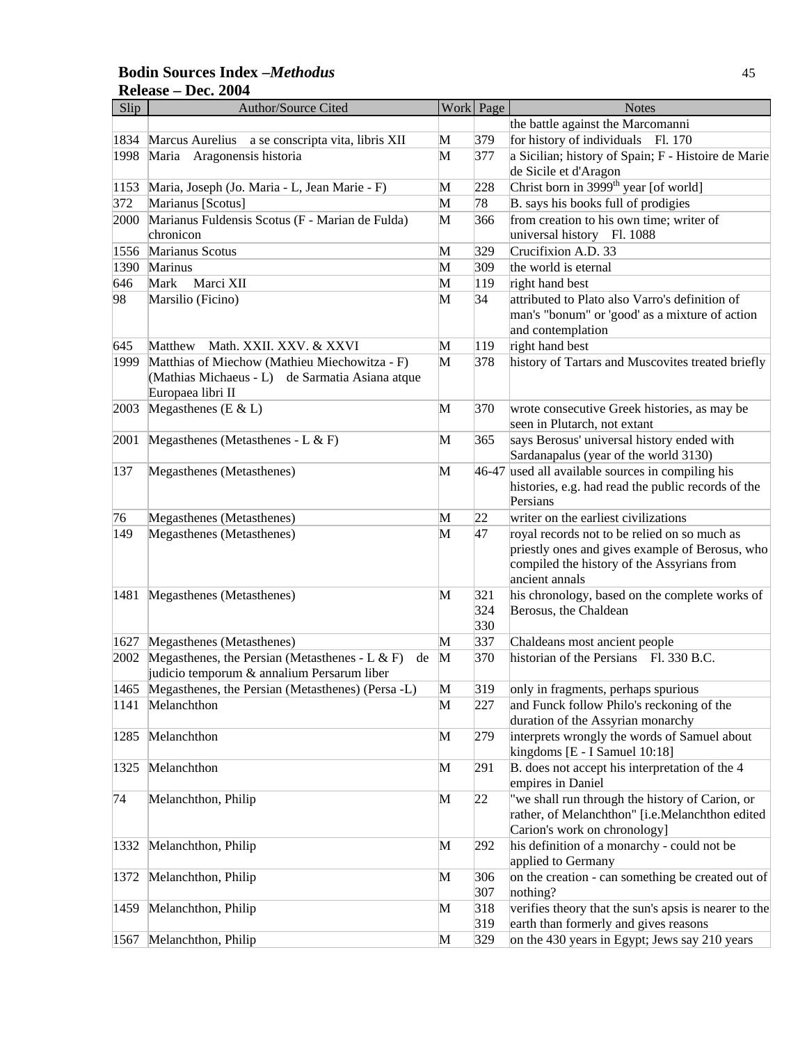**Bodin Sources Index –*Methodus***
**Release – Dec. 2004**

| Slip | Author/Source Cited | Work | Page | Notes |
|---|---|---|---|---|
| | | | | the battle against the Marcomanni |
| 1834 | Marcus Aurelius a se conscripta vita, libris XII | M | 379 | for history of individuals Fl. 170 |
| 1998 | Maria Aragonensis historia | M | 377 | a Sicilian; history of Spain; F - Histoire de Marie de Sicile et d'Aragon |
| 1153 | Maria, Joseph (Jo. Maria - L, Jean Marie - F) | M | 228 | Christ born in 3999th year [of world] |
| 372 | Marianus [Scotus] | M | 78 | B. says his books full of prodigies |
| 2000 | Marianus Fuldensis Scotus (F - Marian de Fulda) chronicon | M | 366 | from creation to his own time; writer of universal history Fl. 1088 |
| 1556 | Marianus Scotus | M | 329 | Crucifixion A.D. 33 |
| 1390 | Marinus | M | 309 | the world is eternal |
| 646 | Mark Marci XII | M | 119 | right hand best |
| 98 | Marsilio (Ficino) | M | 34 | attributed to Plato also Varro's definition of man's "bonum" or 'good' as a mixture of action and contemplation |
| 645 | Matthew Math. XXII. XXV. & XXVI | M | 119 | right hand best |
| 1999 | Matthias of Miechow (Mathieu Miechowitza - F) (Mathias Michaeus - L) de Sarmatia Asiana atque Europaea libri II | M | 378 | history of Tartars and Muscovites treated briefly |
| 2003 | Megasthenes (E & L) | M | 370 | wrote consecutive Greek histories, as may be seen in Plutarch, not extant |
| 2001 | Megasthenes (Metasthenes - L & F) | M | 365 | says Berosus' universal history ended with Sardanapalus (year of the world 3130) |
| 137 | Megasthenes (Metasthenes) | M | 46-47 | used all available sources in compiling his histories, e.g. had read the public records of the Persians |
| 76 | Megasthenes (Metasthenes) | M | 22 | writer on the earliest civilizations |
| 149 | Megasthenes (Metasthenes) | M | 47 | royal records not to be relied on so much as priestly ones and gives example of Berosus, who compiled the history of the Assyrians from ancient annals |
| 1481 | Megasthenes (Metasthenes) | M | 321 324 330 | his chronology, based on the complete works of Berosus, the Chaldean |
| 1627 | Megasthenes (Metasthenes) | M | 337 | Chaldeans most ancient people |
| 2002 | Megasthenes, the Persian (Metasthenes - L & F) de judicio temporum & annalium Persarum liber | M | 370 | historian of the Persians Fl. 330 B.C. |
| 1465 | Megasthenes, the Persian (Metasthenes) (Persa -L) | M | 319 | only in fragments, perhaps spurious |
| 1141 | Melanchthon | M | 227 | and Funck follow Philo's reckoning of the duration of the Assyrian monarchy |
| 1285 | Melanchthon | M | 279 | interprets wrongly the words of Samuel about kingdoms [E - I Samuel 10:18] |
| 1325 | Melanchthon | M | 291 | B. does not accept his interpretation of the 4 empires in Daniel |
| 74 | Melanchthon, Philip | M | 22 | "we shall run through the history of Carion, or rather, of Melanchthon" [i.e.Melanchthon edited Carion's work on chronology] |
| 1332 | Melanchthon, Philip | M | 292 | his definition of a monarchy - could not be applied to Germany |
| 1372 | Melanchthon, Philip | M | 306 307 | on the creation - can something be created out of nothing? |
| 1459 | Melanchthon, Philip | M | 318 319 | verifies theory that the sun's apsis is nearer to the earth than formerly and gives reasons |
| 1567 | Melanchthon, Philip | M | 329 | on the 430 years in Egypt; Jews say 210 years |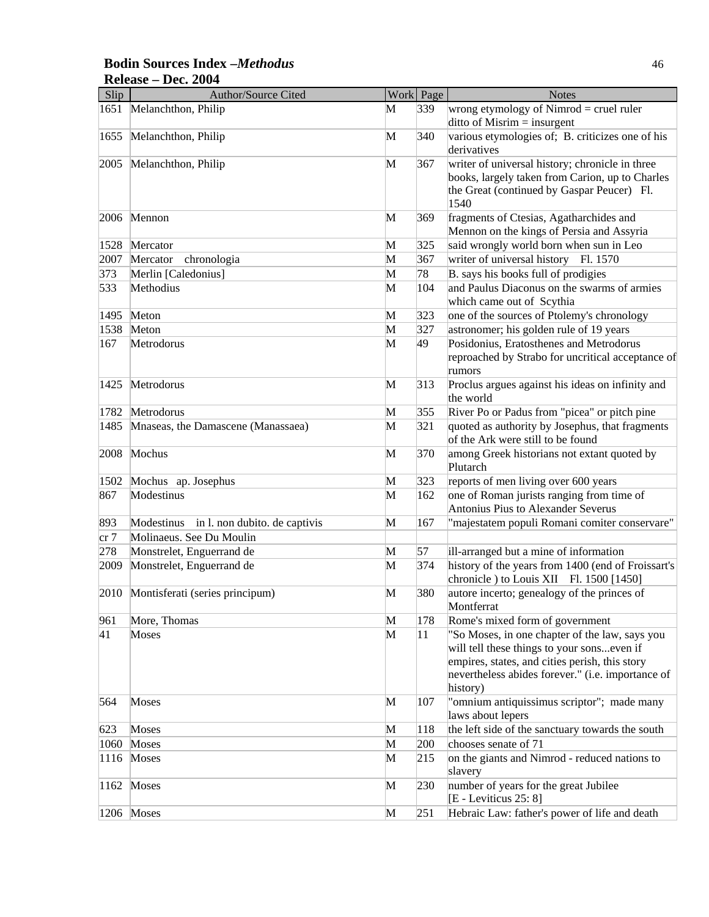**Bodin Sources Index –*Methodus***
**Release – Dec. 2004**

| Slip | Author/Source Cited | Work | Page | Notes |
|---|---|---|---|---|
| 1651 | Melanchthon, Philip | M | 339 | wrong etymology of Nimrod = cruel ruler ditto of Misrim = insurgent |
| 1655 | Melanchthon, Philip | M | 340 | various etymologies of; B. criticizes one of his derivatives |
| 2005 | Melanchthon, Philip | M | 367 | writer of universal history; chronicle in three books, largely taken from Carion, up to Charles the Great (continued by Gaspar Peucer) Fl. 1540 |
| 2006 | Mennon | M | 369 | fragments of Ctesias, Agatharchides and Mennon on the kings of Persia and Assyria |
| 1528 | Mercator | M | 325 | said wrongly world born when sun in Leo |
| 2007 | Mercator chronologia | M | 367 | writer of universal history Fl. 1570 |
| 373 | Merlin [Caledonius] | M | 78 | B. says his books full of prodigies |
| 533 | Methodius | M | 104 | and Paulus Diaconus on the swarms of armies which came out of Scythia |
| 1495 | Meton | M | 323 | one of the sources of Ptolemy's chronology |
| 1538 | Meton | M | 327 | astronomer; his golden rule of 19 years |
| 167 | Metrodorus | M | 49 | Posidonius, Eratosthenes and Metrodorus reproached by Strabo for uncritical acceptance of rumors |
| 1425 | Metrodorus | M | 313 | Proclus argues against his ideas on infinity and the world |
| 1782 | Metrodorus | M | 355 | River Po or Padus from "picea" or pitch pine |
| 1485 | Mnaseas, the Damascene (Manassaea) | M | 321 | quoted as authority by Josephus, that fragments of the Ark were still to be found |
| 2008 | Mochus | M | 370 | among Greek historians not extant quoted by Plutarch |
| 1502 | Mochus ap. Josephus | M | 323 | reports of men living over 600 years |
| 867 | Modestinus | M | 162 | one of Roman jurists ranging from time of Antonius Pius to Alexander Severus |
| 893 | Modestinus in l. non dubito. de captivis | M | 167 | "majestatem populi Romani comiter conservare" |
| cr 7 | Molinaeus. See Du Moulin | | | |
| 278 | Monstrelet, Enguerrand de | M | 57 | ill-arranged but a mine of information |
| 2009 | Monstrelet, Enguerrand de | M | 374 | history of the years from 1400 (end of Froissart's chronicle ) to Louis XII Fl. 1500 [1450] |
| 2010 | Montisferati (series principum) | M | 380 | autore incerto; genealogy of the princes of Montferrat |
| 961 | More, Thomas | M | 178 | Rome's mixed form of government |
| 41 | Moses | M | 11 | "So Moses, in one chapter of the law, says you will tell these things to your sons...even if empires, states, and cities perish, this story nevertheless abides forever." (i.e. importance of history) |
| 564 | Moses | M | 107 | "omnium antiquissimus scriptor"; made many laws about lepers |
| 623 | Moses | M | 118 | the left side of the sanctuary towards the south |
| 1060 | Moses | M | 200 | chooses senate of 71 |
| 1116 | Moses | M | 215 | on the giants and Nimrod - reduced nations to slavery |
| 1162 | Moses | M | 230 | number of years for the great Jubilee [E - Leviticus 25: 8] |
| 1206 | Moses | M | 251 | Hebraic Law: father's power of life and death |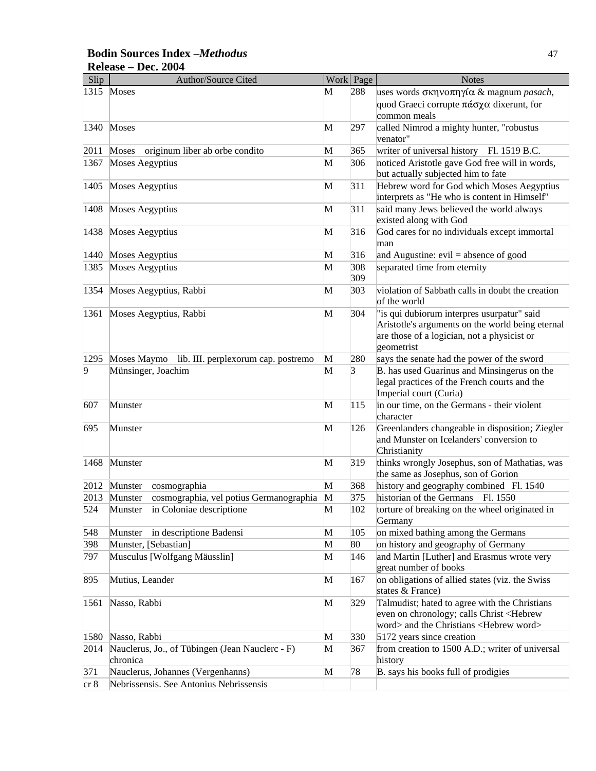**Bodin Sources Index –*Methodus***
**Release – Dec. 2004**

| Slip | Author/Source Cited | Work | Page | Notes |
|---|---|---|---|---|
| 1315 | Moses | M | 288 | uses words σκηνοπηγία & magnum *pasach*, quod Graeci corrupte πάσχα dixerunt, for common meals |
| 1340 | Moses | M | 297 | called Nimrod a mighty hunter, "robustus venator" |
| 2011 | Moses originum liber ab orbe condito | M | 365 | writer of universal history Fl. 1519 B.C. |
| 1367 | Moses Aegyptius | M | 306 | noticed Aristotle gave God free will in words, but actually subjected him to fate |
| 1405 | Moses Aegyptius | M | 311 | Hebrew word for God which Moses Aegyptius interprets as "He who is content in Himself" |
| 1408 | Moses Aegyptius | M | 311 | said many Jews believed the world always existed along with God |
| 1438 | Moses Aegyptius | M | 316 | God cares for no individuals except immortal man |
| 1440 | Moses Aegyptius | M | 316 | and Augustine: evil = absence of good |
| 1385 | Moses Aegyptius | M | 308 309 | separated time from eternity |
| 1354 | Moses Aegyptius, Rabbi | M | 303 | violation of Sabbath calls in doubt the creation of the world |
| 1361 | Moses Aegyptius, Rabbi | M | 304 | "is qui dubiorum interpres usurpatur" said Aristotle's arguments on the world being eternal are those of a logician, not a physicist or geometrist |
| 1295 | Moses Maymo lib. III. perplexorum cap. postremo | M | 280 | says the senate had the power of the sword |
| 9 | Münsinger, Joachim | M | 3 | B. has used Guarinus and Minsingerus on the legal practices of the French courts and the Imperial court (Curia) |
| 607 | Munster | M | 115 | in our time, on the Germans - their violent character |
| 695 | Munster | M | 126 | Greenlanders changeable in disposition; Ziegler and Munster on Icelanders' conversion to Christianity |
| 1468 | Munster | M | 319 | thinks wrongly Josephus, son of Mathatias, was the same as Josephus, son of Gorion |
| 2012 | Munster cosmographia | M | 368 | history and geography combined Fl. 1540 |
| 2013 | Munster cosmographia, vel potius Germanographia | M | 375 | historian of the Germans Fl. 1550 |
| 524 | Munster in Coloniae descriptione | M | 102 | torture of breaking on the wheel originated in Germany |
| 548 | Munster in descriptione Badensi | M | 105 | on mixed bathing among the Germans |
| 398 | Munster, [Sebastian] | M | 80 | on history and geography of Germany |
| 797 | Musculus [Wolfgang Mäusslin] | M | 146 | and Martin [Luther] and Erasmus wrote very great number of books |
| 895 | Mutius, Leander | M | 167 | on obligations of allied states (viz. the Swiss states & France) |
| 1561 | Nasso, Rabbi | M | 329 | Talmudist; hated to agree with the Christians even on chronology; calls Christ <Hebrew word> and the Christians <Hebrew word> |
| 1580 | Nasso, Rabbi | M | 330 | 5172 years since creation |
| 2014 | Nauclerus, Jo., of Tübingen (Jean Nauclerc - F) chronica | M | 367 | from creation to 1500 A.D.; writer of universal history |
| 371 | Nauclerus, Johannes (Vergenhanns) | M | 78 | B. says his books full of prodigies |
| cr 8 | Nebrissensis. See Antonius Nebrissensis | | | |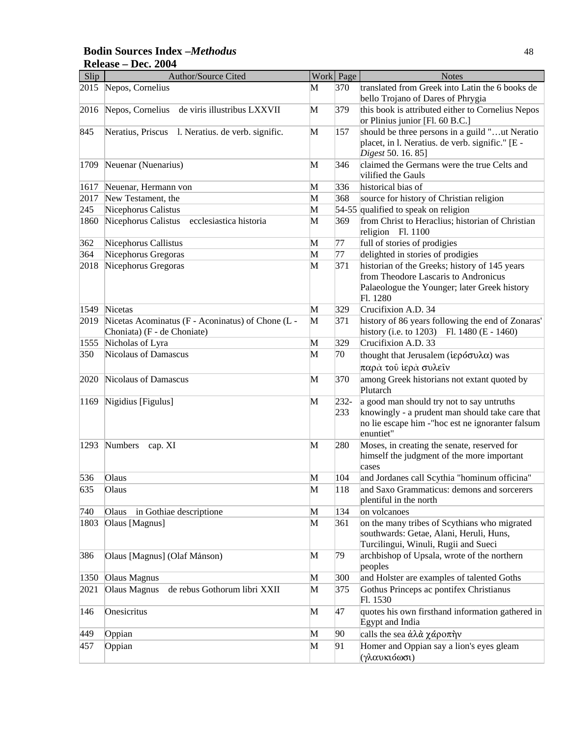| Slip | Author/Source Cited | Work | Page | Notes |
|---|---|---|---|---|
| 2015 | Nepos, Cornelius | M | 370 | translated from Greek into Latin the 6 books de bello Trojano of Dares of Phrygia |
| 2016 | Nepos, Cornelius de viris illustribus LXXVII | M | 379 | this book is attributed either to Cornelius Nepos or Plinius junior [Fl. 60 B.C.] |
| 845 | Neratius, Priscus l. Neratius. de verb. signific. | M | 157 | should be three persons in a guild "…ut Neratio placet, in l. Neratius. de verb. signific." [E - *Digest* 50. 16. 85] |
| 1709 | Neuenar (Nuenarius) | M | 346 | claimed the Germans were the true Celts and vilified the Gauls |
| 1617 | Neuenar, Hermann von | M | 336 | historical bias of |
| 2017 | New Testament, the | M | 368 | source for history of Christian religion |
| 245 | Nicephorus Calistus | M | 54-55 | qualified to speak on religion |
| 1860 | Nicephorus Calistus ecclesiastica historia | M | 369 | from Christ to Heraclius; historian of Christian religion Fl. 1100 |
| 362 | Nicephorus Callistus | M | 77 | full of stories of prodigies |
| 364 | Nicephorus Gregoras | M | 77 | delighted in stories of prodigies |
| 2018 | Nicephorus Gregoras | M | 371 | historian of the Greeks; history of 145 years from Theodore Lascaris to Andronicus Palaeologue the Younger; later Greek history Fl. 1280 |
| 1549 | Nicetas | M | 329 | Crucifixion A.D. 34 |
| 2019 | Nicetas Acominatus (F - Aconinatus) of Chone (L - Choniata) (F - de Choniate) | M | 371 | history of 86 years following the end of Zonaras' history (i.e. to 1203) Fl. 1480 (E - 1460) |
| 1555 | Nicholas of Lyra | M | 329 | Crucifixion A.D. 33 |
| 350 | Nicolaus of Damascus | M | 70 | thought that Jerusalem (ἱερόσυλα) was παρὰ τοῦ ἱερὰ συλεῖν |
| 2020 | Nicolaus of Damascus | M | 370 | among Greek historians not extant quoted by Plutarch |
| 1169 | Nigidius [Figulus] | M | 232-233 | a good man should try not to say untruths knowingly - a prudent man should take care that no lie escape him -"hoc est ne ignoranter falsum enuntiet" |
| 1293 | Numbers cap. XI | M | 280 | Moses, in creating the senate, reserved for himself the judgment of the more important cases |
| 536 | Olaus | M | 104 | and Jordanes call Scythia "hominum officina" |
| 635 | Olaus | M | 118 | and Saxo Grammaticus: demons and sorcerers plentiful in the north |
| 740 | Olaus in Gothiae descriptione | M | 134 | on volcanoes |
| 1803 | Olaus [Magnus] | M | 361 | on the many tribes of Scythians who migrated southwards: Getae, Alani, Heruli, Huns, Turcilingui, Winuli, Rugii and Sueci |
| 386 | Olaus [Magnus] (Olaf Månson) | M | 79 | archbishop of Upsala, wrote of the northern peoples |
| 1350 | Olaus Magnus | M | 300 | and Holster are examples of talented Goths |
| 2021 | Olaus Magnus de rebus Gothorum libri XXII | M | 375 | Gothus Princeps ac pontifex Christianus Fl. 1530 |
| 146 | Onesicritus | M | 47 | quotes his own firsthand information gathered in Egypt and India |
| 449 | Oppian | M | 90 | calls the sea ἁλὰ χάροπὴν |
| 457 | Oppian | M | 91 | Homer and Oppian say a lion's eyes gleam (γλαυκιόωσι) |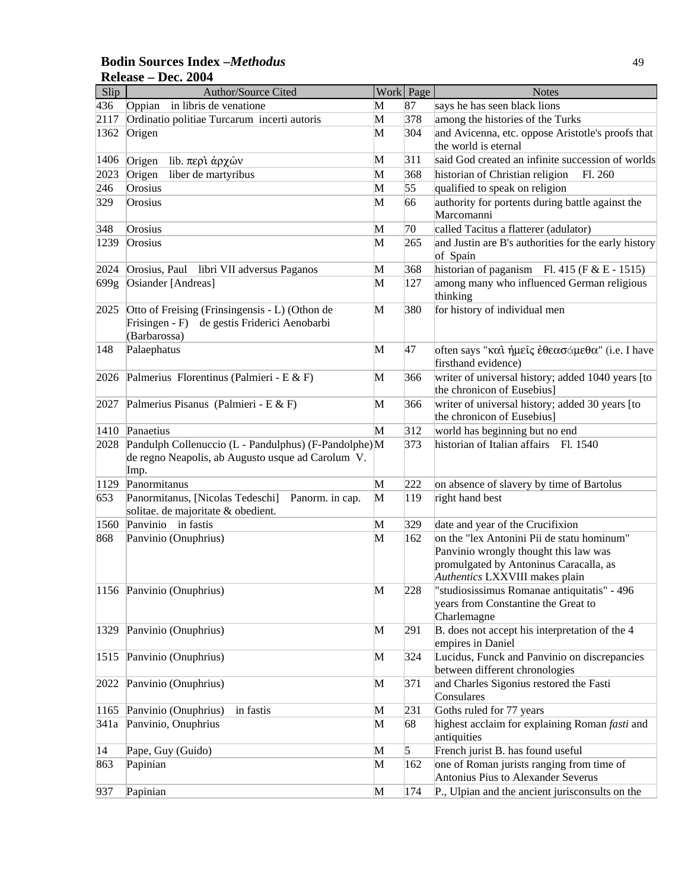**Bodin Sources Index –*Methodus***
**Release – Dec. 2004**

| Slip | Author/Source Cited | Work | Page | Notes |
|---|---|---|---|---|
| 436 | Oppian in libris de venatione | M | 87 | says he has seen black lions |
| 2117 | Ordinatio politiae Turcarum incerti autoris | M | 378 | among the histories of the Turks |
| 1362 | Origen | M | 304 | and Avicenna, etc. oppose Aristotle's proofs that the world is eternal |
| 1406 | Origen lib. περὶ ἀρχῶν | M | 311 | said God created an infinite succession of worlds |
| 2023 | Origen liber de martyribus | M | 368 | historian of Christian religion Fl. 260 |
| 246 | Orosius | M | 55 | qualified to speak on religion |
| 329 | Orosius | M | 66 | authority for portents during battle against the Marcomanni |
| 348 | Orosius | M | 70 | called Tacitus a flatterer (adulator) |
| 1239 | Orosius | M | 265 | and Justin are B's authorities for the early history of Spain |
| 2024 | Orosius, Paul libri VII adversus Paganos | M | 368 | historian of paganism Fl. 415 (F & E - 1515) |
| 699g | Osiander [Andreas] | M | 127 | among many who influenced German religious thinking |
| 2025 | Otto of Freising (Frinsingensis - L) (Othon de Frisingen - F) de gestis Friderici Aenobarbi (Barbarossa) | M | 380 | for history of individual men |
| 148 | Palaephatus | M | 47 | often says "καὶ ἡμεῖς ἐθεασάμεθα" (i.e. I have firsthand evidence) |
| 2026 | Palmerius Florentinus (Palmieri - E & F) | M | 366 | writer of universal history; added 1040 years [to the chronicon of Eusebius] |
| 2027 | Palmerius Pisanus (Palmieri - E & F) | M | 366 | writer of universal history; added 30 years [to the chronicon of Eusebius] |
| 1410 | Panaetius | M | 312 | world has beginning but no end |
| 2028 | Pandulph Collenuccio (L - Pandulphus) (F-Pandolphe) de regno Neapolis, ab Augusto usque ad Carolum V. Imp. | M | 373 | historian of Italian affairs Fl. 1540 |
| 1129 | Panormitanus | M | 222 | on absence of slavery by time of Bartolus |
| 653 | Panormitanus, [Nicolas Tedeschi] Panorm. in cap. solitae. de majoritate & obedient. | M | 119 | right hand best |
| 1560 | Panvinio in fastis | M | 329 | date and year of the Crucifixion |
| 868 | Panvinio (Onuphrius) | M | 162 | on the "lex Antonini Pii de statu hominum" Panvinio wrongly thought this law was promulgated by Antoninus Caracalla, as *Authentics* LXXVIII makes plain |
| 1156 | Panvinio (Onuphrius) | M | 228 | "studiosissimus Romanae antiquitatis" - 496 years from Constantine the Great to Charlemagne |
| 1329 | Panvinio (Onuphrius) | M | 291 | B. does not accept his interpretation of the 4 empires in Daniel |
| 1515 | Panvinio (Onuphrius) | M | 324 | Lucidus, Funck and Panvinio on discrepancies between different chronologies |
| 2022 | Panvinio (Onuphrius) | M | 371 | and Charles Sigonius restored the Fasti Consulares |
| 1165 | Panvinio (Onuphrius) in fastis | M | 231 | Goths ruled for 77 years |
| 341a | Panvinio, Onuphrius | M | 68 | highest acclaim for explaining Roman *fasti* and antiquities |
| 14 | Pape, Guy (Guido) | M | 5 | French jurist B. has found useful |
| 863 | Papinian | M | 162 | one of Roman jurists ranging from time of Antonius Pius to Alexander Severus |
| 937 | Papinian | M | 174 | P., Ulpian and the ancient jurisconsults on the |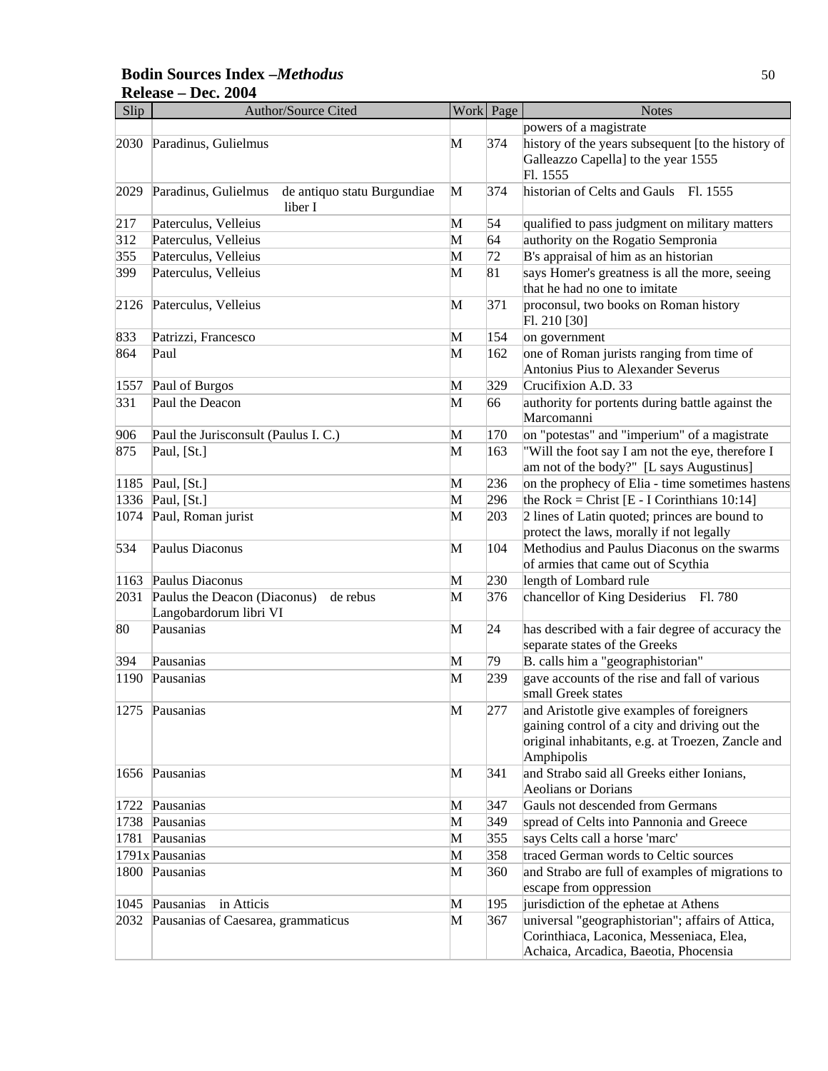**Bodin Sources Index –*Methodus***
**Release – Dec. 2004**

| Slip | Author/Source Cited | Work | Page | Notes |
|---|---|---|---|---|
| | | | | powers of a magistrate |
| 2030 | Paradinus, Gulielmus | M | 374 | history of the years subsequent [to the history of Galleazzo Capella] to the year 1555 Fl. 1555 |
| 2029 | Paradinus, Gulielmus de antiquo statu Burgundiae liber I | M | 374 | historian of Celts and Gauls Fl. 1555 |
| 217 | Paterculus, Velleius | M | 54 | qualified to pass judgment on military matters |
| 312 | Paterculus, Velleius | M | 64 | authority on the Rogatio Sempronia |
| 355 | Paterculus, Velleius | M | 72 | B's appraisal of him as an historian |
| 399 | Paterculus, Velleius | M | 81 | says Homer's greatness is all the more, seeing that he had no one to imitate |
| 2126 | Paterculus, Velleius | M | 371 | proconsul, two books on Roman history Fl. 210 [30] |
| 833 | Patrizzi, Francesco | M | 154 | on government |
| 864 | Paul | M | 162 | one of Roman jurists ranging from time of Antonius Pius to Alexander Severus |
| 1557 | Paul of Burgos | M | 329 | Crucifixion A.D. 33 |
| 331 | Paul the Deacon | M | 66 | authority for portents during battle against the Marcomanni |
| 906 | Paul the Jurisconsult (Paulus I. C.) | M | 170 | on "potestas" and "imperium" of a magistrate |
| 875 | Paul, [St.] | M | 163 | "Will the foot say I am not the eye, therefore I am not of the body?" [L says Augustinus] |
| 1185 | Paul, [St.] | M | 236 | on the prophecy of Elia - time sometimes hastens |
| 1336 | Paul, [St.] | M | 296 | the Rock = Christ [E - I Corinthians 10:14] |
| 1074 | Paul, Roman jurist | M | 203 | 2 lines of Latin quoted; princes are bound to protect the laws, morally if not legally |
| 534 | Paulus Diaconus | M | 104 | Methodius and Paulus Diaconus on the swarms of armies that came out of Scythia |
| 1163 | Paulus Diaconus | M | 230 | length of Lombard rule |
| 2031 | Paulus the Deacon (Diaconus) de rebus Langobardorum libri VI | M | 376 | chancellor of King Desiderius Fl. 780 |
| 80 | Pausanias | M | 24 | has described with a fair degree of accuracy the separate states of the Greeks |
| 394 | Pausanias | M | 79 | B. calls him a "geographistorian" |
| 1190 | Pausanias | M | 239 | gave accounts of the rise and fall of various small Greek states |
| 1275 | Pausanias | M | 277 | and Aristotle give examples of foreigners gaining control of a city and driving out the original inhabitants, e.g. at Troezen, Zancle and Amphipolis |
| 1656 | Pausanias | M | 341 | and Strabo said all Greeks either Ionians, Aeolians or Dorians |
| 1722 | Pausanias | M | 347 | Gauls not descended from Germans |
| 1738 | Pausanias | M | 349 | spread of Celts into Pannonia and Greece |
| 1781 | Pausanias | M | 355 | says Celts call a horse 'marc' |
| 1791x | Pausanias | M | 358 | traced German words to Celtic sources |
| 1800 | Pausanias | M | 360 | and Strabo are full of examples of migrations to escape from oppression |
| 1045 | Pausanias in Atticis | M | 195 | jurisdiction of the ephetae at Athens |
| 2032 | Pausanias of Caesarea, grammaticus | M | 367 | universal "geographistorian"; affairs of Attica, Corinthiaca, Laconica, Messeniaca, Elea, Achaica, Arcadica, Baeotia, Phocensia |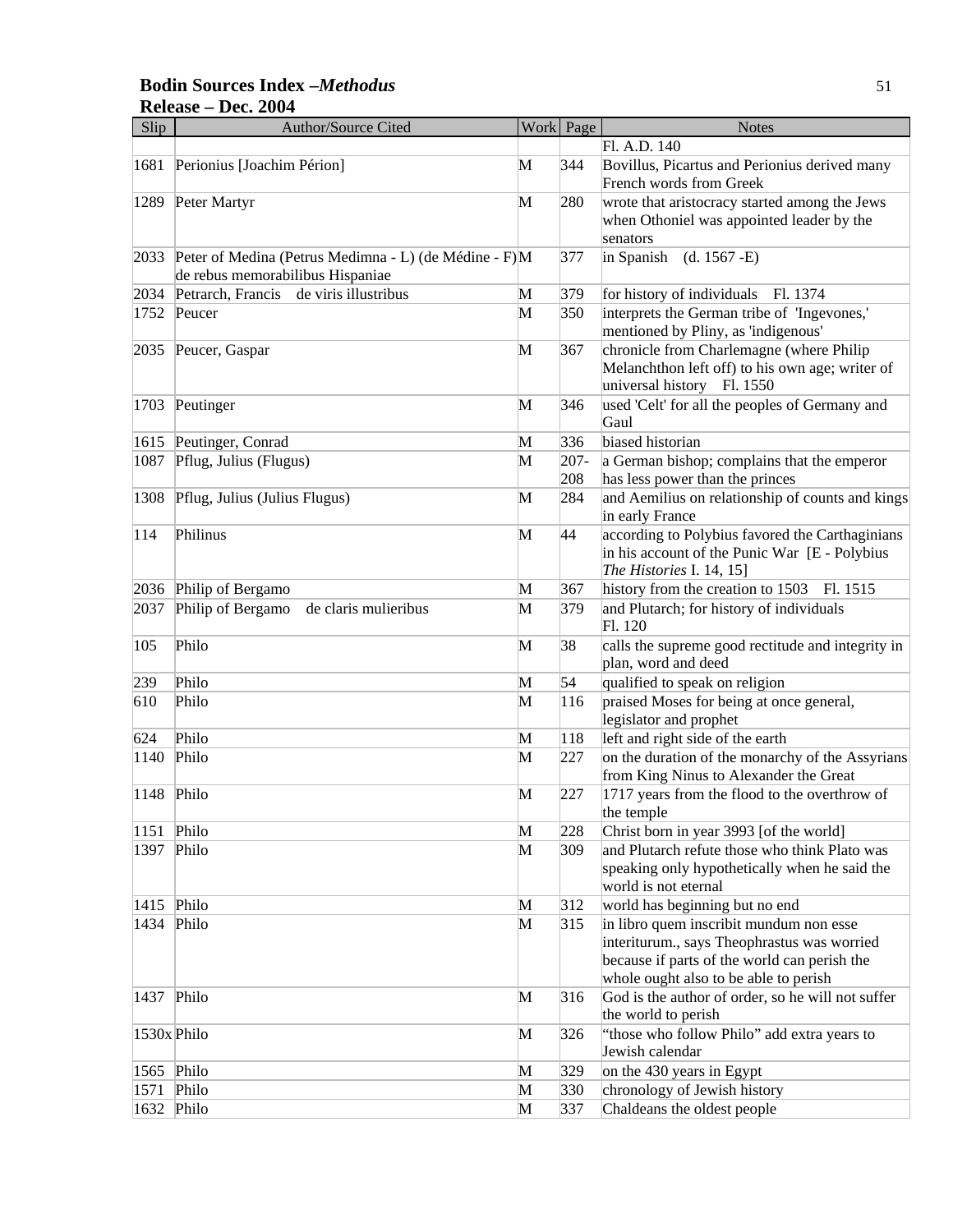**Bodin Sources Index –*Methodus***
**Release – Dec. 2004**

| Slip | Author/Source Cited | Work | Page | Notes |
|---|---|---|---|---|
| | | | | Fl. A.D. 140 |
| 1681 | Perionius [Joachim Périon] | M | 344 | Bovillus, Picartus and Perionius derived many French words from Greek |
| 1289 | Peter Martyr | M | 280 | wrote that aristocracy started among the Jews when Othoniel was appointed leader by the senators |
| 2033 | Peter of Medina (Petrus Medimna - L) (de Médine - F) de rebus memorabilibus Hispaniae | M | 377 | in Spanish (d. 1567 -E) |
| 2034 | Petrarch, Francis de viris illustribus | M | 379 | for history of individuals Fl. 1374 |
| 1752 | Peucer | M | 350 | interprets the German tribe of 'Ingevones,' mentioned by Pliny, as 'indigenous' |
| 2035 | Peucer, Gaspar | M | 367 | chronicle from Charlemagne (where Philip Melanchthon left off) to his own age; writer of universal history Fl. 1550 |
| 1703 | Peutinger | M | 346 | used 'Celt' for all the peoples of Germany and Gaul |
| 1615 | Peutinger, Conrad | M | 336 | biased historian |
| 1087 | Pflug, Julius (Flugus) | M | 207-208 | a German bishop; complains that the emperor has less power than the princes |
| 1308 | Pflug, Julius (Julius Flugus) | M | 284 | and Aemilius on relationship of counts and kings in early France |
| 114 | Philinus | M | 44 | according to Polybius favored the Carthaginians in his account of the Punic War [E - Polybius *The Histories* I. 14, 15] |
| 2036 | Philip of Bergamo | M | 367 | history from the creation to 1503 Fl. 1515 |
| 2037 | Philip of Bergamo de claris mulieribus | M | 379 | and Plutarch; for history of individuals Fl. 120 |
| 105 | Philo | M | 38 | calls the supreme good rectitude and integrity in plan, word and deed |
| 239 | Philo | M | 54 | qualified to speak on religion |
| 610 | Philo | M | 116 | praised Moses for being at once general, legislator and prophet |
| 624 | Philo | M | 118 | left and right side of the earth |
| 1140 | Philo | M | 227 | on the duration of the monarchy of the Assyrians from King Ninus to Alexander the Great |
| 1148 | Philo | M | 227 | 1717 years from the flood to the overthrow of the temple |
| 1151 | Philo | M | 228 | Christ born in year 3993 [of the world] |
| 1397 | Philo | M | 309 | and Plutarch refute those who think Plato was speaking only hypothetically when he said the world is not eternal |
| 1415 | Philo | M | 312 | world has beginning but no end |
| 1434 | Philo | M | 315 | in libro quem inscribit mundum non esse interiturum., says Theophrastus was worried because if parts of the world can perish the whole ought also to be able to perish |
| 1437 | Philo | M | 316 | God is the author of order, so he will not suffer the world to perish |
| 1530x | Philo | M | 326 | "those who follow Philo" add extra years to Jewish calendar |
| 1565 | Philo | M | 329 | on the 430 years in Egypt |
| 1571 | Philo | M | 330 | chronology of Jewish history |
| 1632 | Philo | M | 337 | Chaldeans the oldest people |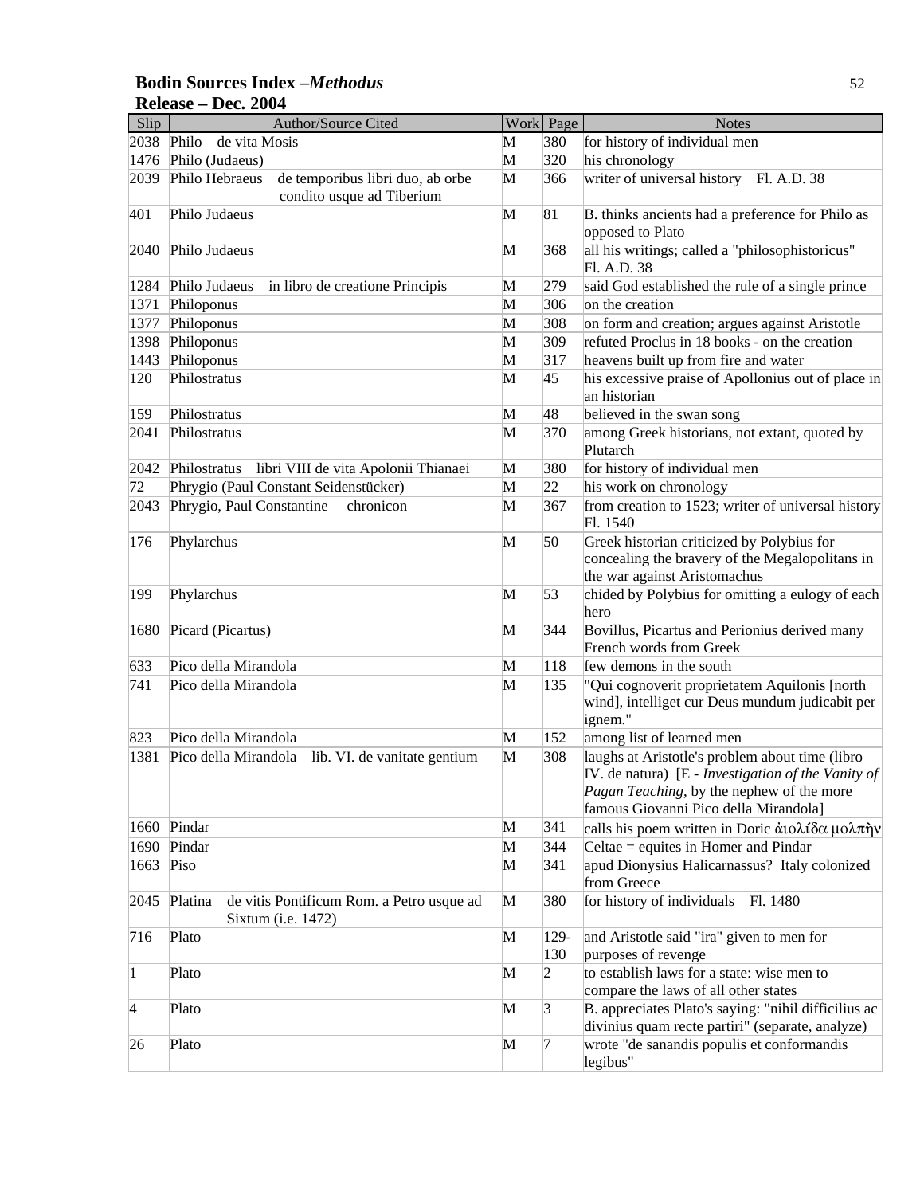**Bodin Sources Index –*Methodus***
**Release – Dec. 2004**

| Slip | Author/Source Cited | Work | Page | Notes |
|---|---|---|---|---|
| 2038 | Philo de vita Mosis | M | 380 | for history of individual men |
| 1476 | Philo (Judaeus) | M | 320 | his chronology |
| 2039 | Philo Hebraeus de temporibus libri duo, ab orbe condito usque ad Tiberium | M | 366 | writer of universal history Fl. A.D. 38 |
| 401 | Philo Judaeus | M | 81 | B. thinks ancients had a preference for Philo as opposed to Plato |
| 2040 | Philo Judaeus | M | 368 | all his writings; called a "philosophistoricus" Fl. A.D. 38 |
| 1284 | Philo Judaeus in libro de creatione Principis | M | 279 | said God established the rule of a single prince |
| 1371 | Philoponus | M | 306 | on the creation |
| 1377 | Philoponus | M | 308 | on form and creation; argues against Aristotle |
| 1398 | Philoponus | M | 309 | refuted Proclus in 18 books - on the creation |
| 1443 | Philoponus | M | 317 | heavens built up from fire and water |
| 120 | Philostratus | M | 45 | his excessive praise of Apollonius out of place in an historian |
| 159 | Philostratus | M | 48 | believed in the swan song |
| 2041 | Philostratus | M | 370 | among Greek historians, not extant, quoted by Plutarch |
| 2042 | Philostratus libri VIII de vita Apolonii Thianaei | M | 380 | for history of individual men |
| 72 | Phrygio (Paul Constant Seidenstücker) | M | 22 | his work on chronology |
| 2043 | Phrygio, Paul Constantine chronicon | M | 367 | from creation to 1523; writer of universal history Fl. 1540 |
| 176 | Phylarchus | M | 50 | Greek historian criticized by Polybius for concealing the bravery of the Megalopolitans in the war against Aristomachus |
| 199 | Phylarchus | M | 53 | chided by Polybius for omitting a eulogy of each hero |
| 1680 | Picard (Picartus) | M | 344 | Bovillus, Picartus and Perionius derived many French words from Greek |
| 633 | Pico della Mirandola | M | 118 | few demons in the south |
| 741 | Pico della Mirandola | M | 135 | "Qui cognoverit proprietatem Aquilonis [north wind], intelliget cur Deus mundum judicabit per ignem." |
| 823 | Pico della Mirandola | M | 152 | among list of learned men |
| 1381 | Pico della Mirandola lib. VI. de vanitate gentium | M | 308 | laughs at Aristotle's problem about time (libro IV. de natura) [E - *Investigation of the Vanity of Pagan Teaching*, by the nephew of the more famous Giovanni Pico della Mirandola] |
| 1660 | Pindar | M | 341 | calls his poem written in Doric ἀιολίδα μολπὴν |
| 1690 | Pindar | M | 344 | Celtae = equites in Homer and Pindar |
| 1663 | Piso | M | 341 | apud Dionysius Halicarnassus? Italy colonized from Greece |
| 2045 | Platina de vitis Pontificum Rom. a Petro usque ad Sixtum (i.e. 1472) | M | 380 | for history of individuals Fl. 1480 |
| 716 | Plato | M | 129-130 | and Aristotle said "ira" given to men for purposes of revenge |
| 1 | Plato | M | 2 | to establish laws for a state: wise men to compare the laws of all other states |
| 4 | Plato | M | 3 | B. appreciates Plato's saying: "nihil difficilius ac divinius quam recte partiri" (separate, analyze) |
| 26 | Plato | M | 7 | wrote "de sanandis populis et conformandis legibus" |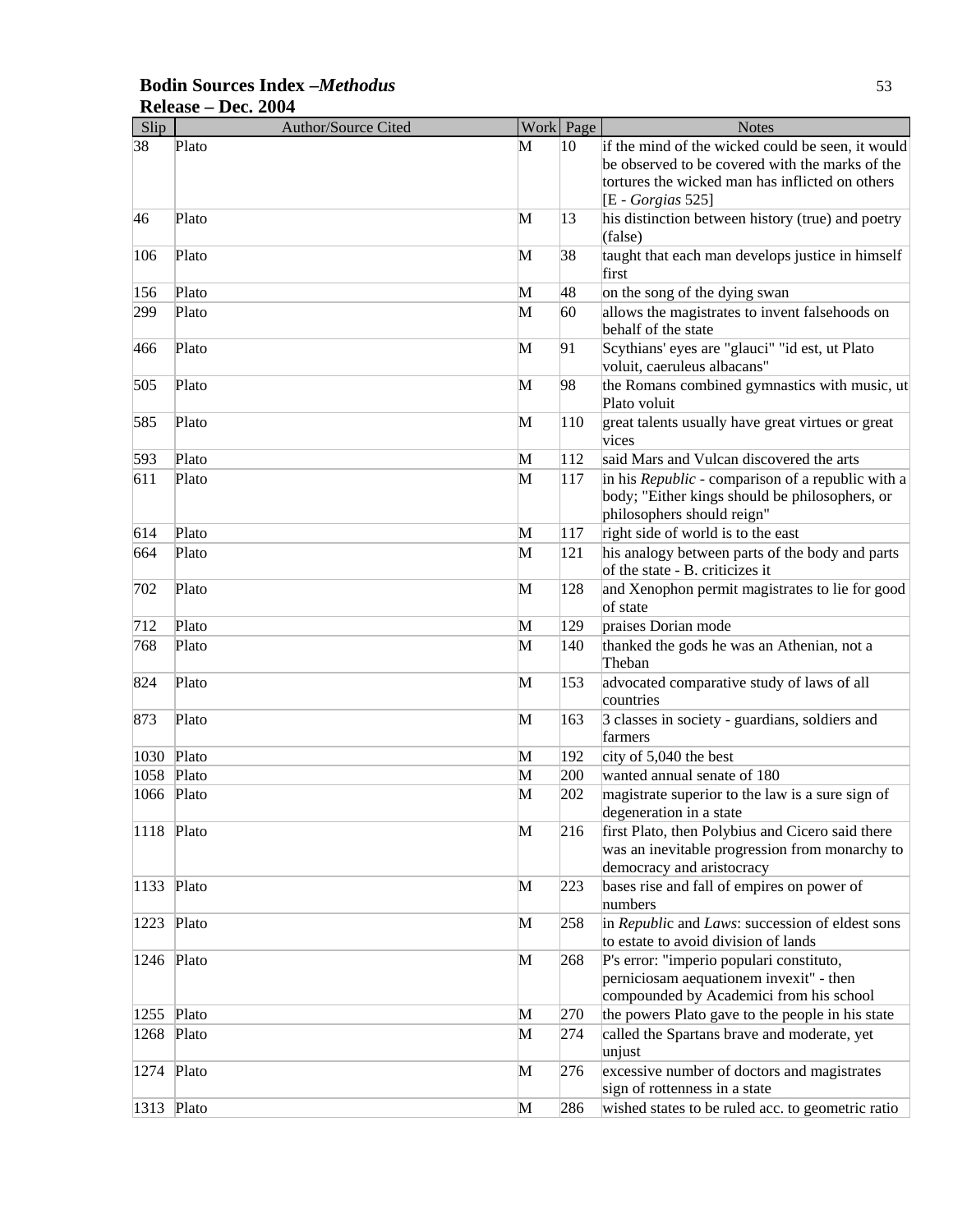| Slip | Author/Source Cited | Work | Page | Notes |
|---|---|---|---|---|
| 38 | Plato | M | 10 | if the mind of the wicked could be seen, it would be observed to be covered with the marks of the tortures the wicked man has inflicted on others [E - *Gorgias* 525] |
| 46 | Plato | M | 13 | his distinction between history (true) and poetry (false) |
| 106 | Plato | M | 38 | taught that each man develops justice in himself first |
| 156 | Plato | M | 48 | on the song of the dying swan |
| 299 | Plato | M | 60 | allows the magistrates to invent falsehoods on behalf of the state |
| 466 | Plato | M | 91 | Scythians' eyes are "glauci" "id est, ut Plato voluit, caeruleus albacans" |
| 505 | Plato | M | 98 | the Romans combined gymnastics with music, ut Plato voluit |
| 585 | Plato | M | 110 | great talents usually have great virtues or great vices |
| 593 | Plato | M | 112 | said Mars and Vulcan discovered the arts |
| 611 | Plato | M | 117 | in his *Republic* - comparison of a republic with a body; "Either kings should be philosophers, or philosophers should reign" |
| 614 | Plato | M | 117 | right side of world is to the east |
| 664 | Plato | M | 121 | his analogy between parts of the body and parts of the state - B. criticizes it |
| 702 | Plato | M | 128 | and Xenophon permit magistrates to lie for good of state |
| 712 | Plato | M | 129 | praises Dorian mode |
| 768 | Plato | M | 140 | thanked the gods he was an Athenian, not a Theban |
| 824 | Plato | M | 153 | advocated comparative study of laws of all countries |
| 873 | Plato | M | 163 | 3 classes in society - guardians, soldiers and farmers |
| 1030 | Plato | M | 192 | city of 5,040 the best |
| 1058 | Plato | M | 200 | wanted annual senate of 180 |
| 1066 | Plato | M | 202 | magistrate superior to the law is a sure sign of degeneration in a state |
| 1118 | Plato | M | 216 | first Plato, then Polybius and Cicero said there was an inevitable progression from monarchy to democracy and aristocracy |
| 1133 | Plato | M | 223 | bases rise and fall of empires on power of numbers |
| 1223 | Plato | M | 258 | in *Republic* and *Laws*: succession of eldest sons to estate to avoid division of lands |
| 1246 | Plato | M | 268 | P's error: "imperio populari constituto, perniciosam aequationem invexit" - then compounded by Academici from his school |
| 1255 | Plato | M | 270 | the powers Plato gave to the people in his state |
| 1268 | Plato | M | 274 | called the Spartans brave and moderate, yet unjust |
| 1274 | Plato | M | 276 | excessive number of doctors and magistrates sign of rottenness in a state |
| 1313 | Plato | M | 286 | wished states to be ruled acc. to geometric ratio |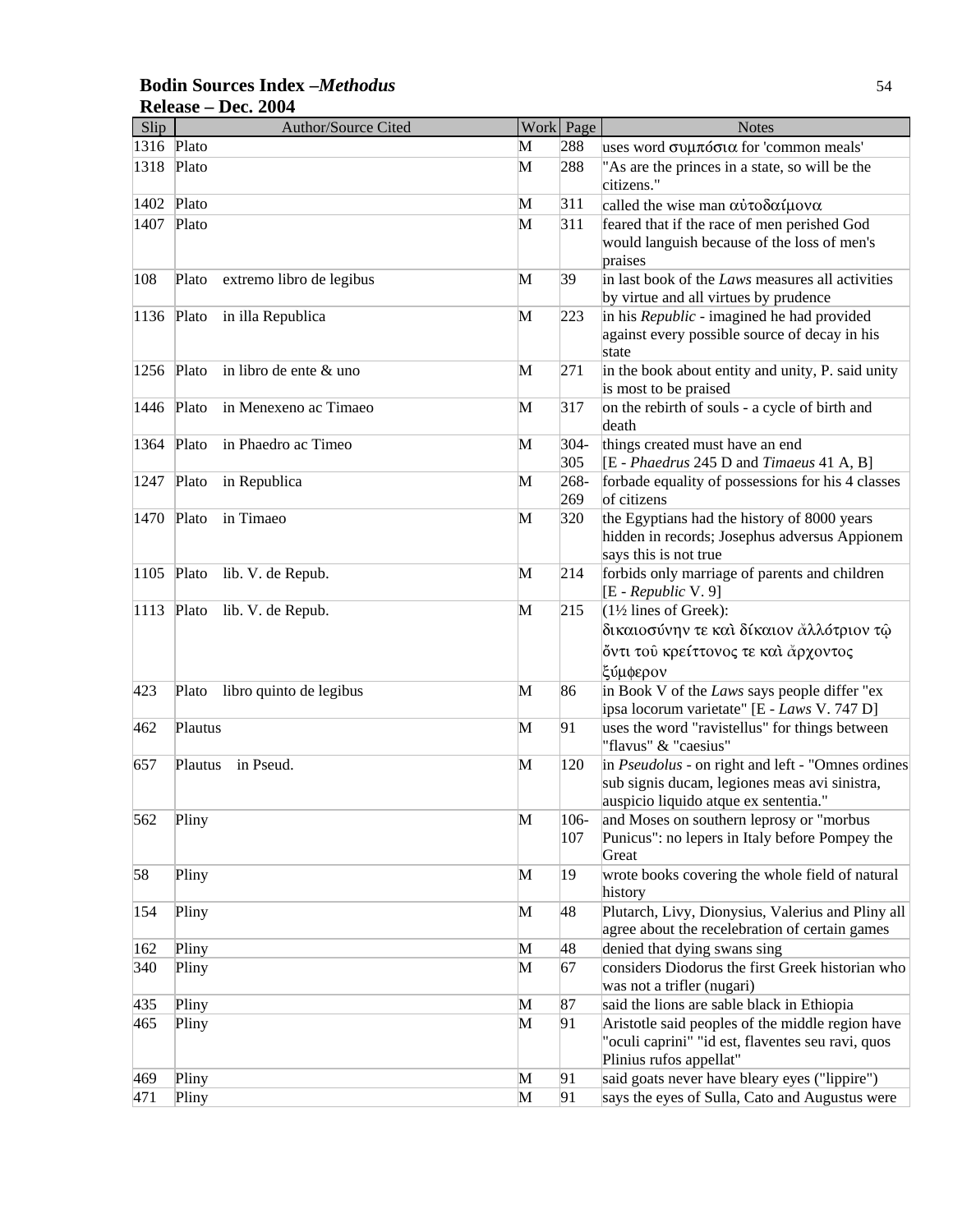**Bodin Sources Index –*Methodus***
**Release – Dec. 2004**

| Slip | Author/Source Cited | Work | Page | Notes |
|---|---|---|---|---|
| 1316 | Plato | M | 288 | uses word συμπόσια for 'common meals' |
| 1318 | Plato | M | 288 | "As are the princes in a state, so will be the citizens." |
| 1402 | Plato | M | 311 | called the wise man αὐτοδαίμονα |
| 1407 | Plato | M | 311 | feared that if the race of men perished God would languish because of the loss of men's praises |
| 108 | Plato extremo libro de legibus | M | 39 | in last book of the *Laws* measures all activities by virtue and all virtues by prudence |
| 1136 | Plato in illa Republica | M | 223 | in his *Republic* - imagined he had provided against every possible source of decay in his state |
| 1256 | Plato in libro de ente & uno | M | 271 | in the book about entity and unity, P. said unity is most to be praised |
| 1446 | Plato in Menexeno ac Timaeo | M | 317 | on the rebirth of souls - a cycle of birth and death |
| 1364 | Plato in Phaedro ac Timeo | M | 304-305 | things created must have an end [E - *Phaedrus* 245 D and *Timaeus* 41 A, B] |
| 1247 | Plato in Republica | M | 268-269 | forbade equality of possessions for his 4 classes of citizens |
| 1470 | Plato in Timaeo | M | 320 | the Egyptians had the history of 8000 years hidden in records; Josephus adversus Appionem says this is not true |
| 1105 | Plato lib. V. de Repub. | M | 214 | forbids only marriage of parents and children [E - *Republic* V. 9] |
| 1113 | Plato lib. V. de Repub. | M | 215 | (1½ lines of Greek): δικαιοσύνην τε καὶ δίκαιον ἄλλότριον τῷ ὄντι τοῦ κρείττονος τε καὶ ἄρχοντος ξύμφερον |
| 423 | Plato libro quinto de legibus | M | 86 | in Book V of the *Laws* says people differ "ex ipsa locorum varietate" [E - *Laws* V. 747 D] |
| 462 | Plautus | M | 91 | uses the word "ravistellus" for things between "flavus" & "caesius" |
| 657 | Plautus in Pseud. | M | 120 | in *Pseudolus* - on right and left - "Omnes ordines sub signis ducam, legiones meas avi sinistra, auspicio liquido atque ex sententia." |
| 562 | Pliny | M | 106-107 | and Moses on southern leprosy or "morbus Punicus": no lepers in Italy before Pompey the Great |
| 58 | Pliny | M | 19 | wrote books covering the whole field of natural history |
| 154 | Pliny | M | 48 | Plutarch, Livy, Dionysius, Valerius and Pliny all agree about the recelebration of certain games |
| 162 | Pliny | M | 48 | denied that dying swans sing |
| 340 | Pliny | M | 67 | considers Diodorus the first Greek historian who was not a trifler (nugari) |
| 435 | Pliny | M | 87 | said the lions are sable black in Ethiopia |
| 465 | Pliny | M | 91 | Aristotle said peoples of the middle region have "oculi caprini" "id est, flaventes seu ravi, quos Plinius rufos appellat" |
| 469 | Pliny | M | 91 | said goats never have bleary eyes ("lippire") |
| 471 | Pliny | M | 91 | says the eyes of Sulla, Cato and Augustus were |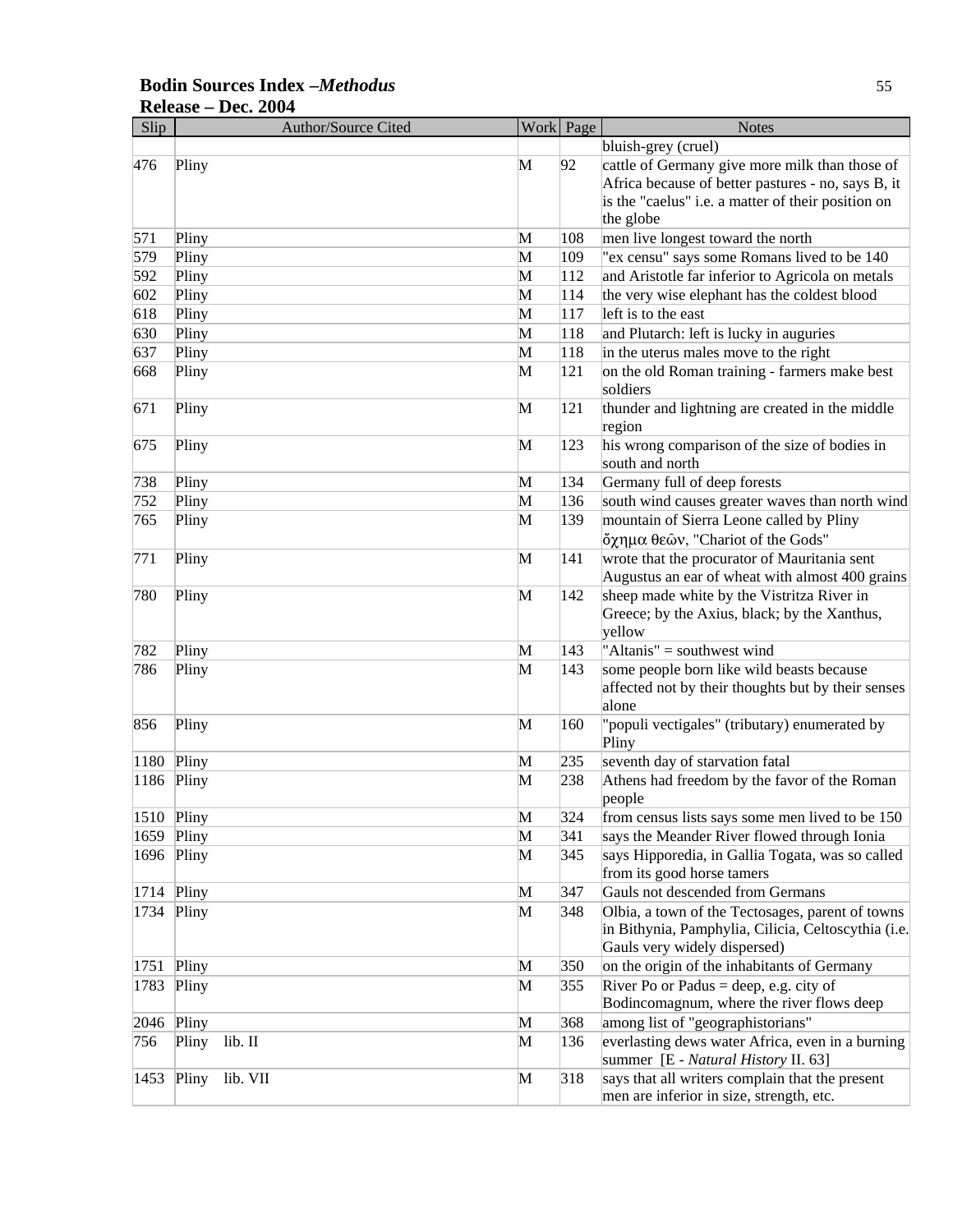**Bodin Sources Index –*Methodus***
**Release – Dec. 2004**

| Slip | Author/Source Cited | Work | Page | Notes |
|---|---|---|---|---|
| | | | | bluish-grey (cruel) |
| 476 | Pliny | M | 92 | cattle of Germany give more milk than those of Africa because of better pastures - no, says B, it is the "caelus" i.e. a matter of their position on the globe |
| 571 | Pliny | M | 108 | men live longest toward the north |
| 579 | Pliny | M | 109 | "ex censu" says some Romans lived to be 140 |
| 592 | Pliny | M | 112 | and Aristotle far inferior to Agricola on metals |
| 602 | Pliny | M | 114 | the very wise elephant has the coldest blood |
| 618 | Pliny | M | 117 | left is to the east |
| 630 | Pliny | M | 118 | and Plutarch: left is lucky in auguries |
| 637 | Pliny | M | 118 | in the uterus males move to the right |
| 668 | Pliny | M | 121 | on the old Roman training - farmers make best soldiers |
| 671 | Pliny | M | 121 | thunder and lightning are created in the middle region |
| 675 | Pliny | M | 123 | his wrong comparison of the size of bodies in south and north |
| 738 | Pliny | M | 134 | Germany full of deep forests |
| 752 | Pliny | M | 136 | south wind causes greater waves than north wind |
| 765 | Pliny | M | 139 | mountain of Sierra Leone called by Pliny ὄχημα θεῶν, "Chariot of the Gods" |
| 771 | Pliny | M | 141 | wrote that the procurator of Mauritania sent Augustus an ear of wheat with almost 400 grains |
| 780 | Pliny | M | 142 | sheep made white by the Vistritza River in Greece; by the Axius, black; by the Xanthus, yellow |
| 782 | Pliny | M | 143 | "Altanis" = southwest wind |
| 786 | Pliny | M | 143 | some people born like wild beasts because affected not by their thoughts but by their senses alone |
| 856 | Pliny | M | 160 | "populi vectigales" (tributary) enumerated by Pliny |
| 1180 | Pliny | M | 235 | seventh day of starvation fatal |
| 1186 | Pliny | M | 238 | Athens had freedom by the favor of the Roman people |
| 1510 | Pliny | M | 324 | from census lists says some men lived to be 150 |
| 1659 | Pliny | M | 341 | says the Meander River flowed through Ionia |
| 1696 | Pliny | M | 345 | says Hipporedia, in Gallia Togata, was so called from its good horse tamers |
| 1714 | Pliny | M | 347 | Gauls not descended from Germans |
| 1734 | Pliny | M | 348 | Olbia, a town of the Tectosages, parent of towns in Bithynia, Pamphylia, Cilicia, Celtoscythia (i.e. Gauls very widely dispersed) |
| 1751 | Pliny | M | 350 | on the origin of the inhabitants of Germany |
| 1783 | Pliny | M | 355 | River Po or Padus = deep, e.g. city of Bodincomagnum, where the river flows deep |
| 2046 | Pliny | M | 368 | among list of "geographistorians" |
| 756 | Pliny lib. II | M | 136 | everlasting dews water Africa, even in a burning summer [E - *Natural History* II. 63] |
| 1453 | Pliny lib. VII | M | 318 | says that all writers complain that the present men are inferior in size, strength, etc. |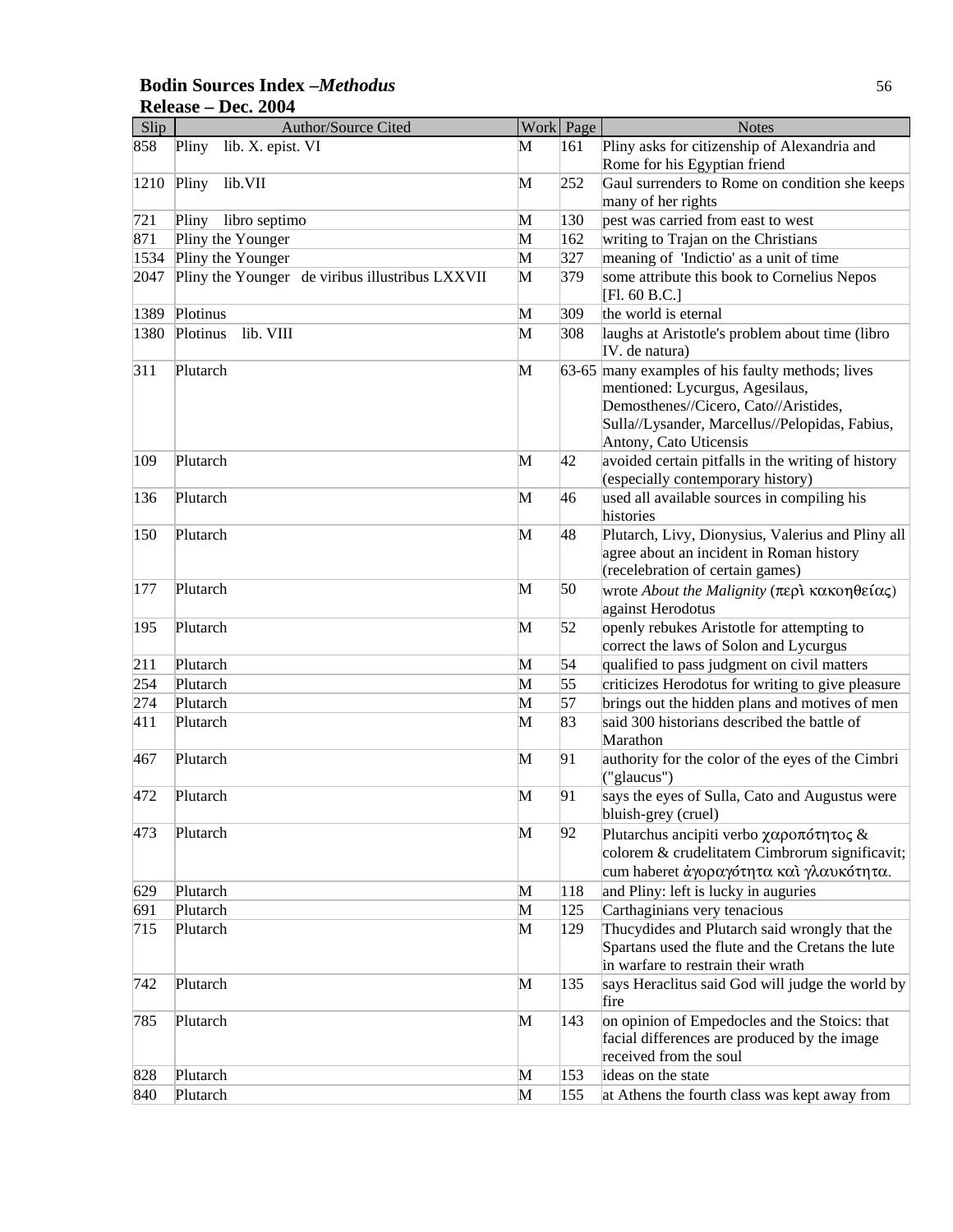**Bodin Sources Index –*Methodus***
**Release – Dec. 2004**

| Slip | Author/Source Cited | Work | Page | Notes |
|---|---|---|---|---|
| 858 | Pliny lib. X. epist. VI | M | 161 | Pliny asks for citizenship of Alexandria and Rome for his Egyptian friend |
| 1210 | Pliny lib.VII | M | 252 | Gaul surrenders to Rome on condition she keeps many of her rights |
| 721 | Pliny libro septimo | M | 130 | pest was carried from east to west |
| 871 | Pliny the Younger | M | 162 | writing to Trajan on the Christians |
| 1534 | Pliny the Younger | M | 327 | meaning of 'Indictio' as a unit of time |
| 2047 | Pliny the Younger de viribus illustribus LXXVII | M | 379 | some attribute this book to Cornelius Nepos [Fl. 60 B.C.] |
| 1389 | Plotinus | M | 309 | the world is eternal |
| 1380 | Plotinus lib. VIII | M | 308 | laughs at Aristotle's problem about time (libro IV. de natura) |
| 311 | Plutarch | M | 63-65 | many examples of his faulty methods; lives mentioned: Lycurgus, Agesilaus, Demosthenes//Cicero, Cato//Aristides, Sulla//Lysander, Marcellus//Pelopidas, Fabius, Antony, Cato Uticensis |
| 109 | Plutarch | M | 42 | avoided certain pitfalls in the writing of history (especially contemporary history) |
| 136 | Plutarch | M | 46 | used all available sources in compiling his histories |
| 150 | Plutarch | M | 48 | Plutarch, Livy, Dionysius, Valerius and Pliny all agree about an incident in Roman history (recelebration of certain games) |
| 177 | Plutarch | M | 50 | wrote *About the Malignity* (περὶ κακοηθείας) against Herodotus |
| 195 | Plutarch | M | 52 | openly rebukes Aristotle for attempting to correct the laws of Solon and Lycurgus |
| 211 | Plutarch | M | 54 | qualified to pass judgment on civil matters |
| 254 | Plutarch | M | 55 | criticizes Herodotus for writing to give pleasure |
| 274 | Plutarch | M | 57 | brings out the hidden plans and motives of men |
| 411 | Plutarch | M | 83 | said 300 historians described the battle of Marathon |
| 467 | Plutarch | M | 91 | authority for the color of the eyes of the Cimbri ("glaucus") |
| 472 | Plutarch | M | 91 | says the eyes of Sulla, Cato and Augustus were bluish-grey (cruel) |
| 473 | Plutarch | M | 92 | Plutarchus ancipiti verbo χαροπότητος & colorem & crudelitatem Cimbrorum significavit; cum haberet ἀγοραγότητα καὶ γλαυκότητα. |
| 629 | Plutarch | M | 118 | and Pliny: left is lucky in auguries |
| 691 | Plutarch | M | 125 | Carthaginians very tenacious |
| 715 | Plutarch | M | 129 | Thucydides and Plutarch said wrongly that the Spartans used the flute and the Cretans the lute in warfare to restrain their wrath |
| 742 | Plutarch | M | 135 | says Heraclitus said God will judge the world by fire |
| 785 | Plutarch | M | 143 | on opinion of Empedocles and the Stoics: that facial differences are produced by the image received from the soul |
| 828 | Plutarch | M | 153 | ideas on the state |
| 840 | Plutarch | M | 155 | at Athens the fourth class was kept away from |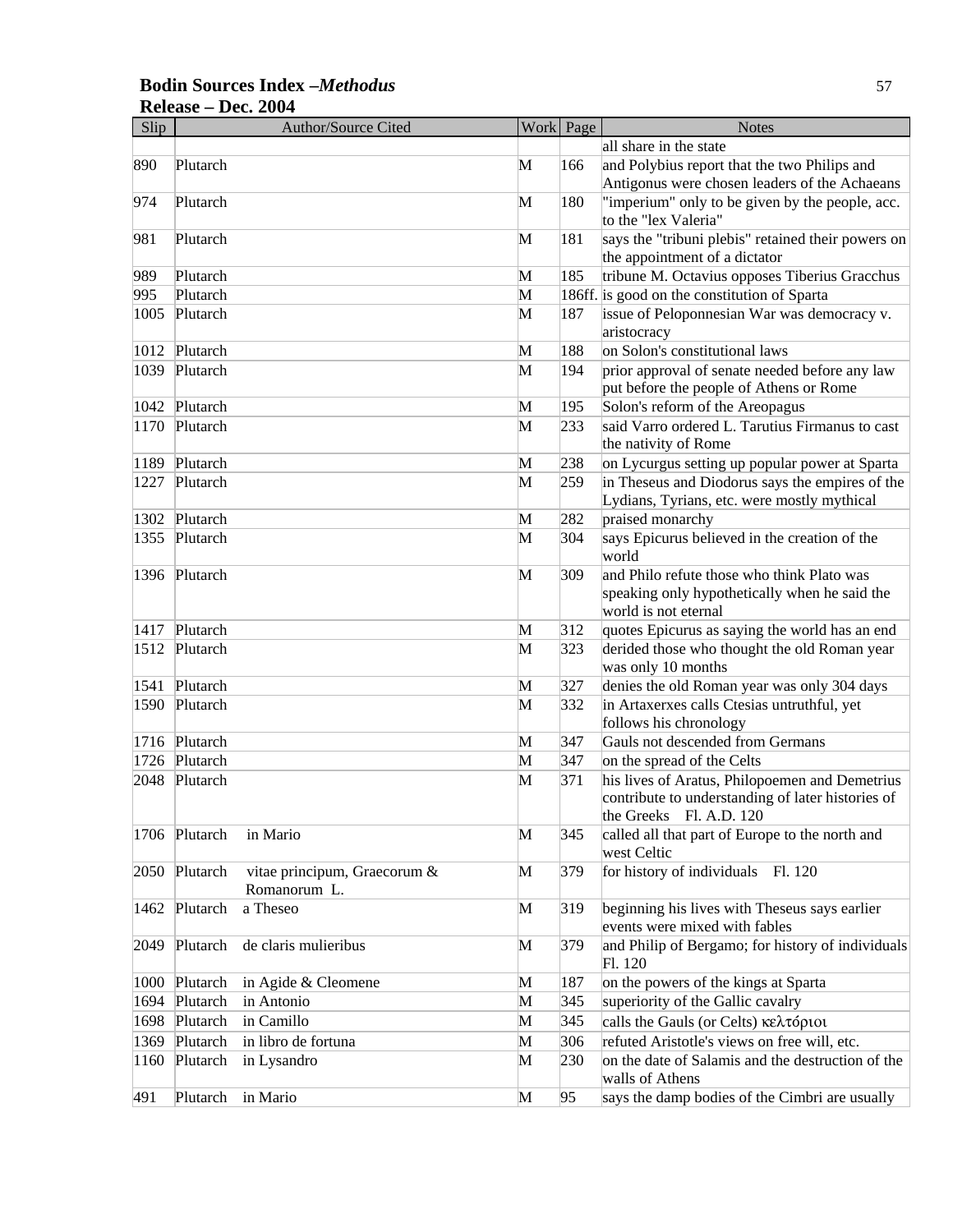**Bodin Sources Index –*Methodus***
**Release – Dec. 2004**

| Slip | Author/Source Cited | | Work | Page | Notes |
|---|---|---|---|---|---|
| | | | | | all share in the state |
| 890 | Plutarch | | M | 166 | and Polybius report that the two Philips and Antigonus were chosen leaders of the Achaeans |
| 974 | Plutarch | | M | 180 | "imperium" only to be given by the people, acc. to the "lex Valeria" |
| 981 | Plutarch | | M | 181 | says the "tribuni plebis" retained their powers on the appointment of a dictator |
| 989 | Plutarch | | M | 185 | tribune M. Octavius opposes Tiberius Gracchus |
| 995 | Plutarch | | M | 186ff. | is good on the constitution of Sparta |
| 1005 | Plutarch | | M | 187 | issue of Peloponnesian War was democracy v. aristocracy |
| 1012 | Plutarch | | M | 188 | on Solon's constitutional laws |
| 1039 | Plutarch | | M | 194 | prior approval of senate needed before any law put before the people of Athens or Rome |
| 1042 | Plutarch | | M | 195 | Solon's reform of the Areopagus |
| 1170 | Plutarch | | M | 233 | said Varro ordered L. Tarutius Firmanus to cast the nativity of Rome |
| 1189 | Plutarch | | M | 238 | on Lycurgus setting up popular power at Sparta |
| 1227 | Plutarch | | M | 259 | in Theseus and Diodorus says the empires of the Lydians, Tyrians, etc. were mostly mythical |
| 1302 | Plutarch | | M | 282 | praised monarchy |
| 1355 | Plutarch | | M | 304 | says Epicurus believed in the creation of the world |
| 1396 | Plutarch | | M | 309 | and Philo refute those who think Plato was speaking only hypothetically when he said the world is not eternal |
| 1417 | Plutarch | | M | 312 | quotes Epicurus as saying the world has an end |
| 1512 | Plutarch | | M | 323 | derided those who thought the old Roman year was only 10 months |
| 1541 | Plutarch | | M | 327 | denies the old Roman year was only 304 days |
| 1590 | Plutarch | | M | 332 | in Artaxerxes calls Ctesias untruthful, yet follows his chronology |
| 1716 | Plutarch | | M | 347 | Gauls not descended from Germans |
| 1726 | Plutarch | | M | 347 | on the spread of the Celts |
| 2048 | Plutarch | | M | 371 | his lives of Aratus, Philopoemen and Demetrius contribute to understanding of later histories of the Greeks Fl. A.D. 120 |
| 1706 | Plutarch | in Mario | M | 345 | called all that part of Europe to the north and west Celtic |
| 2050 | Plutarch | vitae principum, Graecorum & Romanorum L. | M | 379 | for history of individuals Fl. 120 |
| 1462 | Plutarch | a Theseo | M | 319 | beginning his lives with Theseus says earlier events were mixed with fables |
| 2049 | Plutarch | de claris mulieribus | M | 379 | and Philip of Bergamo; for history of individuals Fl. 120 |
| 1000 | Plutarch | in Agide & Cleomene | M | 187 | on the powers of the kings at Sparta |
| 1694 | Plutarch | in Antonio | M | 345 | superiority of the Gallic cavalry |
| 1698 | Plutarch | in Camillo | M | 345 | calls the Gauls (or Celts) κελτόριοι |
| 1369 | Plutarch | in libro de fortuna | M | 306 | refuted Aristotle's views on free will, etc. |
| 1160 | Plutarch | in Lysandro | M | 230 | on the date of Salamis and the destruction of the walls of Athens |
| 491 | Plutarch | in Mario | M | 95 | says the damp bodies of the Cimbri are usually |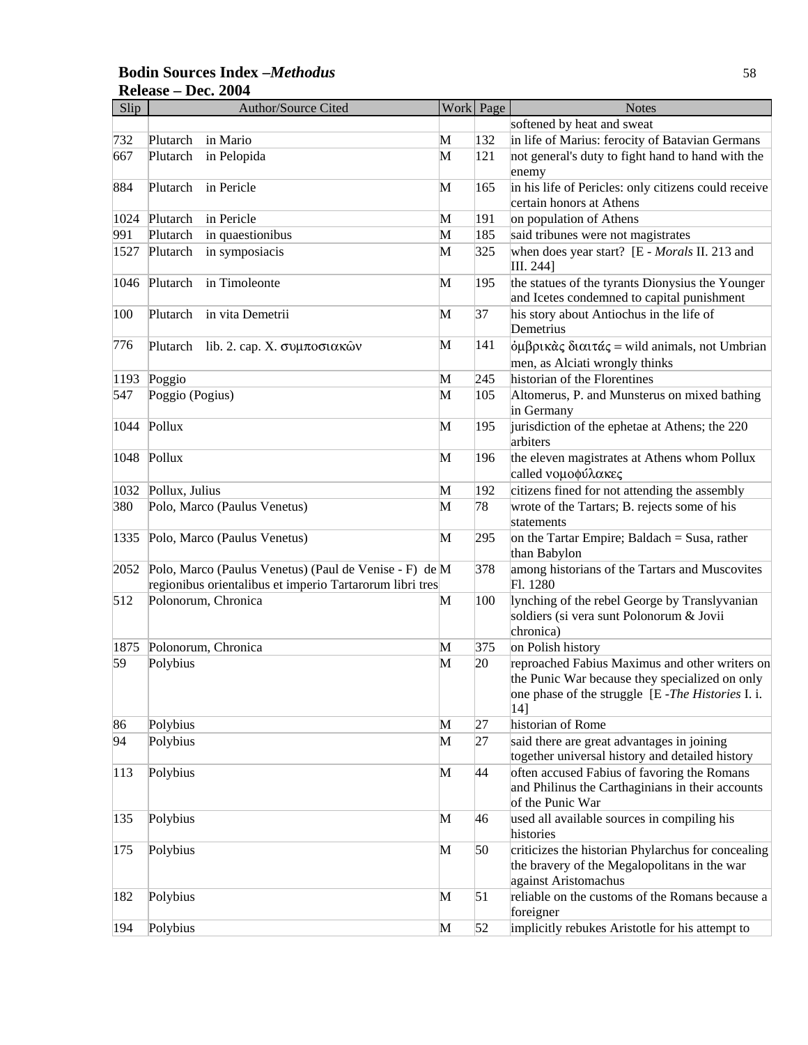| Slip | Author/Source Cited | Work | Page | Notes |
|---|---|---|---|---|
| | | | | softened by heat and sweat |
| 732 | Plutarch in Mario | M | 132 | in life of Marius: ferocity of Batavian Germans |
| 667 | Plutarch in Pelopida | M | 121 | not general's duty to fight hand to hand with the enemy |
| 884 | Plutarch in Pericle | M | 165 | in his life of Pericles: only citizens could receive certain honors at Athens |
| 1024 | Plutarch in Pericle | M | 191 | on population of Athens |
| 991 | Plutarch in quaestionibus | M | 185 | said tribunes were not magistrates |
| 1527 | Plutarch in symposiacis | M | 325 | when does year start? [E - *Morals* II. 213 and III. 244] |
| 1046 | Plutarch in Timoleonte | M | 195 | the statues of the tyrants Dionysius the Younger and Icetes condemned to capital punishment |
| 100 | Plutarch in vita Demetrii | M | 37 | his story about Antiochus in the life of Demetrius |
| 776 | Plutarch lib. 2. cap. X. συμποσιακῶν | M | 141 | ὀμβρικὰς διαιτάς = wild animals, not Umbrian men, as Alciati wrongly thinks |
| 1193 | Poggio | M | 245 | historian of the Florentines |
| 547 | Poggio (Pogius) | M | 105 | Altomerus, P. and Munsterus on mixed bathing in Germany |
| 1044 | Pollux | M | 195 | jurisdiction of the ephetae at Athens; the 220 arbiters |
| 1048 | Pollux | M | 196 | the eleven magistrates at Athens whom Pollux called νομοφύλακες |
| 1032 | Pollux, Julius | M | 192 | citizens fined for not attending the assembly |
| 380 | Polo, Marco (Paulus Venetus) | M | 78 | wrote of the Tartars; B. rejects some of his statements |
| 1335 | Polo, Marco (Paulus Venetus) | M | 295 | on the Tartar Empire; Baldach = Susa, rather than Babylon |
| 2052 | Polo, Marco (Paulus Venetus) (Paul de Venise - F) de regionibus orientalibus et imperio Tartarorum libri tres | M | 378 | among historians of the Tartars and Muscovites Fl. 1280 |
| 512 | Polonorum, Chronica | M | 100 | lynching of the rebel George by Translyvanian soldiers (si vera sunt Polonorum & Jovii chronica) |
| 1875 | Polonorum, Chronica | M | 375 | on Polish history |
| 59 | Polybius | M | 20 | reproached Fabius Maximus and other writers on the Punic War because they specialized on only one phase of the struggle [E -*The Histories* I. i. 14] |
| 86 | Polybius | M | 27 | historian of Rome |
| 94 | Polybius | M | 27 | said there are great advantages in joining together universal history and detailed history |
| 113 | Polybius | M | 44 | often accused Fabius of favoring the Romans and Philinus the Carthaginians in their accounts of the Punic War |
| 135 | Polybius | M | 46 | used all available sources in compiling his histories |
| 175 | Polybius | M | 50 | criticizes the historian Phylarchus for concealing the bravery of the Megalopolitans in the war against Aristomachus |
| 182 | Polybius | M | 51 | reliable on the customs of the Romans because a foreigner |
| 194 | Polybius | M | 52 | implicitly rebukes Aristotle for his attempt to |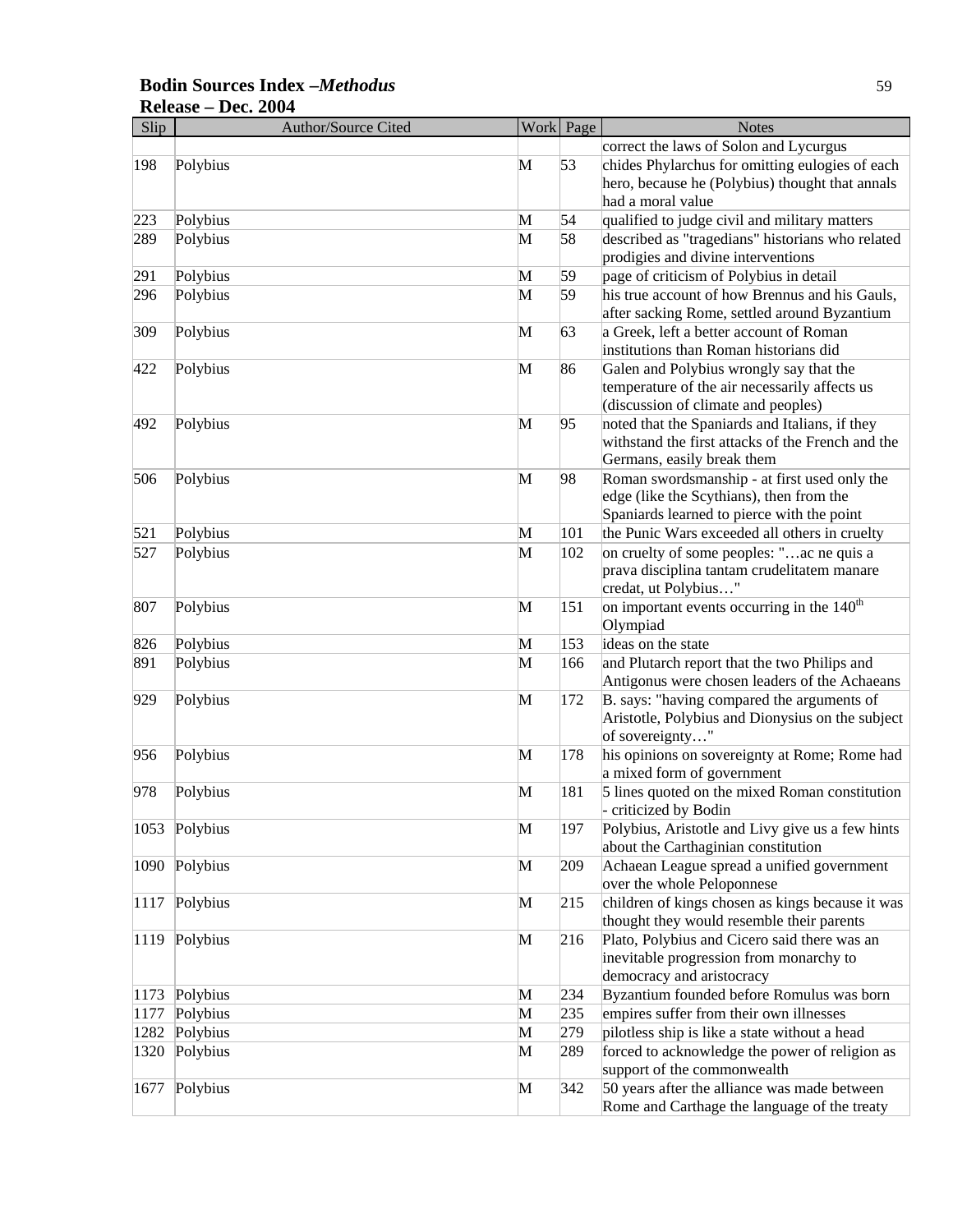| Slip | Author/Source Cited | Work | Page | Notes |
|---|---|---|---|---|
| | | | | correct the laws of Solon and Lycurgus |
| 198 | Polybius | M | 53 | chides Phylarchus for omitting eulogies of each hero, because he (Polybius) thought that annals had a moral value |
| 223 | Polybius | M | 54 | qualified to judge civil and military matters |
| 289 | Polybius | M | 58 | described as "tragedians" historians who related prodigies and divine interventions |
| 291 | Polybius | M | 59 | page of criticism of Polybius in detail |
| 296 | Polybius | M | 59 | his true account of how Brennus and his Gauls, after sacking Rome, settled around Byzantium |
| 309 | Polybius | M | 63 | a Greek, left a better account of Roman institutions than Roman historians did |
| 422 | Polybius | M | 86 | Galen and Polybius wrongly say that the temperature of the air necessarily affects us (discussion of climate and peoples) |
| 492 | Polybius | M | 95 | noted that the Spaniards and Italians, if they withstand the first attacks of the French and the Germans, easily break them |
| 506 | Polybius | M | 98 | Roman swordsmanship - at first used only the edge (like the Scythians), then from the Spaniards learned to pierce with the point |
| 521 | Polybius | M | 101 | the Punic Wars exceeded all others in cruelty |
| 527 | Polybius | M | 102 | on cruelty of some peoples: "…ac ne quis a prava disciplina tantam crudelitatem manare credat, ut Polybius…" |
| 807 | Polybius | M | 151 | on important events occurring in the 140th Olympiad |
| 826 | Polybius | M | 153 | ideas on the state |
| 891 | Polybius | M | 166 | and Plutarch report that the two Philips and Antigonus were chosen leaders of the Achaeans |
| 929 | Polybius | M | 172 | B. says: "having compared the arguments of Aristotle, Polybius and Dionysius on the subject of sovereignty…" |
| 956 | Polybius | M | 178 | his opinions on sovereignty at Rome; Rome had a mixed form of government |
| 978 | Polybius | M | 181 | 5 lines quoted on the mixed Roman constitution - criticized by Bodin |
| 1053 | Polybius | M | 197 | Polybius, Aristotle and Livy give us a few hints about the Carthaginian constitution |
| 1090 | Polybius | M | 209 | Achaean League spread a unified government over the whole Peloponnese |
| 1117 | Polybius | M | 215 | children of kings chosen as kings because it was thought they would resemble their parents |
| 1119 | Polybius | M | 216 | Plato, Polybius and Cicero said there was an inevitable progression from monarchy to democracy and aristocracy |
| 1173 | Polybius | M | 234 | Byzantium founded before Romulus was born |
| 1177 | Polybius | M | 235 | empires suffer from their own illnesses |
| 1282 | Polybius | M | 279 | pilotless ship is like a state without a head |
| 1320 | Polybius | M | 289 | forced to acknowledge the power of religion as support of the commonwealth |
| 1677 | Polybius | M | 342 | 50 years after the alliance was made between Rome and Carthage the language of the treaty |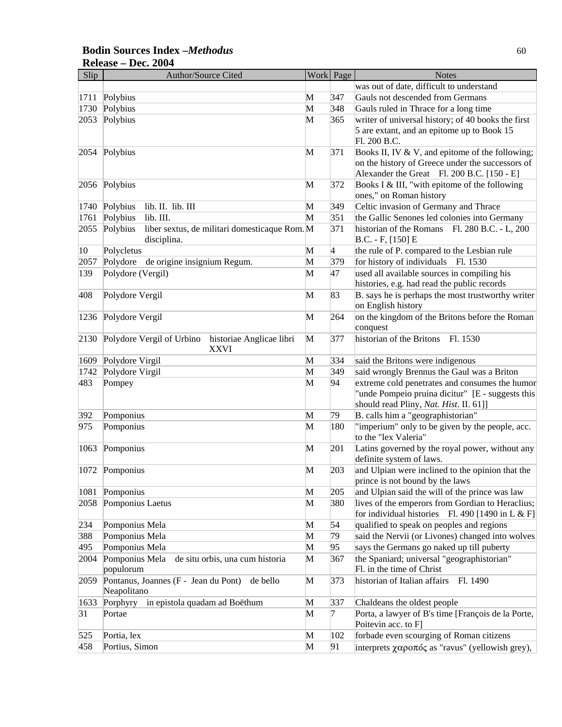| Slip | Author/Source Cited | Work | Page | Notes |
|---|---|---|---|---|
| | | | | was out of date, difficult to understand |
| 1711 | Polybius | M | 347 | Gauls not descended from Germans |
| 1730 | Polybius | M | 348 | Gauls ruled in Thrace for a long time |
| 2053 | Polybius | M | 365 | writer of universal history; of 40 books the first 5 are extant, and an epitome up to Book 15 Fl. 200 B.C. |
| 2054 | Polybius | M | 371 | Books II, IV & V, and epitome of the following; on the history of Greece under the successors of Alexander the Great Fl. 200 B.C. [150 - E] |
| 2056 | Polybius | M | 372 | Books I & III, "with epitome of the following ones," on Roman history |
| 1740 | Polybius lib. II. lib. III | M | 349 | Celtic invasion of Germany and Thrace |
| 1761 | Polybius lib. III. | M | 351 | the Gallic Senones led colonies into Germany |
| 2055 | Polybius liber sextus, de militari domesticaque Rom. disciplina. | M | 371 | historian of the Romans Fl. 280 B.C. - L, 200 B.C. - F, [150] E |
| 10 | Polycletus | M | 4 | the rule of P. compared to the Lesbian rule |
| 2057 | Polydore de origine insignium Regum. | M | 379 | for history of individuals Fl. 1530 |
| 139 | Polydore (Vergil) | M | 47 | used all available sources in compiling his histories, e.g. had read the public records |
| 408 | Polydore Vergil | M | 83 | B. says he is perhaps the most trustworthy writer on English history |
| 1236 | Polydore Vergil | M | 264 | on the kingdom of the Britons before the Roman conquest |
| 2130 | Polydore Vergil of Urbino historiae Anglicae libri XXVI | M | 377 | historian of the Britons Fl. 1530 |
| 1609 | Polydore Virgil | M | 334 | said the Britons were indigenous |
| 1742 | Polydore Virgil | M | 349 | said wrongly Brennus the Gaul was a Briton |
| 483 | Pompey | M | 94 | extreme cold penetrates and consumes the humor "unde Pompeio pruina dicitur" [E - suggests this should read Pliny, *Nat. Hist*. II. 61]] |
| 392 | Pomponius | M | 79 | B. calls him a "geographistorian" |
| 975 | Pomponius | M | 180 | "imperium" only to be given by the people, acc. to the "lex Valeria" |
| 1063 | Pomponius | M | 201 | Latins governed by the royal power, without any definite system of laws. |
| 1072 | Pomponius | M | 203 | and Ulpian were inclined to the opinion that the prince is not bound by the laws |
| 1081 | Pomponius | M | 205 | and Ulpian said the will of the prince was law |
| 2058 | Pomponius Laetus | M | 380 | lives of the emperors from Gordian to Heraclius; for individual histories Fl. 490 [1490 in L & F] |
| 234 | Pomponius Mela | M | 54 | qualified to speak on peoples and regions |
| 388 | Pomponius Mela | M | 79 | said the Nervii (or Livones) changed into wolves |
| 495 | Pomponius Mela | M | 95 | says the Germans go naked up till puberty |
| 2004 | Pomponius Mela de situ orbis, una cum historia populorum | M | 367 | the Spaniard; universal "geographistorian" Fl. in the time of Christ |
| 2059 | Pontanus, Joannes (F - Jean du Pont) de bello Neapolitano | M | 373 | historian of Italian affairs Fl. 1490 |
| 1633 | Porphyry in epistola quadam ad Boëthum | M | 337 | Chaldeans the oldest people |
| 31 | Portae | M | 7 | Porta, a lawyer of B's time [François de la Porte, Poitevin acc. to F] |
| 525 | Portia, lex | M | 102 | forbade even scourging of Roman citizens |
| 458 | Portius, Simon | M | 91 | interprets χαροπός as "ravus" (yellowish grey), |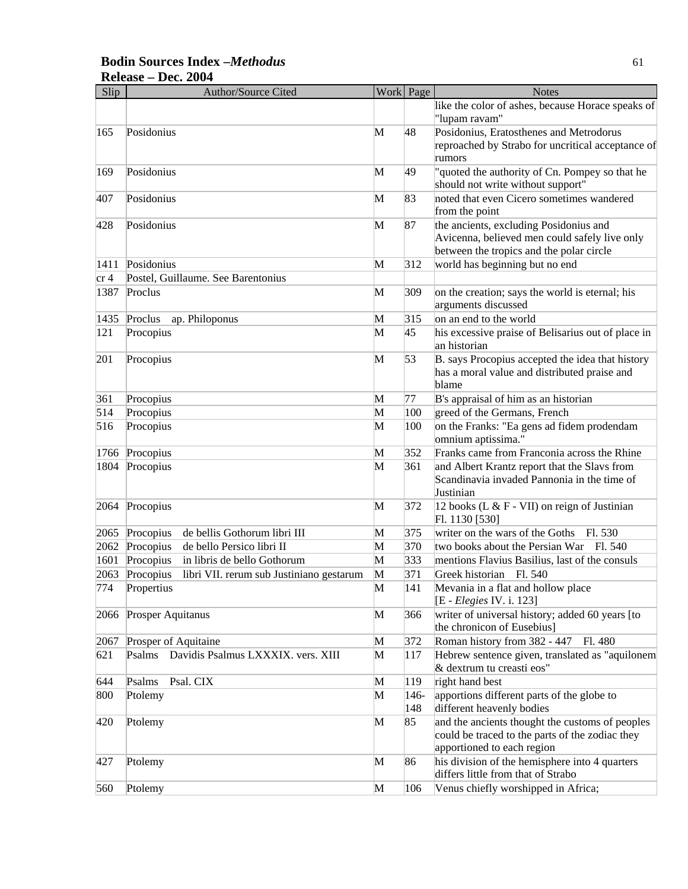| Slip | Author/Source Cited | Work | Page | Notes |
|---|---|---|---|---|
| | | | | like the color of ashes, because Horace speaks of "lupam ravam" |
| 165 | Posidonius | M | 48 | Posidonius, Eratosthenes and Metrodorus reproached by Strabo for uncritical acceptance of rumors |
| 169 | Posidonius | M | 49 | "quoted the authority of Cn. Pompey so that he should not write without support" |
| 407 | Posidonius | M | 83 | noted that even Cicero sometimes wandered from the point |
| 428 | Posidonius | M | 87 | the ancients, excluding Posidonius and Avicenna, believed men could safely live only between the tropics and the polar circle |
| 1411 | Posidonius | M | 312 | world has beginning but no end |
| cr 4 | Postel, Guillaume. See Barentonius | | | |
| 1387 | Proclus | M | 309 | on the creation; says the world is eternal; his arguments discussed |
| 1435 | Proclus ap. Philoponus | M | 315 | on an end to the world |
| 121 | Procopius | M | 45 | his excessive praise of Belisarius out of place in an historian |
| 201 | Procopius | M | 53 | B. says Procopius accepted the idea that history has a moral value and distributed praise and blame |
| 361 | Procopius | M | 77 | B's appraisal of him as an historian |
| 514 | Procopius | M | 100 | greed of the Germans, French |
| 516 | Procopius | M | 100 | on the Franks: "Ea gens ad fidem prodendam omnium aptissima." |
| 1766 | Procopius | M | 352 | Franks came from Franconia across the Rhine |
| 1804 | Procopius | M | 361 | and Albert Krantz report that the Slavs from Scandinavia invaded Pannonia in the time of Justinian |
| 2064 | Procopius | M | 372 | 12 books (L & F - VII) on reign of Justinian Fl. 1130 [530] |
| 2065 | Procopius de bellis Gothorum libri III | M | 375 | writer on the wars of the Goths Fl. 530 |
| 2062 | Procopius de bello Persico libri II | M | 370 | two books about the Persian War Fl. 540 |
| 1601 | Procopius in libris de bello Gothorum | M | 333 | mentions Flavius Basilius, last of the consuls |
| 2063 | Procopius libri VII. rerum sub Justiniano gestarum | M | 371 | Greek historian Fl. 540 |
| 774 | Propertius | M | 141 | Mevania in a flat and hollow place [E - *Elegies* IV. i. 123] |
| 2066 | Prosper Aquitanus | M | 366 | writer of universal history; added 60 years [to the chronicon of Eusebius] |
| 2067 | Prosper of Aquitaine | M | 372 | Roman history from 382 - 447 Fl. 480 |
| 621 | Psalms Davidis Psalmus LXXXIX. vers. XIII | M | 117 | Hebrew sentence given, translated as "aquilonem & dextrum tu creasti eos" |
| 644 | Psalms Psal. CIX | M | 119 | right hand best |
| 800 | Ptolemy | M | 146-148 | apportions different parts of the globe to different heavenly bodies |
| 420 | Ptolemy | M | 85 | and the ancients thought the customs of peoples could be traced to the parts of the zodiac they apportioned to each region |
| 427 | Ptolemy | M | 86 | his division of the hemisphere into 4 quarters differs little from that of Strabo |
| 560 | Ptolemy | M | 106 | Venus chiefly worshipped in Africa; |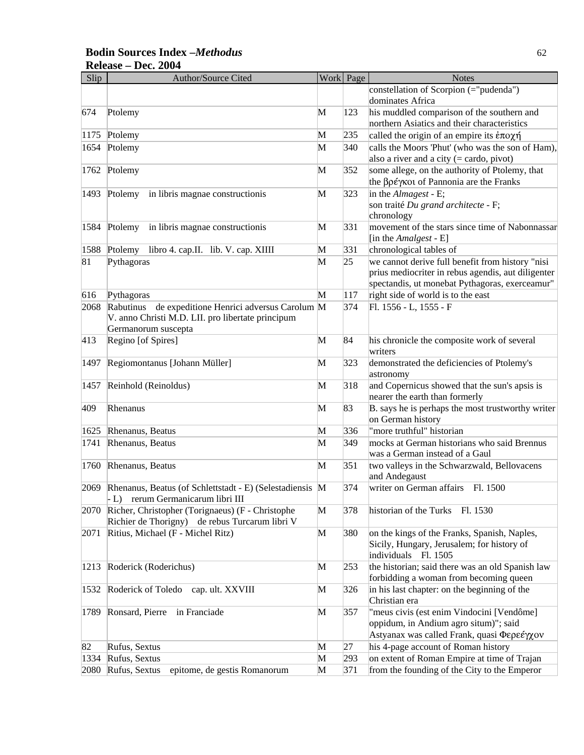# Bodin Sources Index –*Methodus*
**Release – Dec. 2004**

| Slip | Author/Source Cited | Work | Page | Notes |
|---|---|---|---|---|
| | | | | constellation of Scorpion (="pudenda") dominates Africa |
| 674 | Ptolemy | M | 123 | his muddled comparison of the southern and northern Asiatics and their characteristics |
| 1175 | Ptolemy | M | 235 | called the origin of an empire its ἐποχή |
| 1654 | Ptolemy | M | 340 | calls the Moors 'Phut' (who was the son of Ham), also a river and a city (= cardo, pivot) |
| 1762 | Ptolemy | M | 352 | some allege, on the authority of Ptolemy, that the βρέγκοι of Pannonia are the Franks |
| 1493 | Ptolemy in libris magnae constructionis | M | 323 | in the *Almagest* - E; son traité *Du grand architecte* - F; chronology |
| 1584 | Ptolemy in libris magnae constructionis | M | 331 | movement of the stars since time of Nabonnassar [in the *Amalgest* - E] |
| 1588 | Ptolemy libro 4. cap.II. lib. V. cap. XIIII | M | 331 | chronological tables of |
| 81 | Pythagoras | M | 25 | we cannot derive full benefit from history "nisi prius mediocriter in rebus agendis, aut diligenter spectandis, ut monebat Pythagoras, exerceamur" |
| 616 | Pythagoras | M | 117 | right side of world is to the east |
| 2068 | Rabutinus de expeditione Henrici adversus Carolum V. anno Christi M.D. LII. pro libertate principum Germanorum suscepta | M | 374 | Fl. 1556 - L, 1555 - F |
| 413 | Regino [of Spires] | M | 84 | his chronicle the composite work of several writers |
| 1497 | Regiomontanus [Johann Müller] | M | 323 | demonstrated the deficiencies of Ptolemy's astronomy |
| 1457 | Reinhold (Reinoldus) | M | 318 | and Copernicus showed that the sun's apsis is nearer the earth than formerly |
| 409 | Rhenanus | M | 83 | B. says he is perhaps the most trustworthy writer on German history |
| 1625 | Rhenanus, Beatus | M | 336 | "more truthful" historian |
| 1741 | Rhenanus, Beatus | M | 349 | mocks at German historians who said Brennus was a German instead of a Gaul |
| 1760 | Rhenanus, Beatus | M | 351 | two valleys in the Schwarzwald, Bellovacens and Andegaust |
| 2069 | Rhenanus, Beatus (of Schlettstadt - E) (Selestadiensis - L) rerum Germanicarum libri III | M | 374 | writer on German affairs Fl. 1500 |
| 2070 | Richer, Christopher (Torignaeus) (F - Christophe Richier de Thorigny) de rebus Turcarum libri V | M | 378 | historian of the Turks Fl. 1530 |
| 2071 | Ritius, Michael (F - Michel Ritz) | M | 380 | on the kings of the Franks, Spanish, Naples, Sicily, Hungary, Jerusalem; for history of individuals Fl. 1505 |
| 1213 | Roderick (Roderichus) | M | 253 | the historian; said there was an old Spanish law forbidding a woman from becoming queen |
| 1532 | Roderick of Toledo cap. ult. XXVIII | M | 326 | in his last chapter: on the beginning of the Christian era |
| 1789 | Ronsard, Pierre in Franciade | M | 357 | "meus civis (est enim Vindocini [Vendôme] oppidum, in Andium agro situm)"; said Astyanax was called Frank, quasi Φερεέγχον |
| 82 | Rufus, Sextus | M | 27 | his 4-page account of Roman history |
| 1334 | Rufus, Sextus | M | 293 | on extent of Roman Empire at time of Trajan |
| 2080 | Rufus, Sextus epitome, de gestis Romanorum | M | 371 | from the founding of the City to the Emperor |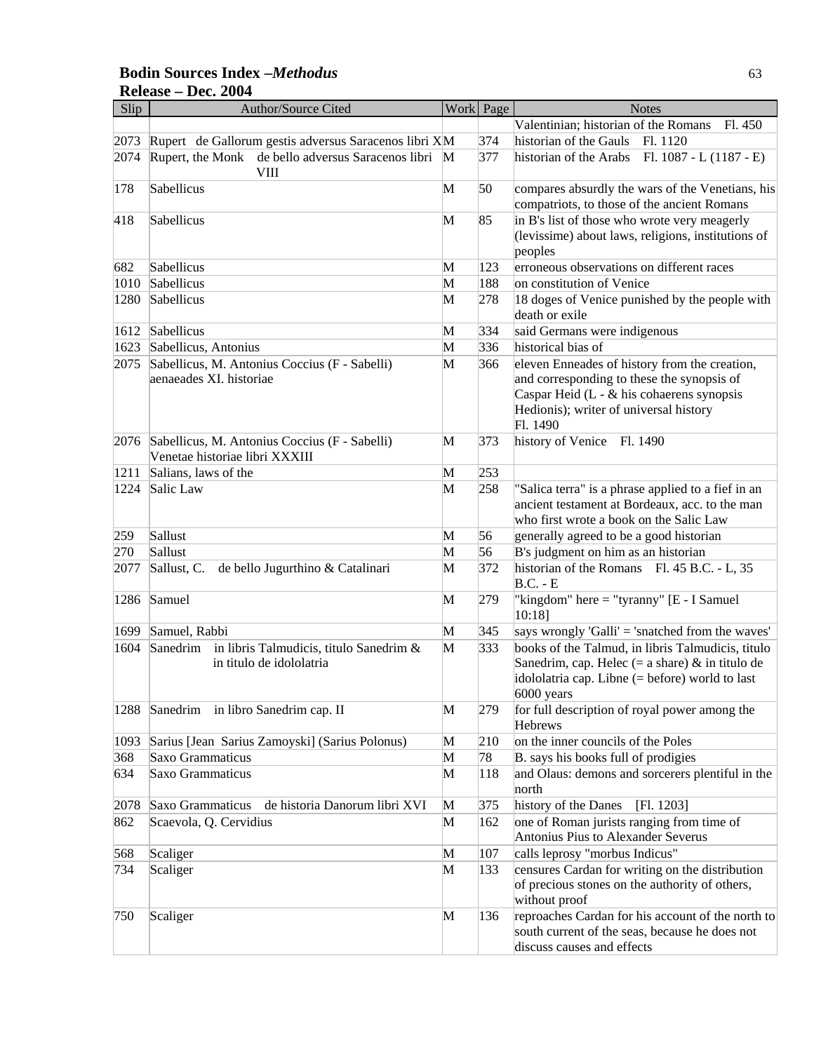**Bodin Sources Index –*Methodus***
**Release – Dec. 2004**

| Slip | Author/Source Cited | Work | Page | Notes |
|---|---|---|---|---|
| | | | | Valentinian; historian of the Romans Fl. 450 |
| 2073 | Rupert de Gallorum gestis adversus Saracenos libri X | M | 374 | historian of the Gauls Fl. 1120 |
| 2074 | Rupert, the Monk de bello adversus Saracenos libri VIII | M | 377 | historian of the Arabs Fl. 1087 - L (1187 - E) |
| 178 | Sabellicus | M | 50 | compares absurdly the wars of the Venetians, his compatriots, to those of the ancient Romans |
| 418 | Sabellicus | M | 85 | in B's list of those who wrote very meagerly (levissime) about laws, religions, institutions of peoples |
| 682 | Sabellicus | M | 123 | erroneous observations on different races |
| 1010 | Sabellicus | M | 188 | on constitution of Venice |
| 1280 | Sabellicus | M | 278 | 18 doges of Venice punished by the people with death or exile |
| 1612 | Sabellicus | M | 334 | said Germans were indigenous |
| 1623 | Sabellicus, Antonius | M | 336 | historical bias of |
| 2075 | Sabellicus, M. Antonius Coccius (F - Sabelli) aenaeades XI. historiae | M | 366 | eleven Enneades of history from the creation, and corresponding to these the synopsis of Caspar Heid (L - & his cohaerens synopsis Hedionis); writer of universal history Fl. 1490 |
| 2076 | Sabellicus, M. Antonius Coccius (F - Sabelli) Venetae historiae libri XXXIII | M | 373 | history of Venice Fl. 1490 |
| 1211 | Salians, laws of the | M | 253 | |
| 1224 | Salic Law | M | 258 | "Salica terra" is a phrase applied to a fief in an ancient testament at Bordeaux, acc. to the man who first wrote a book on the Salic Law |
| 259 | Sallust | M | 56 | generally agreed to be a good historian |
| 270 | Sallust | M | 56 | B's judgment on him as an historian |
| 2077 | Sallust, C. de bello Jugurthino & Catalinari | M | 372 | historian of the Romans Fl. 45 B.C. - L, 35 B.C. - E |
| 1286 | Samuel | M | 279 | "kingdom" here = "tyranny" [E - I Samuel 10:18] |
| 1699 | Samuel, Rabbi | M | 345 | says wrongly 'Galli' = 'snatched from the waves' |
| 1604 | Sanedrim in libris Talmudicis, titulo Sanedrim & in titulo de idololatria | M | 333 | books of the Talmud, in libris Talmudicis, titulo Sanedrim, cap. Helec (= a share) & in titulo de idololatria cap. Libne (= before) world to last 6000 years |
| 1288 | Sanedrim in libro Sanedrim cap. II | M | 279 | for full description of royal power among the Hebrews |
| 1093 | Sarius [Jean Sarius Zamoyski] (Sarius Polonus) | M | 210 | on the inner councils of the Poles |
| 368 | Saxo Grammaticus | M | 78 | B. says his books full of prodigies |
| 634 | Saxo Grammaticus | M | 118 | and Olaus: demons and sorcerers plentiful in the north |
| 2078 | Saxo Grammaticus de historia Danorum libri XVI | M | 375 | history of the Danes [Fl. 1203] |
| 862 | Scaevola, Q. Cervidius | M | 162 | one of Roman jurists ranging from time of Antonius Pius to Alexander Severus |
| 568 | Scaliger | M | 107 | calls leprosy "morbus Indicus" |
| 734 | Scaliger | M | 133 | censures Cardan for writing on the distribution of precious stones on the authority of others, without proof |
| 750 | Scaliger | M | 136 | reproaches Cardan for his account of the north to south current of the seas, because he does not discuss causes and effects |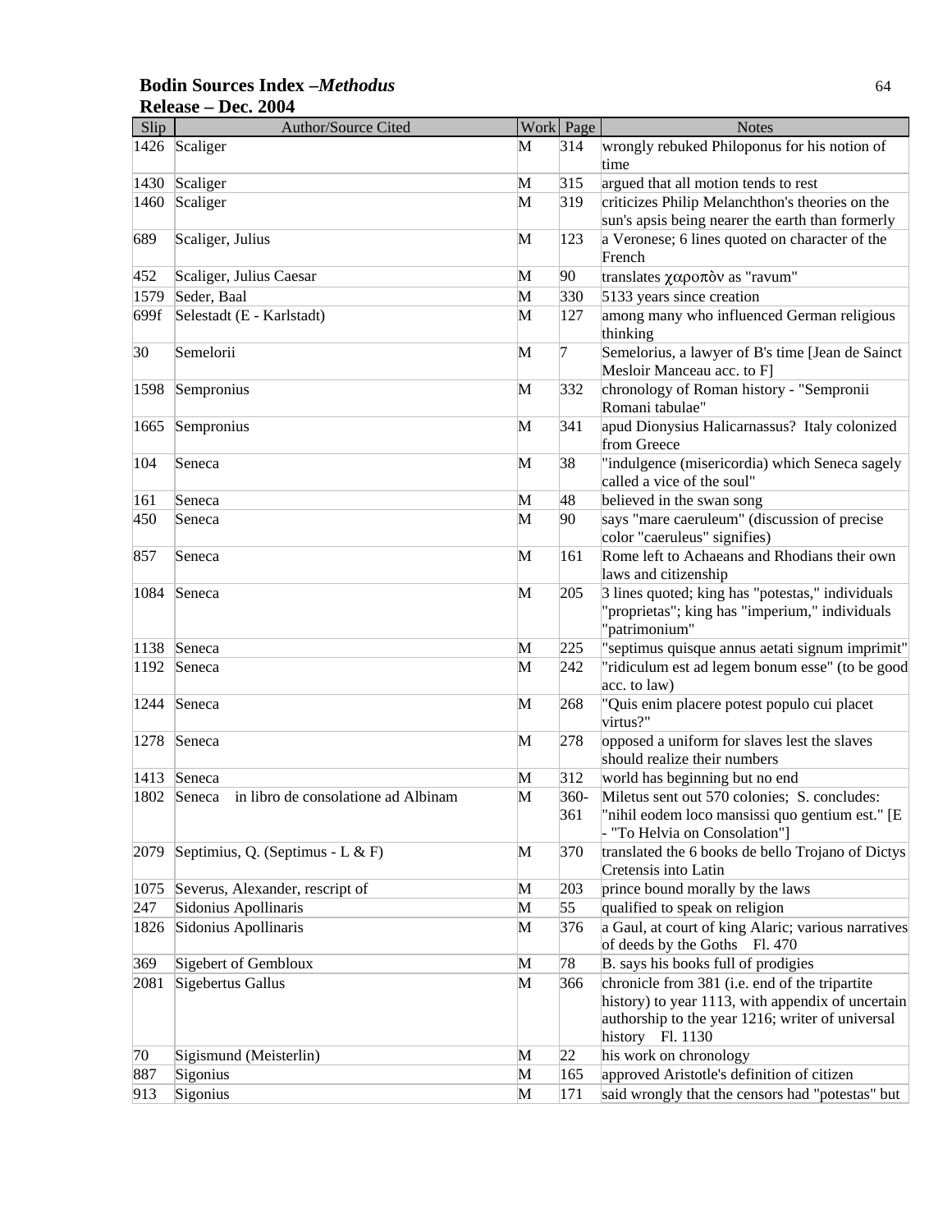**Bodin Sources Index –*Methodus***
**Release – Dec. 2004**

| Slip | Author/Source Cited | Work | Page | Notes |
|---|---|---|---|---|
| 1426 | Scaliger | M | 314 | wrongly rebuked Philoponus for his notion of time |
| 1430 | Scaliger | M | 315 | argued that all motion tends to rest |
| 1460 | Scaliger | M | 319 | criticizes Philip Melanchthon's theories on the sun's apsis being nearer the earth than formerly |
| 689 | Scaliger, Julius | M | 123 | a Veronese; 6 lines quoted on character of the French |
| 452 | Scaliger, Julius Caesar | M | 90 | translates χαροπὸν as "ravum" |
| 1579 | Seder, Baal | M | 330 | 5133 years since creation |
| 699f | Selestadt (E - Karlstadt) | M | 127 | among many who influenced German religious thinking |
| 30 | Semelorii | M | 7 | Semelorius, a lawyer of B's time [Jean de Sainct Mesloir Manceau acc. to F] |
| 1598 | Sempronius | M | 332 | chronology of Roman history - "Sempronii Romani tabulae" |
| 1665 | Sempronius | M | 341 | apud Dionysius Halicarnassus? Italy colonized from Greece |
| 104 | Seneca | M | 38 | "indulgence (misericordia) which Seneca sagely called a vice of the soul" |
| 161 | Seneca | M | 48 | believed in the swan song |
| 450 | Seneca | M | 90 | says "mare caeruleum" (discussion of precise color "caeruleus" signifies) |
| 857 | Seneca | M | 161 | Rome left to Achaeans and Rhodians their own laws and citizenship |
| 1084 | Seneca | M | 205 | 3 lines quoted; king has "potestas," individuals "proprietas"; king has "imperium," individuals "patrimonium" |
| 1138 | Seneca | M | 225 | "septimus quisque annus aetati signum imprimit" |
| 1192 | Seneca | M | 242 | "ridiculum est ad legem bonum esse" (to be good acc. to law) |
| 1244 | Seneca | M | 268 | "Quis enim placere potest populo cui placet virtus?" |
| 1278 | Seneca | M | 278 | opposed a uniform for slaves lest the slaves should realize their numbers |
| 1413 | Seneca | M | 312 | world has beginning but no end |
| 1802 | Seneca in libro de consolatione ad Albinam | M | 360-361 | Miletus sent out 570 colonies; S. concludes: "nihil eodem loco mansissi quo gentium est." [E - "To Helvia on Consolation"] |
| 2079 | Septimius, Q. (Septimus - L & F) | M | 370 | translated the 6 books de bello Trojano of Dictys Cretensis into Latin |
| 1075 | Severus, Alexander, rescript of | M | 203 | prince bound morally by the laws |
| 247 | Sidonius Apollinaris | M | 55 | qualified to speak on religion |
| 1826 | Sidonius Apollinaris | M | 376 | a Gaul, at court of king Alaric; various narratives of deeds by the Goths Fl. 470 |
| 369 | Sigebert of Gembloux | M | 78 | B. says his books full of prodigies |
| 2081 | Sigebertus Gallus | M | 366 | chronicle from 381 (i.e. end of the tripartite history) to year 1113, with appendix of uncertain authorship to the year 1216; writer of universal history Fl. 1130 |
| 70 | Sigismund (Meisterlin) | M | 22 | his work on chronology |
| 887 | Sigonius | M | 165 | approved Aristotle's definition of citizen |
| 913 | Sigonius | M | 171 | said wrongly that the censors had "potestas" but |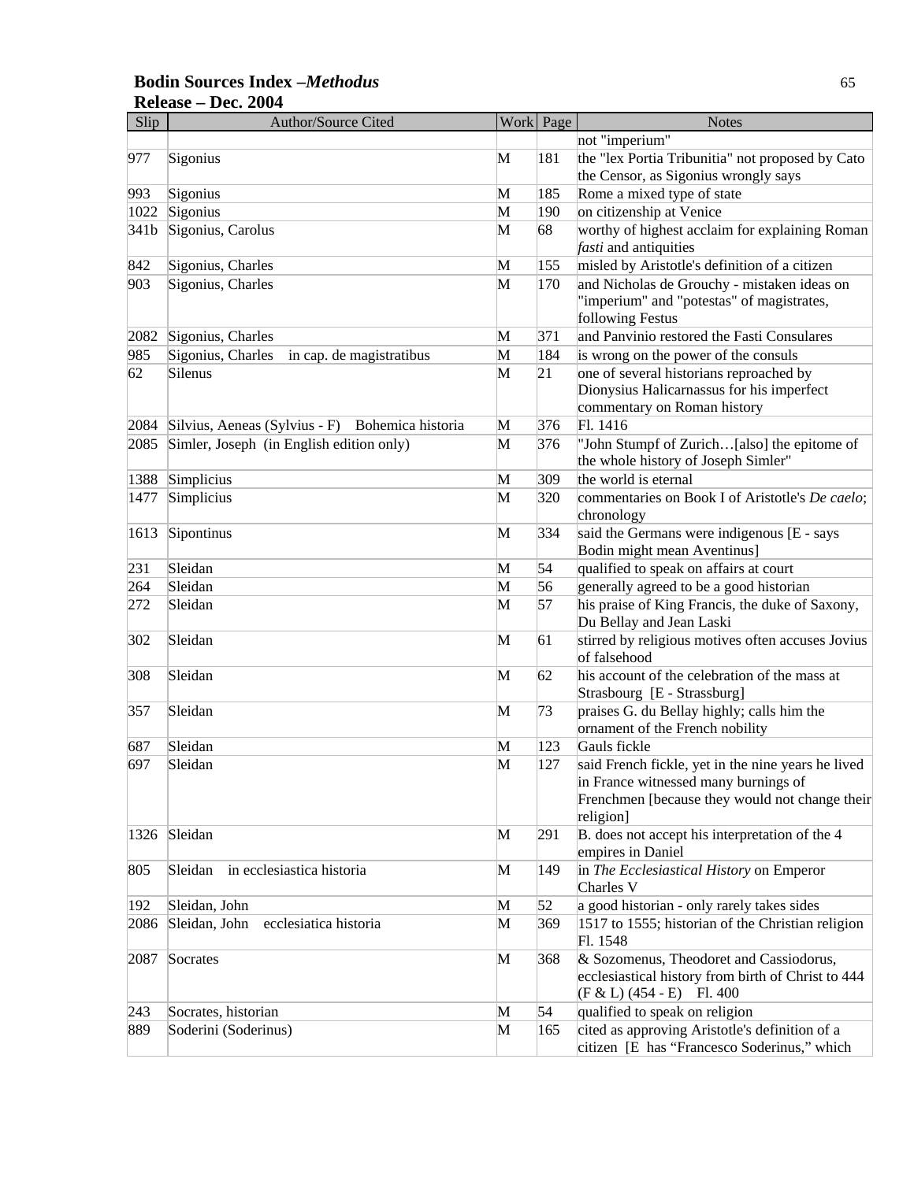| Slip | Author/Source Cited | Work | Page | Notes |
|---|---|---|---|---|
| | | | | not "imperium" |
| 977 | Sigonius | M | 181 | the "lex Portia Tribunitia" not proposed by Cato the Censor, as Sigonius wrongly says |
| 993 | Sigonius | M | 185 | Rome a mixed type of state |
| 1022 | Sigonius | M | 190 | on citizenship at Venice |
| 341b | Sigonius, Carolus | M | 68 | worthy of highest acclaim for explaining Roman *fasti* and antiquities |
| 842 | Sigonius, Charles | M | 155 | misled by Aristotle's definition of a citizen |
| 903 | Sigonius, Charles | M | 170 | and Nicholas de Grouchy - mistaken ideas on "imperium" and "potestas" of magistrates, following Festus |
| 2082 | Sigonius, Charles | M | 371 | and Panvinio restored the Fasti Consulares |
| 985 | Sigonius, Charles in cap. de magistratibus | M | 184 | is wrong on the power of the consuls |
| 62 | Silenus | M | 21 | one of several historians reproached by Dionysius Halicarnassus for his imperfect commentary on Roman history |
| 2084 | Silvius, Aeneas (Sylvius - F) Bohemica historia | M | 376 | Fl. 1416 |
| 2085 | Simler, Joseph (in English edition only) | M | 376 | "John Stumpf of Zurich…[also] the epitome of the whole history of Joseph Simler" |
| 1388 | Simplicius | M | 309 | the world is eternal |
| 1477 | Simplicius | M | 320 | commentaries on Book I of Aristotle's *De caelo*; chronology |
| 1613 | Sipontinus | M | 334 | said the Germans were indigenous [E - says Bodin might mean Aventinus] |
| 231 | Sleidan | M | 54 | qualified to speak on affairs at court |
| 264 | Sleidan | M | 56 | generally agreed to be a good historian |
| 272 | Sleidan | M | 57 | his praise of King Francis, the duke of Saxony, Du Bellay and Jean Laski |
| 302 | Sleidan | M | 61 | stirred by religious motives often accuses Jovius of falsehood |
| 308 | Sleidan | M | 62 | his account of the celebration of the mass at Strasbourg [E - Strassburg] |
| 357 | Sleidan | M | 73 | praises G. du Bellay highly; calls him the ornament of the French nobility |
| 687 | Sleidan | M | 123 | Gauls fickle |
| 697 | Sleidan | M | 127 | said French fickle, yet in the nine years he lived in France witnessed many burnings of Frenchmen [because they would not change their religion] |
| 1326 | Sleidan | M | 291 | B. does not accept his interpretation of the 4 empires in Daniel |
| 805 | Sleidan in ecclesiastica historia | M | 149 | in *The Ecclesiastical History* on Emperor Charles V |
| 192 | Sleidan, John | M | 52 | a good historian - only rarely takes sides |
| 2086 | Sleidan, John ecclesiatica historia | M | 369 | 1517 to 1555; historian of the Christian religion Fl. 1548 |
| 2087 | Socrates | M | 368 | & Sozomenus, Theodoret and Cassiodorus, ecclesiastical history from birth of Christ to 444 (F & L) (454 - E) Fl. 400 |
| 243 | Socrates, historian | M | 54 | qualified to speak on religion |
| 889 | Soderini (Soderinus) | M | 165 | cited as approving Aristotle's definition of a citizen [E has "Francesco Soderinus," which |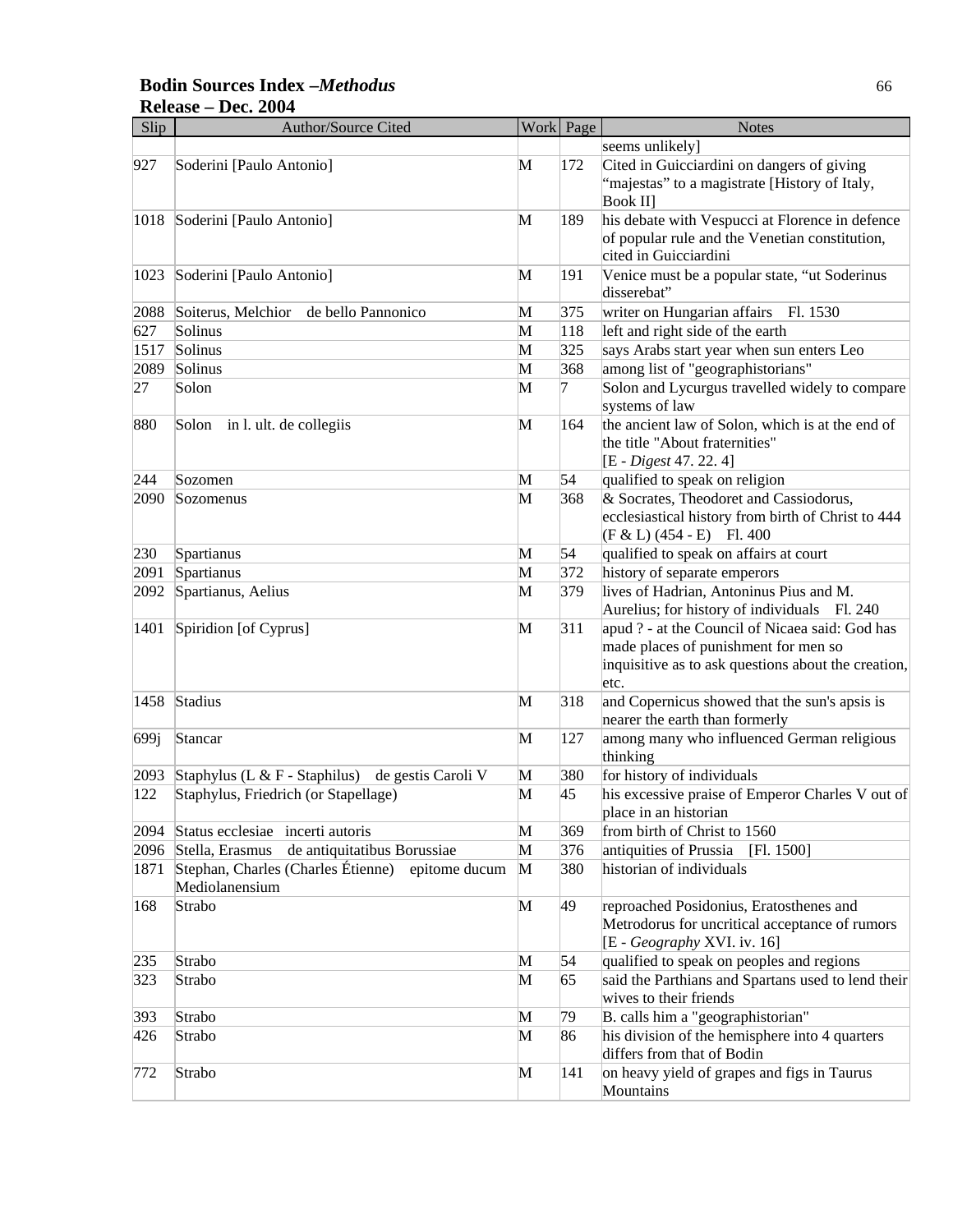**Bodin Sources Index –*Methodus***
**Release – Dec. 2004**

| Slip | Author/Source Cited | Work | Page | Notes |
|---|---|---|---|---|
| | | | | seems unlikely] |
| 927 | Soderini [Paulo Antonio] | M | 172 | Cited in Guicciardini on dangers of giving "majestas" to a magistrate [History of Italy, Book II] |
| 1018 | Soderini [Paulo Antonio] | M | 189 | his debate with Vespucci at Florence in defence of popular rule and the Venetian constitution, cited in Guicciardini |
| 1023 | Soderini [Paulo Antonio] | M | 191 | Venice must be a popular state, "ut Soderinus disserebat" |
| 2088 | Soiterus, Melchior  de bello Pannonico | M | 375 | writer on Hungarian affairs  Fl. 1530 |
| 627 | Solinus | M | 118 | left and right side of the earth |
| 1517 | Solinus | M | 325 | says Arabs start year when sun enters Leo |
| 2089 | Solinus | M | 368 | among list of "geographistorians" |
| 27 | Solon | M | 7 | Solon and Lycurgus travelled widely to compare systems of law |
| 880 | Solon  in l. ult. de collegiis | M | 164 | the ancient law of Solon, which is at the end of the title "About fraternities" [E - *Digest* 47. 22. 4] |
| 244 | Sozomen | M | 54 | qualified to speak on religion |
| 2090 | Sozomenus | M | 368 | & Socrates, Theodoret and Cassiodorus, ecclesiastical history from birth of Christ to 444 (F & L) (454 - E)  Fl. 400 |
| 230 | Spartianus | M | 54 | qualified to speak on affairs at court |
| 2091 | Spartianus | M | 372 | history of separate emperors |
| 2092 | Spartianus, Aelius | M | 379 | lives of Hadrian, Antoninus Pius and M. Aurelius; for history of individuals  Fl. 240 |
| 1401 | Spiridion [of Cyprus] | M | 311 | apud ? - at the Council of Nicaea said: God has made places of punishment for men so inquisitive as to ask questions about the creation, etc. |
| 1458 | Stadius | M | 318 | and Copernicus showed that the sun's apsis is nearer the earth than formerly |
| 699j | Stancar | M | 127 | among many who influenced German religious thinking |
| 2093 | Staphylus (L & F - Staphilus)  de gestis Caroli V | M | 380 | for history of individuals |
| 122 | Staphylus, Friedrich (or Stapellage) | M | 45 | his excessive praise of Emperor Charles V out of place in an historian |
| 2094 | Status ecclesiae  incerti autoris | M | 369 | from birth of Christ to 1560 |
| 2096 | Stella, Erasmus  de antiquitatibus Borussiae | M | 376 | antiquities of Prussia  [Fl. 1500] |
| 1871 | Stephan, Charles (Charles Étienne)  epitome ducum Mediolanensium | M | 380 | historian of individuals |
| 168 | Strabo | M | 49 | reproached Posidonius, Eratosthenes and Metrodorus for uncritical acceptance of rumors [E - *Geography* XVI. iv. 16] |
| 235 | Strabo | M | 54 | qualified to speak on peoples and regions |
| 323 | Strabo | M | 65 | said the Parthians and Spartans used to lend their wives to their friends |
| 393 | Strabo | M | 79 | B. calls him a "geographistorian" |
| 426 | Strabo | M | 86 | his division of the hemisphere into 4 quarters differs from that of Bodin |
| 772 | Strabo | M | 141 | on heavy yield of grapes and figs in Taurus Mountains |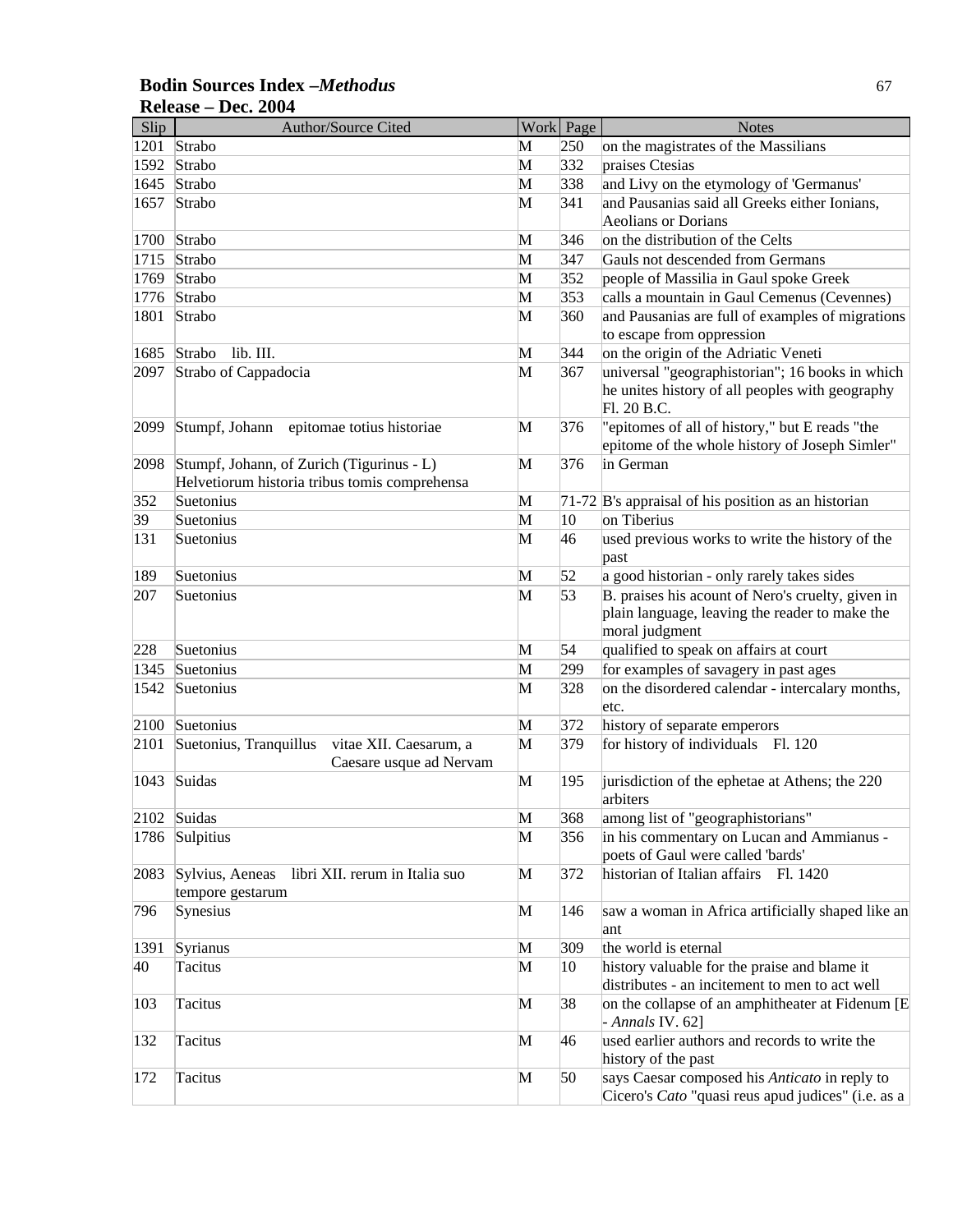**Bodin Sources Index –*Methodus***
**Release – Dec. 2004**

| Slip | Author/Source Cited | Work | Page | Notes |
|---|---|---|---|---|
| 1201 | Strabo | M | 250 | on the magistrates of the Massilians |
| 1592 | Strabo | M | 332 | praises Ctesias |
| 1645 | Strabo | M | 338 | and Livy on the etymology of 'Germanus' |
| 1657 | Strabo | M | 341 | and Pausanias said all Greeks either Ionians, Aeolians or Dorians |
| 1700 | Strabo | M | 346 | on the distribution of the Celts |
| 1715 | Strabo | M | 347 | Gauls not descended from Germans |
| 1769 | Strabo | M | 352 | people of Massilia in Gaul spoke Greek |
| 1776 | Strabo | M | 353 | calls a mountain in Gaul Cemenus (Cevennes) |
| 1801 | Strabo | M | 360 | and Pausanias are full of examples of migrations to escape from oppression |
| 1685 | Strabo lib. III. | M | 344 | on the origin of the Adriatic Veneti |
| 2097 | Strabo of Cappadocia | M | 367 | universal "geographistorian"; 16 books in which he unites history of all peoples with geography Fl. 20 B.C. |
| 2099 | Stumpf, Johann epitomae totius historiae | M | 376 | "epitomes of all of history," but E reads "the epitome of the whole history of Joseph Simler" |
| 2098 | Stumpf, Johann, of Zurich (Tigurinus - L) Helvetiorum historia tribus tomis comprehensa | M | 376 | in German |
| 352 | Suetonius | M | 71-72 | B's appraisal of his position as an historian |
| 39 | Suetonius | M | 10 | on Tiberius |
| 131 | Suetonius | M | 46 | used previous works to write the history of the past |
| 189 | Suetonius | M | 52 | a good historian - only rarely takes sides |
| 207 | Suetonius | M | 53 | B. praises his acount of Nero's cruelty, given in plain language, leaving the reader to make the moral judgment |
| 228 | Suetonius | M | 54 | qualified to speak on affairs at court |
| 1345 | Suetonius | M | 299 | for examples of savagery in past ages |
| 1542 | Suetonius | M | 328 | on the disordered calendar - intercalary months, etc. |
| 2100 | Suetonius | M | 372 | history of separate emperors |
| 2101 | Suetonius, Tranquillus vitae XII. Caesarum, a Caesare usque ad Nervam | M | 379 | for history of individuals Fl. 120 |
| 1043 | Suidas | M | 195 | jurisdiction of the ephetae at Athens; the 220 arbiters |
| 2102 | Suidas | M | 368 | among list of "geographistorians" |
| 1786 | Sulpitius | M | 356 | in his commentary on Lucan and Ammianus - poets of Gaul were called 'bards' |
| 2083 | Sylvius, Aeneas libri XII. rerum in Italia suo tempore gestarum | M | 372 | historian of Italian affairs Fl. 1420 |
| 796 | Synesius | M | 146 | saw a woman in Africa artificially shaped like an ant |
| 1391 | Syrianus | M | 309 | the world is eternal |
| 40 | Tacitus | M | 10 | history valuable for the praise and blame it distributes - an incitement to men to act well |
| 103 | Tacitus | M | 38 | on the collapse of an amphitheater at Fidenum [E - *Annals* IV. 62] |
| 132 | Tacitus | M | 46 | used earlier authors and records to write the history of the past |
| 172 | Tacitus | M | 50 | says Caesar composed his *Anticato* in reply to Cicero's *Cato* "quasi reus apud judices" (i.e. as a |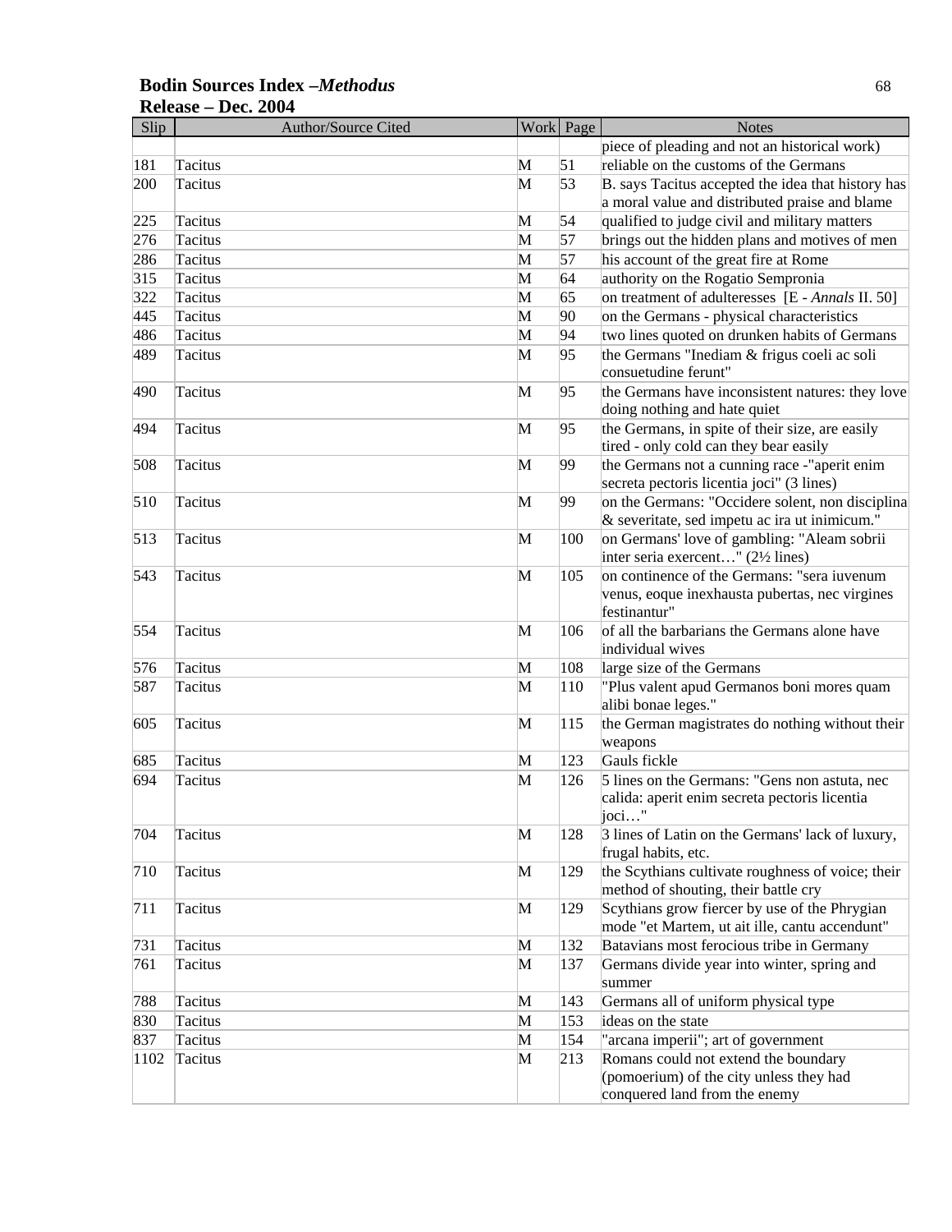**Bodin Sources Index –*Methodus***
**Release – Dec. 2004**

| Slip | Author/Source Cited | Work | Page | Notes |
|---|---|---|---|---|
| | | | | piece of pleading and not an historical work) |
| 181 | Tacitus | M | 51 | reliable on the customs of the Germans |
| 200 | Tacitus | M | 53 | B. says Tacitus accepted the idea that history has a moral value and distributed praise and blame |
| 225 | Tacitus | M | 54 | qualified to judge civil and military matters |
| 276 | Tacitus | M | 57 | brings out the hidden plans and motives of men |
| 286 | Tacitus | M | 57 | his account of the great fire at Rome |
| 315 | Tacitus | M | 64 | authority on the Rogatio Sempronia |
| 322 | Tacitus | M | 65 | on treatment of adulteresses [E - *Annals* II. 50] |
| 445 | Tacitus | M | 90 | on the Germans - physical characteristics |
| 486 | Tacitus | M | 94 | two lines quoted on drunken habits of Germans |
| 489 | Tacitus | M | 95 | the Germans "Inediam & frigus coeli ac soli consuetudine ferunt" |
| 490 | Tacitus | M | 95 | the Germans have inconsistent natures: they love doing nothing and hate quiet |
| 494 | Tacitus | M | 95 | the Germans, in spite of their size, are easily tired - only cold can they bear easily |
| 508 | Tacitus | M | 99 | the Germans not a cunning race -"aperit enim secreta pectoris licentia joci" (3 lines) |
| 510 | Tacitus | M | 99 | on the Germans: "Occidere solent, non disciplina & severitate, sed impetu ac ira ut inimicum." |
| 513 | Tacitus | M | 100 | on Germans' love of gambling: "Aleam sobrii inter seria exercent…" (2½ lines) |
| 543 | Tacitus | M | 105 | on continence of the Germans: "sera iuvenum venus, eoque inexhausta pubertas, nec virgines festinantur" |
| 554 | Tacitus | M | 106 | of all the barbarians the Germans alone have individual wives |
| 576 | Tacitus | M | 108 | large size of the Germans |
| 587 | Tacitus | M | 110 | "Plus valent apud Germanos boni mores quam alibi bonae leges." |
| 605 | Tacitus | M | 115 | the German magistrates do nothing without their weapons |
| 685 | Tacitus | M | 123 | Gauls fickle |
| 694 | Tacitus | M | 126 | 5 lines on the Germans: "Gens non astuta, nec calida: aperit enim secreta pectoris licentia joci…" |
| 704 | Tacitus | M | 128 | 3 lines of Latin on the Germans' lack of luxury, frugal habits, etc. |
| 710 | Tacitus | M | 129 | the Scythians cultivate roughness of voice; their method of shouting, their battle cry |
| 711 | Tacitus | M | 129 | Scythians grow fiercer by use of the Phrygian mode "et Martem, ut ait ille, cantu accendunt" |
| 731 | Tacitus | M | 132 | Batavians most ferocious tribe in Germany |
| 761 | Tacitus | M | 137 | Germans divide year into winter, spring and summer |
| 788 | Tacitus | M | 143 | Germans all of uniform physical type |
| 830 | Tacitus | M | 153 | ideas on the state |
| 837 | Tacitus | M | 154 | "arcana imperii"; art of government |
| 1102 | Tacitus | M | 213 | Romans could not extend the boundary (pomoerium) of the city unless they had conquered land from the enemy |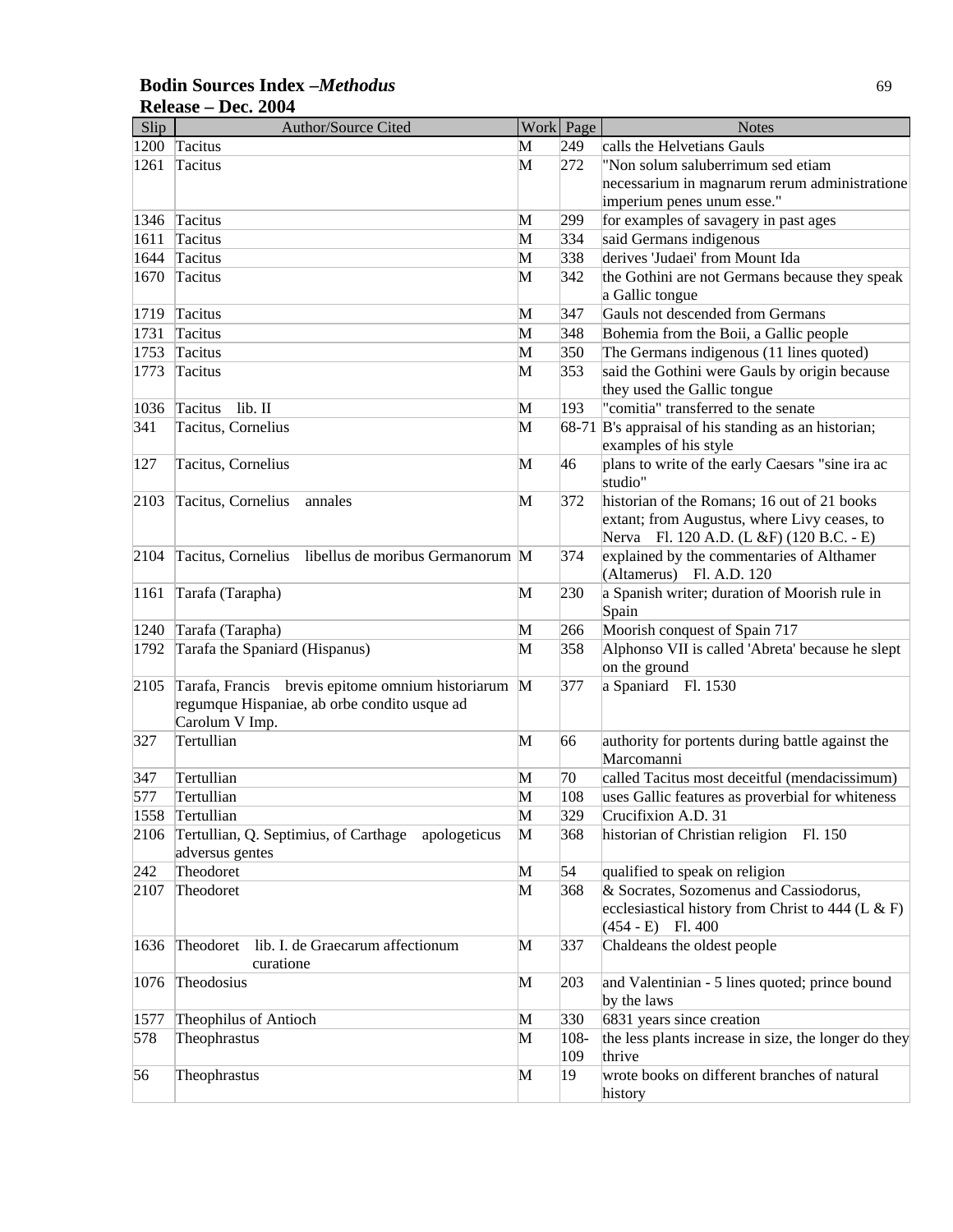**Bodin Sources Index –*Methodus***
**Release – Dec. 2004**

| Slip | Author/Source Cited | Work | Page | Notes |
|---|---|---|---|---|
| 1200 | Tacitus | M | 249 | calls the Helvetians Gauls |
| 1261 | Tacitus | M | 272 | "Non solum saluberrimum sed etiam necessarium in magnarum rerum administratione imperium penes unum esse." |
| 1346 | Tacitus | M | 299 | for examples of savagery in past ages |
| 1611 | Tacitus | M | 334 | said Germans indigenous |
| 1644 | Tacitus | M | 338 | derives 'Judaei' from Mount Ida |
| 1670 | Tacitus | M | 342 | the Gothini are not Germans because they speak a Gallic tongue |
| 1719 | Tacitus | M | 347 | Gauls not descended from Germans |
| 1731 | Tacitus | M | 348 | Bohemia from the Boii, a Gallic people |
| 1753 | Tacitus | M | 350 | The Germans indigenous (11 lines quoted) |
| 1773 | Tacitus | M | 353 | said the Gothini were Gauls by origin because they used the Gallic tongue |
| 1036 | Tacitus lib. II | M | 193 | "comitia" transferred to the senate |
| 341 | Tacitus, Cornelius | M | 68-71 | B's appraisal of his standing as an historian; examples of his style |
| 127 | Tacitus, Cornelius | M | 46 | plans to write of the early Caesars "sine ira ac studio" |
| 2103 | Tacitus, Cornelius annales | M | 372 | historian of the Romans; 16 out of 21 books extant; from Augustus, where Livy ceases, to Nerva Fl. 120 A.D. (L &F) (120 B.C. - E) |
| 2104 | Tacitus, Cornelius libellus de moribus Germanorum | M | 374 | explained by the commentaries of Althamer (Altamerus) Fl. A.D. 120 |
| 1161 | Tarafa (Tarapha) | M | 230 | a Spanish writer; duration of Moorish rule in Spain |
| 1240 | Tarafa (Tarapha) | M | 266 | Moorish conquest of Spain 717 |
| 1792 | Tarafa the Spaniard (Hispanus) | M | 358 | Alphonso VII is called 'Abreta' because he slept on the ground |
| 2105 | Tarafa, Francis brevis epitome omnium historiarum regumque Hispaniae, ab orbe condito usque ad Carolum V Imp. | M | 377 | a Spaniard Fl. 1530 |
| 327 | Tertullian | M | 66 | authority for portents during battle against the Marcomanni |
| 347 | Tertullian | M | 70 | called Tacitus most deceitful (mendacissimum) |
| 577 | Tertullian | M | 108 | uses Gallic features as proverbial for whiteness |
| 1558 | Tertullian | M | 329 | Crucifixion A.D. 31 |
| 2106 | Tertullian, Q. Septimius, of Carthage apologeticus adversus gentes | M | 368 | historian of Christian religion Fl. 150 |
| 242 | Theodoret | M | 54 | qualified to speak on religion |
| 2107 | Theodoret | M | 368 | & Socrates, Sozomenus and Cassiodorus, ecclesiastical history from Christ to 444 (L & F) (454 - E) Fl. 400 |
| 1636 | Theodoret lib. I. de Graecarum affectionum curatione | M | 337 | Chaldeans the oldest people |
| 1076 | Theodosius | M | 203 | and Valentinian - 5 lines quoted; prince bound by the laws |
| 1577 | Theophilus of Antioch | M | 330 | 6831 years since creation |
| 578 | Theophrastus | M | 108-109 | the less plants increase in size, the longer do they thrive |
| 56 | Theophrastus | M | 19 | wrote books on different branches of natural history |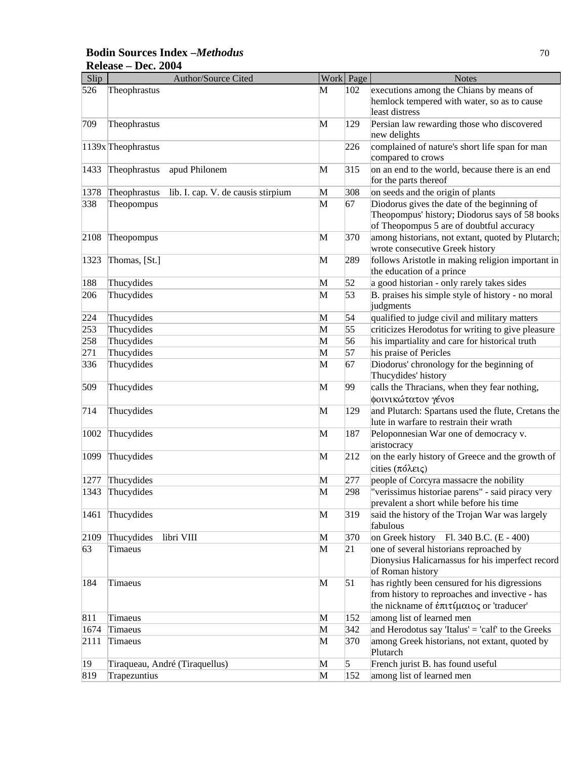**Bodin Sources Index –*Methodus***
**Release – Dec. 2004**

| Slip | Author/Source Cited | Work | Page | Notes |
|---|---|---|---|---|
| 526 | Theophrastus | M | 102 | executions among the Chians by means of hemlock tempered with water, so as to cause least distress |
| 709 | Theophrastus | M | 129 | Persian law rewarding those who discovered new delights |
| 1139x | Theophrastus | | 226 | complained of nature's short life span for man compared to crows |
| 1433 | Theophrastus apud Philonem | M | 315 | on an end to the world, because there is an end for the parts thereof |
| 1378 | Theophrastus lib. I. cap. V. de causis stirpium | M | 308 | on seeds and the origin of plants |
| 338 | Theopompus | M | 67 | Diodorus gives the date of the beginning of Theopompus' history; Diodorus says of 58 books of Theopompus 5 are of doubtful accuracy |
| 2108 | Theopompus | M | 370 | among historians, not extant, quoted by Plutarch; wrote consecutive Greek history |
| 1323 | Thomas, [St.] | M | 289 | follows Aristotle in making religion important in the education of a prince |
| 188 | Thucydides | M | 52 | a good historian - only rarely takes sides |
| 206 | Thucydides | M | 53 | B. praises his simple style of history - no moral judgments |
| 224 | Thucydides | M | 54 | qualified to judge civil and military matters |
| 253 | Thucydides | M | 55 | criticizes Herodotus for writing to give pleasure |
| 258 | Thucydides | M | 56 | his impartiality and care for historical truth |
| 271 | Thucydides | M | 57 | his praise of Pericles |
| 336 | Thucydides | M | 67 | Diodorus' chronology for the beginning of Thucydides' history |
| 509 | Thucydides | M | 99 | calls the Thracians, when they fear nothing, φοινικώτατον γένος |
| 714 | Thucydides | M | 129 | and Plutarch: Spartans used the flute, Cretans the lute in warfare to restrain their wrath |
| 1002 | Thucydides | M | 187 | Peloponnesian War one of democracy v. aristocracy |
| 1099 | Thucydides | M | 212 | on the early history of Greece and the growth of cities (πόλεις) |
| 1277 | Thucydides | M | 277 | people of Corcyra massacre the nobility |
| 1343 | Thucydides | M | 298 | "verissimus historiae parens" - said piracy very prevalent a short while before his time |
| 1461 | Thucydides | M | 319 | said the history of the Trojan War was largely fabulous |
| 2109 | Thucydides libri VIII | M | 370 | on Greek history Fl. 340 B.C. (E - 400) |
| 63 | Timaeus | M | 21 | one of several historians reproached by Dionysius Halicarnassus for his imperfect record of Roman history |
| 184 | Timaeus | M | 51 | has rightly been censured for his digressions from history to reproaches and invective - has the nickname of ἐπιτίμαιος or 'traducer' |
| 811 | Timaeus | M | 152 | among list of learned men |
| 1674 | Timaeus | M | 342 | and Herodotus say 'Italus' = 'calf' to the Greeks |
| 2111 | Timaeus | M | 370 | among Greek historians, not extant, quoted by Plutarch |
| 19 | Tiraqueau, André (Tiraquellus) | M | 5 | French jurist B. has found useful |
| 819 | Trapezuntius | M | 152 | among list of learned men |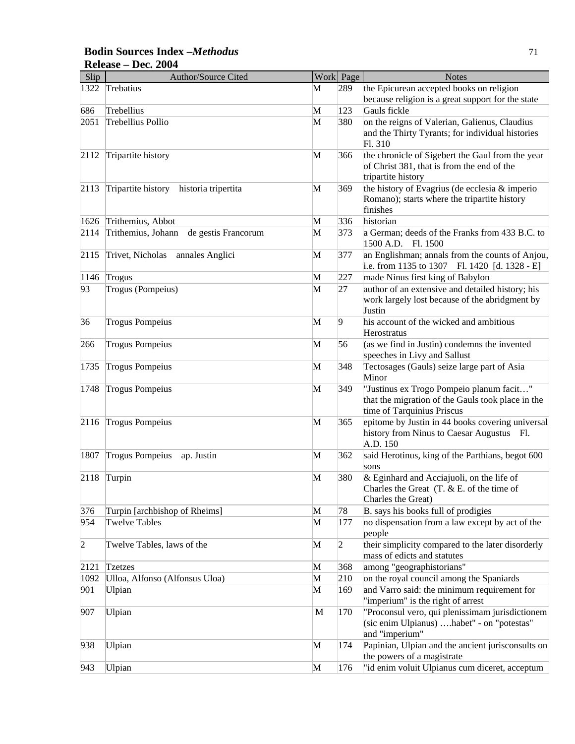**Bodin Sources Index –*Methodus***
**Release – Dec. 2004**

| Slip | Author/Source Cited | Work | Page | Notes |
|---|---|---|---|---|
| 1322 | Trebatius | M | 289 | the Epicurean accepted books on religion because religion is a great support for the state |
| 686 | Trebellius | M | 123 | Gauls fickle |
| 2051 | Trebellius Pollio | M | 380 | on the reigns of Valerian, Galienus, Claudius and the Thirty Tyrants; for individual histories Fl. 310 |
| 2112 | Tripartite history | M | 366 | the chronicle of Sigebert the Gaul from the year of Christ 381, that is from the end of the tripartite history |
| 2113 | Tripartite history historia tripertita | M | 369 | the history of Evagrius (de ecclesia & imperio Romano); starts where the tripartite history finishes |
| 1626 | Trithemius, Abbot | M | 336 | historian |
| 2114 | Trithemius, Johann de gestis Francorum | M | 373 | a German; deeds of the Franks from 433 B.C. to 1500 A.D. Fl. 1500 |
| 2115 | Trivet, Nicholas annales Anglici | M | 377 | an Englishman; annals from the counts of Anjou, i.e. from 1135 to 1307 Fl. 1420 [d. 1328 - E] |
| 1146 | Trogus | M | 227 | made Ninus first king of Babylon |
| 93 | Trogus (Pompeius) | M | 27 | author of an extensive and detailed history; his work largely lost because of the abridgment by Justin |
| 36 | Trogus Pompeius | M | 9 | his account of the wicked and ambitious Herostratus |
| 266 | Trogus Pompeius | M | 56 | (as we find in Justin) condemns the invented speeches in Livy and Sallust |
| 1735 | Trogus Pompeius | M | 348 | Tectosages (Gauls) seize large part of Asia Minor |
| 1748 | Trogus Pompeius | M | 349 | "Justinus ex Trogo Pompeio planum facit…" that the migration of the Gauls took place in the time of Tarquinius Priscus |
| 2116 | Trogus Pompeius | M | 365 | epitome by Justin in 44 books covering universal history from Ninus to Caesar Augustus Fl. A.D. 150 |
| 1807 | Trogus Pompeius ap. Justin | M | 362 | said Herotinus, king of the Parthians, begot 600 sons |
| 2118 | Turpin | M | 380 | & Eginhard and Acciajuoli, on the life of Charles the Great (T. & E. of the time of Charles the Great) |
| 376 | Turpin [archbishop of Rheims] | M | 78 | B. says his books full of prodigies |
| 954 | Twelve Tables | M | 177 | no dispensation from a law except by act of the people |
| 2 | Twelve Tables, laws of the | M | 2 | their simplicity compared to the later disorderly mass of edicts and statutes |
| 2121 | Tzetzes | M | 368 | among "geographistorians" |
| 1092 | Ulloa, Alfonso (Alfonsus Uloa) | M | 210 | on the royal council among the Spaniards |
| 901 | Ulpian | M | 169 | and Varro said: the minimum requirement for "imperium" is the right of arrest |
| 907 | Ulpian | M | 170 | "Proconsul vero, qui plenissimam jurisdictionem (sic enim Ulpianus) ….habet" - on "potestas" and "imperium" |
| 938 | Ulpian | M | 174 | Papinian, Ulpian and the ancient jurisconsults on the powers of a magistrate |
| 943 | Ulpian | M | 176 | "id enim voluit Ulpianus cum diceret, acceptum |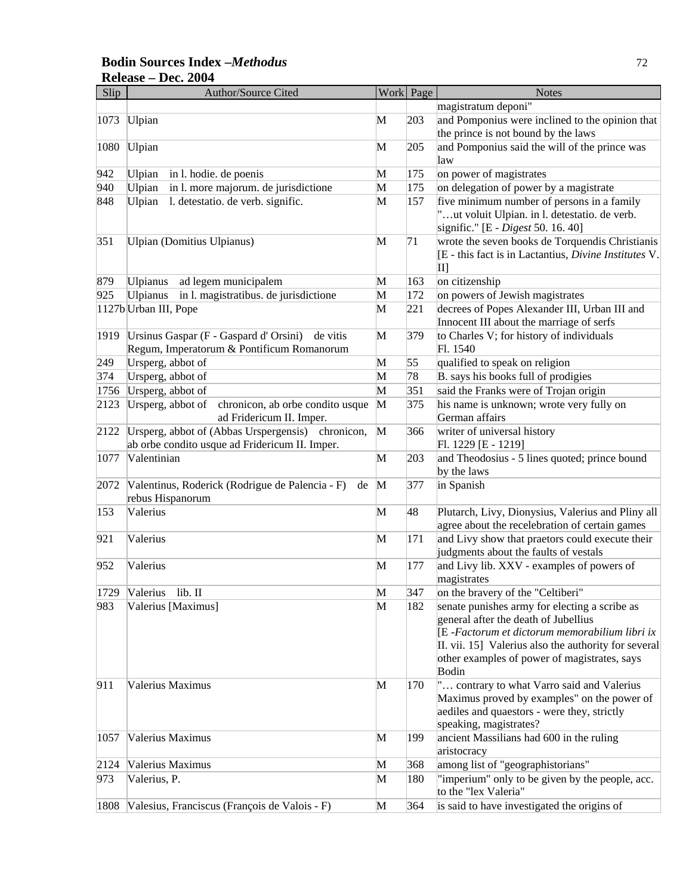## Bodin Sources Index –*Methodus*

**Release – Dec. 2004**

| Slip | Author/Source Cited | Work | Page | Notes |
|---|---|---|---|---|
| | | | | magistratum deponi" |
| 1073 | Ulpian | M | 203 | and Pomponius were inclined to the opinion that the prince is not bound by the laws |
| 1080 | Ulpian | M | 205 | and Pomponius said the will of the prince was law |
| 942 | Ulpian in l. hodie. de poenis | M | 175 | on power of magistrates |
| 940 | Ulpian in l. more majorum. de jurisdictione | M | 175 | on delegation of power by a magistrate |
| 848 | Ulpian l. detestatio. de verb. signific. | M | 157 | five minimum number of persons in a family "…ut voluit Ulpian. in l. detestatio. de verb. signific." [E - *Digest* 50. 16. 40] |
| 351 | Ulpian (Domitius Ulpianus) | M | 71 | wrote the seven books de Torquendis Christianis [E - this fact is in Lactantius, *Divine Institutes* V. II] |
| 879 | Ulpianus ad legem municipalem | M | 163 | on citizenship |
| 925 | Ulpianus in l. magistratibus. de jurisdictione | M | 172 | on powers of Jewish magistrates |
| 1127b | Urban III, Pope | M | 221 | decrees of Popes Alexander III, Urban III and Innocent III about the marriage of serfs |
| 1919 | Ursinus Gaspar (F - Gaspard d' Orsini) de vitis Regum, Imperatorum & Pontificum Romanorum | M | 379 | to Charles V; for history of individuals Fl. 1540 |
| 249 | Ursperg, abbot of | M | 55 | qualified to speak on religion |
| 374 | Ursperg, abbot of | M | 78 | B. says his books full of prodigies |
| 1756 | Ursperg, abbot of | M | 351 | said the Franks were of Trojan origin |
| 2123 | Ursperg, abbot of chronicon, ab orbe condito usque ad Fridericum II. Imper. | M | 375 | his name is unknown; wrote very fully on German affairs |
| 2122 | Ursperg, abbot of (Abbas Urspergensis) chronicon, ab orbe condito usque ad Fridericum II. Imper. | M | 366 | writer of universal history Fl. 1229 [E - 1219] |
| 1077 | Valentinian | M | 203 | and Theodosius - 5 lines quoted; prince bound by the laws |
| 2072 | Valentinus, Roderick (Rodrigue de Palencia - F) de rebus Hispanorum | M | 377 | in Spanish |
| 153 | Valerius | M | 48 | Plutarch, Livy, Dionysius, Valerius and Pliny all agree about the recelebration of certain games |
| 921 | Valerius | M | 171 | and Livy show that praetors could execute their judgments about the faults of vestals |
| 952 | Valerius | M | 177 | and Livy lib. XXV - examples of powers of magistrates |
| 1729 | Valerius lib. II | M | 347 | on the bravery of the "Celtiberi" |
| 983 | Valerius [Maximus] | M | 182 | senate punishes army for electing a scribe as general after the death of Jubellius [E -*Factorum et dictorum memorabilium libri ix* II. vii. 15] Valerius also the authority for several other examples of power of magistrates, says Bodin |
| 911 | Valerius Maximus | M | 170 | "… contrary to what Varro said and Valerius Maximus proved by examples" on the power of aediles and quaestors - were they, strictly speaking, magistrates? |
| 1057 | Valerius Maximus | M | 199 | ancient Massilians had 600 in the ruling aristocracy |
| 2124 | Valerius Maximus | M | 368 | among list of "geographistorians" |
| 973 | Valerius, P. | M | 180 | "imperium" only to be given by the people, acc. to the "lex Valeria" |
| 1808 | Valesius, Franciscus (François de Valois - F) | M | 364 | is said to have investigated the origins of |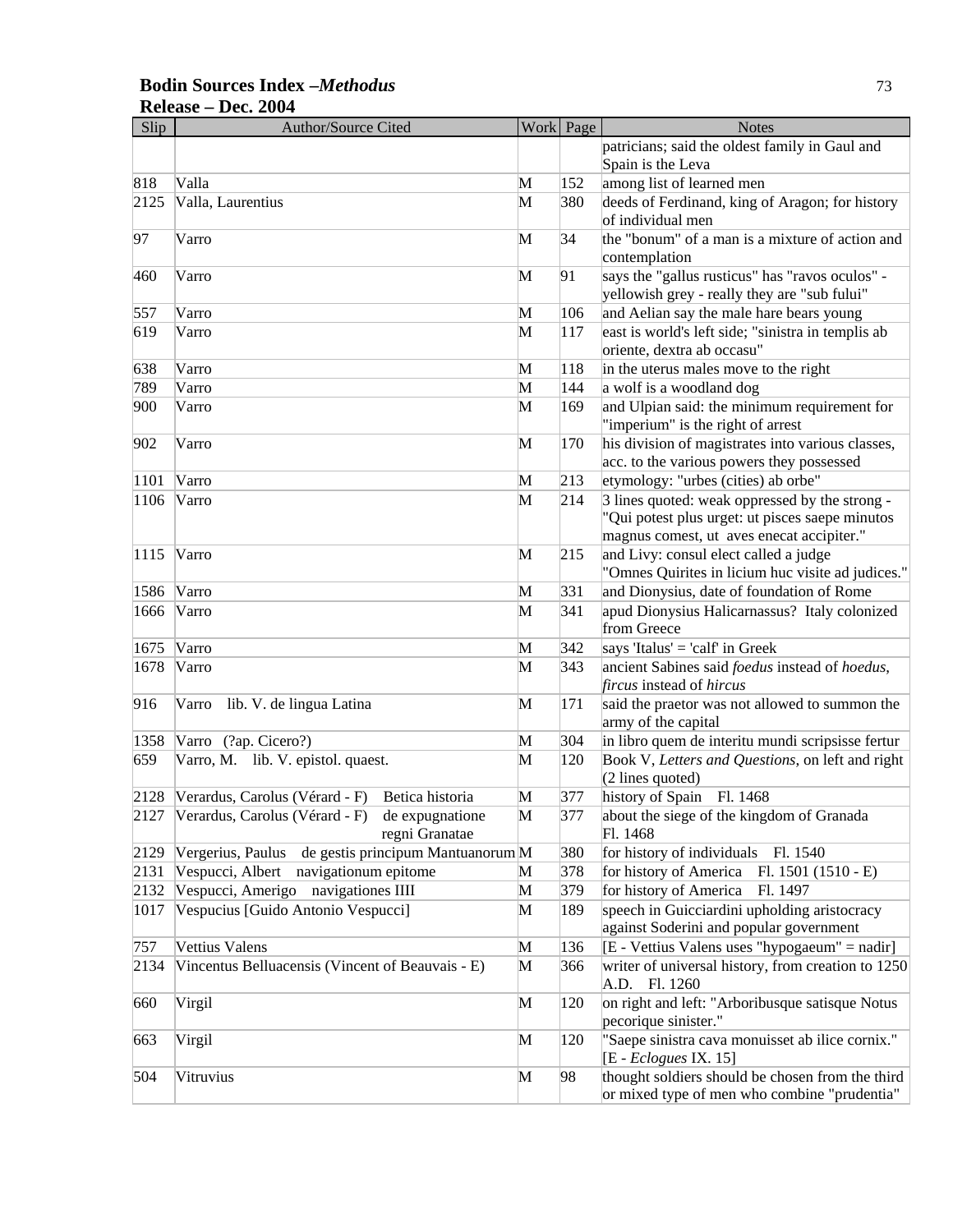| Slip | Author/Source Cited | Work | Page | Notes |
|---|---|---|---|---|
| | | | | patricians; said the oldest family in Gaul and Spain is the Leva |
| 818 | Valla | M | 152 | among list of learned men |
| 2125 | Valla, Laurentius | M | 380 | deeds of Ferdinand, king of Aragon; for history of individual men |
| 97 | Varro | M | 34 | the "bonum" of a man is a mixture of action and contemplation |
| 460 | Varro | M | 91 | says the "gallus rusticus" has "ravos oculos" - yellowish grey - really they are "sub fului" |
| 557 | Varro | M | 106 | and Aelian say the male hare bears young |
| 619 | Varro | M | 117 | east is world's left side; "sinistra in templis ab oriente, dextra ab occasu" |
| 638 | Varro | M | 118 | in the uterus males move to the right |
| 789 | Varro | M | 144 | a wolf is a woodland dog |
| 900 | Varro | M | 169 | and Ulpian said: the minimum requirement for "imperium" is the right of arrest |
| 902 | Varro | M | 170 | his division of magistrates into various classes, acc. to the various powers they possessed |
| 1101 | Varro | M | 213 | etymology: "urbes (cities) ab orbe" |
| 1106 | Varro | M | 214 | 3 lines quoted: weak oppressed by the strong - "Qui potest plus urget: ut pisces saepe minutos magnus comest, ut aves enecat accipiter." |
| 1115 | Varro | M | 215 | and Livy: consul elect called a judge "Omnes Quirites in licium huc visite ad judices." |
| 1586 | Varro | M | 331 | and Dionysius, date of foundation of Rome |
| 1666 | Varro | M | 341 | apud Dionysius Halicarnassus? Italy colonized from Greece |
| 1675 | Varro | M | 342 | says 'Italus' = 'calf' in Greek |
| 1678 | Varro | M | 343 | ancient Sabines said *foedus* instead of *hoedus*, *fircus* instead of *hircus* |
| 916 | Varro lib. V. de lingua Latina | M | 171 | said the praetor was not allowed to summon the army of the capital |
| 1358 | Varro (?ap. Cicero?) | M | 304 | in libro quem de interitu mundi scripsisse fertur |
| 659 | Varro, M. lib. V. epistol. quaest. | M | 120 | Book V, *Letters and Questions*, on left and right (2 lines quoted) |
| 2128 | Verardus, Carolus (Vérard - F) Betica historia | M | 377 | history of Spain Fl. 1468 |
| 2127 | Verardus, Carolus (Vérard - F) de expugnatione regni Granatae | M | 377 | about the siege of the kingdom of Granada Fl. 1468 |
| 2129 | Vergerius, Paulus de gestis principum Mantuanorum | M | 380 | for history of individuals Fl. 1540 |
| 2131 | Vespucci, Albert navigationum epitome | M | 378 | for history of America Fl. 1501 (1510 - E) |
| 2132 | Vespucci, Amerigo navigationes IIII | M | 379 | for history of America Fl. 1497 |
| 1017 | Vespucius [Guido Antonio Vespucci] | M | 189 | speech in Guicciardini upholding aristocracy against Soderini and popular government |
| 757 | Vettius Valens | M | 136 | [E - Vettius Valens uses "hypogaeum" = nadir] |
| 2134 | Vincentus Belluacensis (Vincent of Beauvais - E) | M | 366 | writer of universal history, from creation to 1250 A.D. Fl. 1260 |
| 660 | Virgil | M | 120 | on right and left: "Arboribusque satisque Notus pecorique sinister." |
| 663 | Virgil | M | 120 | "Saepe sinistra cava monuisset ab ilice cornix." [E - *Eclogues* IX. 15] |
| 504 | Vitruvius | M | 98 | thought soldiers should be chosen from the third or mixed type of men who combine "prudentia" |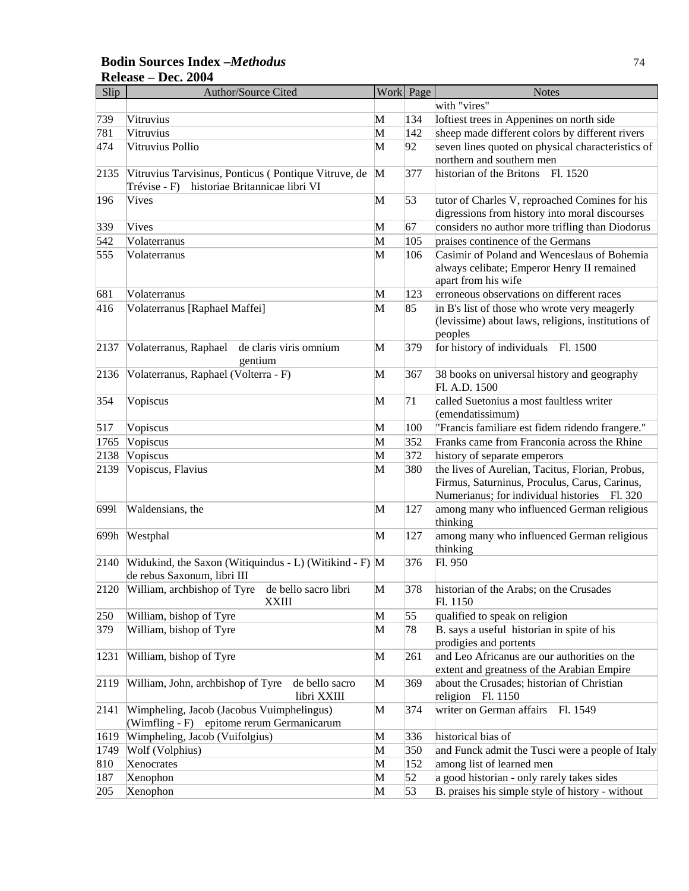**Bodin Sources Index –*Methodus***
**Release – Dec. 2004**

| Slip | Author/Source Cited | Work | Page | Notes |
|---|---|---|---|---|
| | | | | with "vires" |
| 739 | Vitruvius | M | 134 | loftiest trees in Appenines on north side |
| 781 | Vitruvius | M | 142 | sheep made different colors by different rivers |
| 474 | Vitruvius Pollio | M | 92 | seven lines quoted on physical characteristics of northern and southern men |
| 2135 | Vitruvius Tarvisinus, Ponticus ( Pontique Vitruve, de Trévise - F) historiae Britannicae libri VI | M | 377 | historian of the Britons Fl. 1520 |
| 196 | Vives | M | 53 | tutor of Charles V, reproached Comines for his digressions from history into moral discourses |
| 339 | Vives | M | 67 | considers no author more trifling than Diodorus |
| 542 | Volaterranus | M | 105 | praises continence of the Germans |
| 555 | Volaterranus | M | 106 | Casimir of Poland and Wenceslaus of Bohemia always celibate; Emperor Henry II remained apart from his wife |
| 681 | Volaterranus | M | 123 | erroneous observations on different races |
| 416 | Volaterranus [Raphael Maffei] | M | 85 | in B's list of those who wrote very meagerly (levissime) about laws, religions, institutions of peoples |
| 2137 | Volaterranus, Raphael de claris viris omnium gentium | M | 379 | for history of individuals Fl. 1500 |
| 2136 | Volaterranus, Raphael (Volterra - F) | M | 367 | 38 books on universal history and geography Fl. A.D. 1500 |
| 354 | Vopiscus | M | 71 | called Suetonius a most faultless writer (emendatissimum) |
| 517 | Vopiscus | M | 100 | "Francis familiare est fidem ridendo frangere." |
| 1765 | Vopiscus | M | 352 | Franks came from Franconia across the Rhine |
| 2138 | Vopiscus | M | 372 | history of separate emperors |
| 2139 | Vopiscus, Flavius | M | 380 | the lives of Aurelian, Tacitus, Florian, Probus, Firmus, Saturninus, Proculus, Carus, Carinus, Numerianus; for individual histories Fl. 320 |
| 699l | Waldensians, the | M | 127 | among many who influenced German religious thinking |
| 699h | Westphal | M | 127 | among many who influenced German religious thinking |
| 2140 | Widukind, the Saxon (Witiquindus - L) (Witikind - F) de rebus Saxonum, libri III | M | 376 | Fl. 950 |
| 2120 | William, archbishop of Tyre de bello sacro libri XXIII | M | 378 | historian of the Arabs; on the Crusades Fl. 1150 |
| 250 | William, bishop of Tyre | M | 55 | qualified to speak on religion |
| 379 | William, bishop of Tyre | M | 78 | B. says a useful historian in spite of his prodigies and portents |
| 1231 | William, bishop of Tyre | M | 261 | and Leo Africanus are our authorities on the extent and greatness of the Arabian Empire |
| 2119 | William, John, archbishop of Tyre de bello sacro libri XXIII | M | 369 | about the Crusades; historian of Christian religion Fl. 1150 |
| 2141 | Wimpheling, Jacob (Jacobus Vuimphelingus) (Wimfling - F) epitome rerum Germanicarum | M | 374 | writer on German affairs Fl. 1549 |
| 1619 | Wimpheling, Jacob (Vuifolgius) | M | 336 | historical bias of |
| 1749 | Wolf (Volphius) | M | 350 | and Funck admit the Tusci were a people of Italy |
| 810 | Xenocrates | M | 152 | among list of learned men |
| 187 | Xenophon | M | 52 | a good historian - only rarely takes sides |
| 205 | Xenophon | M | 53 | B. praises his simple style of history - without |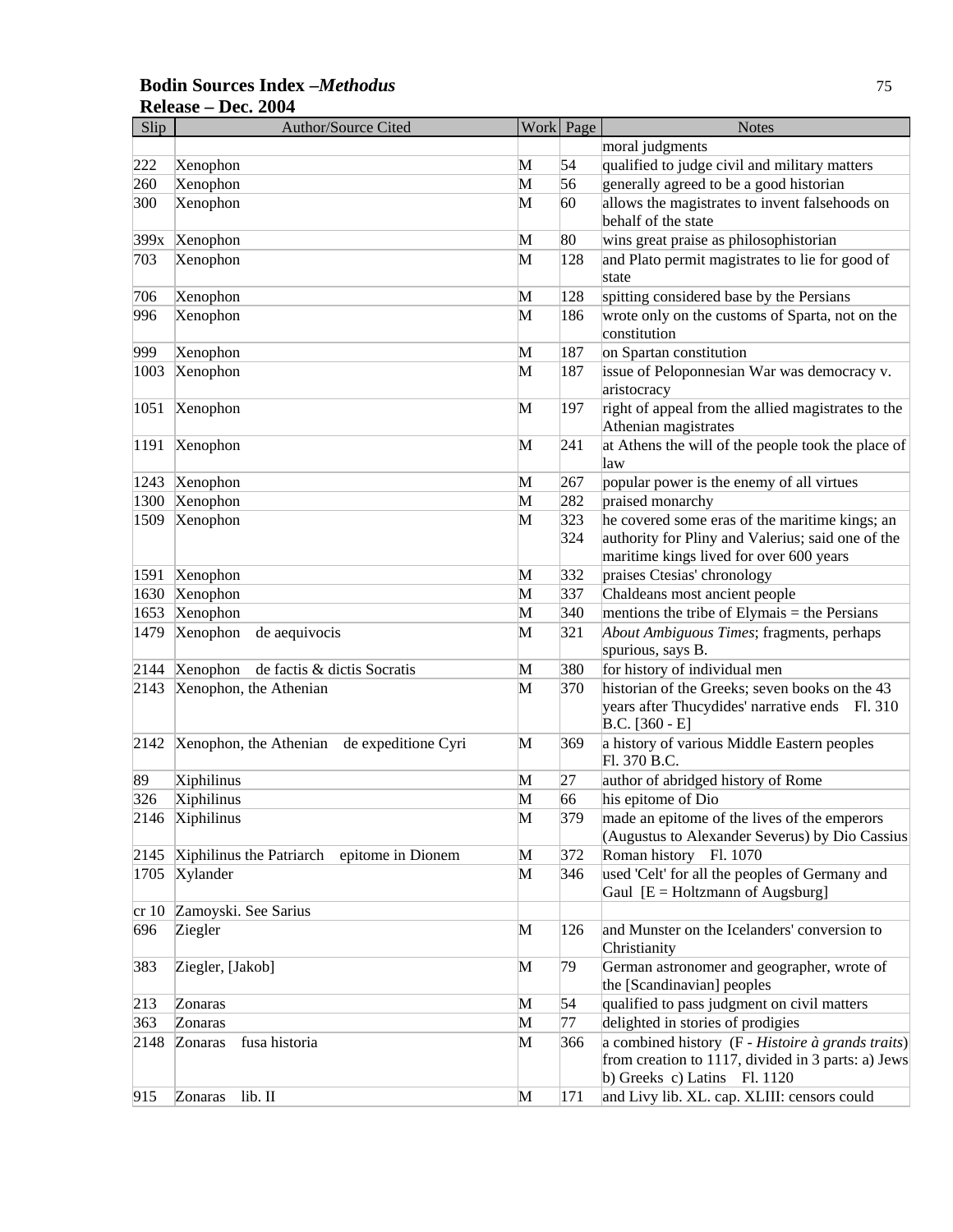| Slip | Author/Source Cited | Work | Page | Notes |
|---|---|---|---|---|
| | | | | moral judgments |
| 222 | Xenophon | M | 54 | qualified to judge civil and military matters |
| 260 | Xenophon | M | 56 | generally agreed to be a good historian |
| 300 | Xenophon | M | 60 | allows the magistrates to invent falsehoods on behalf of the state |
| 399x | Xenophon | M | 80 | wins great praise as philosophistorian |
| 703 | Xenophon | M | 128 | and Plato permit magistrates to lie for good of state |
| 706 | Xenophon | M | 128 | spitting considered base by the Persians |
| 996 | Xenophon | M | 186 | wrote only on the customs of Sparta, not on the constitution |
| 999 | Xenophon | M | 187 | on Spartan constitution |
| 1003 | Xenophon | M | 187 | issue of Peloponnesian War was democracy v. aristocracy |
| 1051 | Xenophon | M | 197 | right of appeal from the allied magistrates to the Athenian magistrates |
| 1191 | Xenophon | M | 241 | at Athens the will of the people took the place of law |
| 1243 | Xenophon | M | 267 | popular power is the enemy of all virtues |
| 1300 | Xenophon | M | 282 | praised monarchy |
| 1509 | Xenophon | M | 323 324 | he covered some eras of the maritime kings; an authority for Pliny and Valerius; said one of the maritime kings lived for over 600 years |
| 1591 | Xenophon | M | 332 | praises Ctesias' chronology |
| 1630 | Xenophon | M | 337 | Chaldeans most ancient people |
| 1653 | Xenophon | M | 340 | mentions the tribe of Elymais = the Persians |
| 1479 | Xenophon de aequivocis | M | 321 | *About Ambiguous Times*; fragments, perhaps spurious, says B. |
| 2144 | Xenophon de factis & dictis Socratis | M | 380 | for history of individual men |
| 2143 | Xenophon, the Athenian | M | 370 | historian of the Greeks; seven books on the 43 years after Thucydides' narrative ends Fl. 310 B.C. [360 - E] |
| 2142 | Xenophon, the Athenian de expeditione Cyri | M | 369 | a history of various Middle Eastern peoples Fl. 370 B.C. |
| 89 | Xiphilinus | M | 27 | author of abridged history of Rome |
| 326 | Xiphilinus | M | 66 | his epitome of Dio |
| 2146 | Xiphilinus | M | 379 | made an epitome of the lives of the emperors (Augustus to Alexander Severus) by Dio Cassius |
| 2145 | Xiphilinus the Patriarch epitome in Dionem | M | 372 | Roman history Fl. 1070 |
| 1705 | Xylander | M | 346 | used 'Celt' for all the peoples of Germany and Gaul [E = Holtzmann of Augsburg] |
| cr 10 | Zamoyski. See Sarius | | | |
| 696 | Ziegler | M | 126 | and Munster on the Icelanders' conversion to Christianity |
| 383 | Ziegler, [Jakob] | M | 79 | German astronomer and geographer, wrote of the [Scandinavian] peoples |
| 213 | Zonaras | M | 54 | qualified to pass judgment on civil matters |
| 363 | Zonaras | M | 77 | delighted in stories of prodigies |
| 2148 | Zonaras fusa historia | M | 366 | a combined history (F - *Histoire à grands traits*) from creation to 1117, divided in 3 parts: a) Jews b) Greeks c) Latins Fl. 1120 |
| 915 | Zonaras lib. II | M | 171 | and Livy lib. XL. cap. XLIII: censors could |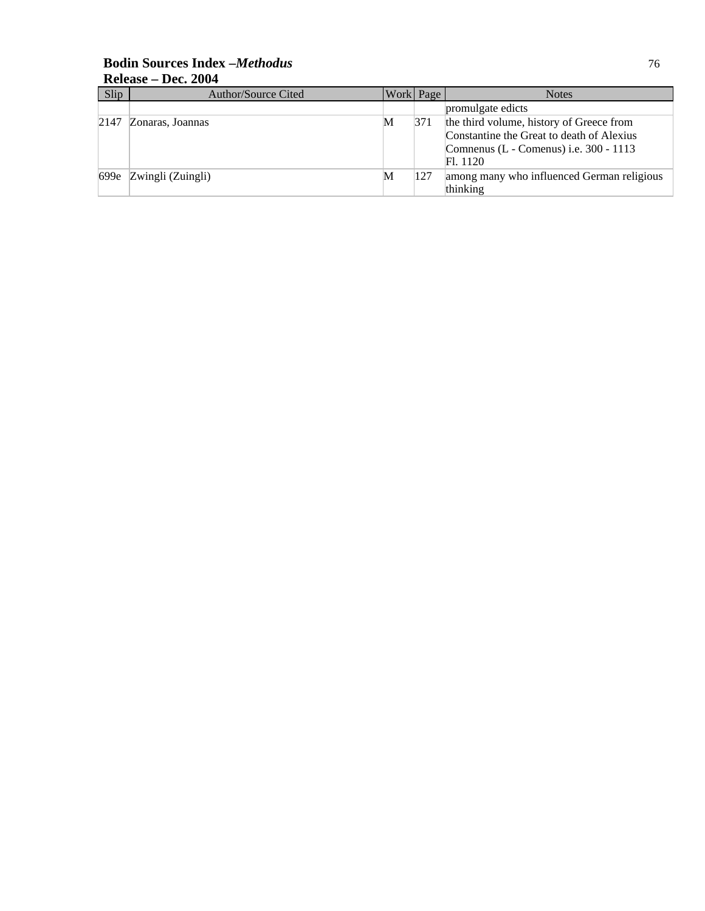| Slip | Author/Source Cited | Work | Page | Notes |
|---|---|---|---|---|
| | | | | promulgate edicts |
| 2147 | Zonaras, Joannas | M | 371 | the third volume, history of Greece from Constantine the Great to death of Alexius Comnenus (L - Comenus) i.e. 300 - 1113 Fl. 1120 |
| 699e | Zwingli (Zuingli) | M | 127 | among many who influenced German religious thinking |